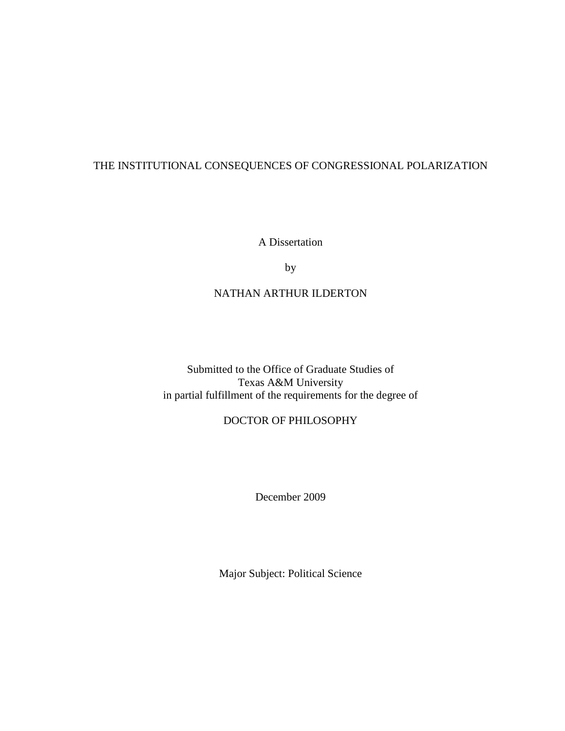# THE INSTITUTIONAL CONSEQUENCES OF CONGRESSIONAL POLARIZATION

A Dissertation

by

NATHAN ARTHUR ILDERTON

Submitted to the Office of Graduate Studies of
Texas A&M University
in partial fulfillment of the requirements for the degree of

DOCTOR OF PHILOSOPHY

December 2009

Major Subject: Political Science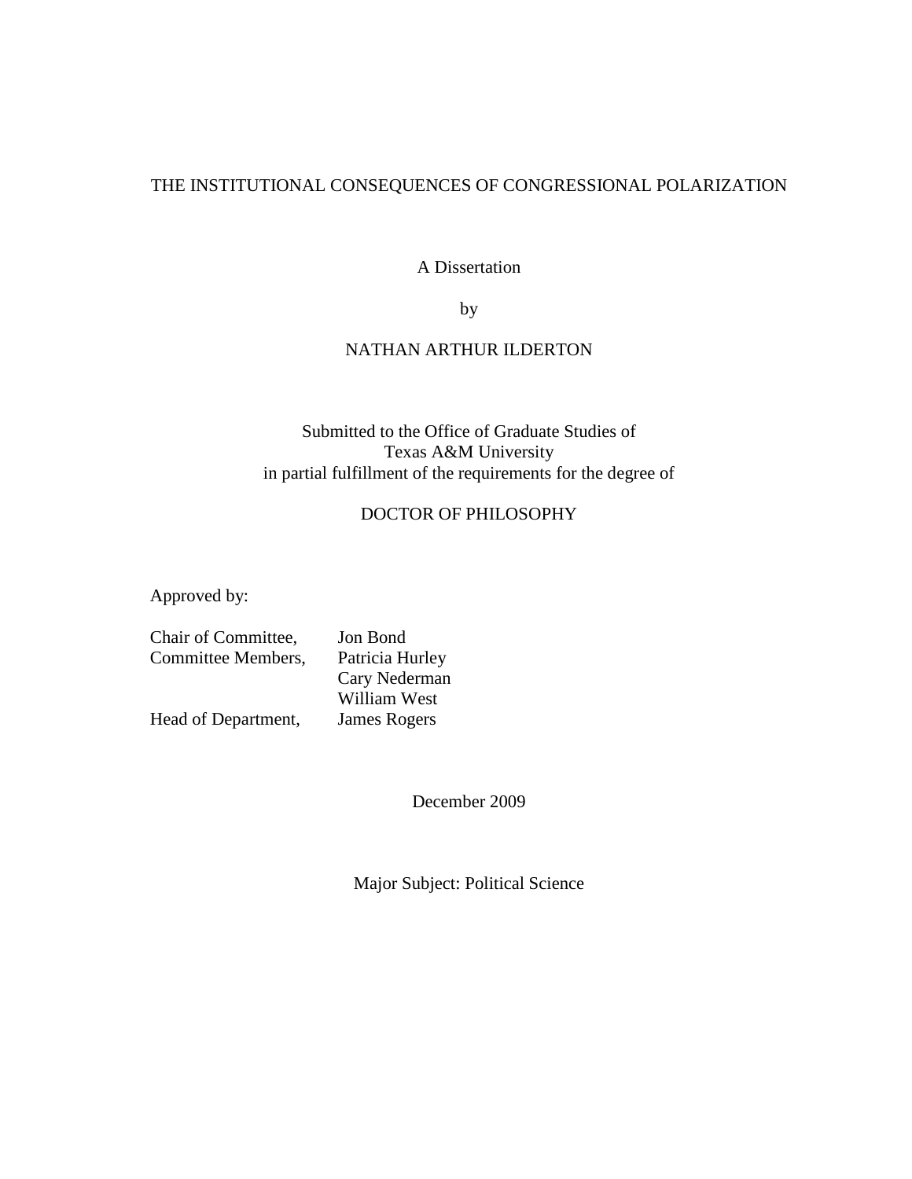THE INSTITUTIONAL CONSEQUENCES OF CONGRESSIONAL POLARIZATION

A Dissertation

by

NATHAN ARTHUR ILDERTON

Submitted to the Office of Graduate Studies of
Texas A&M University
in partial fulfillment of the requirements for the degree of

DOCTOR OF PHILOSOPHY

Approved by:

| | |
|---|---|
| Chair of Committee, | Jon Bond |
| Committee Members, | Patricia Hurley |
| | Cary Nederman |
| | William West |
| Head of Department, | James Rogers |

December 2009

Major Subject: Political Science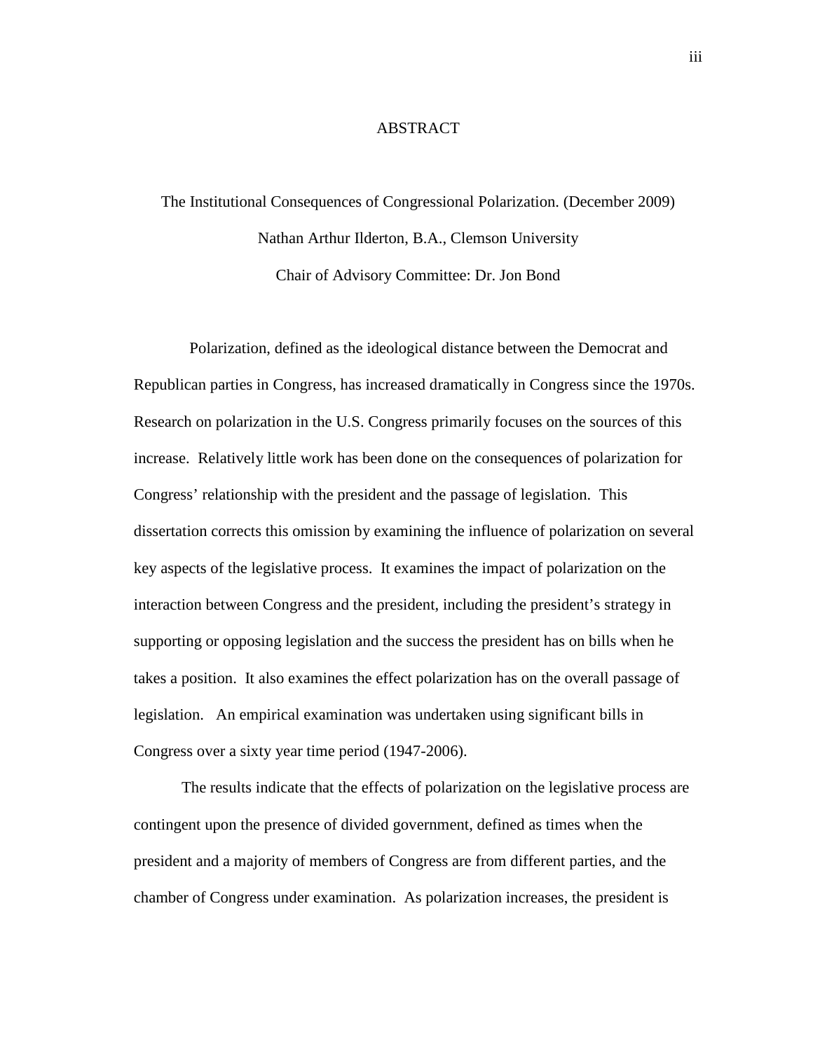# ABSTRACT

The Institutional Consequences of Congressional Polarization. (December 2009)

Nathan Arthur Ilderton, B.A., Clemson University

Chair of Advisory Committee: Dr. Jon Bond

Polarization, defined as the ideological distance between the Democrat and Republican parties in Congress, has increased dramatically in Congress since the 1970s. Research on polarization in the U.S. Congress primarily focuses on the sources of this increase. Relatively little work has been done on the consequences of polarization for Congress' relationship with the president and the passage of legislation. This dissertation corrects this omission by examining the influence of polarization on several key aspects of the legislative process. It examines the impact of polarization on the interaction between Congress and the president, including the president's strategy in supporting or opposing legislation and the success the president has on bills when he takes a position. It also examines the effect polarization has on the overall passage of legislation. An empirical examination was undertaken using significant bills in Congress over a sixty year time period (1947-2006).

The results indicate that the effects of polarization on the legislative process are contingent upon the presence of divided government, defined as times when the president and a majority of members of Congress are from different parties, and the chamber of Congress under examination. As polarization increases, the president is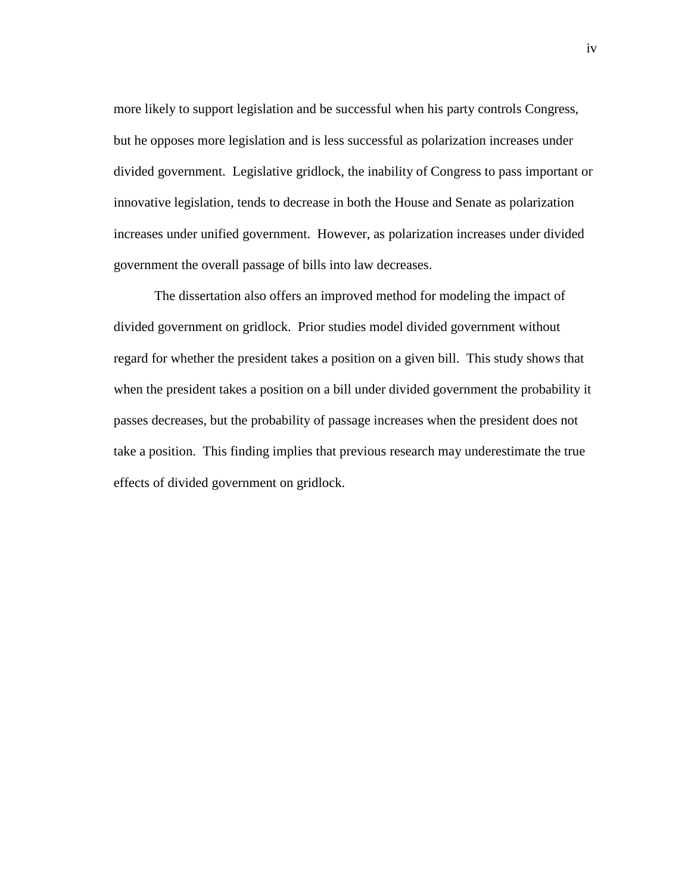more likely to support legislation and be successful when his party controls Congress, but he opposes more legislation and is less successful as polarization increases under divided government. Legislative gridlock, the inability of Congress to pass important or innovative legislation, tends to decrease in both the House and Senate as polarization increases under unified government. However, as polarization increases under divided government the overall passage of bills into law decreases.

The dissertation also offers an improved method for modeling the impact of divided government on gridlock. Prior studies model divided government without regard for whether the president takes a position on a given bill. This study shows that when the president takes a position on a bill under divided government the probability it passes decreases, but the probability of passage increases when the president does not take a position. This finding implies that previous research may underestimate the true effects of divided government on gridlock.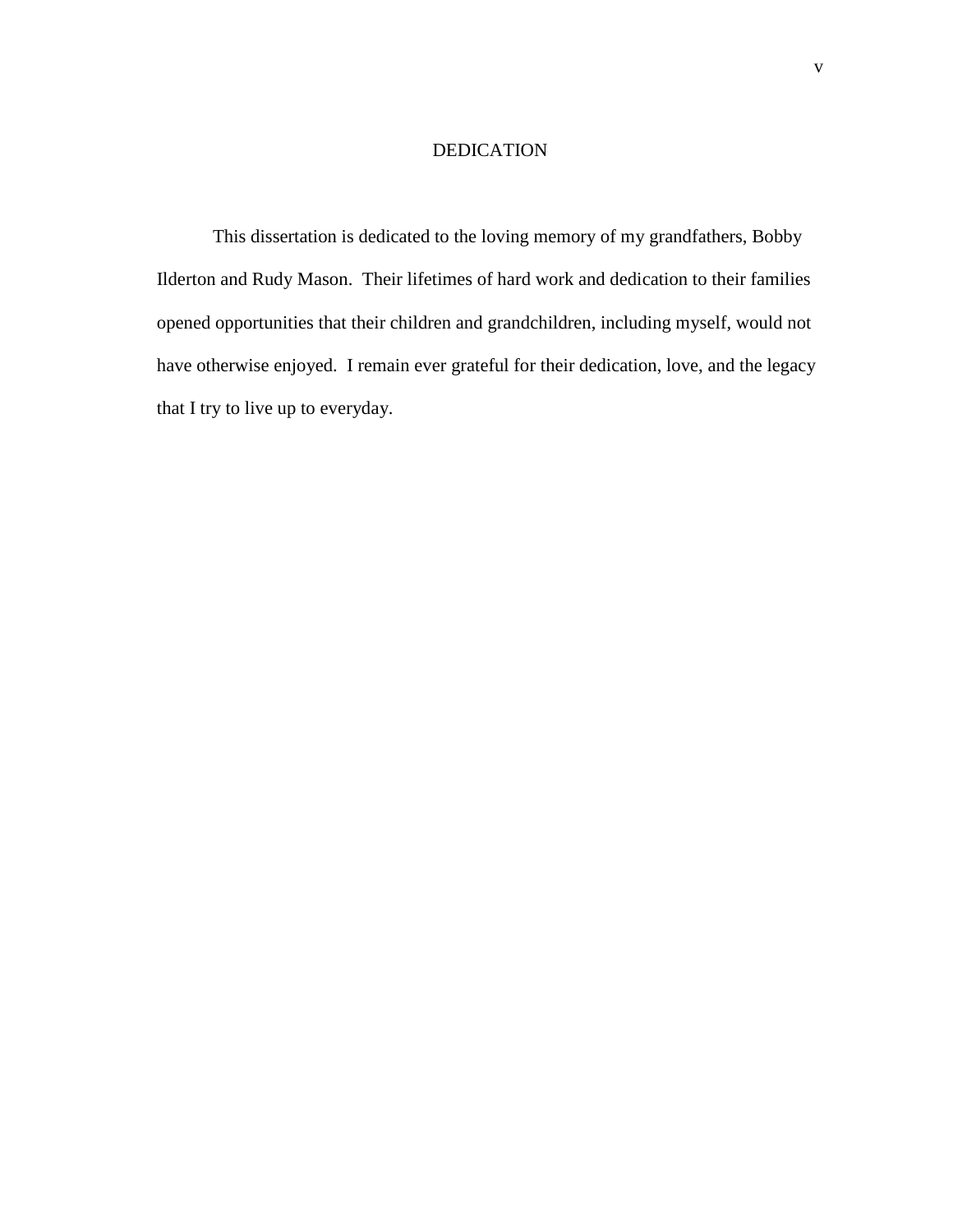# DEDICATION

This dissertation is dedicated to the loving memory of my grandfathers, Bobby Ilderton and Rudy Mason. Their lifetimes of hard work and dedication to their families opened opportunities that their children and grandchildren, including myself, would not have otherwise enjoyed. I remain ever grateful for their dedication, love, and the legacy that I try to live up to everyday.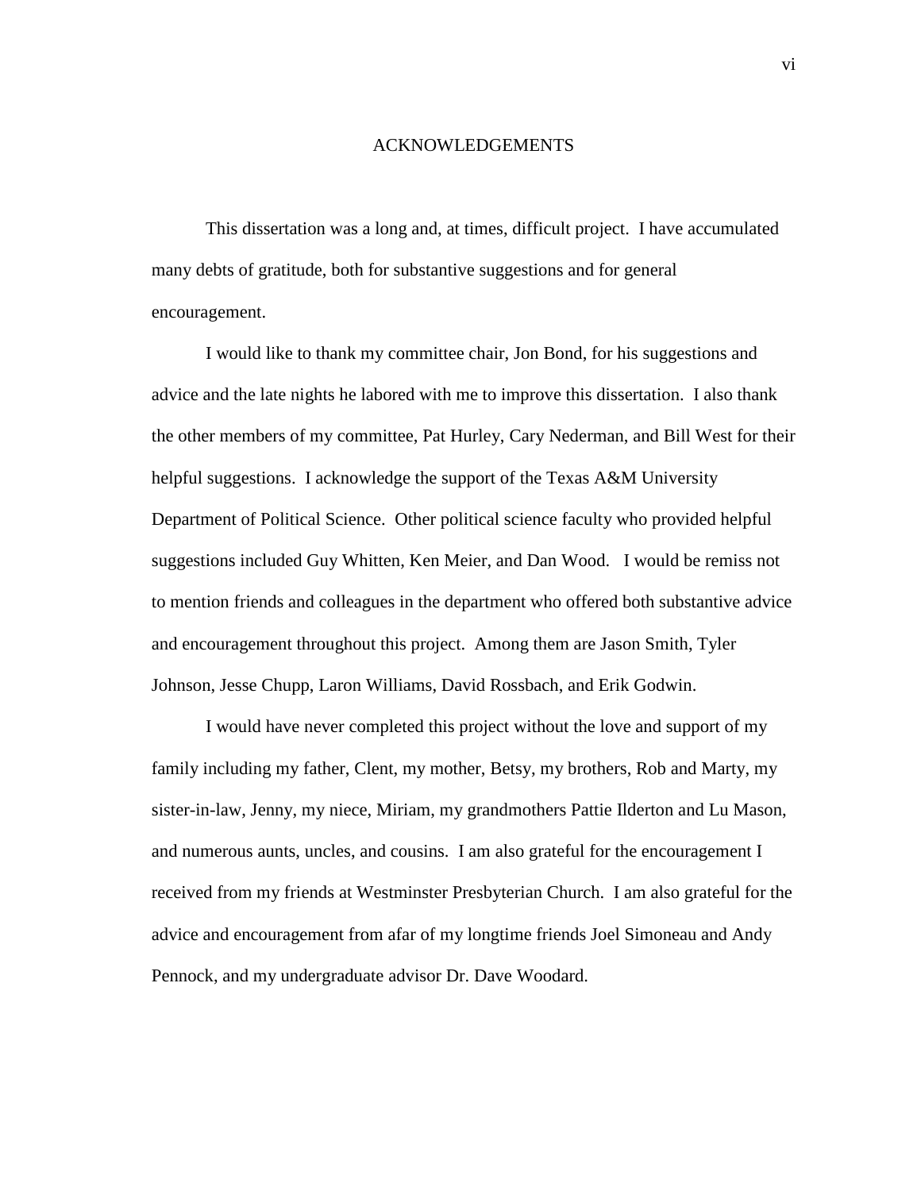# ACKNOWLEDGEMENTS

This dissertation was a long and, at times, difficult project. I have accumulated many debts of gratitude, both for substantive suggestions and for general encouragement.

I would like to thank my committee chair, Jon Bond, for his suggestions and advice and the late nights he labored with me to improve this dissertation. I also thank the other members of my committee, Pat Hurley, Cary Nederman, and Bill West for their helpful suggestions. I acknowledge the support of the Texas A&M University Department of Political Science. Other political science faculty who provided helpful suggestions included Guy Whitten, Ken Meier, and Dan Wood. I would be remiss not to mention friends and colleagues in the department who offered both substantive advice and encouragement throughout this project. Among them are Jason Smith, Tyler Johnson, Jesse Chupp, Laron Williams, David Rossbach, and Erik Godwin.

I would have never completed this project without the love and support of my family including my father, Clent, my mother, Betsy, my brothers, Rob and Marty, my sister-in-law, Jenny, my niece, Miriam, my grandmothers Pattie Ilderton and Lu Mason, and numerous aunts, uncles, and cousins. I am also grateful for the encouragement I received from my friends at Westminster Presbyterian Church. I am also grateful for the advice and encouragement from afar of my longtime friends Joel Simoneau and Andy Pennock, and my undergraduate advisor Dr. Dave Woodard.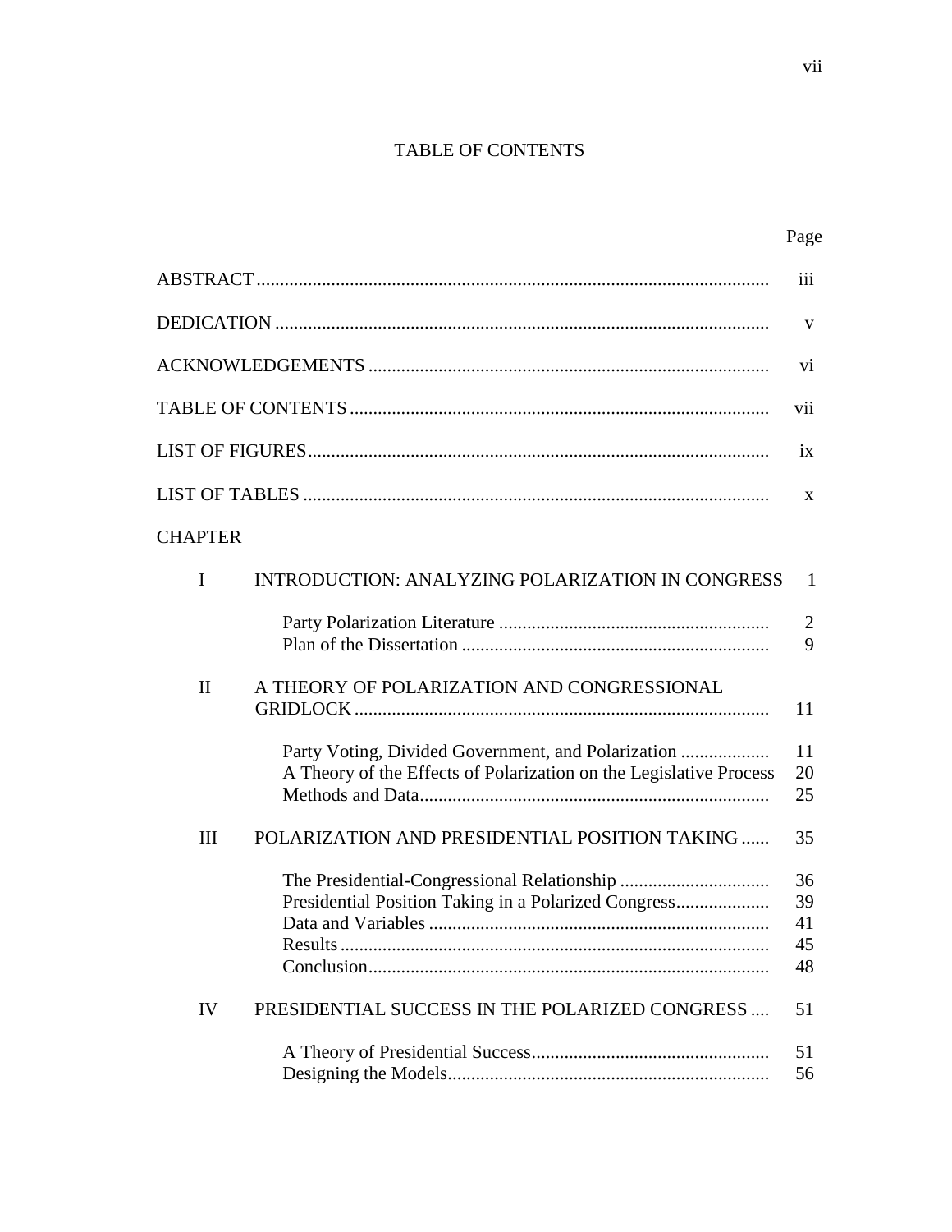# TABLE OF CONTENTS

| | | Page |
|---|---|---|
| ABSTRACT | | iii |
| DEDICATION | | v |
| ACKNOWLEDGEMENTS | | vi |
| TABLE OF CONTENTS | | vii |
| LIST OF FIGURES | | ix |
| LIST OF TABLES | | x |
| CHAPTER | | |
| I | INTRODUCTION: ANALYZING POLARIZATION IN CONGRESS | 1 |
| | Party Polarization Literature | 2 |
| | Plan of the Dissertation | 9 |
| II | A THEORY OF POLARIZATION AND CONGRESSIONAL GRIDLOCK | 11 |
| | Party Voting, Divided Government, and Polarization | 11 |
| | A Theory of the Effects of Polarization on the Legislative Process | 20 |
| | Methods and Data | 25 |
| III | POLARIZATION AND PRESIDENTIAL POSITION TAKING | 35 |
| | The Presidential-Congressional Relationship | 36 |
| | Presidential Position Taking in a Polarized Congress | 39 |
| | Data and Variables | 41 |
| | Results | 45 |
| | Conclusion | 48 |
| IV | PRESIDENTIAL SUCCESS IN THE POLARIZED CONGRESS | 51 |
| | A Theory of Presidential Success | 51 |
| | Designing the Models | 56 |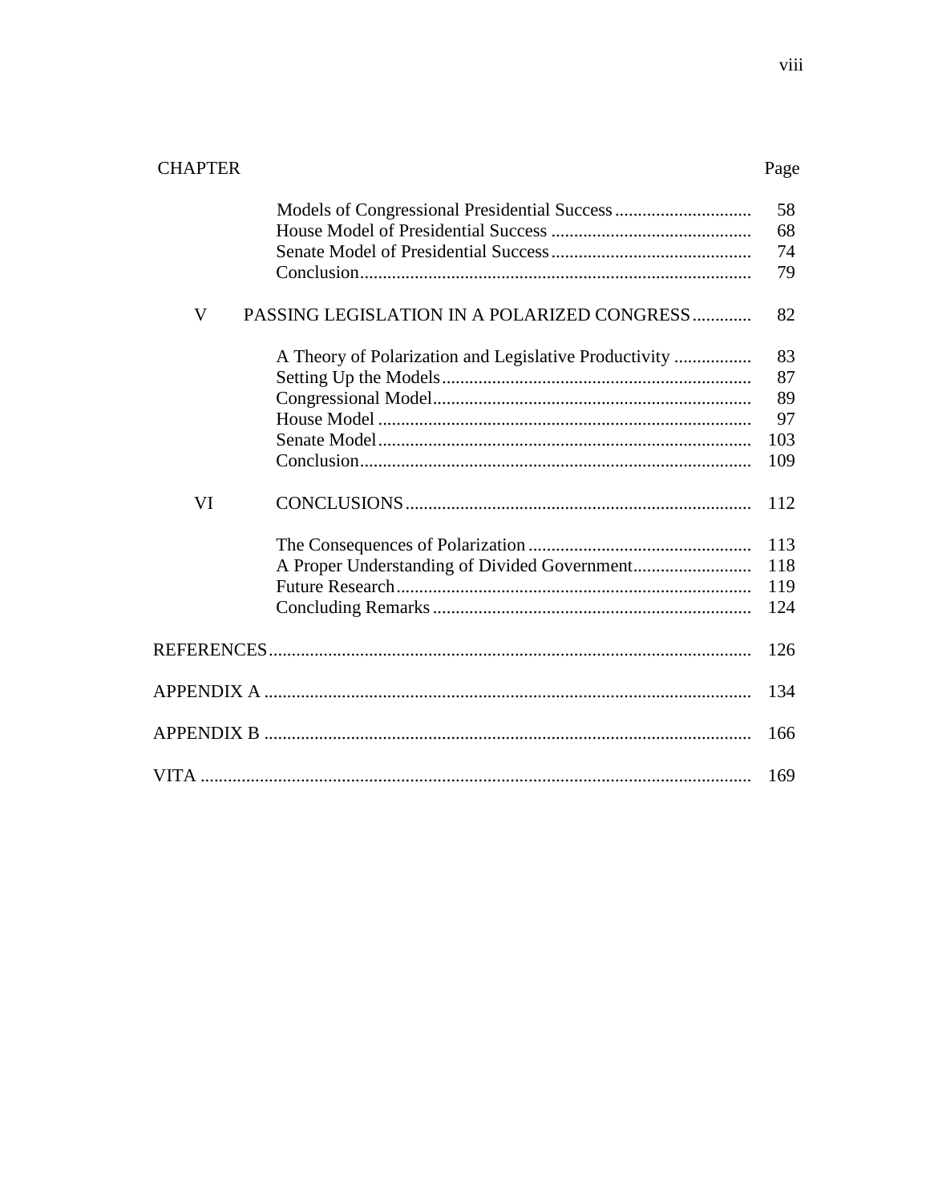| CHAPTER | | Page |
|---|---|---|
| | Models of Congressional Presidential Success | 58 |
| | House Model of Presidential Success | 68 |
| | Senate Model of Presidential Success | 74 |
| | Conclusion | 79 |
| V | PASSING LEGISLATION IN A POLARIZED CONGRESS | 82 |
| | A Theory of Polarization and Legislative Productivity | 83 |
| | Setting Up the Models | 87 |
| | Congressional Model | 89 |
| | House Model | 97 |
| | Senate Model | 103 |
| | Conclusion | 109 |
| VI | CONCLUSIONS | 112 |
| | The Consequences of Polarization | 113 |
| | A Proper Understanding of Divided Government | 118 |
| | Future Research | 119 |
| | Concluding Remarks | 124 |
| REFERENCES | | 126 |
| APPENDIX A | | 134 |
| APPENDIX B | | 166 |
| VITA | | 169 |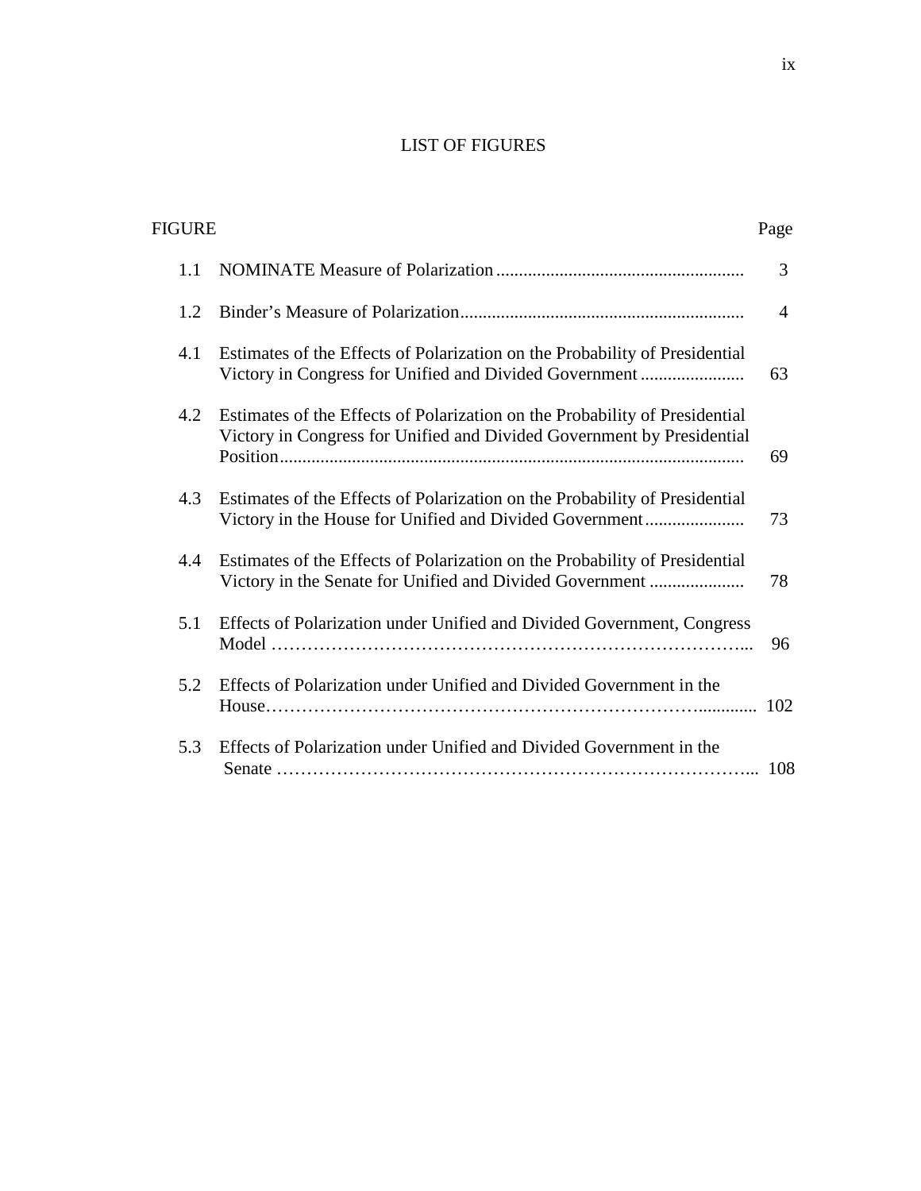# LIST OF FIGURES

| FIGURE | | Page |
|---|---|---|
| 1.1 | NOMINATE Measure of Polarization | 3 |
| 1.2 | Binder's Measure of Polarization | 4 |
| 4.1 | Estimates of the Effects of Polarization on the Probability of Presidential Victory in Congress for Unified and Divided Government | 63 |
| 4.2 | Estimates of the Effects of Polarization on the Probability of Presidential Victory in Congress for Unified and Divided Government by Presidential Position | 69 |
| 4.3 | Estimates of the Effects of Polarization on the Probability of Presidential Victory in the House for Unified and Divided Government | 73 |
| 4.4 | Estimates of the Effects of Polarization on the Probability of Presidential Victory in the Senate for Unified and Divided Government | 78 |
| 5.1 | Effects of Polarization under Unified and Divided Government, Congress Model | 96 |
| 5.2 | Effects of Polarization under Unified and Divided Government in the House | 102 |
| 5.3 | Effects of Polarization under Unified and Divided Government in the Senate | 108 |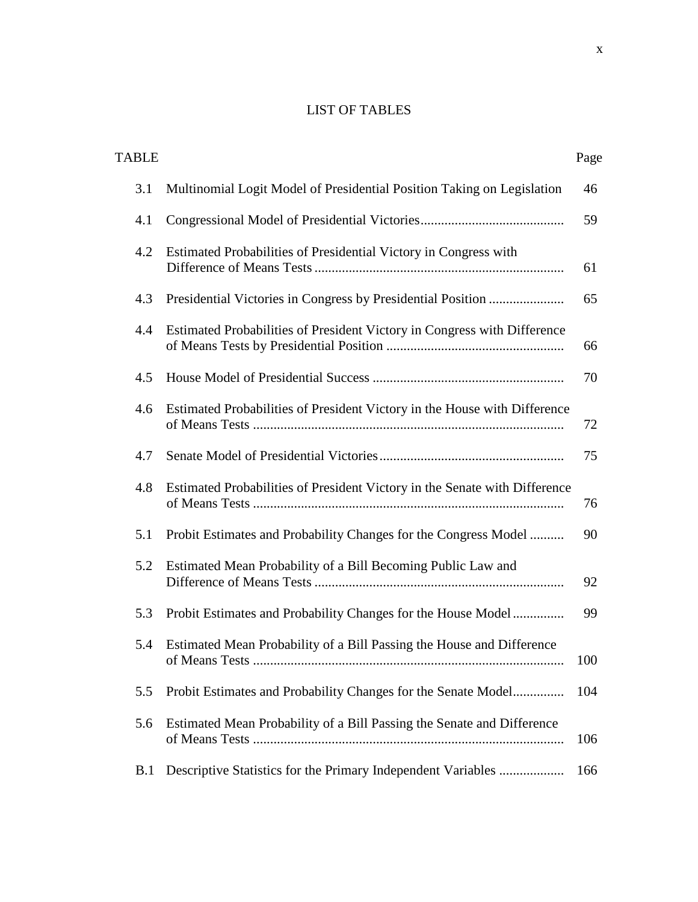# LIST OF TABLES

| TABLE | | Page |
|---|---|---|
| 3.1 | Multinomial Logit Model of Presidential Position Taking on Legislation | 46 |
| 4.1 | Congressional Model of Presidential Victories | 59 |
| 4.2 | Estimated Probabilities of Presidential Victory in Congress with Difference of Means Tests | 61 |
| 4.3 | Presidential Victories in Congress by Presidential Position | 65 |
| 4.4 | Estimated Probabilities of President Victory in Congress with Difference of Means Tests by Presidential Position | 66 |
| 4.5 | House Model of Presidential Success | 70 |
| 4.6 | Estimated Probabilities of President Victory in the House with Difference of Means Tests | 72 |
| 4.7 | Senate Model of Presidential Victories | 75 |
| 4.8 | Estimated Probabilities of President Victory in the Senate with Difference of Means Tests | 76 |
| 5.1 | Probit Estimates and Probability Changes for the Congress Model | 90 |
| 5.2 | Estimated Mean Probability of a Bill Becoming Public Law and Difference of Means Tests | 92 |
| 5.3 | Probit Estimates and Probability Changes for the House Model | 99 |
| 5.4 | Estimated Mean Probability of a Bill Passing the House and Difference of Means Tests | 100 |
| 5.5 | Probit Estimates and Probability Changes for the Senate Model | 104 |
| 5.6 | Estimated Mean Probability of a Bill Passing the Senate and Difference of Means Tests | 106 |
| B.1 | Descriptive Statistics for the Primary Independent Variables | 166 |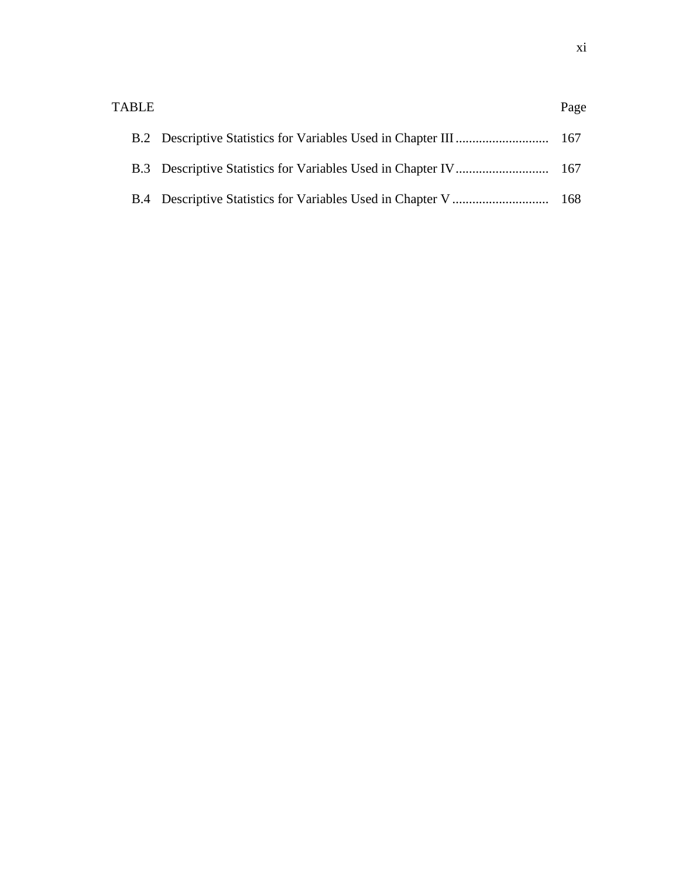| TABLE | | Page |
| --- | --- | --- |
| B.2 | Descriptive Statistics for Variables Used in Chapter III | 167 |
| B.3 | Descriptive Statistics for Variables Used in Chapter IV | 167 |
| B.4 | Descriptive Statistics for Variables Used in Chapter V | 168 |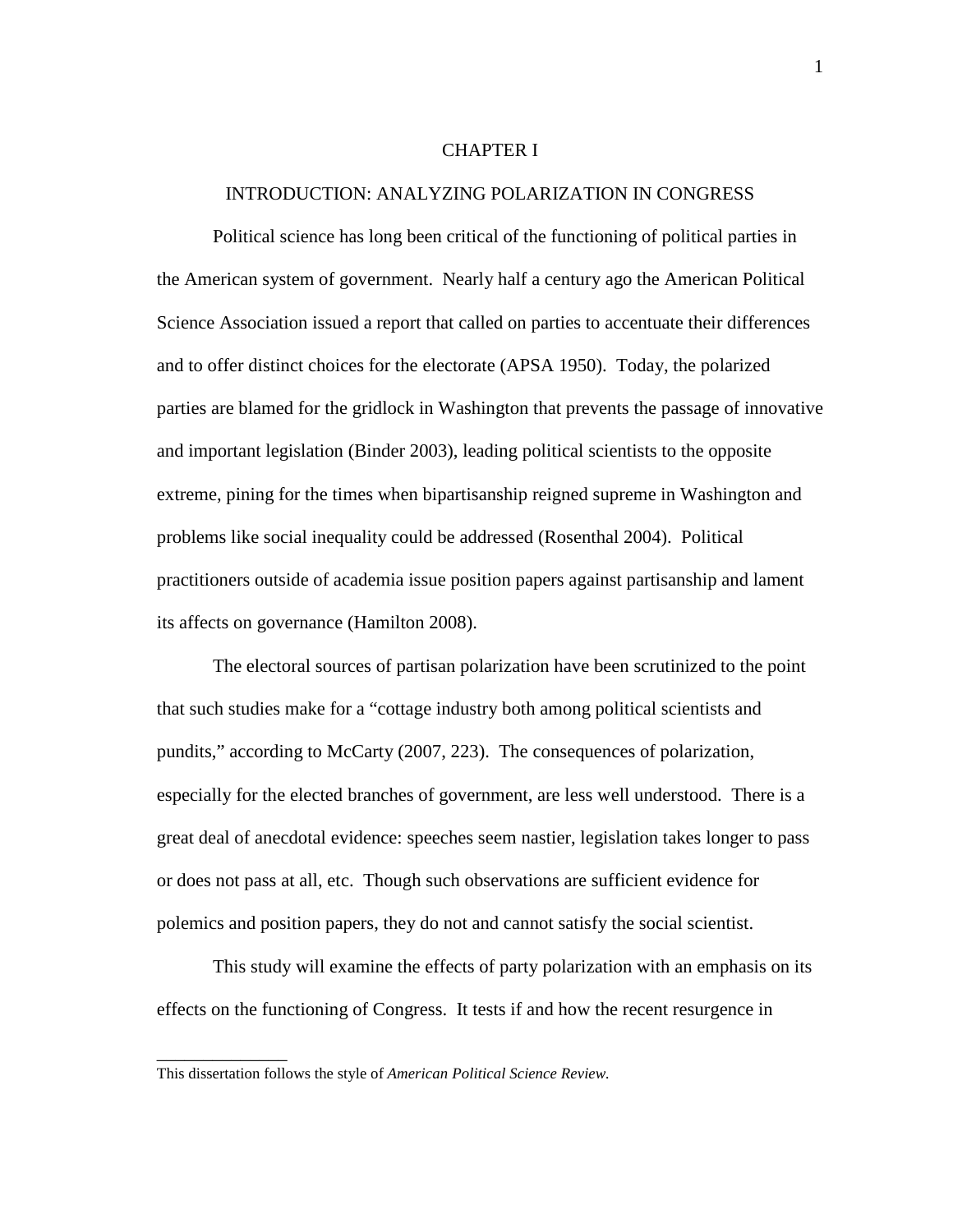# CHAPTER I

## INTRODUCTION: ANALYZING POLARIZATION IN CONGRESS

Political science has long been critical of the functioning of political parties in the American system of government. Nearly half a century ago the American Political Science Association issued a report that called on parties to accentuate their differences and to offer distinct choices for the electorate (APSA 1950). Today, the polarized parties are blamed for the gridlock in Washington that prevents the passage of innovative and important legislation (Binder 2003), leading political scientists to the opposite extreme, pining for the times when bipartisanship reigned supreme in Washington and problems like social inequality could be addressed (Rosenthal 2004). Political practitioners outside of academia issue position papers against partisanship and lament its affects on governance (Hamilton 2008).

The electoral sources of partisan polarization have been scrutinized to the point that such studies make for a "cottage industry both among political scientists and pundits," according to McCarty (2007, 223). The consequences of polarization, especially for the elected branches of government, are less well understood. There is a great deal of anecdotal evidence: speeches seem nastier, legislation takes longer to pass or does not pass at all, etc. Though such observations are sufficient evidence for polemics and position papers, they do not and cannot satisfy the social scientist.

This study will examine the effects of party polarization with an emphasis on its effects on the functioning of Congress. It tests if and how the recent resurgence in

---

This dissertation follows the style of *American Political Science Review.*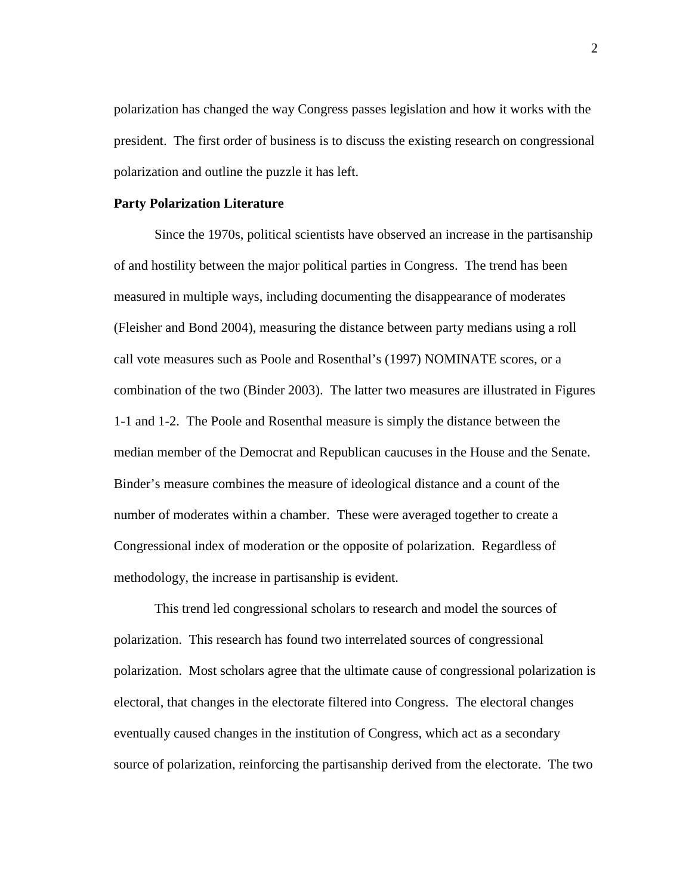polarization has changed the way Congress passes legislation and how it works with the president. The first order of business is to discuss the existing research on congressional polarization and outline the puzzle it has left.

**Party Polarization Literature**

Since the 1970s, political scientists have observed an increase in the partisanship of and hostility between the major political parties in Congress. The trend has been measured in multiple ways, including documenting the disappearance of moderates (Fleisher and Bond 2004), measuring the distance between party medians using a roll call vote measures such as Poole and Rosenthal's (1997) NOMINATE scores, or a combination of the two (Binder 2003). The latter two measures are illustrated in Figures 1-1 and 1-2. The Poole and Rosenthal measure is simply the distance between the median member of the Democrat and Republican caucuses in the House and the Senate. Binder's measure combines the measure of ideological distance and a count of the number of moderates within a chamber. These were averaged together to create a Congressional index of moderation or the opposite of polarization. Regardless of methodology, the increase in partisanship is evident.

This trend led congressional scholars to research and model the sources of polarization. This research has found two interrelated sources of congressional polarization. Most scholars agree that the ultimate cause of congressional polarization is electoral, that changes in the electorate filtered into Congress. The electoral changes eventually caused changes in the institution of Congress, which act as a secondary source of polarization, reinforcing the partisanship derived from the electorate. The two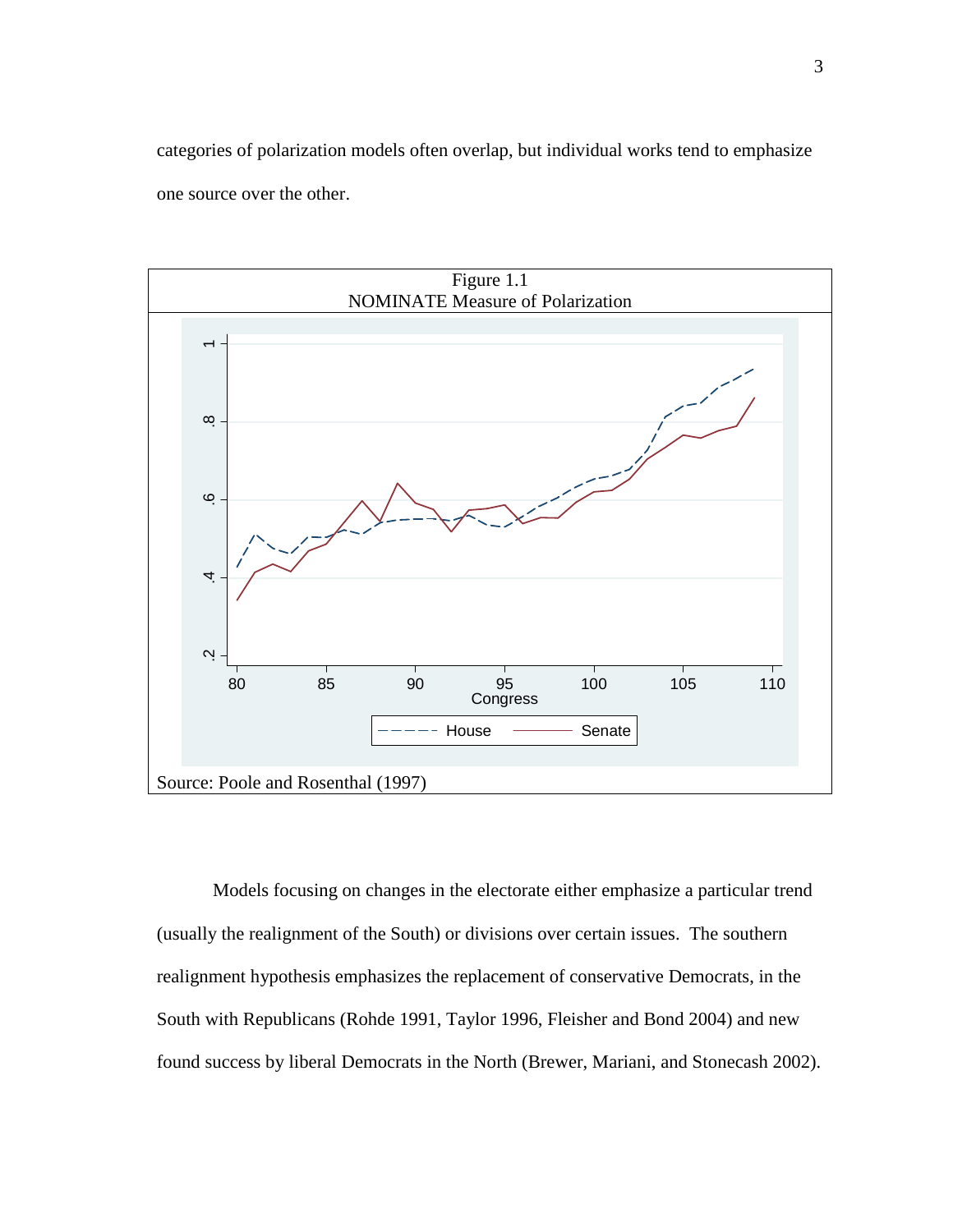categories of polarization models often overlap, but individual works tend to emphasize one source over the other.

Figure 1.1
NOMINATE Measure of Polarization

Source: Poole and Rosenthal (1997)

Models focusing on changes in the electorate either emphasize a particular trend (usually the realignment of the South) or divisions over certain issues. The southern realignment hypothesis emphasizes the replacement of conservative Democrats, in the South with Republicans (Rohde 1991, Taylor 1996, Fleisher and Bond 2004) and new found success by liberal Democrats in the North (Brewer, Mariani, and Stonecash 2002).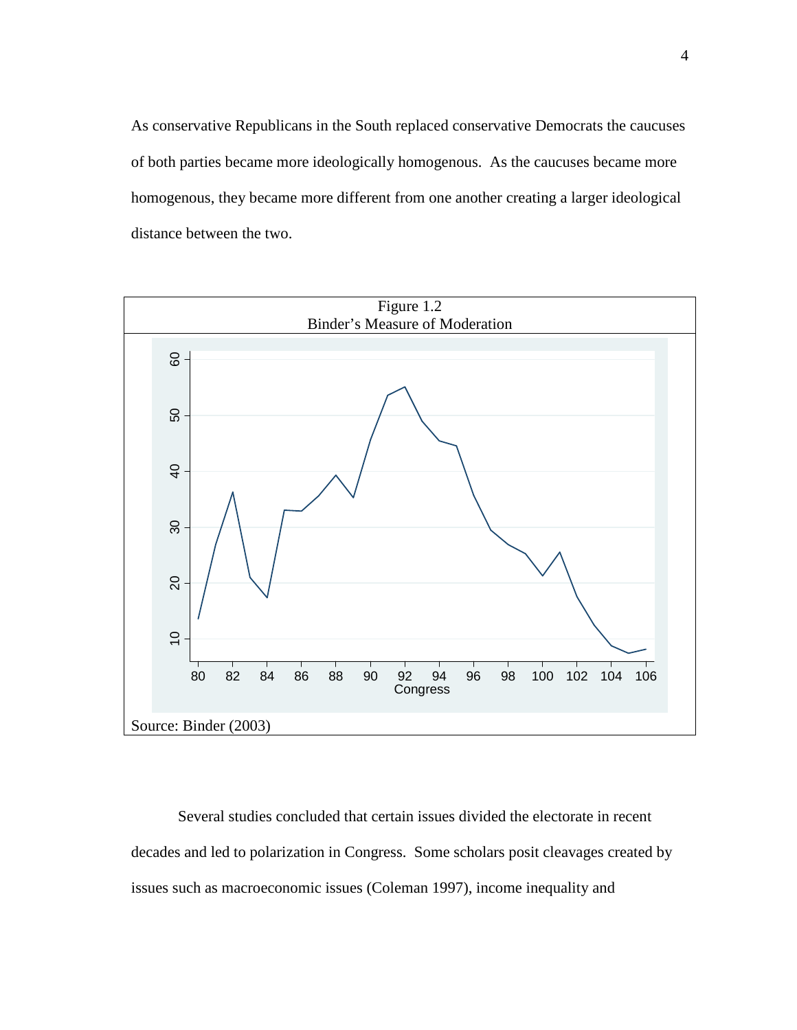As conservative Republicans in the South replaced conservative Democrats the caucuses of both parties became more ideologically homogenous. As the caucuses became more homogenous, they became more different from one another creating a larger ideological distance between the two.

Figure 1.2
Binder's Measure of Moderation

Source: Binder (2003)

Several studies concluded that certain issues divided the electorate in recent decades and led to polarization in Congress. Some scholars posit cleavages created by issues such as macroeconomic issues (Coleman 1997), income inequality and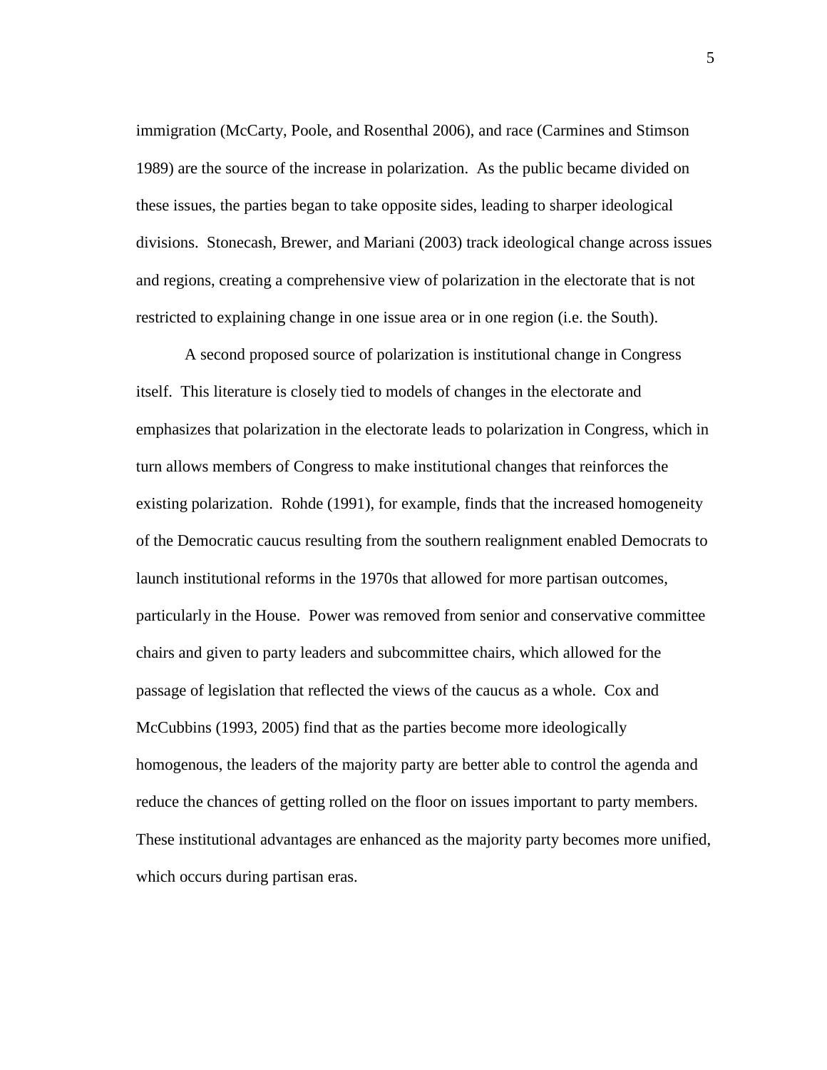immigration (McCarty, Poole, and Rosenthal 2006), and race (Carmines and Stimson 1989) are the source of the increase in polarization. As the public became divided on these issues, the parties began to take opposite sides, leading to sharper ideological divisions. Stonecash, Brewer, and Mariani (2003) track ideological change across issues and regions, creating a comprehensive view of polarization in the electorate that is not restricted to explaining change in one issue area or in one region (i.e. the South).

A second proposed source of polarization is institutional change in Congress itself. This literature is closely tied to models of changes in the electorate and emphasizes that polarization in the electorate leads to polarization in Congress, which in turn allows members of Congress to make institutional changes that reinforces the existing polarization. Rohde (1991), for example, finds that the increased homogeneity of the Democratic caucus resulting from the southern realignment enabled Democrats to launch institutional reforms in the 1970s that allowed for more partisan outcomes, particularly in the House. Power was removed from senior and conservative committee chairs and given to party leaders and subcommittee chairs, which allowed for the passage of legislation that reflected the views of the caucus as a whole. Cox and McCubbins (1993, 2005) find that as the parties become more ideologically homogenous, the leaders of the majority party are better able to control the agenda and reduce the chances of getting rolled on the floor on issues important to party members. These institutional advantages are enhanced as the majority party becomes more unified, which occurs during partisan eras.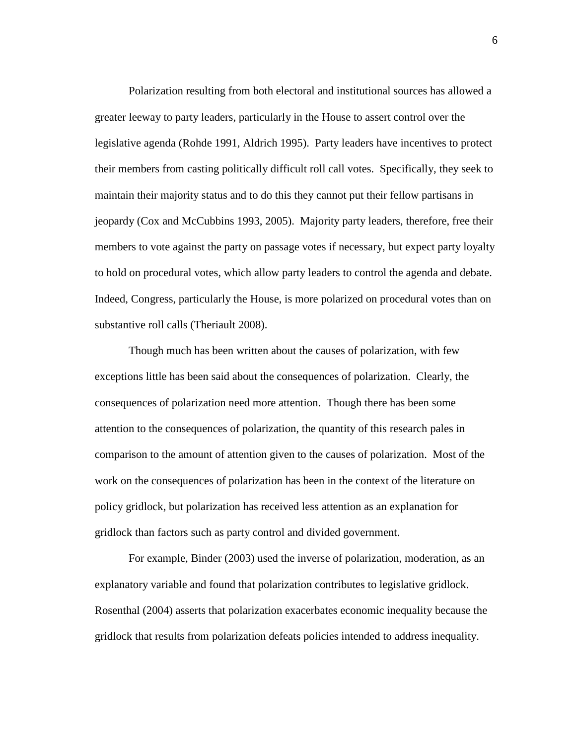Polarization resulting from both electoral and institutional sources has allowed a greater leeway to party leaders, particularly in the House to assert control over the legislative agenda (Rohde 1991, Aldrich 1995). Party leaders have incentives to protect their members from casting politically difficult roll call votes. Specifically, they seek to maintain their majority status and to do this they cannot put their fellow partisans in jeopardy (Cox and McCubbins 1993, 2005). Majority party leaders, therefore, free their members to vote against the party on passage votes if necessary, but expect party loyalty to hold on procedural votes, which allow party leaders to control the agenda and debate. Indeed, Congress, particularly the House, is more polarized on procedural votes than on substantive roll calls (Theriault 2008).

Though much has been written about the causes of polarization, with few exceptions little has been said about the consequences of polarization. Clearly, the consequences of polarization need more attention. Though there has been some attention to the consequences of polarization, the quantity of this research pales in comparison to the amount of attention given to the causes of polarization. Most of the work on the consequences of polarization has been in the context of the literature on policy gridlock, but polarization has received less attention as an explanation for gridlock than factors such as party control and divided government.

For example, Binder (2003) used the inverse of polarization, moderation, as an explanatory variable and found that polarization contributes to legislative gridlock. Rosenthal (2004) asserts that polarization exacerbates economic inequality because the gridlock that results from polarization defeats policies intended to address inequality.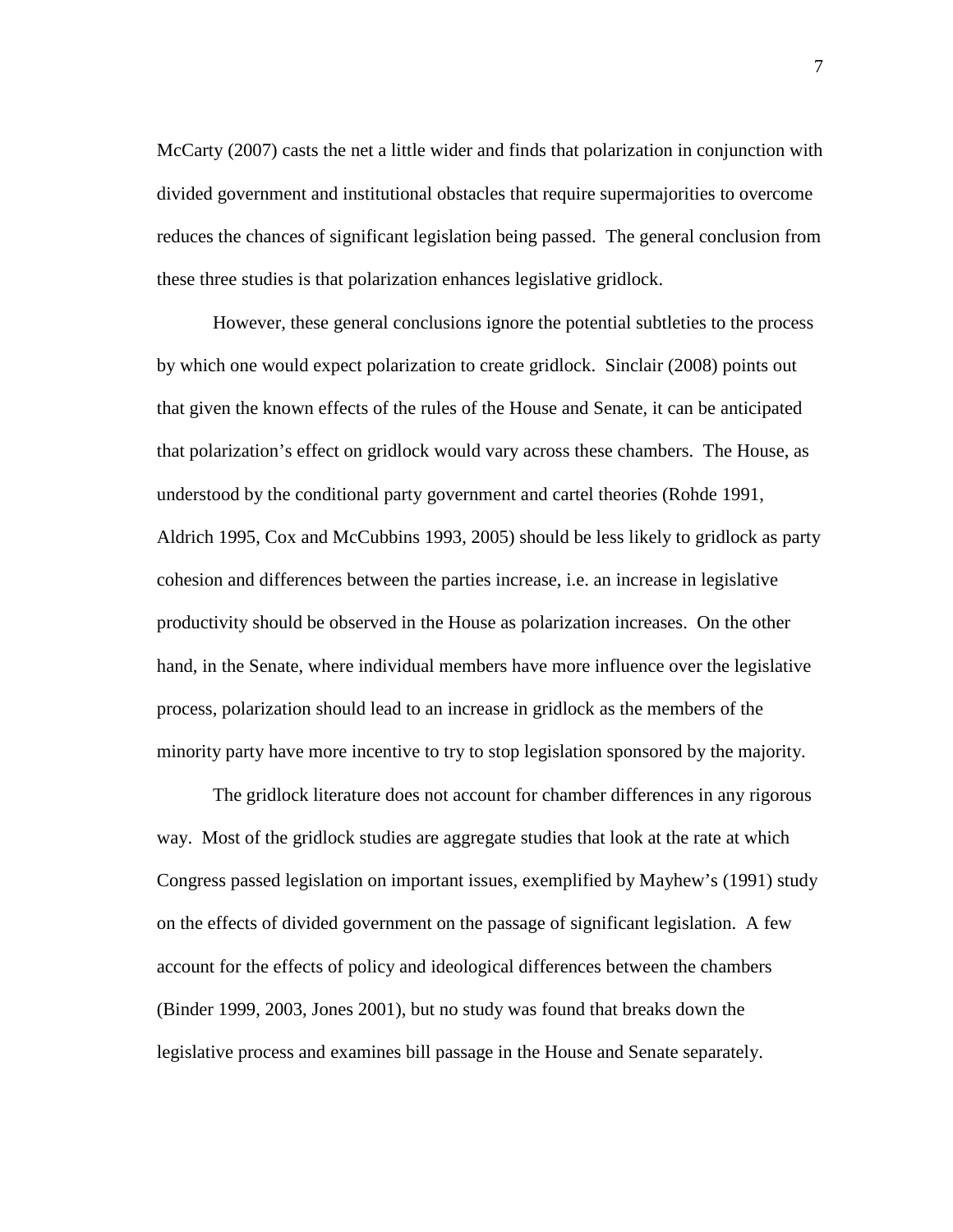McCarty (2007) casts the net a little wider and finds that polarization in conjunction with divided government and institutional obstacles that require supermajorities to overcome reduces the chances of significant legislation being passed. The general conclusion from these three studies is that polarization enhances legislative gridlock.

However, these general conclusions ignore the potential subtleties to the process by which one would expect polarization to create gridlock. Sinclair (2008) points out that given the known effects of the rules of the House and Senate, it can be anticipated that polarization's effect on gridlock would vary across these chambers. The House, as understood by the conditional party government and cartel theories (Rohde 1991, Aldrich 1995, Cox and McCubbins 1993, 2005) should be less likely to gridlock as party cohesion and differences between the parties increase, i.e. an increase in legislative productivity should be observed in the House as polarization increases. On the other hand, in the Senate, where individual members have more influence over the legislative process, polarization should lead to an increase in gridlock as the members of the minority party have more incentive to try to stop legislation sponsored by the majority.

The gridlock literature does not account for chamber differences in any rigorous way. Most of the gridlock studies are aggregate studies that look at the rate at which Congress passed legislation on important issues, exemplified by Mayhew's (1991) study on the effects of divided government on the passage of significant legislation. A few account for the effects of policy and ideological differences between the chambers (Binder 1999, 2003, Jones 2001), but no study was found that breaks down the legislative process and examines bill passage in the House and Senate separately.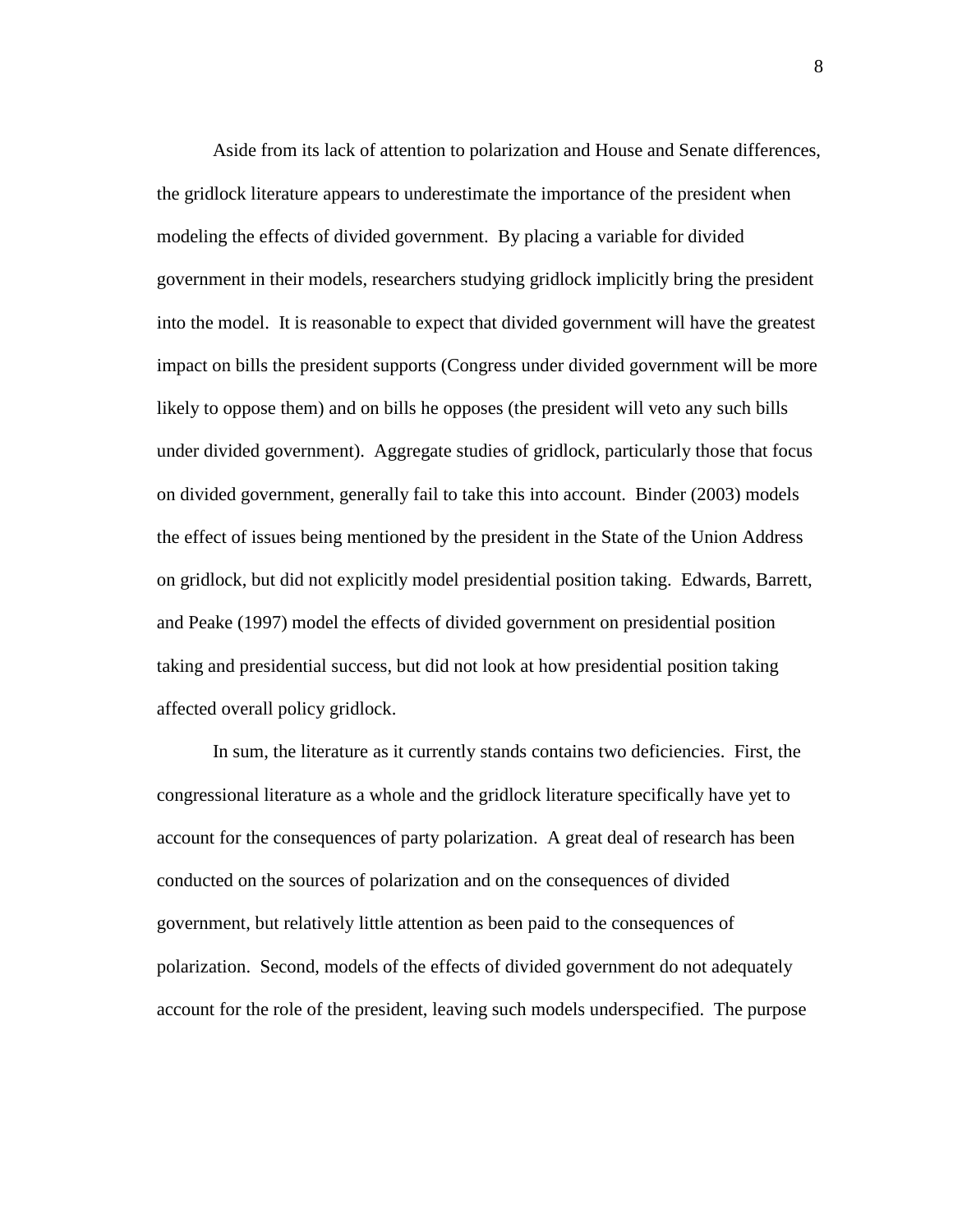Aside from its lack of attention to polarization and House and Senate differences, the gridlock literature appears to underestimate the importance of the president when modeling the effects of divided government. By placing a variable for divided government in their models, researchers studying gridlock implicitly bring the president into the model. It is reasonable to expect that divided government will have the greatest impact on bills the president supports (Congress under divided government will be more likely to oppose them) and on bills he opposes (the president will veto any such bills under divided government). Aggregate studies of gridlock, particularly those that focus on divided government, generally fail to take this into account. Binder (2003) models the effect of issues being mentioned by the president in the State of the Union Address on gridlock, but did not explicitly model presidential position taking. Edwards, Barrett, and Peake (1997) model the effects of divided government on presidential position taking and presidential success, but did not look at how presidential position taking affected overall policy gridlock.

In sum, the literature as it currently stands contains two deficiencies. First, the congressional literature as a whole and the gridlock literature specifically have yet to account for the consequences of party polarization. A great deal of research has been conducted on the sources of polarization and on the consequences of divided government, but relatively little attention as been paid to the consequences of polarization. Second, models of the effects of divided government do not adequately account for the role of the president, leaving such models underspecified. The purpose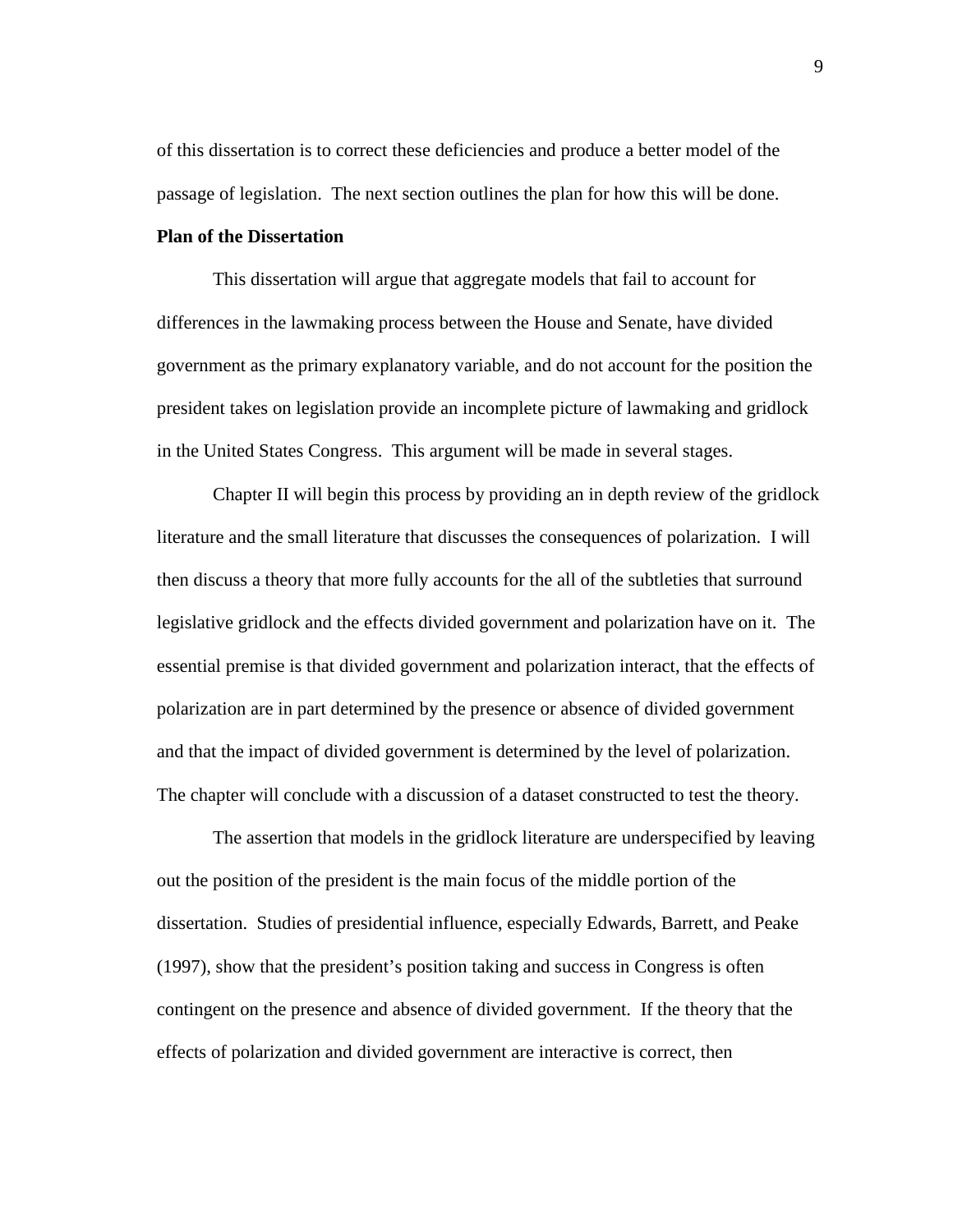of this dissertation is to correct these deficiencies and produce a better model of the passage of legislation. The next section outlines the plan for how this will be done.

**Plan of the Dissertation**

This dissertation will argue that aggregate models that fail to account for differences in the lawmaking process between the House and Senate, have divided government as the primary explanatory variable, and do not account for the position the president takes on legislation provide an incomplete picture of lawmaking and gridlock in the United States Congress. This argument will be made in several stages.

Chapter II will begin this process by providing an in depth review of the gridlock literature and the small literature that discusses the consequences of polarization. I will then discuss a theory that more fully accounts for the all of the subtleties that surround legislative gridlock and the effects divided government and polarization have on it. The essential premise is that divided government and polarization interact, that the effects of polarization are in part determined by the presence or absence of divided government and that the impact of divided government is determined by the level of polarization. The chapter will conclude with a discussion of a dataset constructed to test the theory.

The assertion that models in the gridlock literature are underspecified by leaving out the position of the president is the main focus of the middle portion of the dissertation. Studies of presidential influence, especially Edwards, Barrett, and Peake (1997), show that the president's position taking and success in Congress is often contingent on the presence and absence of divided government. If the theory that the effects of polarization and divided government are interactive is correct, then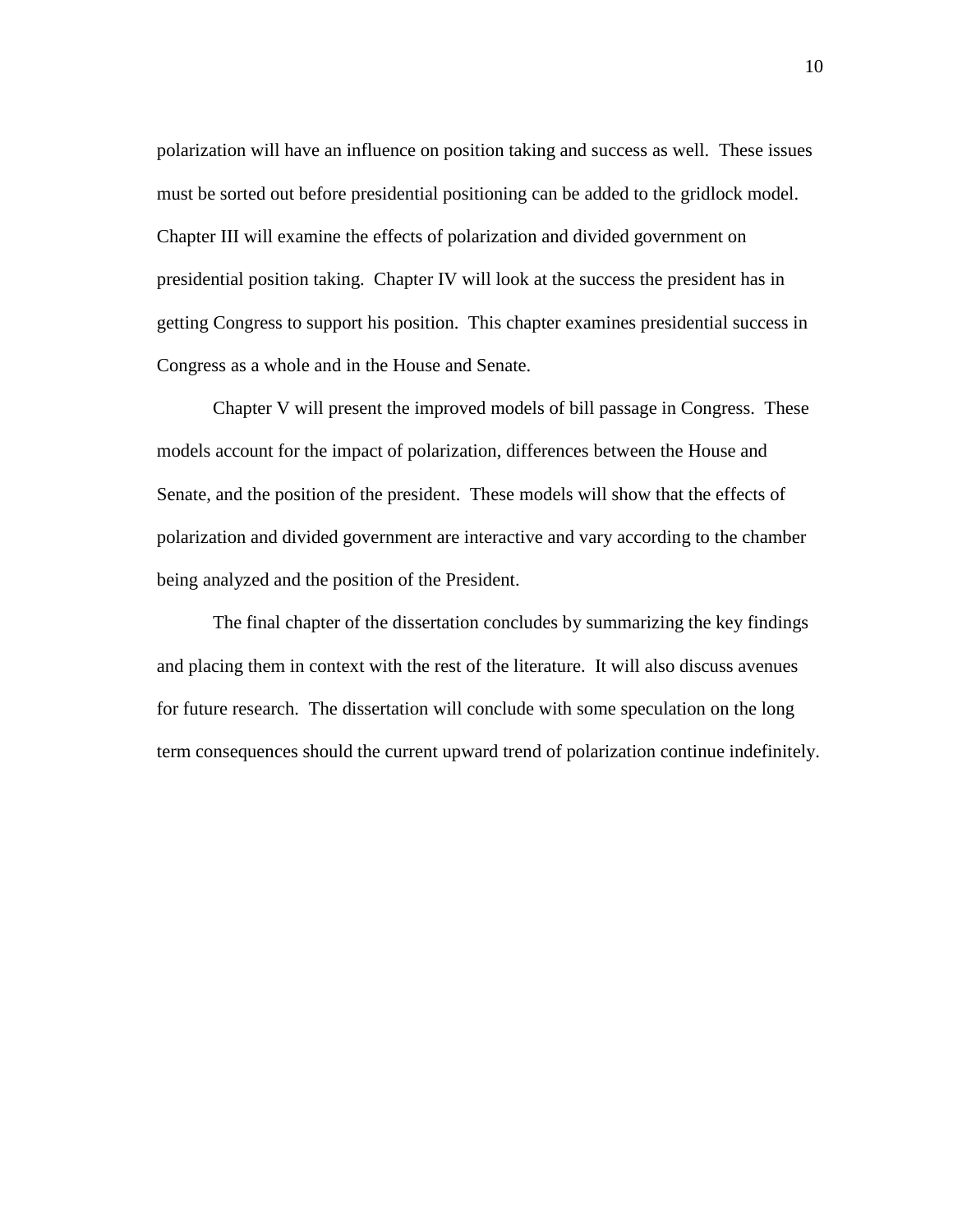polarization will have an influence on position taking and success as well. These issues must be sorted out before presidential positioning can be added to the gridlock model. Chapter III will examine the effects of polarization and divided government on presidential position taking. Chapter IV will look at the success the president has in getting Congress to support his position. This chapter examines presidential success in Congress as a whole and in the House and Senate.

Chapter V will present the improved models of bill passage in Congress. These models account for the impact of polarization, differences between the House and Senate, and the position of the president. These models will show that the effects of polarization and divided government are interactive and vary according to the chamber being analyzed and the position of the President.

The final chapter of the dissertation concludes by summarizing the key findings and placing them in context with the rest of the literature. It will also discuss avenues for future research. The dissertation will conclude with some speculation on the long term consequences should the current upward trend of polarization continue indefinitely.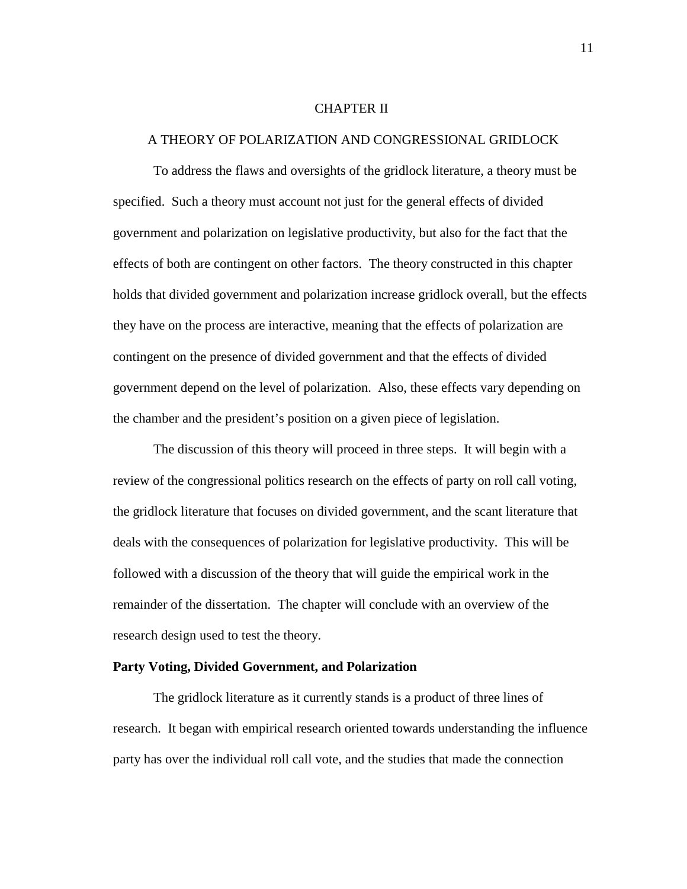# CHAPTER II

# A THEORY OF POLARIZATION AND CONGRESSIONAL GRIDLOCK

To address the flaws and oversights of the gridlock literature, a theory must be specified. Such a theory must account not just for the general effects of divided government and polarization on legislative productivity, but also for the fact that the effects of both are contingent on other factors. The theory constructed in this chapter holds that divided government and polarization increase gridlock overall, but the effects they have on the process are interactive, meaning that the effects of polarization are contingent on the presence of divided government and that the effects of divided government depend on the level of polarization. Also, these effects vary depending on the chamber and the president's position on a given piece of legislation.

The discussion of this theory will proceed in three steps. It will begin with a review of the congressional politics research on the effects of party on roll call voting, the gridlock literature that focuses on divided government, and the scant literature that deals with the consequences of polarization for legislative productivity. This will be followed with a discussion of the theory that will guide the empirical work in the remainder of the dissertation. The chapter will conclude with an overview of the research design used to test the theory.

## Party Voting, Divided Government, and Polarization

The gridlock literature as it currently stands is a product of three lines of research. It began with empirical research oriented towards understanding the influence party has over the individual roll call vote, and the studies that made the connection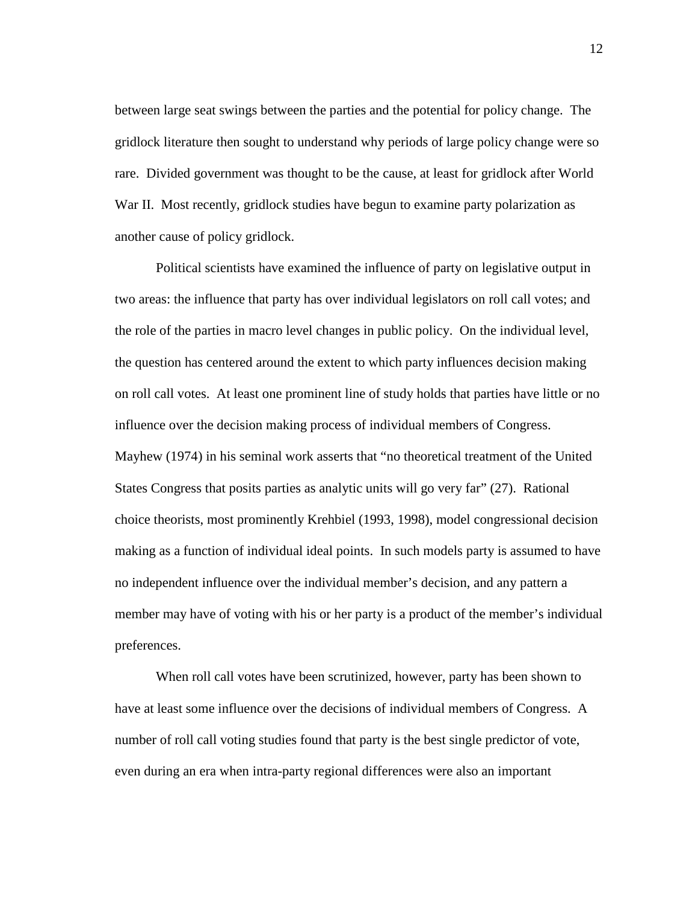between large seat swings between the parties and the potential for policy change. The gridlock literature then sought to understand why periods of large policy change were so rare. Divided government was thought to be the cause, at least for gridlock after World War II. Most recently, gridlock studies have begun to examine party polarization as another cause of policy gridlock.

Political scientists have examined the influence of party on legislative output in two areas: the influence that party has over individual legislators on roll call votes; and the role of the parties in macro level changes in public policy. On the individual level, the question has centered around the extent to which party influences decision making on roll call votes. At least one prominent line of study holds that parties have little or no influence over the decision making process of individual members of Congress. Mayhew (1974) in his seminal work asserts that "no theoretical treatment of the United States Congress that posits parties as analytic units will go very far" (27). Rational choice theorists, most prominently Krehbiel (1993, 1998), model congressional decision making as a function of individual ideal points. In such models party is assumed to have no independent influence over the individual member's decision, and any pattern a member may have of voting with his or her party is a product of the member's individual preferences.

When roll call votes have been scrutinized, however, party has been shown to have at least some influence over the decisions of individual members of Congress. A number of roll call voting studies found that party is the best single predictor of vote, even during an era when intra-party regional differences were also an important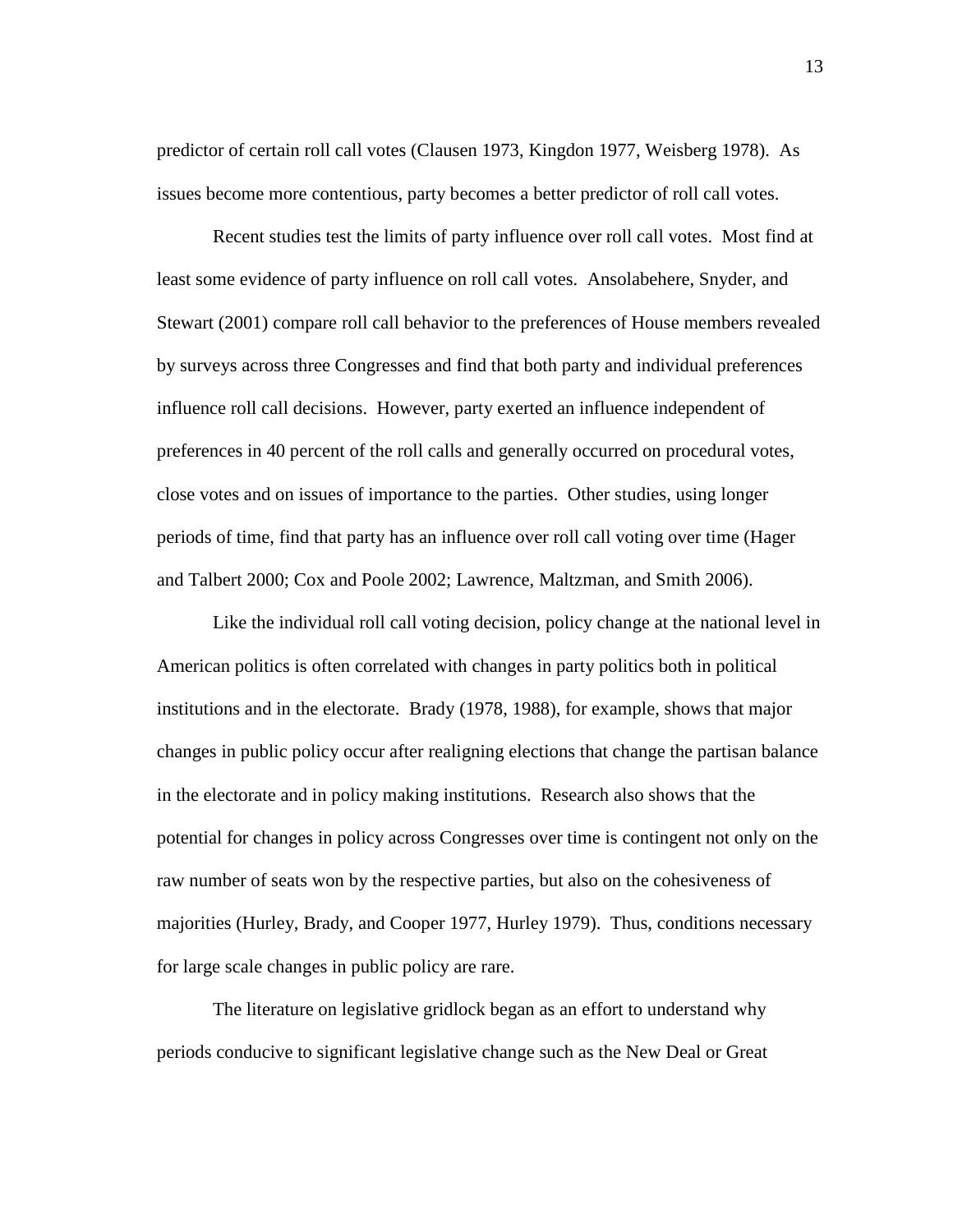predictor of certain roll call votes (Clausen 1973, Kingdon 1977, Weisberg 1978). As issues become more contentious, party becomes a better predictor of roll call votes.

Recent studies test the limits of party influence over roll call votes. Most find at least some evidence of party influence on roll call votes. Ansolabehere, Snyder, and Stewart (2001) compare roll call behavior to the preferences of House members revealed by surveys across three Congresses and find that both party and individual preferences influence roll call decisions. However, party exerted an influence independent of preferences in 40 percent of the roll calls and generally occurred on procedural votes, close votes and on issues of importance to the parties. Other studies, using longer periods of time, find that party has an influence over roll call voting over time (Hager and Talbert 2000; Cox and Poole 2002; Lawrence, Maltzman, and Smith 2006).

Like the individual roll call voting decision, policy change at the national level in American politics is often correlated with changes in party politics both in political institutions and in the electorate. Brady (1978, 1988), for example, shows that major changes in public policy occur after realigning elections that change the partisan balance in the electorate and in policy making institutions. Research also shows that the potential for changes in policy across Congresses over time is contingent not only on the raw number of seats won by the respective parties, but also on the cohesiveness of majorities (Hurley, Brady, and Cooper 1977, Hurley 1979). Thus, conditions necessary for large scale changes in public policy are rare.

The literature on legislative gridlock began as an effort to understand why periods conducive to significant legislative change such as the New Deal or Great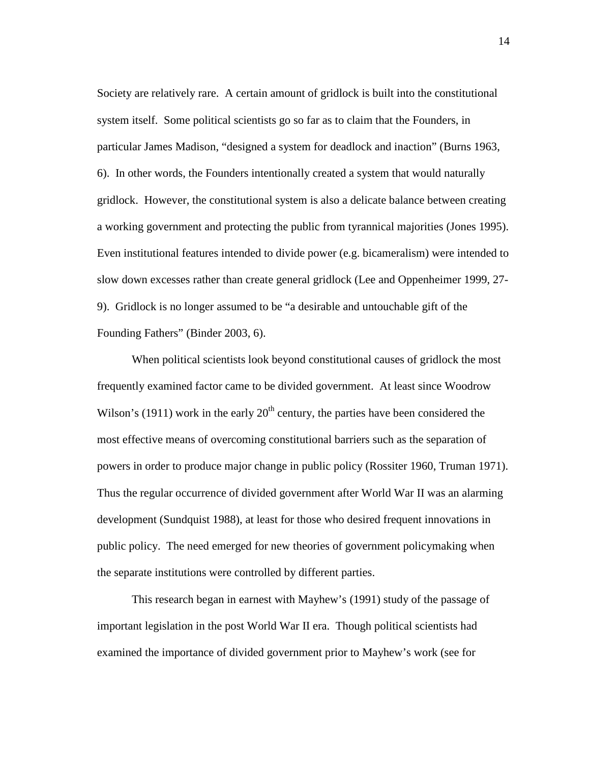Society are relatively rare. A certain amount of gridlock is built into the constitutional system itself. Some political scientists go so far as to claim that the Founders, in particular James Madison, "designed a system for deadlock and inaction" (Burns 1963, 6). In other words, the Founders intentionally created a system that would naturally gridlock. However, the constitutional system is also a delicate balance between creating a working government and protecting the public from tyrannical majorities (Jones 1995). Even institutional features intended to divide power (e.g. bicameralism) were intended to slow down excesses rather than create general gridlock (Lee and Oppenheimer 1999, 27-9). Gridlock is no longer assumed to be "a desirable and untouchable gift of the Founding Fathers" (Binder 2003, 6).

When political scientists look beyond constitutional causes of gridlock the most frequently examined factor came to be divided government. At least since Woodrow Wilson's (1911) work in the early 20th century, the parties have been considered the most effective means of overcoming constitutional barriers such as the separation of powers in order to produce major change in public policy (Rossiter 1960, Truman 1971). Thus the regular occurrence of divided government after World War II was an alarming development (Sundquist 1988), at least for those who desired frequent innovations in public policy. The need emerged for new theories of government policymaking when the separate institutions were controlled by different parties.

This research began in earnest with Mayhew's (1991) study of the passage of important legislation in the post World War II era. Though political scientists had examined the importance of divided government prior to Mayhew's work (see for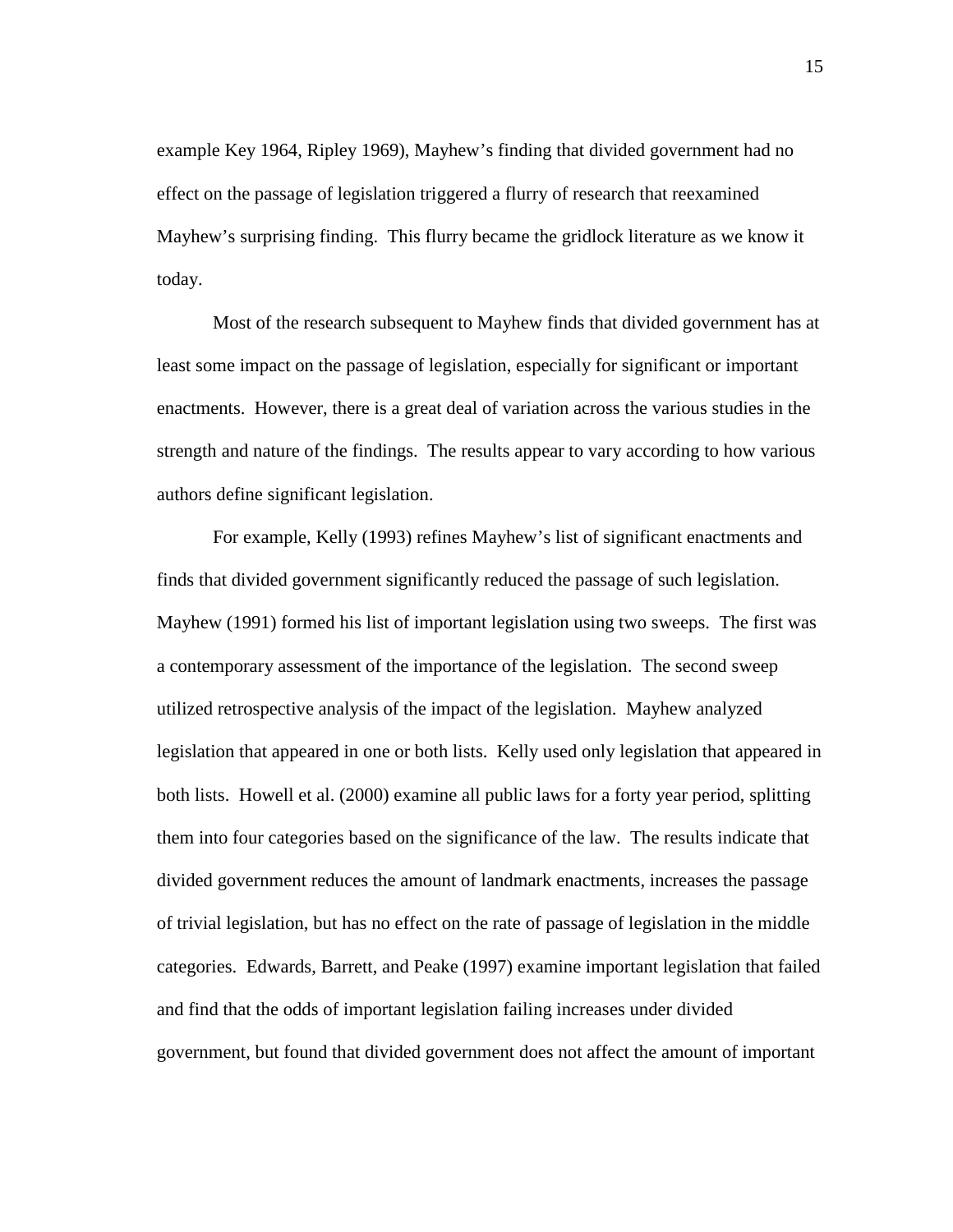example Key 1964, Ripley 1969), Mayhew's finding that divided government had no effect on the passage of legislation triggered a flurry of research that reexamined Mayhew's surprising finding. This flurry became the gridlock literature as we know it today.

Most of the research subsequent to Mayhew finds that divided government has at least some impact on the passage of legislation, especially for significant or important enactments. However, there is a great deal of variation across the various studies in the strength and nature of the findings. The results appear to vary according to how various authors define significant legislation.

For example, Kelly (1993) refines Mayhew's list of significant enactments and finds that divided government significantly reduced the passage of such legislation. Mayhew (1991) formed his list of important legislation using two sweeps. The first was a contemporary assessment of the importance of the legislation. The second sweep utilized retrospective analysis of the impact of the legislation. Mayhew analyzed legislation that appeared in one or both lists. Kelly used only legislation that appeared in both lists. Howell et al. (2000) examine all public laws for a forty year period, splitting them into four categories based on the significance of the law. The results indicate that divided government reduces the amount of landmark enactments, increases the passage of trivial legislation, but has no effect on the rate of passage of legislation in the middle categories. Edwards, Barrett, and Peake (1997) examine important legislation that failed and find that the odds of important legislation failing increases under divided government, but found that divided government does not affect the amount of important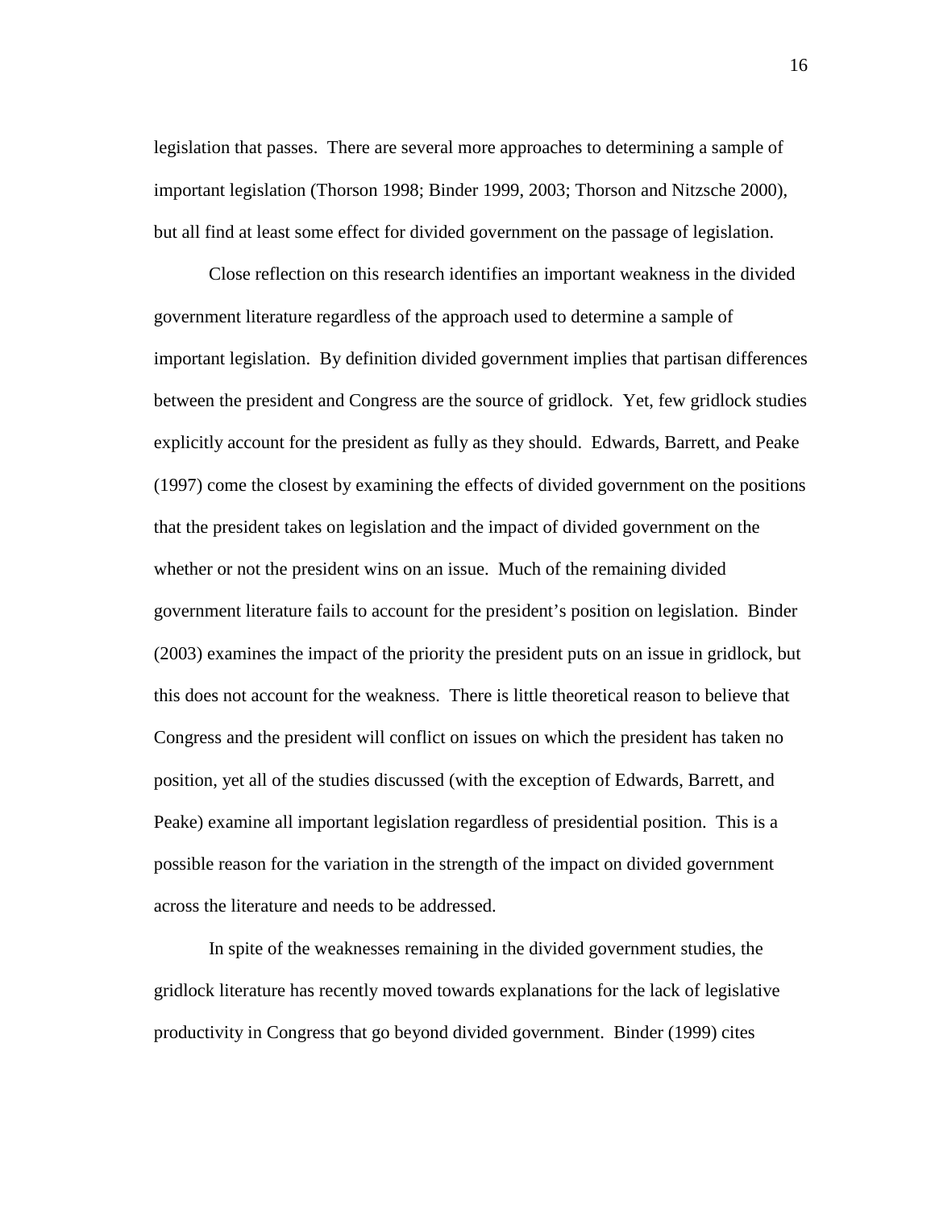legislation that passes. There are several more approaches to determining a sample of important legislation (Thorson 1998; Binder 1999, 2003; Thorson and Nitzsche 2000), but all find at least some effect for divided government on the passage of legislation.

Close reflection on this research identifies an important weakness in the divided government literature regardless of the approach used to determine a sample of important legislation. By definition divided government implies that partisan differences between the president and Congress are the source of gridlock. Yet, few gridlock studies explicitly account for the president as fully as they should. Edwards, Barrett, and Peake (1997) come the closest by examining the effects of divided government on the positions that the president takes on legislation and the impact of divided government on the whether or not the president wins on an issue. Much of the remaining divided government literature fails to account for the president's position on legislation. Binder (2003) examines the impact of the priority the president puts on an issue in gridlock, but this does not account for the weakness. There is little theoretical reason to believe that Congress and the president will conflict on issues on which the president has taken no position, yet all of the studies discussed (with the exception of Edwards, Barrett, and Peake) examine all important legislation regardless of presidential position. This is a possible reason for the variation in the strength of the impact on divided government across the literature and needs to be addressed.

In spite of the weaknesses remaining in the divided government studies, the gridlock literature has recently moved towards explanations for the lack of legislative productivity in Congress that go beyond divided government. Binder (1999) cites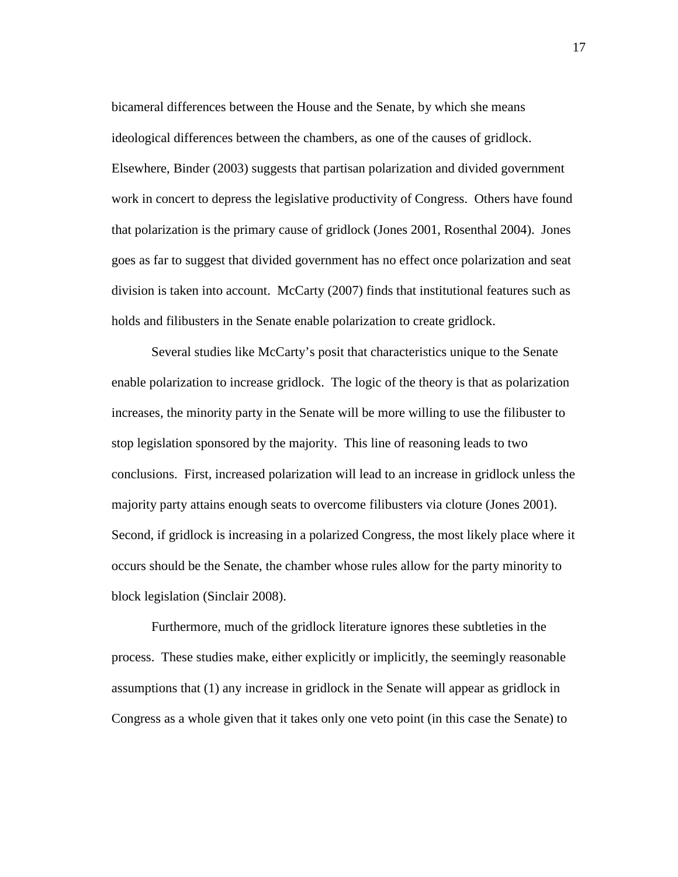bicameral differences between the House and the Senate, by which she means ideological differences between the chambers, as one of the causes of gridlock. Elsewhere, Binder (2003) suggests that partisan polarization and divided government work in concert to depress the legislative productivity of Congress. Others have found that polarization is the primary cause of gridlock (Jones 2001, Rosenthal 2004). Jones goes as far to suggest that divided government has no effect once polarization and seat division is taken into account. McCarty (2007) finds that institutional features such as holds and filibusters in the Senate enable polarization to create gridlock.

Several studies like McCarty's posit that characteristics unique to the Senate enable polarization to increase gridlock. The logic of the theory is that as polarization increases, the minority party in the Senate will be more willing to use the filibuster to stop legislation sponsored by the majority. This line of reasoning leads to two conclusions. First, increased polarization will lead to an increase in gridlock unless the majority party attains enough seats to overcome filibusters via cloture (Jones 2001). Second, if gridlock is increasing in a polarized Congress, the most likely place where it occurs should be the Senate, the chamber whose rules allow for the party minority to block legislation (Sinclair 2008).

Furthermore, much of the gridlock literature ignores these subtleties in the process. These studies make, either explicitly or implicitly, the seemingly reasonable assumptions that (1) any increase in gridlock in the Senate will appear as gridlock in Congress as a whole given that it takes only one veto point (in this case the Senate) to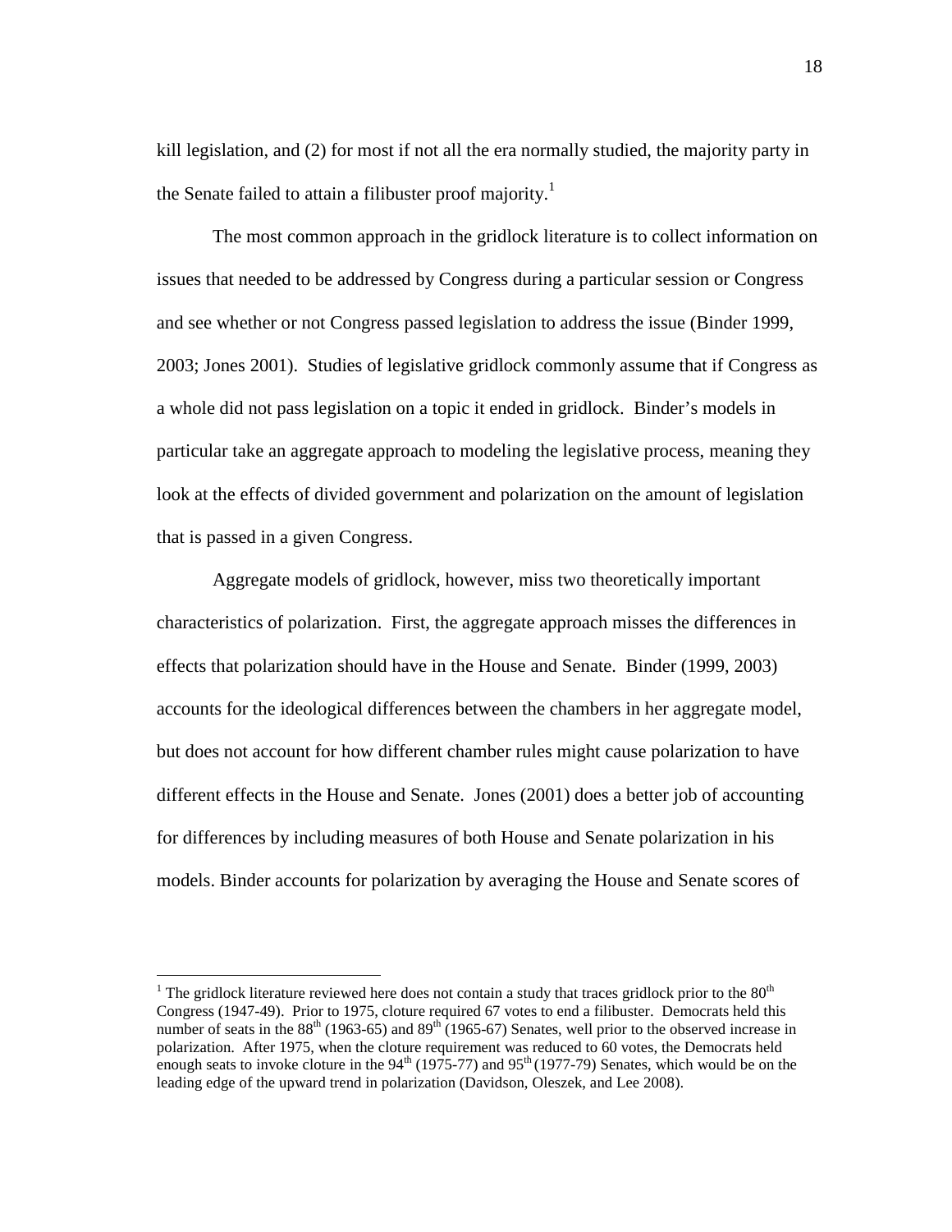kill legislation, and (2) for most if not all the era normally studied, the majority party in the Senate failed to attain a filibuster proof majority.[1]

The most common approach in the gridlock literature is to collect information on issues that needed to be addressed by Congress during a particular session or Congress and see whether or not Congress passed legislation to address the issue (Binder 1999, 2003; Jones 2001). Studies of legislative gridlock commonly assume that if Congress as a whole did not pass legislation on a topic it ended in gridlock. Binder's models in particular take an aggregate approach to modeling the legislative process, meaning they look at the effects of divided government and polarization on the amount of legislation that is passed in a given Congress.

Aggregate models of gridlock, however, miss two theoretically important characteristics of polarization. First, the aggregate approach misses the differences in effects that polarization should have in the House and Senate. Binder (1999, 2003) accounts for the ideological differences between the chambers in her aggregate model, but does not account for how different chamber rules might cause polarization to have different effects in the House and Senate. Jones (2001) does a better job of accounting for differences by including measures of both House and Senate polarization in his models. Binder accounts for polarization by averaging the House and Senate scores of

---

[1] The gridlock literature reviewed here does not contain a study that traces gridlock prior to the 80th Congress (1947-49). Prior to 1975, cloture required 67 votes to end a filibuster. Democrats held this number of seats in the 88th (1963-65) and 89th (1965-67) Senates, well prior to the observed increase in polarization. After 1975, when the cloture requirement was reduced to 60 votes, the Democrats held enough seats to invoke cloture in the 94th (1975-77) and 95th (1977-79) Senates, which would be on the leading edge of the upward trend in polarization (Davidson, Oleszek, and Lee 2008).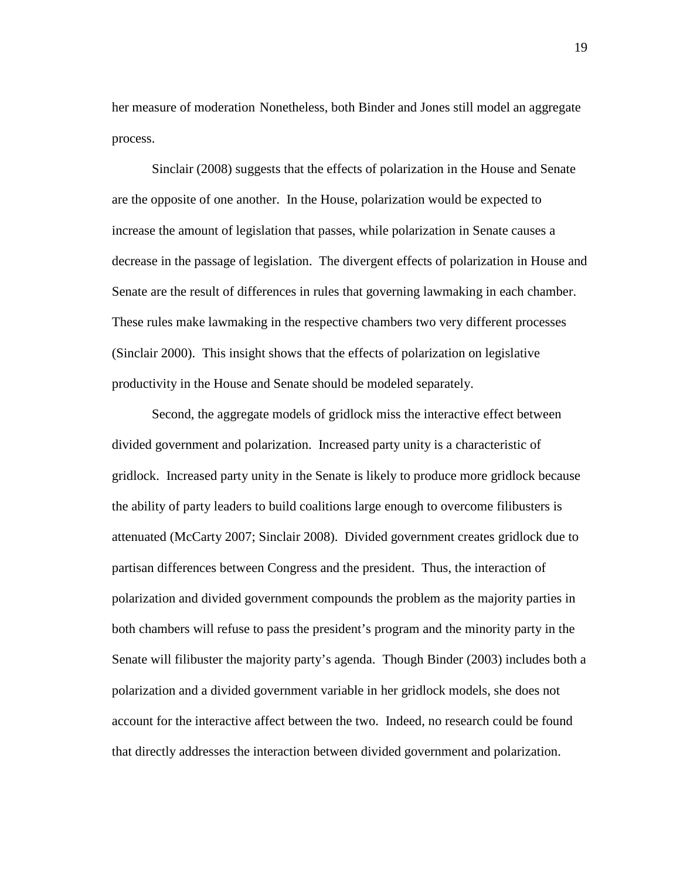her measure of moderation Nonetheless, both Binder and Jones still model an aggregate process.

Sinclair (2008) suggests that the effects of polarization in the House and Senate are the opposite of one another. In the House, polarization would be expected to increase the amount of legislation that passes, while polarization in Senate causes a decrease in the passage of legislation. The divergent effects of polarization in House and Senate are the result of differences in rules that governing lawmaking in each chamber. These rules make lawmaking in the respective chambers two very different processes (Sinclair 2000). This insight shows that the effects of polarization on legislative productivity in the House and Senate should be modeled separately.

Second, the aggregate models of gridlock miss the interactive effect between divided government and polarization. Increased party unity is a characteristic of gridlock. Increased party unity in the Senate is likely to produce more gridlock because the ability of party leaders to build coalitions large enough to overcome filibusters is attenuated (McCarty 2007; Sinclair 2008). Divided government creates gridlock due to partisan differences between Congress and the president. Thus, the interaction of polarization and divided government compounds the problem as the majority parties in both chambers will refuse to pass the president's program and the minority party in the Senate will filibuster the majority party's agenda. Though Binder (2003) includes both a polarization and a divided government variable in her gridlock models, she does not account for the interactive affect between the two. Indeed, no research could be found that directly addresses the interaction between divided government and polarization.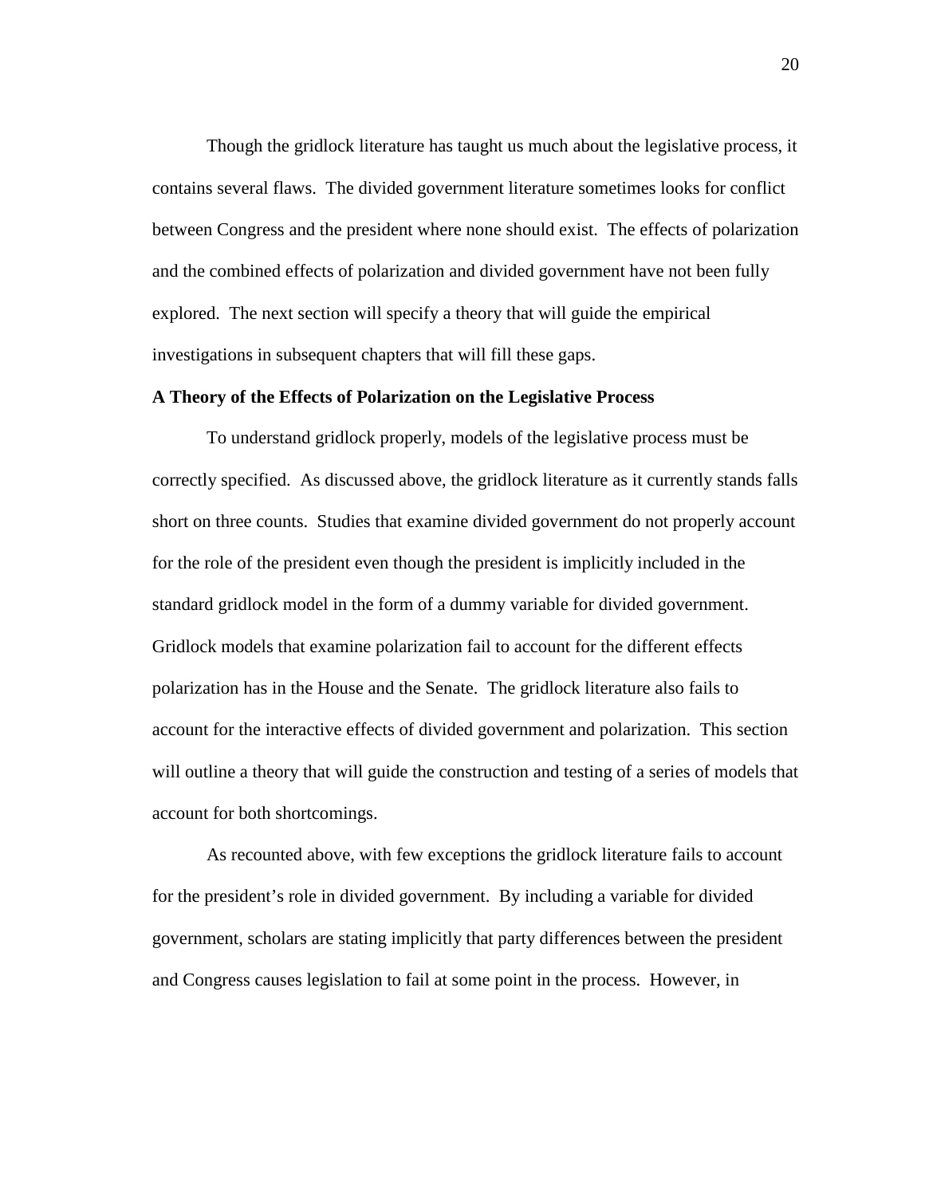Though the gridlock literature has taught us much about the legislative process, it contains several flaws. The divided government literature sometimes looks for conflict between Congress and the president where none should exist. The effects of polarization and the combined effects of polarization and divided government have not been fully explored. The next section will specify a theory that will guide the empirical investigations in subsequent chapters that will fill these gaps.

**A Theory of the Effects of Polarization on the Legislative Process**

To understand gridlock properly, models of the legislative process must be correctly specified. As discussed above, the gridlock literature as it currently stands falls short on three counts. Studies that examine divided government do not properly account for the role of the president even though the president is implicitly included in the standard gridlock model in the form of a dummy variable for divided government. Gridlock models that examine polarization fail to account for the different effects polarization has in the House and the Senate. The gridlock literature also fails to account for the interactive effects of divided government and polarization. This section will outline a theory that will guide the construction and testing of a series of models that account for both shortcomings.

As recounted above, with few exceptions the gridlock literature fails to account for the president's role in divided government. By including a variable for divided government, scholars are stating implicitly that party differences between the president and Congress causes legislation to fail at some point in the process. However, in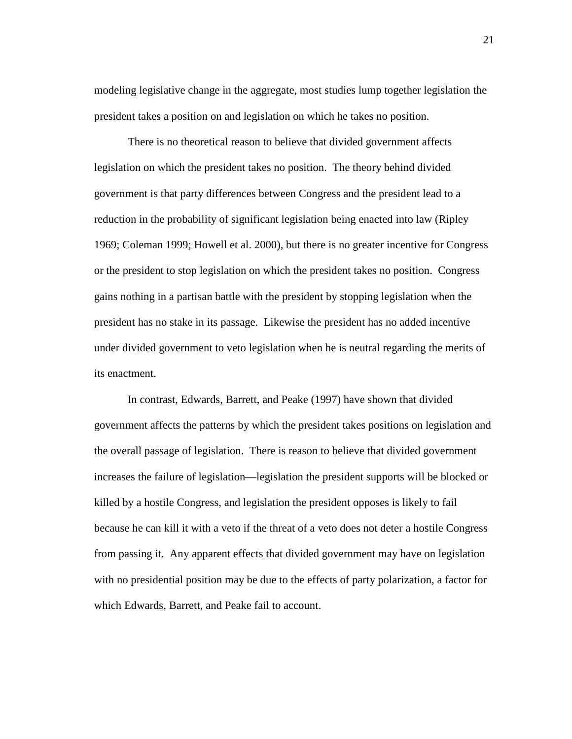modeling legislative change in the aggregate, most studies lump together legislation the president takes a position on and legislation on which he takes no position.

There is no theoretical reason to believe that divided government affects legislation on which the president takes no position. The theory behind divided government is that party differences between Congress and the president lead to a reduction in the probability of significant legislation being enacted into law (Ripley 1969; Coleman 1999; Howell et al. 2000), but there is no greater incentive for Congress or the president to stop legislation on which the president takes no position. Congress gains nothing in a partisan battle with the president by stopping legislation when the president has no stake in its passage. Likewise the president has no added incentive under divided government to veto legislation when he is neutral regarding the merits of its enactment.

In contrast, Edwards, Barrett, and Peake (1997) have shown that divided government affects the patterns by which the president takes positions on legislation and the overall passage of legislation. There is reason to believe that divided government increases the failure of legislation—legislation the president supports will be blocked or killed by a hostile Congress, and legislation the president opposes is likely to fail because he can kill it with a veto if the threat of a veto does not deter a hostile Congress from passing it. Any apparent effects that divided government may have on legislation with no presidential position may be due to the effects of party polarization, a factor for which Edwards, Barrett, and Peake fail to account.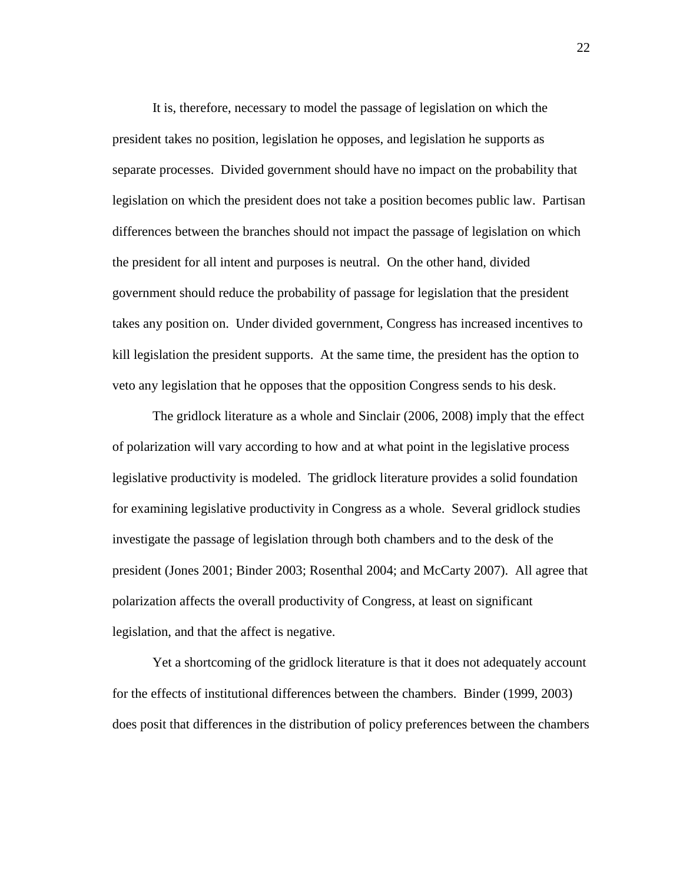It is, therefore, necessary to model the passage of legislation on which the president takes no position, legislation he opposes, and legislation he supports as separate processes. Divided government should have no impact on the probability that legislation on which the president does not take a position becomes public law. Partisan differences between the branches should not impact the passage of legislation on which the president for all intent and purposes is neutral. On the other hand, divided government should reduce the probability of passage for legislation that the president takes any position on. Under divided government, Congress has increased incentives to kill legislation the president supports. At the same time, the president has the option to veto any legislation that he opposes that the opposition Congress sends to his desk.

The gridlock literature as a whole and Sinclair (2006, 2008) imply that the effect of polarization will vary according to how and at what point in the legislative process legislative productivity is modeled. The gridlock literature provides a solid foundation for examining legislative productivity in Congress as a whole. Several gridlock studies investigate the passage of legislation through both chambers and to the desk of the president (Jones 2001; Binder 2003; Rosenthal 2004; and McCarty 2007). All agree that polarization affects the overall productivity of Congress, at least on significant legislation, and that the affect is negative.

Yet a shortcoming of the gridlock literature is that it does not adequately account for the effects of institutional differences between the chambers. Binder (1999, 2003) does posit that differences in the distribution of policy preferences between the chambers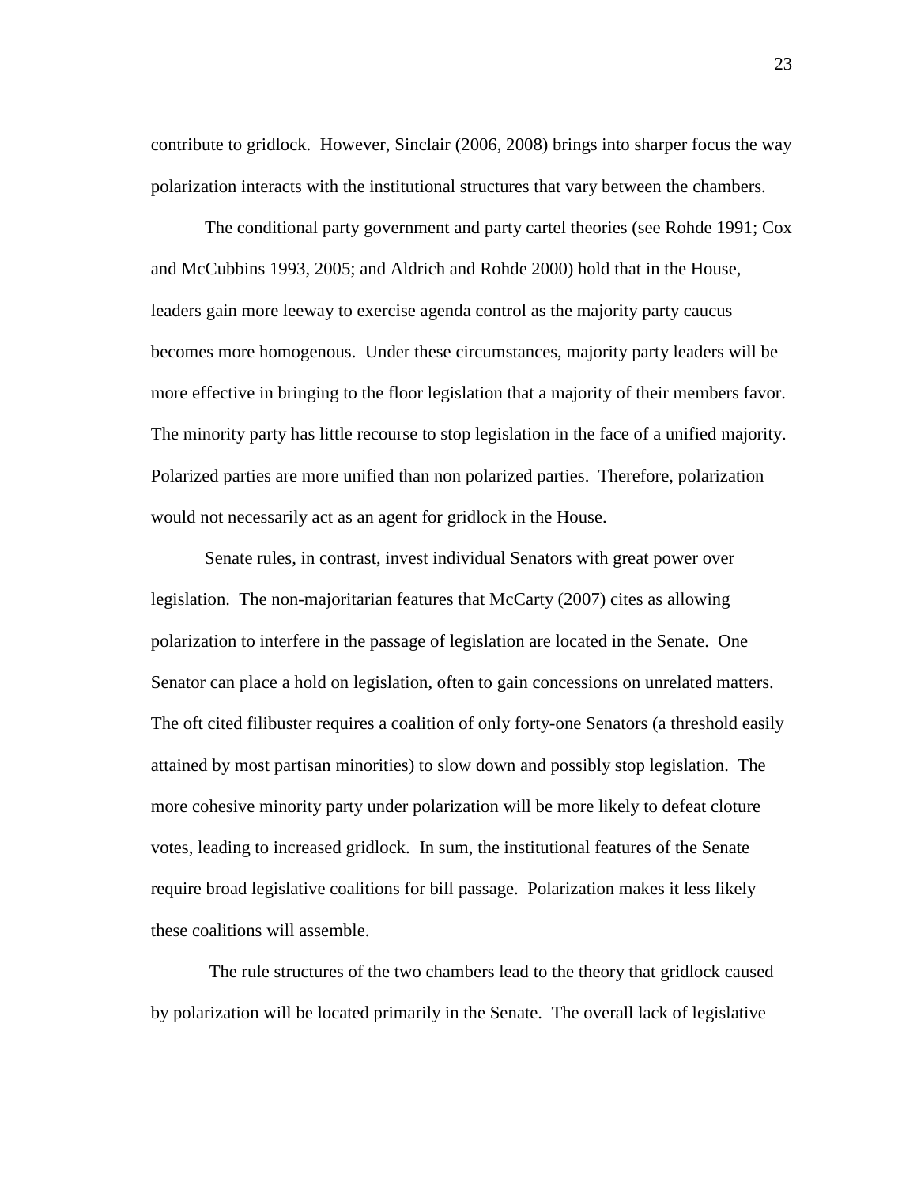contribute to gridlock. However, Sinclair (2006, 2008) brings into sharper focus the way polarization interacts with the institutional structures that vary between the chambers.

The conditional party government and party cartel theories (see Rohde 1991; Cox and McCubbins 1993, 2005; and Aldrich and Rohde 2000) hold that in the House, leaders gain more leeway to exercise agenda control as the majority party caucus becomes more homogenous. Under these circumstances, majority party leaders will be more effective in bringing to the floor legislation that a majority of their members favor. The minority party has little recourse to stop legislation in the face of a unified majority. Polarized parties are more unified than non polarized parties. Therefore, polarization would not necessarily act as an agent for gridlock in the House.

Senate rules, in contrast, invest individual Senators with great power over legislation. The non-majoritarian features that McCarty (2007) cites as allowing polarization to interfere in the passage of legislation are located in the Senate. One Senator can place a hold on legislation, often to gain concessions on unrelated matters. The oft cited filibuster requires a coalition of only forty-one Senators (a threshold easily attained by most partisan minorities) to slow down and possibly stop legislation. The more cohesive minority party under polarization will be more likely to defeat cloture votes, leading to increased gridlock. In sum, the institutional features of the Senate require broad legislative coalitions for bill passage. Polarization makes it less likely these coalitions will assemble.

The rule structures of the two chambers lead to the theory that gridlock caused by polarization will be located primarily in the Senate. The overall lack of legislative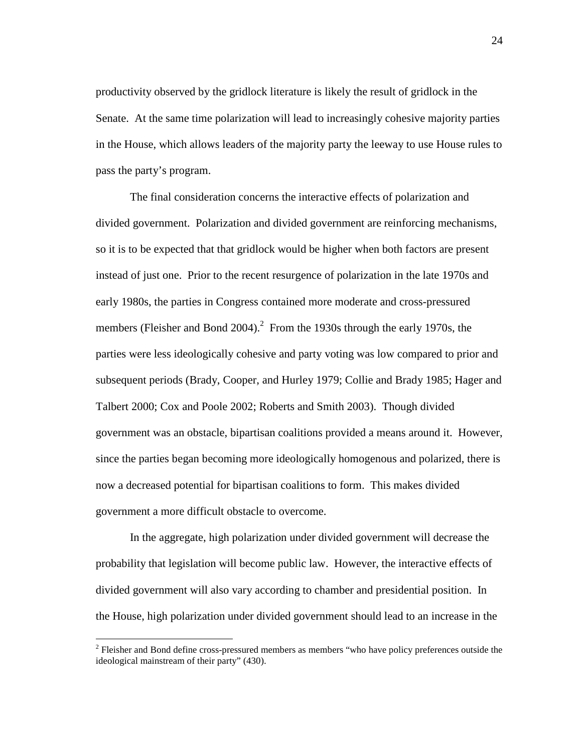productivity observed by the gridlock literature is likely the result of gridlock in the Senate. At the same time polarization will lead to increasingly cohesive majority parties in the House, which allows leaders of the majority party the leeway to use House rules to pass the party's program.

The final consideration concerns the interactive effects of polarization and divided government. Polarization and divided government are reinforcing mechanisms, so it is to be expected that that gridlock would be higher when both factors are present instead of just one. Prior to the recent resurgence of polarization in the late 1970s and early 1980s, the parties in Congress contained more moderate and cross-pressured members (Fleisher and Bond 2004).[2] From the 1930s through the early 1970s, the parties were less ideologically cohesive and party voting was low compared to prior and subsequent periods (Brady, Cooper, and Hurley 1979; Collie and Brady 1985; Hager and Talbert 2000; Cox and Poole 2002; Roberts and Smith 2003). Though divided government was an obstacle, bipartisan coalitions provided a means around it. However, since the parties began becoming more ideologically homogenous and polarized, there is now a decreased potential for bipartisan coalitions to form. This makes divided government a more difficult obstacle to overcome.

In the aggregate, high polarization under divided government will decrease the probability that legislation will become public law. However, the interactive effects of divided government will also vary according to chamber and presidential position. In the House, high polarization under divided government should lead to an increase in the

[2] Fleisher and Bond define cross-pressured members as members "who have policy preferences outside the ideological mainstream of their party" (430).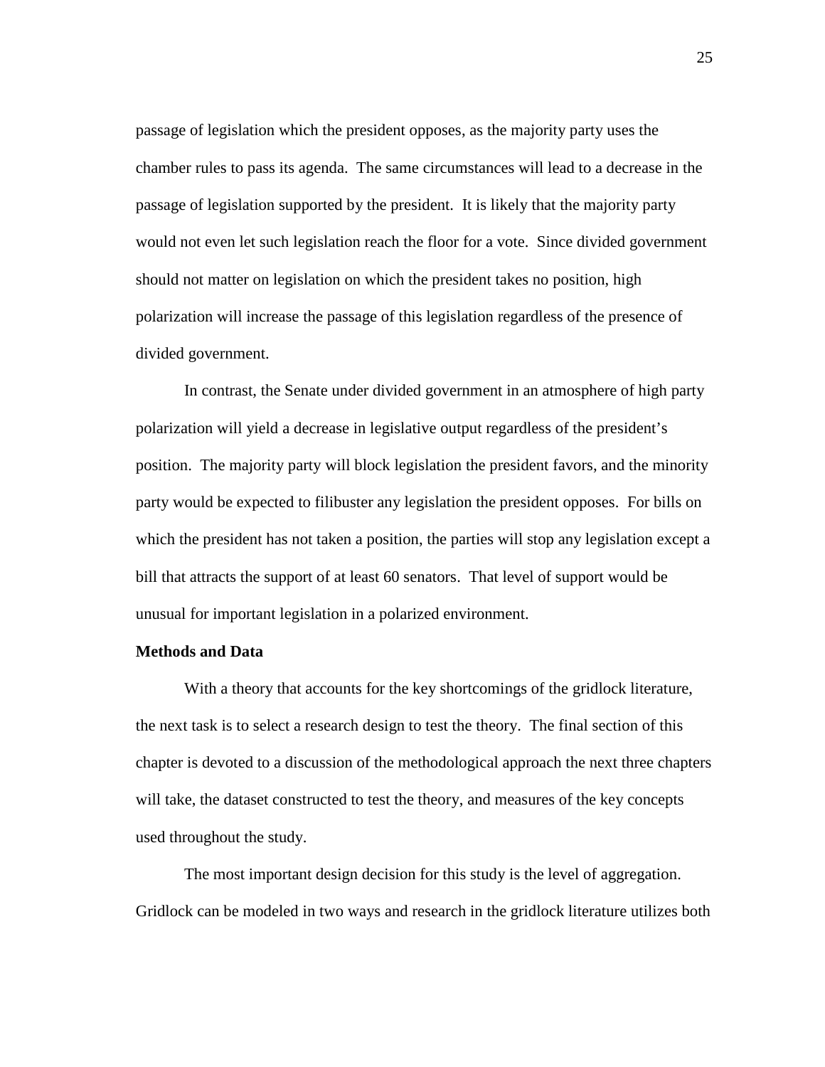passage of legislation which the president opposes, as the majority party uses the chamber rules to pass its agenda. The same circumstances will lead to a decrease in the passage of legislation supported by the president. It is likely that the majority party would not even let such legislation reach the floor for a vote. Since divided government should not matter on legislation on which the president takes no position, high polarization will increase the passage of this legislation regardless of the presence of divided government.

In contrast, the Senate under divided government in an atmosphere of high party polarization will yield a decrease in legislative output regardless of the president's position. The majority party will block legislation the president favors, and the minority party would be expected to filibuster any legislation the president opposes. For bills on which the president has not taken a position, the parties will stop any legislation except a bill that attracts the support of at least 60 senators. That level of support would be unusual for important legislation in a polarized environment.

**Methods and Data**

With a theory that accounts for the key shortcomings of the gridlock literature, the next task is to select a research design to test the theory. The final section of this chapter is devoted to a discussion of the methodological approach the next three chapters will take, the dataset constructed to test the theory, and measures of the key concepts used throughout the study.

The most important design decision for this study is the level of aggregation. Gridlock can be modeled in two ways and research in the gridlock literature utilizes both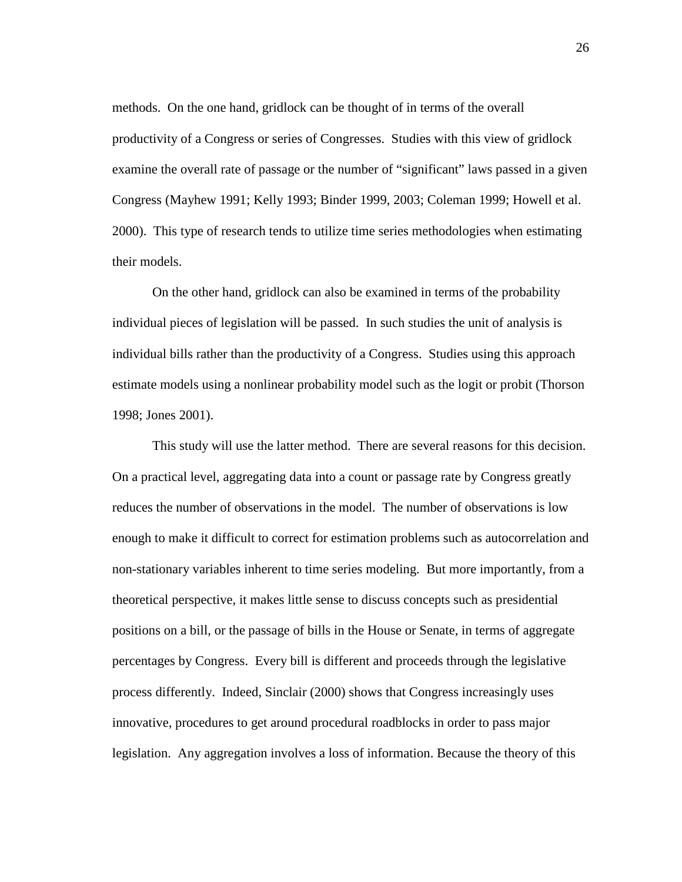methods. On the one hand, gridlock can be thought of in terms of the overall productivity of a Congress or series of Congresses. Studies with this view of gridlock examine the overall rate of passage or the number of "significant" laws passed in a given Congress (Mayhew 1991; Kelly 1993; Binder 1999, 2003; Coleman 1999; Howell et al. 2000). This type of research tends to utilize time series methodologies when estimating their models.

On the other hand, gridlock can also be examined in terms of the probability individual pieces of legislation will be passed. In such studies the unit of analysis is individual bills rather than the productivity of a Congress. Studies using this approach estimate models using a nonlinear probability model such as the logit or probit (Thorson 1998; Jones 2001).

This study will use the latter method. There are several reasons for this decision. On a practical level, aggregating data into a count or passage rate by Congress greatly reduces the number of observations in the model. The number of observations is low enough to make it difficult to correct for estimation problems such as autocorrelation and non-stationary variables inherent to time series modeling. But more importantly, from a theoretical perspective, it makes little sense to discuss concepts such as presidential positions on a bill, or the passage of bills in the House or Senate, in terms of aggregate percentages by Congress. Every bill is different and proceeds through the legislative process differently. Indeed, Sinclair (2000) shows that Congress increasingly uses innovative, procedures to get around procedural roadblocks in order to pass major legislation. Any aggregation involves a loss of information. Because the theory of this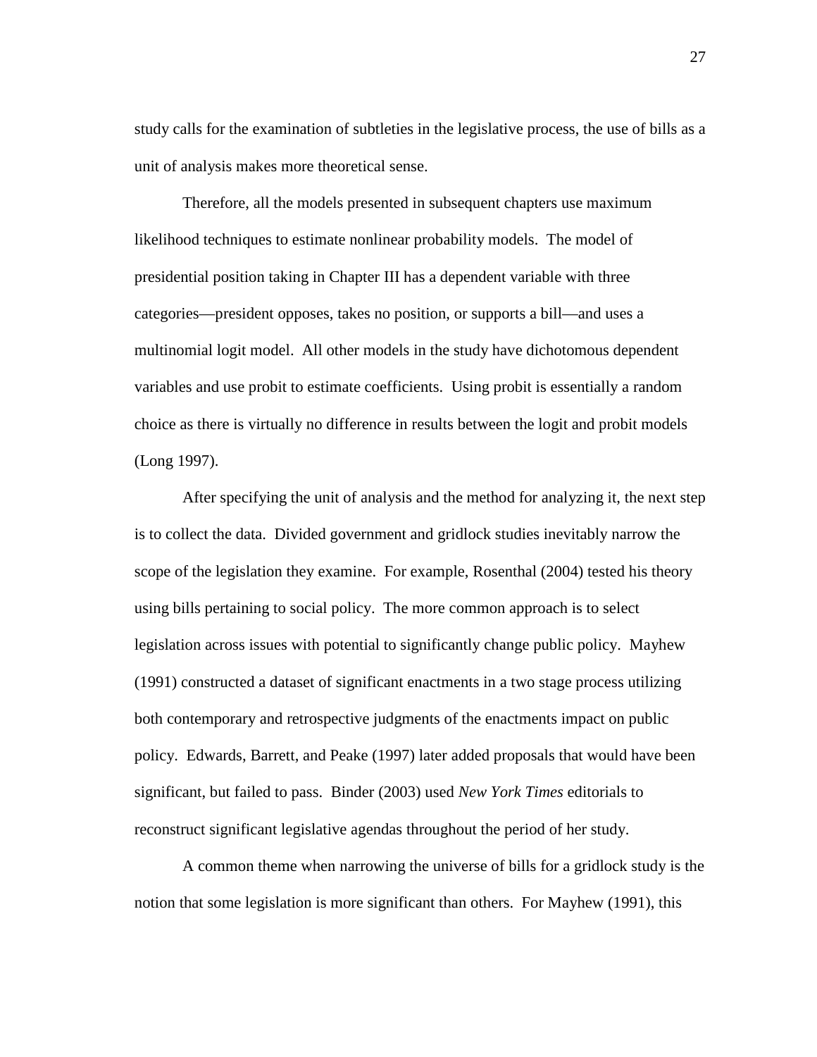study calls for the examination of subtleties in the legislative process, the use of bills as a unit of analysis makes more theoretical sense.

Therefore, all the models presented in subsequent chapters use maximum likelihood techniques to estimate nonlinear probability models. The model of presidential position taking in Chapter III has a dependent variable with three categories—president opposes, takes no position, or supports a bill—and uses a multinomial logit model. All other models in the study have dichotomous dependent variables and use probit to estimate coefficients. Using probit is essentially a random choice as there is virtually no difference in results between the logit and probit models (Long 1997).

After specifying the unit of analysis and the method for analyzing it, the next step is to collect the data. Divided government and gridlock studies inevitably narrow the scope of the legislation they examine. For example, Rosenthal (2004) tested his theory using bills pertaining to social policy. The more common approach is to select legislation across issues with potential to significantly change public policy. Mayhew (1991) constructed a dataset of significant enactments in a two stage process utilizing both contemporary and retrospective judgments of the enactments impact on public policy. Edwards, Barrett, and Peake (1997) later added proposals that would have been significant, but failed to pass. Binder (2003) used *New York Times* editorials to reconstruct significant legislative agendas throughout the period of her study.

A common theme when narrowing the universe of bills for a gridlock study is the notion that some legislation is more significant than others. For Mayhew (1991), this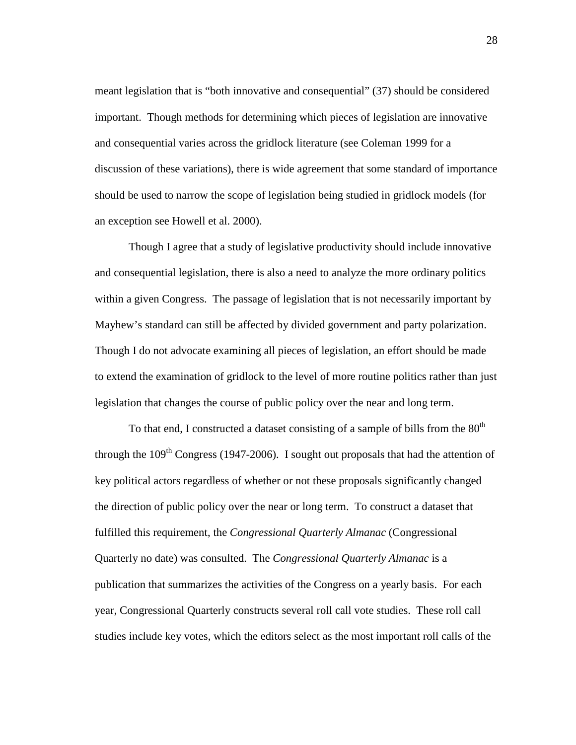meant legislation that is "both innovative and consequential" (37) should be considered important. Though methods for determining which pieces of legislation are innovative and consequential varies across the gridlock literature (see Coleman 1999 for a discussion of these variations), there is wide agreement that some standard of importance should be used to narrow the scope of legislation being studied in gridlock models (for an exception see Howell et al. 2000).

Though I agree that a study of legislative productivity should include innovative and consequential legislation, there is also a need to analyze the more ordinary politics within a given Congress. The passage of legislation that is not necessarily important by Mayhew's standard can still be affected by divided government and party polarization. Though I do not advocate examining all pieces of legislation, an effort should be made to extend the examination of gridlock to the level of more routine politics rather than just legislation that changes the course of public policy over the near and long term.

To that end, I constructed a dataset consisting of a sample of bills from the 80th through the 109th Congress (1947-2006). I sought out proposals that had the attention of key political actors regardless of whether or not these proposals significantly changed the direction of public policy over the near or long term. To construct a dataset that fulfilled this requirement, the *Congressional Quarterly Almanac* (Congressional Quarterly no date) was consulted. The *Congressional Quarterly Almanac* is a publication that summarizes the activities of the Congress on a yearly basis. For each year, Congressional Quarterly constructs several roll call vote studies. These roll call studies include key votes, which the editors select as the most important roll calls of the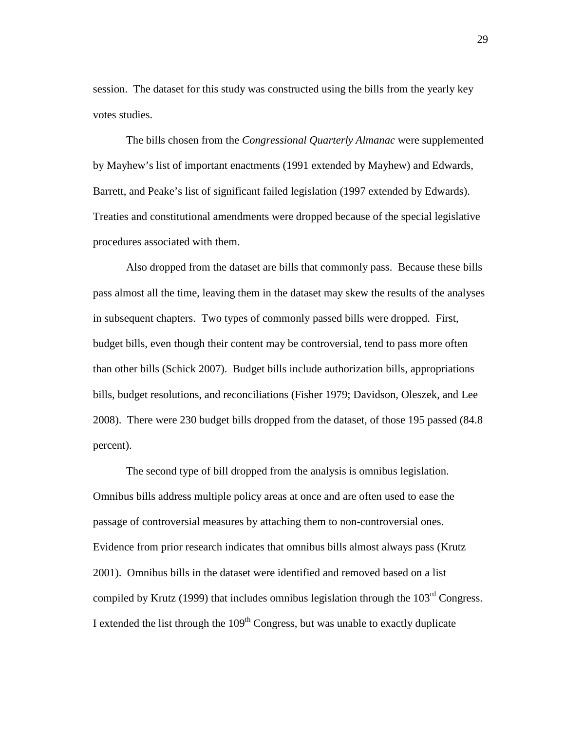session. The dataset for this study was constructed using the bills from the yearly key votes studies.

The bills chosen from the *Congressional Quarterly Almanac* were supplemented by Mayhew's list of important enactments (1991 extended by Mayhew) and Edwards, Barrett, and Peake's list of significant failed legislation (1997 extended by Edwards). Treaties and constitutional amendments were dropped because of the special legislative procedures associated with them.

Also dropped from the dataset are bills that commonly pass. Because these bills pass almost all the time, leaving them in the dataset may skew the results of the analyses in subsequent chapters. Two types of commonly passed bills were dropped. First, budget bills, even though their content may be controversial, tend to pass more often than other bills (Schick 2007). Budget bills include authorization bills, appropriations bills, budget resolutions, and reconciliations (Fisher 1979; Davidson, Oleszek, and Lee 2008). There were 230 budget bills dropped from the dataset, of those 195 passed (84.8 percent).

The second type of bill dropped from the analysis is omnibus legislation. Omnibus bills address multiple policy areas at once and are often used to ease the passage of controversial measures by attaching them to non-controversial ones. Evidence from prior research indicates that omnibus bills almost always pass (Krutz 2001). Omnibus bills in the dataset were identified and removed based on a list compiled by Krutz (1999) that includes omnibus legislation through the 103rd Congress. I extended the list through the 109th Congress, but was unable to exactly duplicate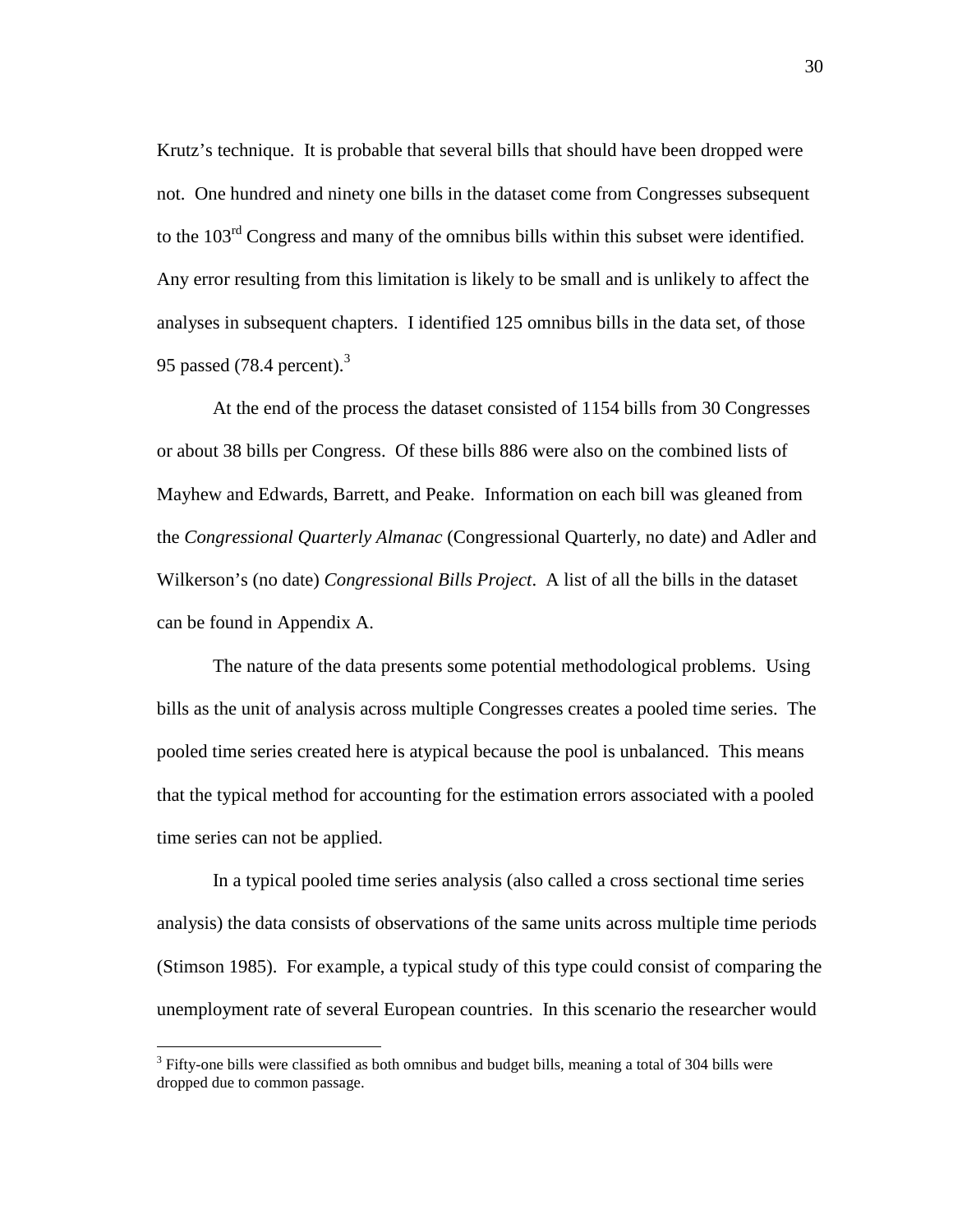Krutz's technique. It is probable that several bills that should have been dropped were not. One hundred and ninety one bills in the dataset come from Congresses subsequent to the 103rd Congress and many of the omnibus bills within this subset were identified. Any error resulting from this limitation is likely to be small and is unlikely to affect the analyses in subsequent chapters. I identified 125 omnibus bills in the data set, of those 95 passed (78.4 percent).[3]

At the end of the process the dataset consisted of 1154 bills from 30 Congresses or about 38 bills per Congress. Of these bills 886 were also on the combined lists of Mayhew and Edwards, Barrett, and Peake. Information on each bill was gleaned from the *Congressional Quarterly Almanac* (Congressional Quarterly, no date) and Adler and Wilkerson's (no date) *Congressional Bills Project*. A list of all the bills in the dataset can be found in Appendix A.

The nature of the data presents some potential methodological problems. Using bills as the unit of analysis across multiple Congresses creates a pooled time series. The pooled time series created here is atypical because the pool is unbalanced. This means that the typical method for accounting for the estimation errors associated with a pooled time series can not be applied.

In a typical pooled time series analysis (also called a cross sectional time series analysis) the data consists of observations of the same units across multiple time periods (Stimson 1985). For example, a typical study of this type could consist of comparing the unemployment rate of several European countries. In this scenario the researcher would

---

[3] Fifty-one bills were classified as both omnibus and budget bills, meaning a total of 304 bills were dropped due to common passage.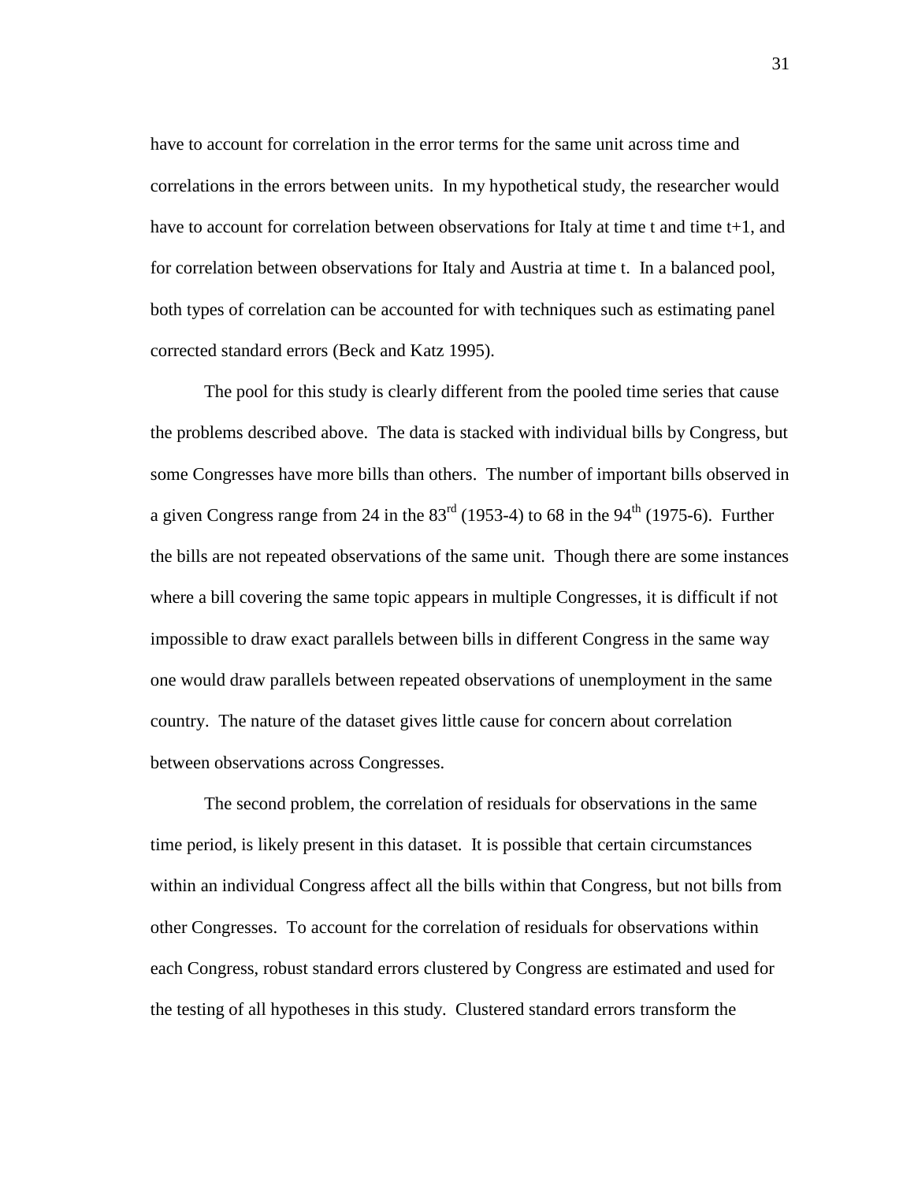have to account for correlation in the error terms for the same unit across time and correlations in the errors between units. In my hypothetical study, the researcher would have to account for correlation between observations for Italy at time t and time t+1, and for correlation between observations for Italy and Austria at time t. In a balanced pool, both types of correlation can be accounted for with techniques such as estimating panel corrected standard errors (Beck and Katz 1995).

The pool for this study is clearly different from the pooled time series that cause the problems described above. The data is stacked with individual bills by Congress, but some Congresses have more bills than others. The number of important bills observed in a given Congress range from 24 in the 83rd (1953-4) to 68 in the 94th (1975-6). Further the bills are not repeated observations of the same unit. Though there are some instances where a bill covering the same topic appears in multiple Congresses, it is difficult if not impossible to draw exact parallels between bills in different Congress in the same way one would draw parallels between repeated observations of unemployment in the same country. The nature of the dataset gives little cause for concern about correlation between observations across Congresses.

The second problem, the correlation of residuals for observations in the same time period, is likely present in this dataset. It is possible that certain circumstances within an individual Congress affect all the bills within that Congress, but not bills from other Congresses. To account for the correlation of residuals for observations within each Congress, robust standard errors clustered by Congress are estimated and used for the testing of all hypotheses in this study. Clustered standard errors transform the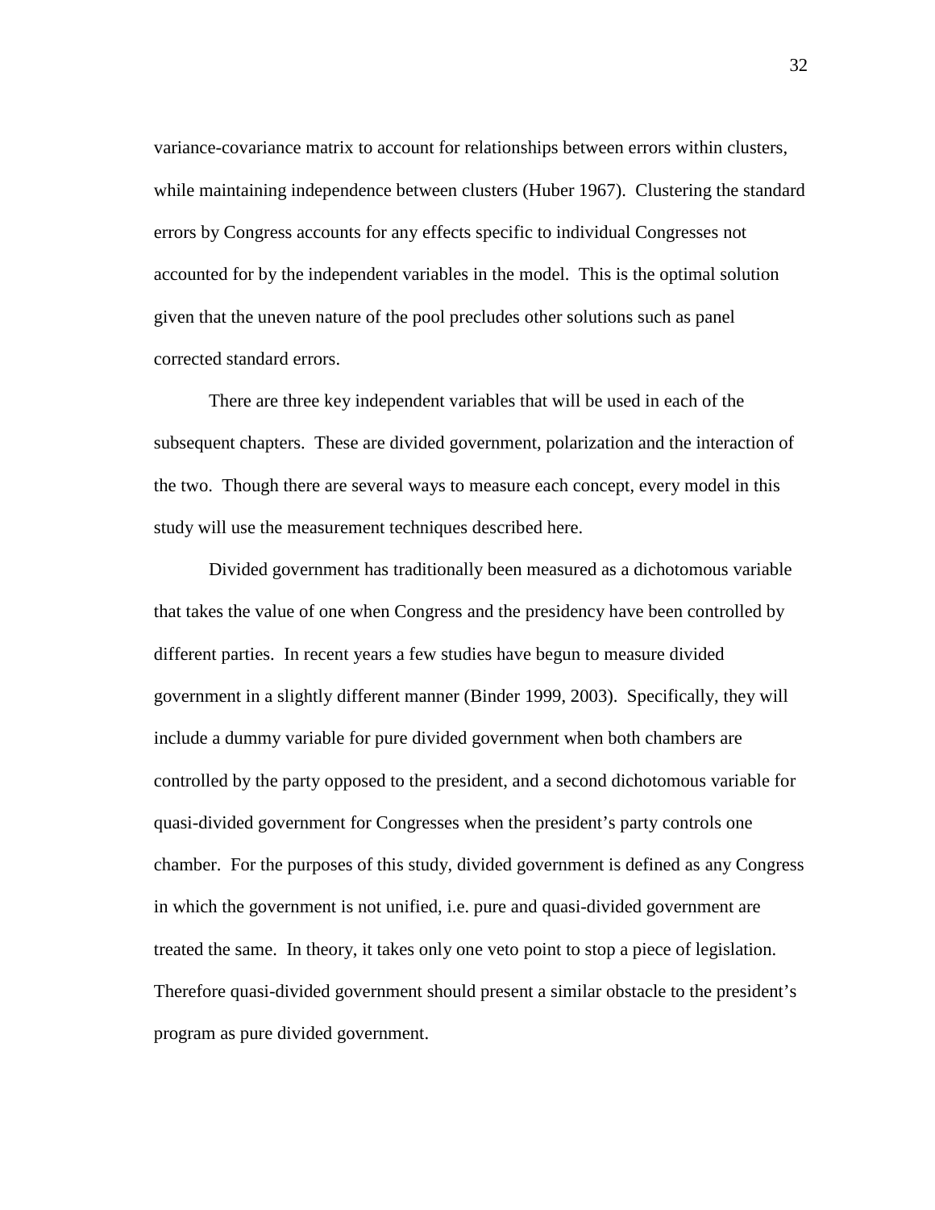variance-covariance matrix to account for relationships between errors within clusters, while maintaining independence between clusters (Huber 1967). Clustering the standard errors by Congress accounts for any effects specific to individual Congresses not accounted for by the independent variables in the model. This is the optimal solution given that the uneven nature of the pool precludes other solutions such as panel corrected standard errors.

There are three key independent variables that will be used in each of the subsequent chapters. These are divided government, polarization and the interaction of the two. Though there are several ways to measure each concept, every model in this study will use the measurement techniques described here.

Divided government has traditionally been measured as a dichotomous variable that takes the value of one when Congress and the presidency have been controlled by different parties. In recent years a few studies have begun to measure divided government in a slightly different manner (Binder 1999, 2003). Specifically, they will include a dummy variable for pure divided government when both chambers are controlled by the party opposed to the president, and a second dichotomous variable for quasi-divided government for Congresses when the president's party controls one chamber. For the purposes of this study, divided government is defined as any Congress in which the government is not unified, i.e. pure and quasi-divided government are treated the same. In theory, it takes only one veto point to stop a piece of legislation. Therefore quasi-divided government should present a similar obstacle to the president's program as pure divided government.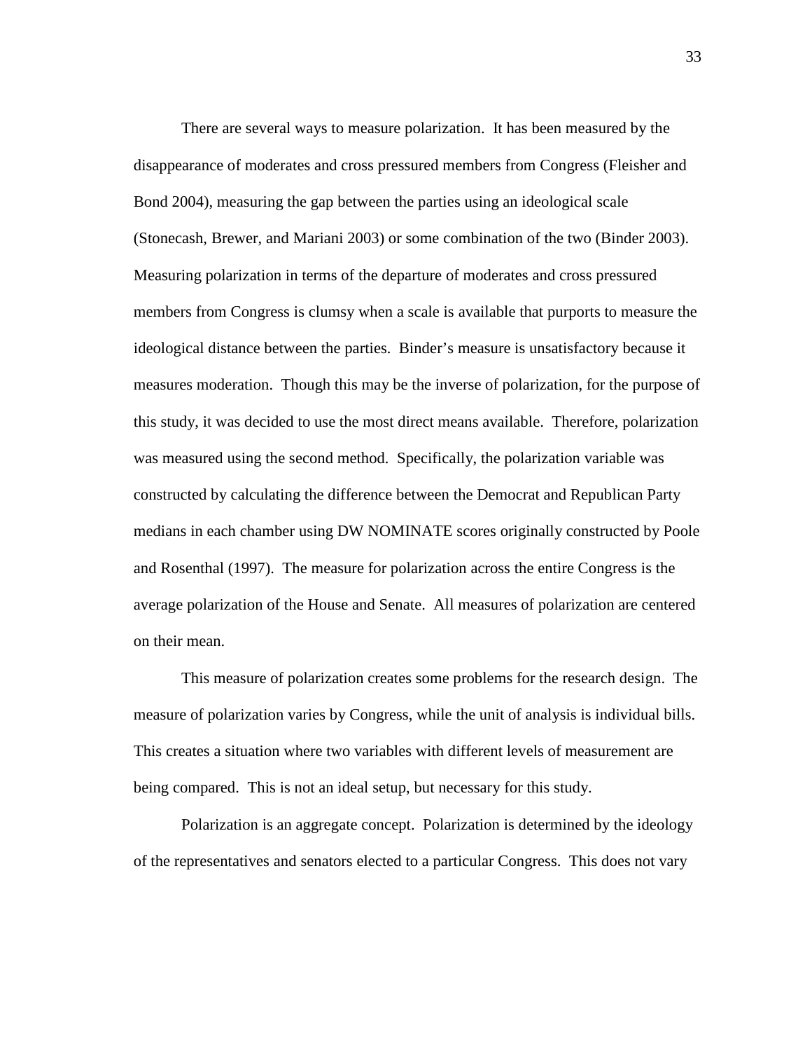There are several ways to measure polarization. It has been measured by the disappearance of moderates and cross pressured members from Congress (Fleisher and Bond 2004), measuring the gap between the parties using an ideological scale (Stonecash, Brewer, and Mariani 2003) or some combination of the two (Binder 2003). Measuring polarization in terms of the departure of moderates and cross pressured members from Congress is clumsy when a scale is available that purports to measure the ideological distance between the parties. Binder's measure is unsatisfactory because it measures moderation. Though this may be the inverse of polarization, for the purpose of this study, it was decided to use the most direct means available. Therefore, polarization was measured using the second method. Specifically, the polarization variable was constructed by calculating the difference between the Democrat and Republican Party medians in each chamber using DW NOMINATE scores originally constructed by Poole and Rosenthal (1997). The measure for polarization across the entire Congress is the average polarization of the House and Senate. All measures of polarization are centered on their mean.

This measure of polarization creates some problems for the research design. The measure of polarization varies by Congress, while the unit of analysis is individual bills. This creates a situation where two variables with different levels of measurement are being compared. This is not an ideal setup, but necessary for this study.

Polarization is an aggregate concept. Polarization is determined by the ideology of the representatives and senators elected to a particular Congress. This does not vary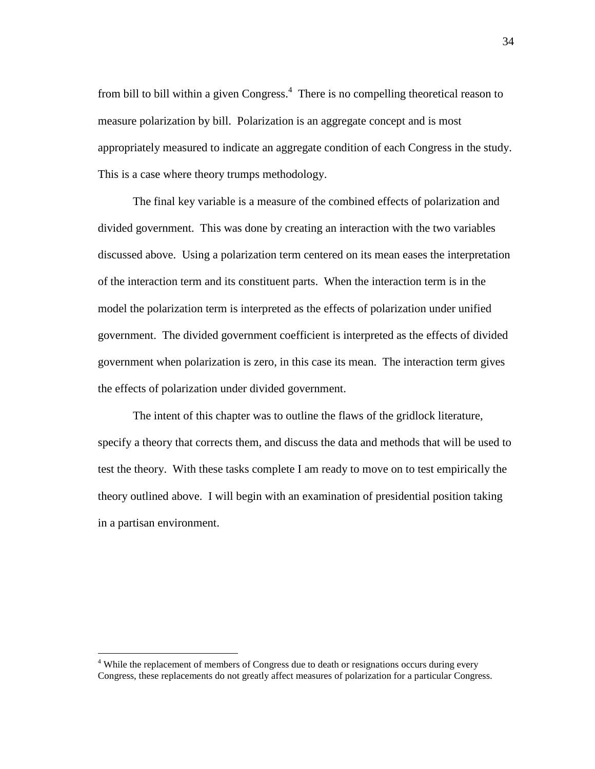from bill to bill within a given Congress.[4] There is no compelling theoretical reason to measure polarization by bill. Polarization is an aggregate concept and is most appropriately measured to indicate an aggregate condition of each Congress in the study. This is a case where theory trumps methodology.

The final key variable is a measure of the combined effects of polarization and divided government. This was done by creating an interaction with the two variables discussed above. Using a polarization term centered on its mean eases the interpretation of the interaction term and its constituent parts. When the interaction term is in the model the polarization term is interpreted as the effects of polarization under unified government. The divided government coefficient is interpreted as the effects of divided government when polarization is zero, in this case its mean. The interaction term gives the effects of polarization under divided government.

The intent of this chapter was to outline the flaws of the gridlock literature, specify a theory that corrects them, and discuss the data and methods that will be used to test the theory. With these tasks complete I am ready to move on to test empirically the theory outlined above. I will begin with an examination of presidential position taking in a partisan environment.

---

[4] While the replacement of members of Congress due to death or resignations occurs during every Congress, these replacements do not greatly affect measures of polarization for a particular Congress.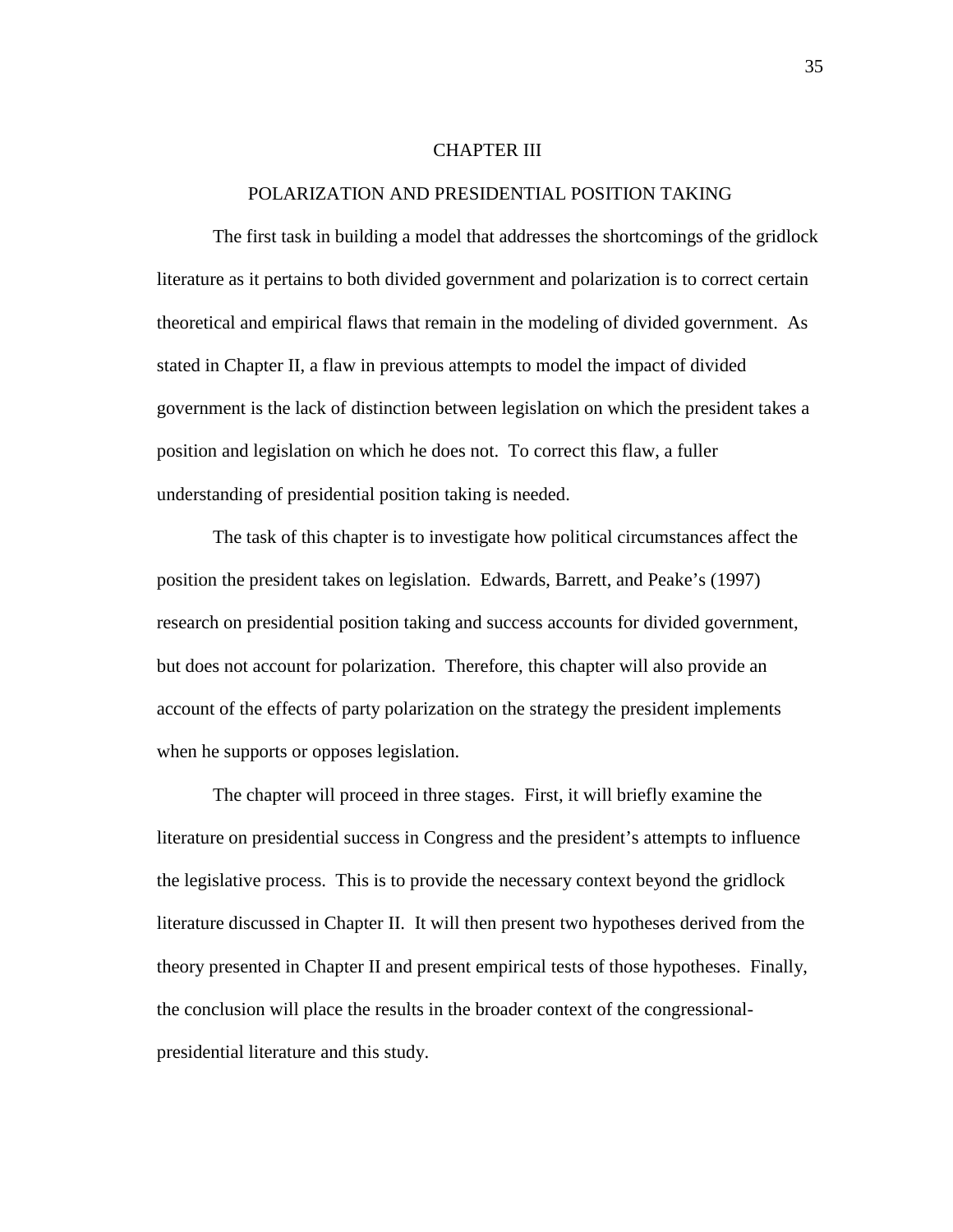# CHAPTER III

## POLARIZATION AND PRESIDENTIAL POSITION TAKING

The first task in building a model that addresses the shortcomings of the gridlock literature as it pertains to both divided government and polarization is to correct certain theoretical and empirical flaws that remain in the modeling of divided government. As stated in Chapter II, a flaw in previous attempts to model the impact of divided government is the lack of distinction between legislation on which the president takes a position and legislation on which he does not. To correct this flaw, a fuller understanding of presidential position taking is needed.

The task of this chapter is to investigate how political circumstances affect the position the president takes on legislation. Edwards, Barrett, and Peake's (1997) research on presidential position taking and success accounts for divided government, but does not account for polarization. Therefore, this chapter will also provide an account of the effects of party polarization on the strategy the president implements when he supports or opposes legislation.

The chapter will proceed in three stages. First, it will briefly examine the literature on presidential success in Congress and the president's attempts to influence the legislative process. This is to provide the necessary context beyond the gridlock literature discussed in Chapter II. It will then present two hypotheses derived from the theory presented in Chapter II and present empirical tests of those hypotheses. Finally, the conclusion will place the results in the broader context of the congressional-presidential literature and this study.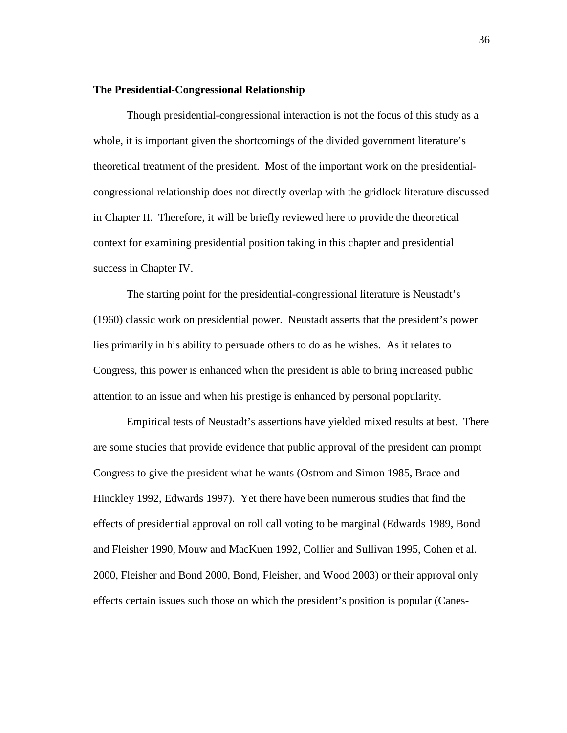**The Presidential-Congressional Relationship**

Though presidential-congressional interaction is not the focus of this study as a whole, it is important given the shortcomings of the divided government literature's theoretical treatment of the president. Most of the important work on the presidential-congressional relationship does not directly overlap with the gridlock literature discussed in Chapter II. Therefore, it will be briefly reviewed here to provide the theoretical context for examining presidential position taking in this chapter and presidential success in Chapter IV.

The starting point for the presidential-congressional literature is Neustadt's (1960) classic work on presidential power. Neustadt asserts that the president's power lies primarily in his ability to persuade others to do as he wishes. As it relates to Congress, this power is enhanced when the president is able to bring increased public attention to an issue and when his prestige is enhanced by personal popularity.

Empirical tests of Neustadt's assertions have yielded mixed results at best. There are some studies that provide evidence that public approval of the president can prompt Congress to give the president what he wants (Ostrom and Simon 1985, Brace and Hinckley 1992, Edwards 1997). Yet there have been numerous studies that find the effects of presidential approval on roll call voting to be marginal (Edwards 1989, Bond and Fleisher 1990, Mouw and MacKuen 1992, Collier and Sullivan 1995, Cohen et al. 2000, Fleisher and Bond 2000, Bond, Fleisher, and Wood 2003) or their approval only effects certain issues such those on which the president's position is popular (Canes-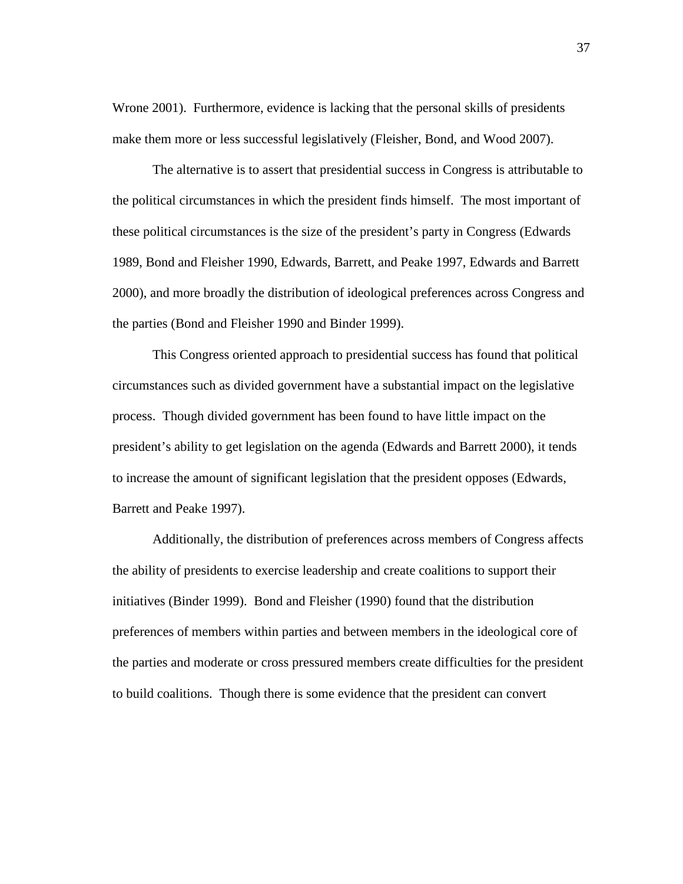Wrone 2001). Furthermore, evidence is lacking that the personal skills of presidents make them more or less successful legislatively (Fleisher, Bond, and Wood 2007).

The alternative is to assert that presidential success in Congress is attributable to the political circumstances in which the president finds himself. The most important of these political circumstances is the size of the president's party in Congress (Edwards 1989, Bond and Fleisher 1990, Edwards, Barrett, and Peake 1997, Edwards and Barrett 2000), and more broadly the distribution of ideological preferences across Congress and the parties (Bond and Fleisher 1990 and Binder 1999).

This Congress oriented approach to presidential success has found that political circumstances such as divided government have a substantial impact on the legislative process. Though divided government has been found to have little impact on the president's ability to get legislation on the agenda (Edwards and Barrett 2000), it tends to increase the amount of significant legislation that the president opposes (Edwards, Barrett and Peake 1997).

Additionally, the distribution of preferences across members of Congress affects the ability of presidents to exercise leadership and create coalitions to support their initiatives (Binder 1999). Bond and Fleisher (1990) found that the distribution preferences of members within parties and between members in the ideological core of the parties and moderate or cross pressured members create difficulties for the president to build coalitions. Though there is some evidence that the president can convert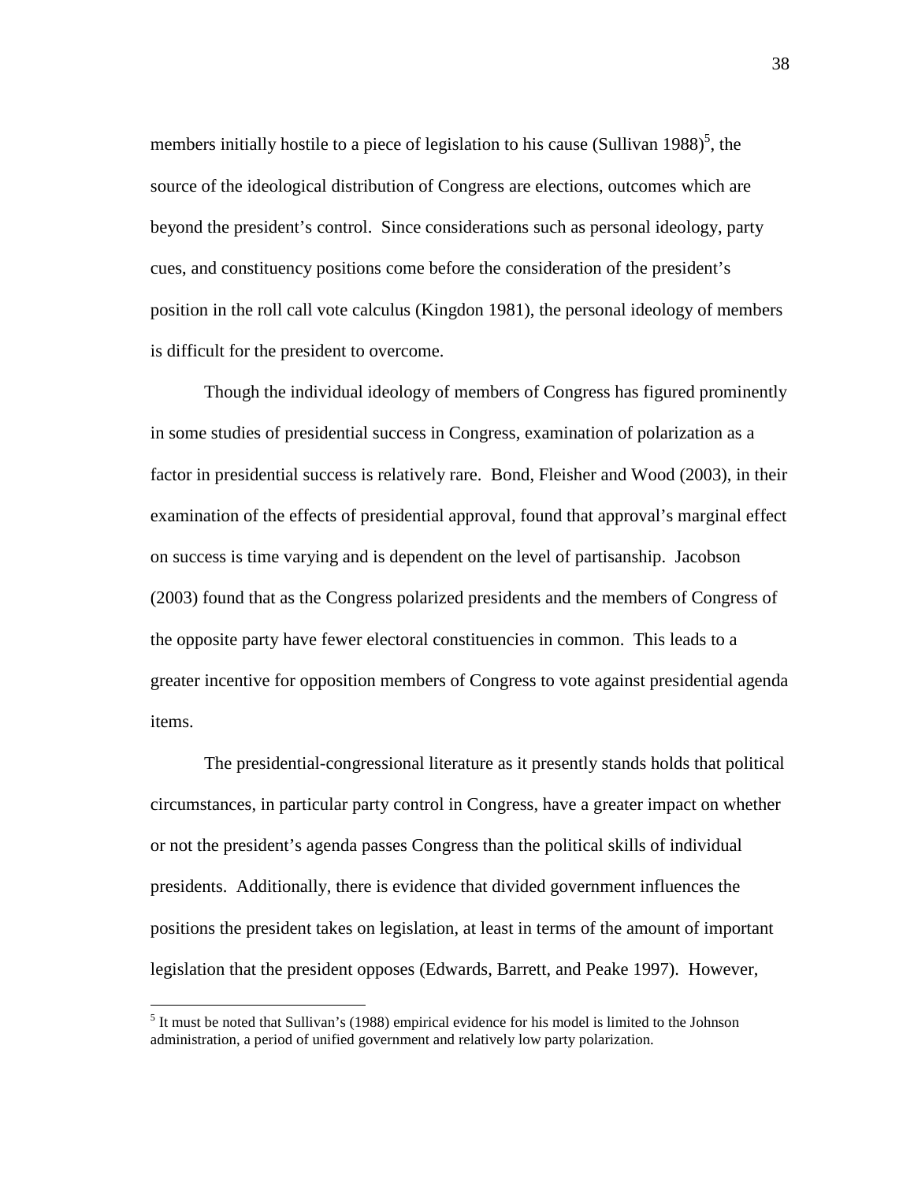members initially hostile to a piece of legislation to his cause (Sullivan 1988)[5], the source of the ideological distribution of Congress are elections, outcomes which are beyond the president's control. Since considerations such as personal ideology, party cues, and constituency positions come before the consideration of the president's position in the roll call vote calculus (Kingdon 1981), the personal ideology of members is difficult for the president to overcome.

Though the individual ideology of members of Congress has figured prominently in some studies of presidential success in Congress, examination of polarization as a factor in presidential success is relatively rare. Bond, Fleisher and Wood (2003), in their examination of the effects of presidential approval, found that approval's marginal effect on success is time varying and is dependent on the level of partisanship. Jacobson (2003) found that as the Congress polarized presidents and the members of Congress of the opposite party have fewer electoral constituencies in common. This leads to a greater incentive for opposition members of Congress to vote against presidential agenda items.

The presidential-congressional literature as it presently stands holds that political circumstances, in particular party control in Congress, have a greater impact on whether or not the president's agenda passes Congress than the political skills of individual presidents. Additionally, there is evidence that divided government influences the positions the president takes on legislation, at least in terms of the amount of important legislation that the president opposes (Edwards, Barrett, and Peake 1997). However,

[5] It must be noted that Sullivan's (1988) empirical evidence for his model is limited to the Johnson administration, a period of unified government and relatively low party polarization.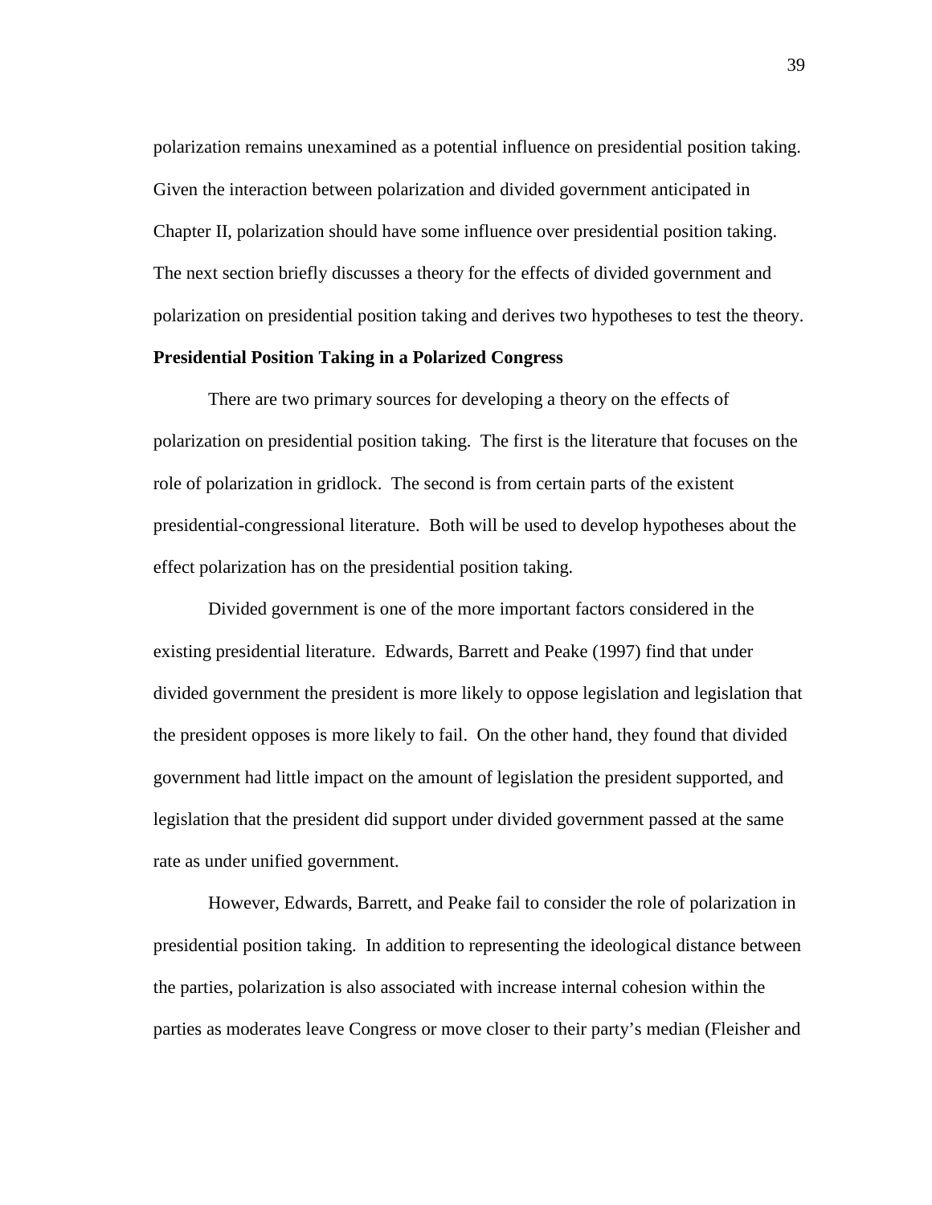polarization remains unexamined as a potential influence on presidential position taking. Given the interaction between polarization and divided government anticipated in Chapter II, polarization should have some influence over presidential position taking. The next section briefly discusses a theory for the effects of divided government and polarization on presidential position taking and derives two hypotheses to test the theory.

**Presidential Position Taking in a Polarized Congress**

There are two primary sources for developing a theory on the effects of polarization on presidential position taking. The first is the literature that focuses on the role of polarization in gridlock. The second is from certain parts of the existent presidential-congressional literature. Both will be used to develop hypotheses about the effect polarization has on the presidential position taking.

Divided government is one of the more important factors considered in the existing presidential literature. Edwards, Barrett and Peake (1997) find that under divided government the president is more likely to oppose legislation and legislation that the president opposes is more likely to fail. On the other hand, they found that divided government had little impact on the amount of legislation the president supported, and legislation that the president did support under divided government passed at the same rate as under unified government.

However, Edwards, Barrett, and Peake fail to consider the role of polarization in presidential position taking. In addition to representing the ideological distance between the parties, polarization is also associated with increase internal cohesion within the parties as moderates leave Congress or move closer to their party's median (Fleisher and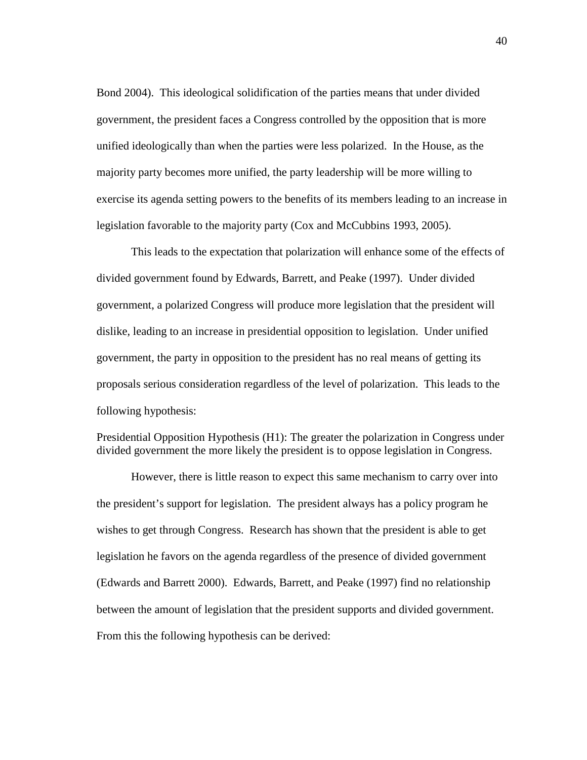Bond 2004). This ideological solidification of the parties means that under divided government, the president faces a Congress controlled by the opposition that is more unified ideologically than when the parties were less polarized. In the House, as the majority party becomes more unified, the party leadership will be more willing to exercise its agenda setting powers to the benefits of its members leading to an increase in legislation favorable to the majority party (Cox and McCubbins 1993, 2005).

This leads to the expectation that polarization will enhance some of the effects of divided government found by Edwards, Barrett, and Peake (1997). Under divided government, a polarized Congress will produce more legislation that the president will dislike, leading to an increase in presidential opposition to legislation. Under unified government, the party in opposition to the president has no real means of getting its proposals serious consideration regardless of the level of polarization. This leads to the following hypothesis:

Presidential Opposition Hypothesis (H1): The greater the polarization in Congress under divided government the more likely the president is to oppose legislation in Congress.

However, there is little reason to expect this same mechanism to carry over into the president's support for legislation. The president always has a policy program he wishes to get through Congress. Research has shown that the president is able to get legislation he favors on the agenda regardless of the presence of divided government (Edwards and Barrett 2000). Edwards, Barrett, and Peake (1997) find no relationship between the amount of legislation that the president supports and divided government. From this the following hypothesis can be derived: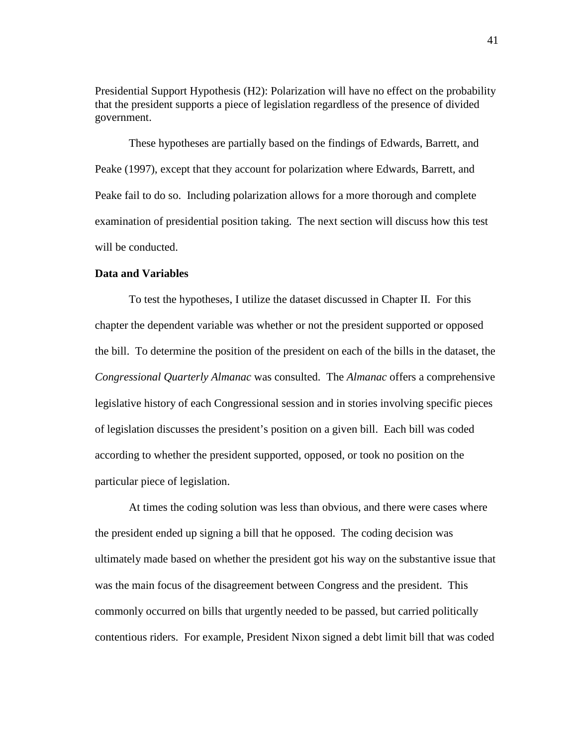Presidential Support Hypothesis (H2): Polarization will have no effect on the probability that the president supports a piece of legislation regardless of the presence of divided government.

These hypotheses are partially based on the findings of Edwards, Barrett, and Peake (1997), except that they account for polarization where Edwards, Barrett, and Peake fail to do so. Including polarization allows for a more thorough and complete examination of presidential position taking. The next section will discuss how this test will be conducted.

**Data and Variables**

To test the hypotheses, I utilize the dataset discussed in Chapter II. For this chapter the dependent variable was whether or not the president supported or opposed the bill. To determine the position of the president on each of the bills in the dataset, the *Congressional Quarterly Almanac* was consulted. The *Almanac* offers a comprehensive legislative history of each Congressional session and in stories involving specific pieces of legislation discusses the president's position on a given bill. Each bill was coded according to whether the president supported, opposed, or took no position on the particular piece of legislation.

At times the coding solution was less than obvious, and there were cases where the president ended up signing a bill that he opposed. The coding decision was ultimately made based on whether the president got his way on the substantive issue that was the main focus of the disagreement between Congress and the president. This commonly occurred on bills that urgently needed to be passed, but carried politically contentious riders. For example, President Nixon signed a debt limit bill that was coded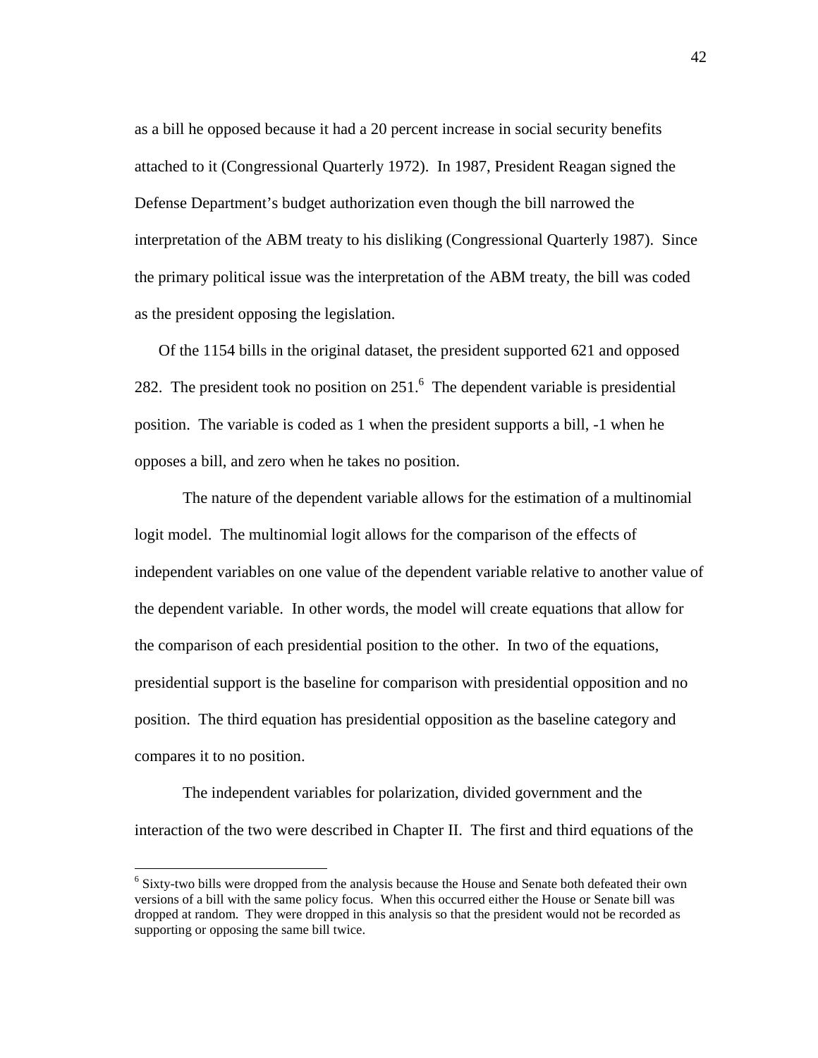as a bill he opposed because it had a 20 percent increase in social security benefits attached to it (Congressional Quarterly 1972). In 1987, President Reagan signed the Defense Department's budget authorization even though the bill narrowed the interpretation of the ABM treaty to his disliking (Congressional Quarterly 1987). Since the primary political issue was the interpretation of the ABM treaty, the bill was coded as the president opposing the legislation.

Of the 1154 bills in the original dataset, the president supported 621 and opposed 282. The president took no position on 251.[6] The dependent variable is presidential position. The variable is coded as 1 when the president supports a bill, -1 when he opposes a bill, and zero when he takes no position.

The nature of the dependent variable allows for the estimation of a multinomial logit model. The multinomial logit allows for the comparison of the effects of independent variables on one value of the dependent variable relative to another value of the dependent variable. In other words, the model will create equations that allow for the comparison of each presidential position to the other. In two of the equations, presidential support is the baseline for comparison with presidential opposition and no position. The third equation has presidential opposition as the baseline category and compares it to no position.

The independent variables for polarization, divided government and the interaction of the two were described in Chapter II. The first and third equations of the

[6] Sixty-two bills were dropped from the analysis because the House and Senate both defeated their own versions of a bill with the same policy focus. When this occurred either the House or Senate bill was dropped at random. They were dropped in this analysis so that the president would not be recorded as supporting or opposing the same bill twice.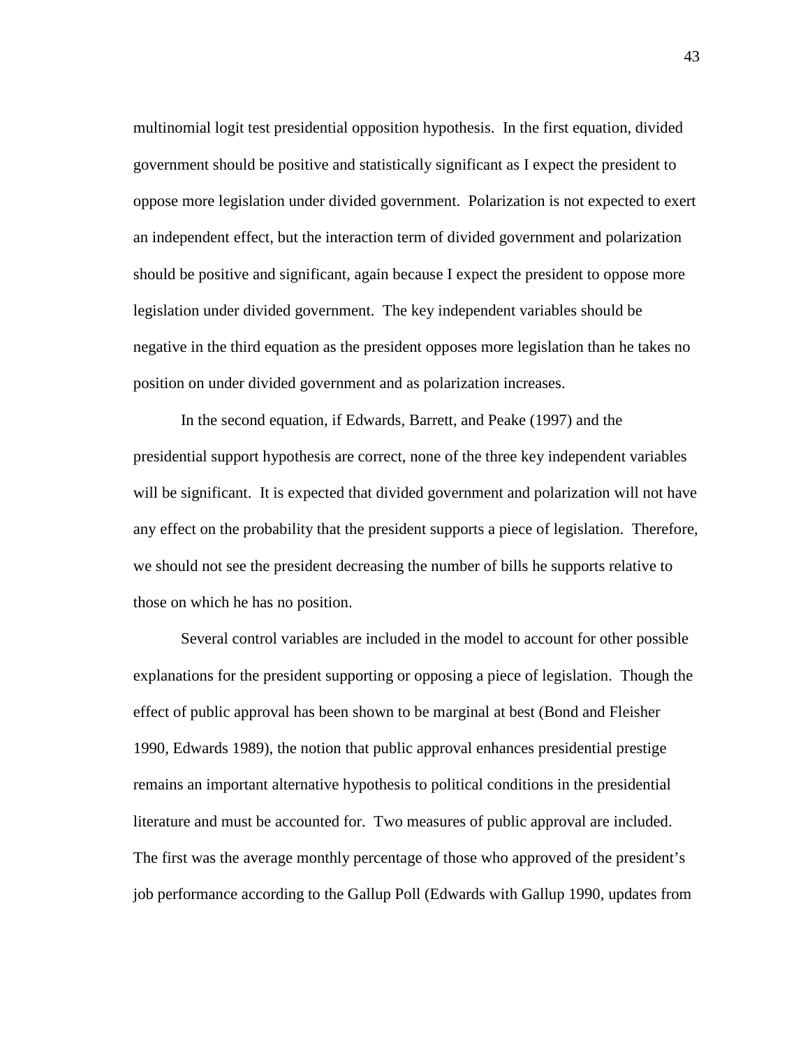multinomial logit test presidential opposition hypothesis. In the first equation, divided government should be positive and statistically significant as I expect the president to oppose more legislation under divided government. Polarization is not expected to exert an independent effect, but the interaction term of divided government and polarization should be positive and significant, again because I expect the president to oppose more legislation under divided government. The key independent variables should be negative in the third equation as the president opposes more legislation than he takes no position on under divided government and as polarization increases.

In the second equation, if Edwards, Barrett, and Peake (1997) and the presidential support hypothesis are correct, none of the three key independent variables will be significant. It is expected that divided government and polarization will not have any effect on the probability that the president supports a piece of legislation. Therefore, we should not see the president decreasing the number of bills he supports relative to those on which he has no position.

Several control variables are included in the model to account for other possible explanations for the president supporting or opposing a piece of legislation. Though the effect of public approval has been shown to be marginal at best (Bond and Fleisher 1990, Edwards 1989), the notion that public approval enhances presidential prestige remains an important alternative hypothesis to political conditions in the presidential literature and must be accounted for. Two measures of public approval are included. The first was the average monthly percentage of those who approved of the president's job performance according to the Gallup Poll (Edwards with Gallup 1990, updates from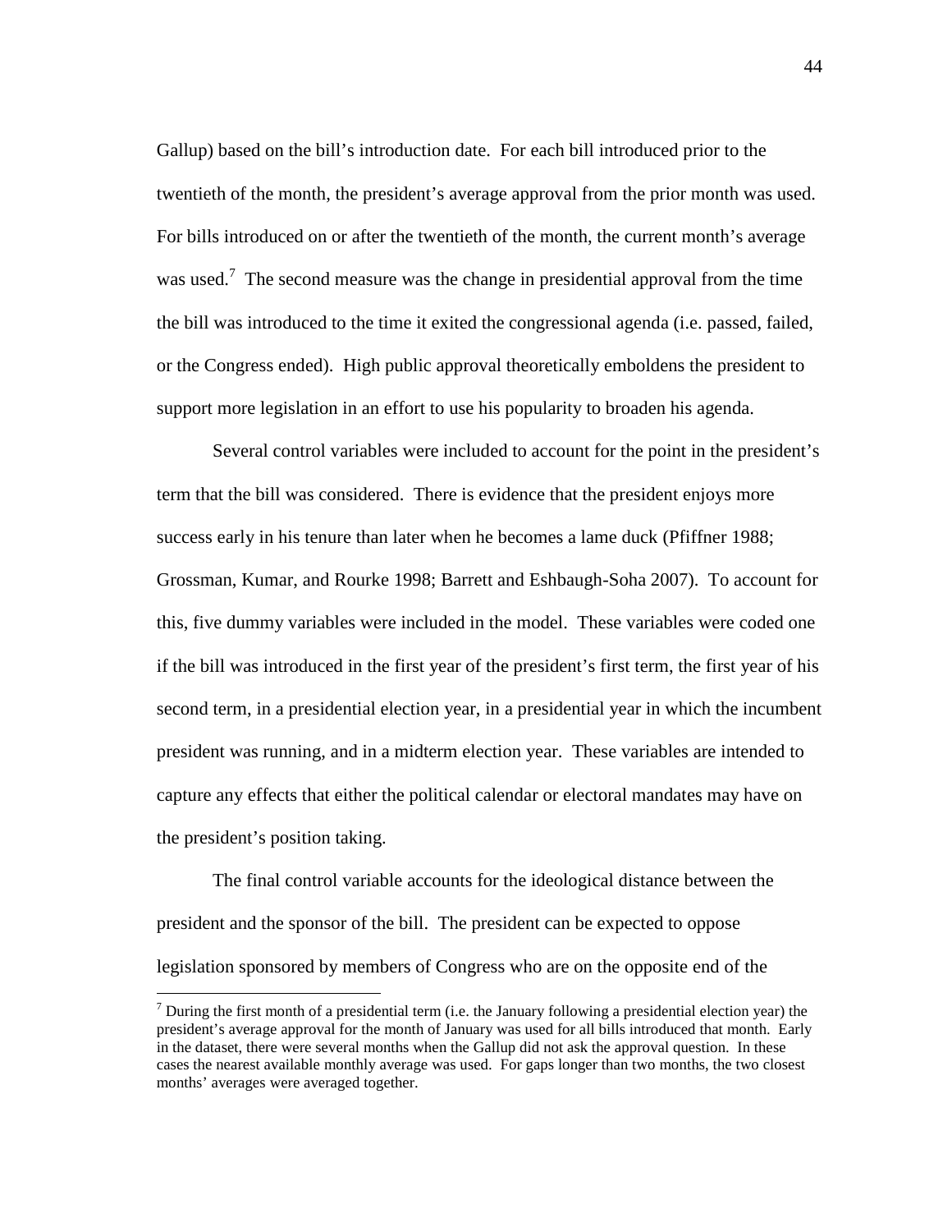Gallup) based on the bill's introduction date. For each bill introduced prior to the twentieth of the month, the president's average approval from the prior month was used. For bills introduced on or after the twentieth of the month, the current month's average was used.[7] The second measure was the change in presidential approval from the time the bill was introduced to the time it exited the congressional agenda (i.e. passed, failed, or the Congress ended). High public approval theoretically emboldens the president to support more legislation in an effort to use his popularity to broaden his agenda.

Several control variables were included to account for the point in the president's term that the bill was considered. There is evidence that the president enjoys more success early in his tenure than later when he becomes a lame duck (Pfiffner 1988; Grossman, Kumar, and Rourke 1998; Barrett and Eshbaugh-Soha 2007). To account for this, five dummy variables were included in the model. These variables were coded one if the bill was introduced in the first year of the president's first term, the first year of his second term, in a presidential election year, in a presidential year in which the incumbent president was running, and in a midterm election year. These variables are intended to capture any effects that either the political calendar or electoral mandates may have on the president's position taking.

The final control variable accounts for the ideological distance between the president and the sponsor of the bill. The president can be expected to oppose legislation sponsored by members of Congress who are on the opposite end of the

[7] During the first month of a presidential term (i.e. the January following a presidential election year) the president's average approval for the month of January was used for all bills introduced that month. Early in the dataset, there were several months when the Gallup did not ask the approval question. In these cases the nearest available monthly average was used. For gaps longer than two months, the two closest months' averages were averaged together.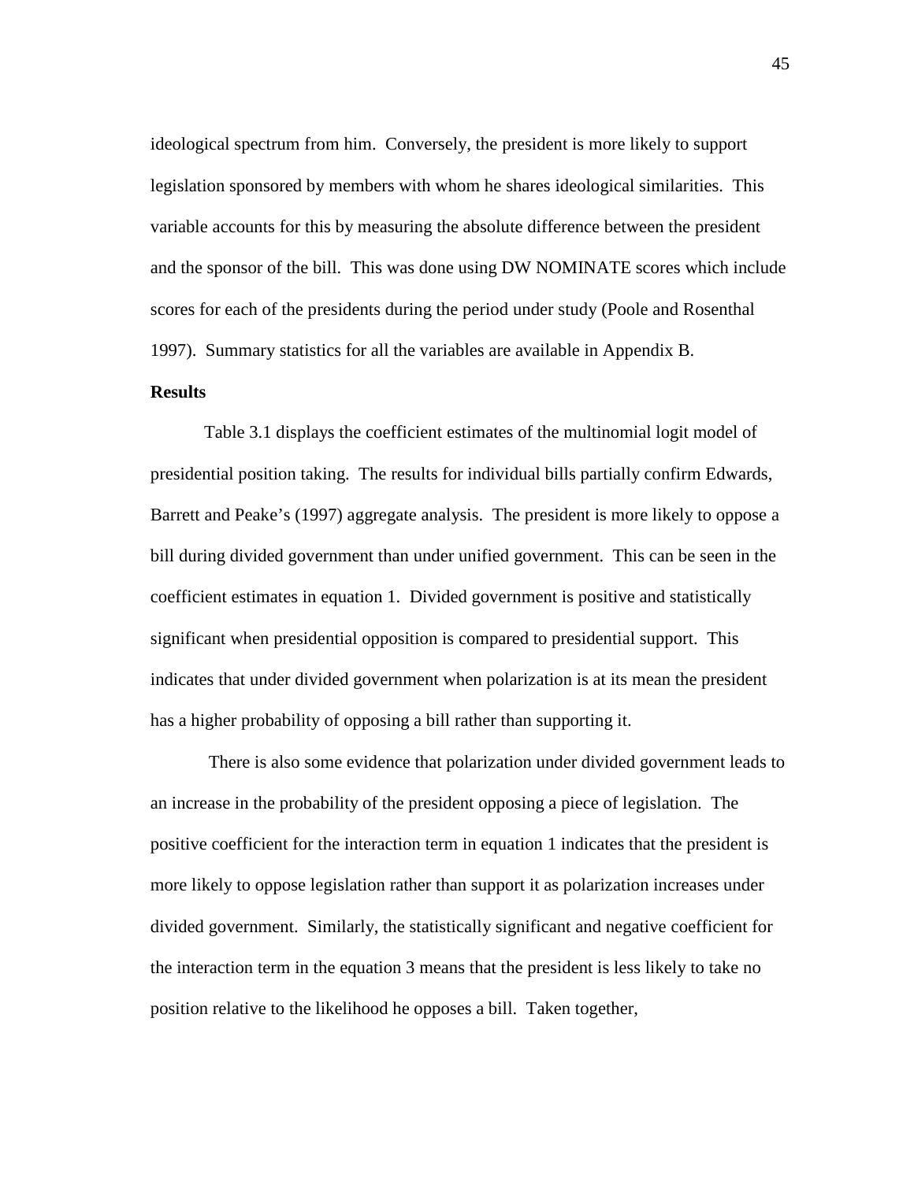ideological spectrum from him. Conversely, the president is more likely to support legislation sponsored by members with whom he shares ideological similarities. This variable accounts for this by measuring the absolute difference between the president and the sponsor of the bill. This was done using DW NOMINATE scores which include scores for each of the presidents during the period under study (Poole and Rosenthal 1997). Summary statistics for all the variables are available in Appendix B.

**Results**

Table 3.1 displays the coefficient estimates of the multinomial logit model of presidential position taking. The results for individual bills partially confirm Edwards, Barrett and Peake's (1997) aggregate analysis. The president is more likely to oppose a bill during divided government than under unified government. This can be seen in the coefficient estimates in equation 1. Divided government is positive and statistically significant when presidential opposition is compared to presidential support. This indicates that under divided government when polarization is at its mean the president has a higher probability of opposing a bill rather than supporting it.

There is also some evidence that polarization under divided government leads to an increase in the probability of the president opposing a piece of legislation. The positive coefficient for the interaction term in equation 1 indicates that the president is more likely to oppose legislation rather than support it as polarization increases under divided government. Similarly, the statistically significant and negative coefficient for the interaction term in the equation 3 means that the president is less likely to take no position relative to the likelihood he opposes a bill. Taken together,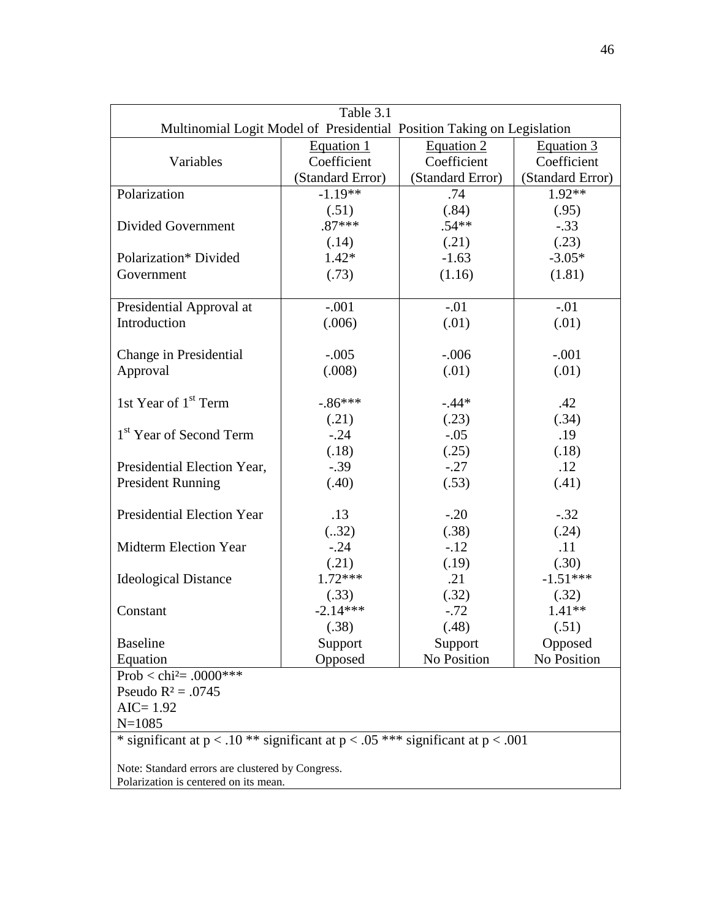Table 3.1

Multinomial Logit Model of Presidential Position Taking on Legislation

| Variables | Equation 1<br>Coefficient<br>(Standard Error) | Equation 2<br>Coefficient<br>(Standard Error) | Equation 3<br>Coefficient<br>(Standard Error) |
|---|---|---|---|
| Polarization | -1.19** | .74 | 1.92** |
| | (.51) | (.84) | (.95) |
| Divided Government | .87*** | .54** | -.33 |
| | (.14) | (.21) | (.23) |
| Polarization* Divided Government | 1.42* | -1.63 | -3.05* |
| | (.73) | (1.16) | (1.81) |
| Presidential Approval at Introduction | -.001 | -.01 | -.01 |
| | (.006) | (.01) | (.01) |
| Change in Presidential Approval | -.005 | -.006 | -.001 |
| | (.008) | (.01) | (.01) |
| 1st Year of 1st Term | -.86*** | -.44* | .42 |
| | (.21) | (.23) | (.34) |
| 1st Year of Second Term | -.24 | -.05 | .19 |
| | (.18) | (.25) | (.18) |
| Presidential Election Year, President Running | -.39 | -.27 | .12 |
| | (.40) | (.53) | (.41) |
| Presidential Election Year | .13 | -.20 | -.32 |
| | (..32) | (.38) | (.24) |
| Midterm Election Year | -.24 | -.12 | .11 |
| | (.21) | (.19) | (.30) |
| Ideological Distance | 1.72*** | .21 | -1.51*** |
| | (.33) | (.32) | (.32) |
| Constant | -2.14*** | -.72 | 1.41** |
| | (.38) | (.48) | (.51) |
| Baseline Equation | Support Opposed | Support No Position | Opposed No Position |

Prob < chi² = .0000***
Pseudo $R^2$ = .0745
AIC= 1.92
N=1085

* significant at $p < .10$ ** significant at $p < .05$ *** significant at $p < .001$

Note: Standard errors are clustered by Congress.
Polarization is centered on its mean.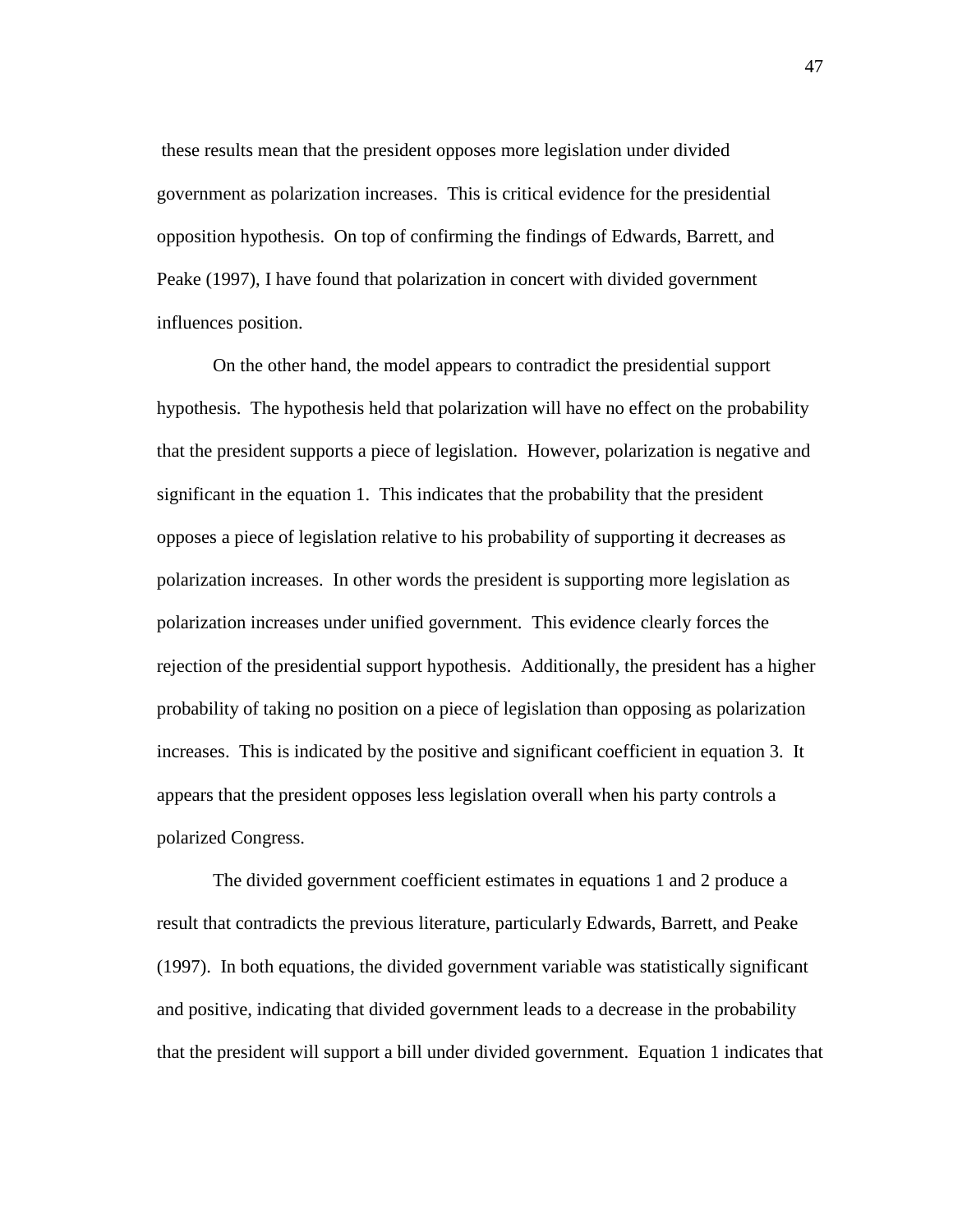these results mean that the president opposes more legislation under divided government as polarization increases. This is critical evidence for the presidential opposition hypothesis. On top of confirming the findings of Edwards, Barrett, and Peake (1997), I have found that polarization in concert with divided government influences position.

On the other hand, the model appears to contradict the presidential support hypothesis. The hypothesis held that polarization will have no effect on the probability that the president supports a piece of legislation. However, polarization is negative and significant in the equation 1. This indicates that the probability that the president opposes a piece of legislation relative to his probability of supporting it decreases as polarization increases. In other words the president is supporting more legislation as polarization increases under unified government. This evidence clearly forces the rejection of the presidential support hypothesis. Additionally, the president has a higher probability of taking no position on a piece of legislation than opposing as polarization increases. This is indicated by the positive and significant coefficient in equation 3. It appears that the president opposes less legislation overall when his party controls a polarized Congress.

The divided government coefficient estimates in equations 1 and 2 produce a result that contradicts the previous literature, particularly Edwards, Barrett, and Peake (1997). In both equations, the divided government variable was statistically significant and positive, indicating that divided government leads to a decrease in the probability that the president will support a bill under divided government. Equation 1 indicates that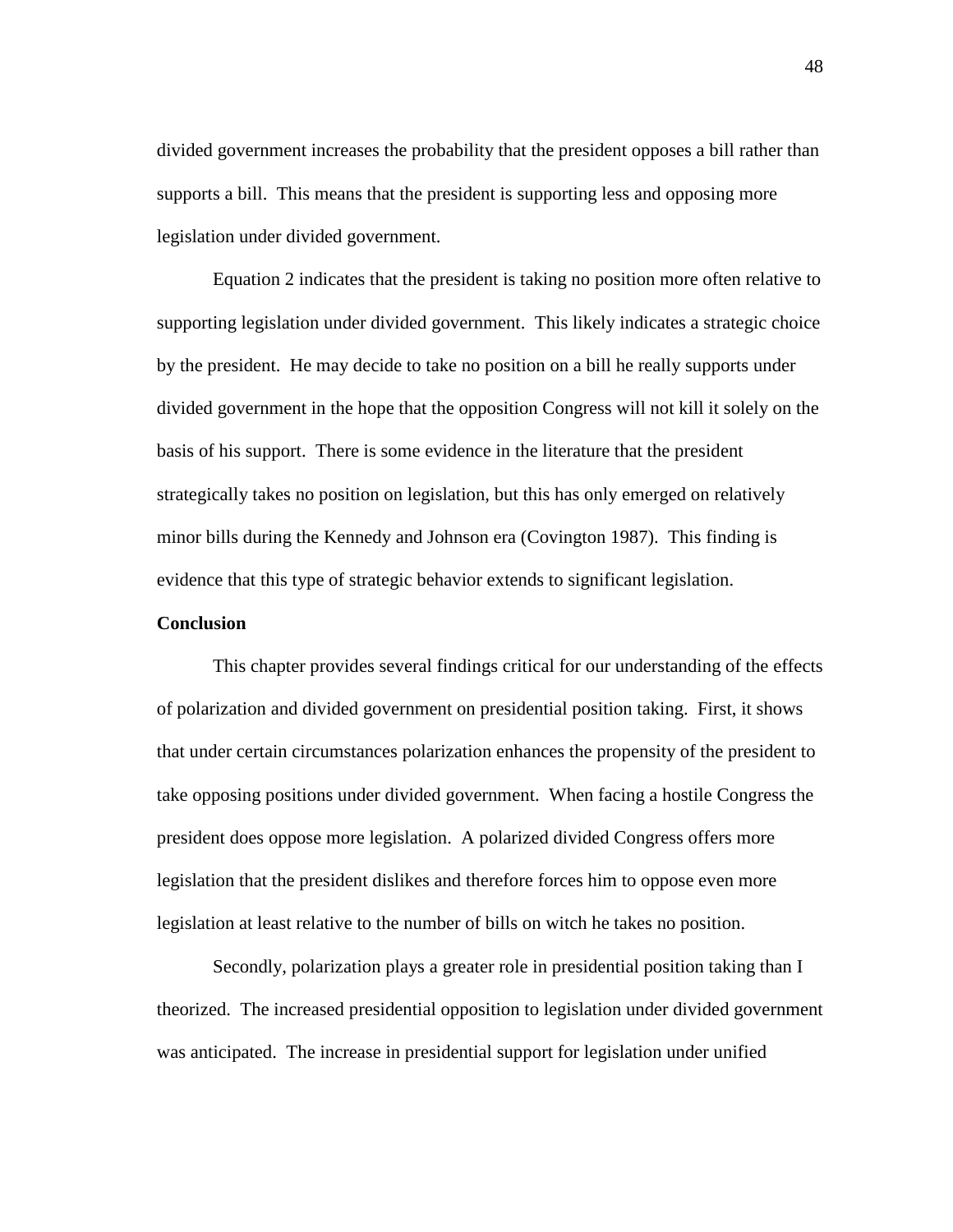divided government increases the probability that the president opposes a bill rather than supports a bill. This means that the president is supporting less and opposing more legislation under divided government.

Equation 2 indicates that the president is taking no position more often relative to supporting legislation under divided government. This likely indicates a strategic choice by the president. He may decide to take no position on a bill he really supports under divided government in the hope that the opposition Congress will not kill it solely on the basis of his support. There is some evidence in the literature that the president strategically takes no position on legislation, but this has only emerged on relatively minor bills during the Kennedy and Johnson era (Covington 1987). This finding is evidence that this type of strategic behavior extends to significant legislation.

**Conclusion**

This chapter provides several findings critical for our understanding of the effects of polarization and divided government on presidential position taking. First, it shows that under certain circumstances polarization enhances the propensity of the president to take opposing positions under divided government. When facing a hostile Congress the president does oppose more legislation. A polarized divided Congress offers more legislation that the president dislikes and therefore forces him to oppose even more legislation at least relative to the number of bills on witch he takes no position.

Secondly, polarization plays a greater role in presidential position taking than I theorized. The increased presidential opposition to legislation under divided government was anticipated. The increase in presidential support for legislation under unified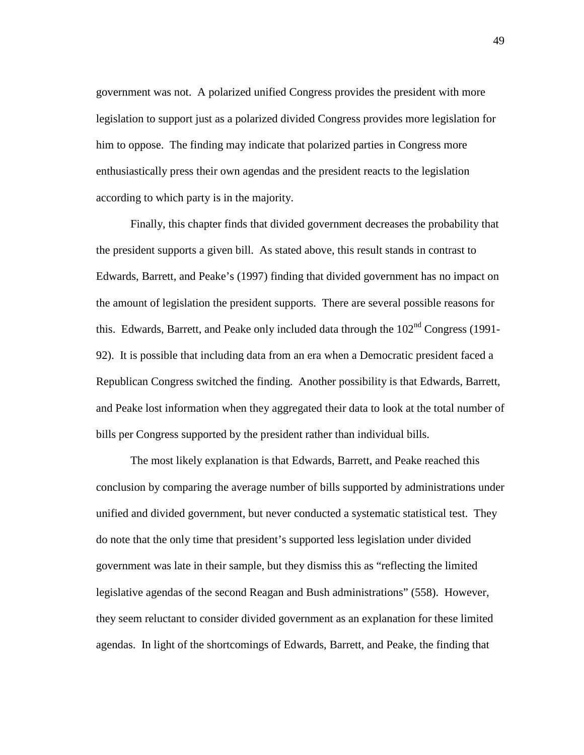government was not. A polarized unified Congress provides the president with more legislation to support just as a polarized divided Congress provides more legislation for him to oppose. The finding may indicate that polarized parties in Congress more enthusiastically press their own agendas and the president reacts to the legislation according to which party is in the majority.

Finally, this chapter finds that divided government decreases the probability that the president supports a given bill. As stated above, this result stands in contrast to Edwards, Barrett, and Peake's (1997) finding that divided government has no impact on the amount of legislation the president supports. There are several possible reasons for this. Edwards, Barrett, and Peake only included data through the 102nd Congress (1991-92). It is possible that including data from an era when a Democratic president faced a Republican Congress switched the finding. Another possibility is that Edwards, Barrett, and Peake lost information when they aggregated their data to look at the total number of bills per Congress supported by the president rather than individual bills.

The most likely explanation is that Edwards, Barrett, and Peake reached this conclusion by comparing the average number of bills supported by administrations under unified and divided government, but never conducted a systematic statistical test. They do note that the only time that president's supported less legislation under divided government was late in their sample, but they dismiss this as "reflecting the limited legislative agendas of the second Reagan and Bush administrations" (558). However, they seem reluctant to consider divided government as an explanation for these limited agendas. In light of the shortcomings of Edwards, Barrett, and Peake, the finding that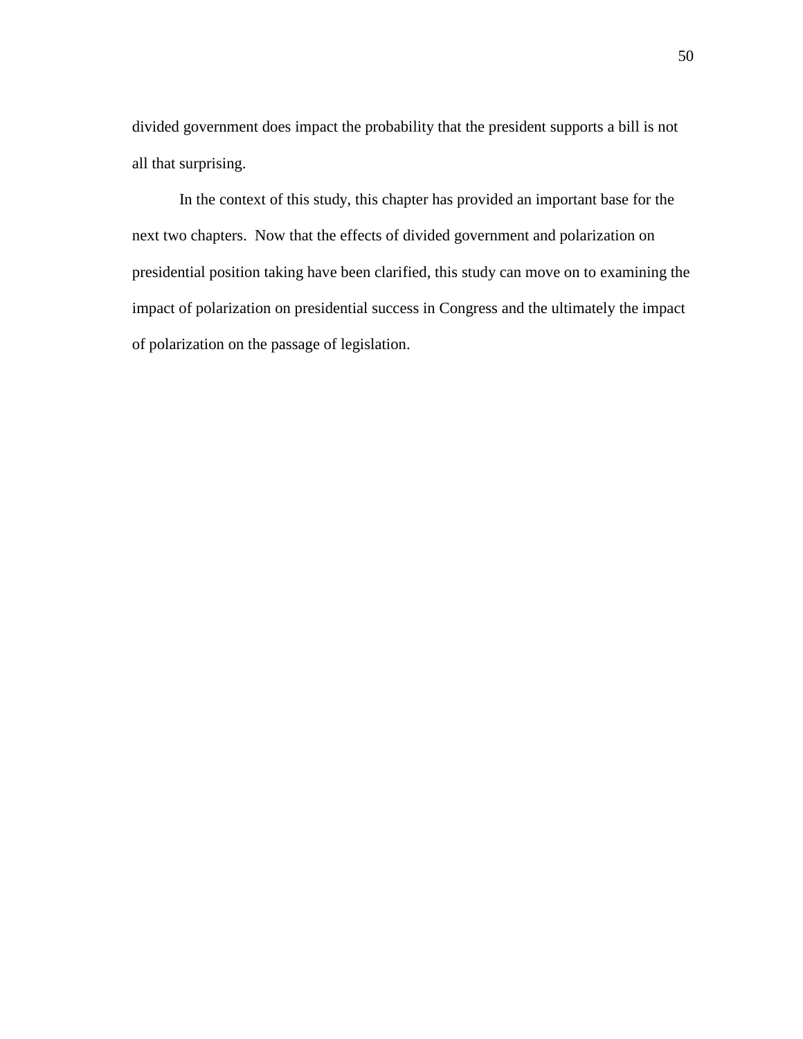divided government does impact the probability that the president supports a bill is not all that surprising.

In the context of this study, this chapter has provided an important base for the next two chapters. Now that the effects of divided government and polarization on presidential position taking have been clarified, this study can move on to examining the impact of polarization on presidential success in Congress and the ultimately the impact of polarization on the passage of legislation.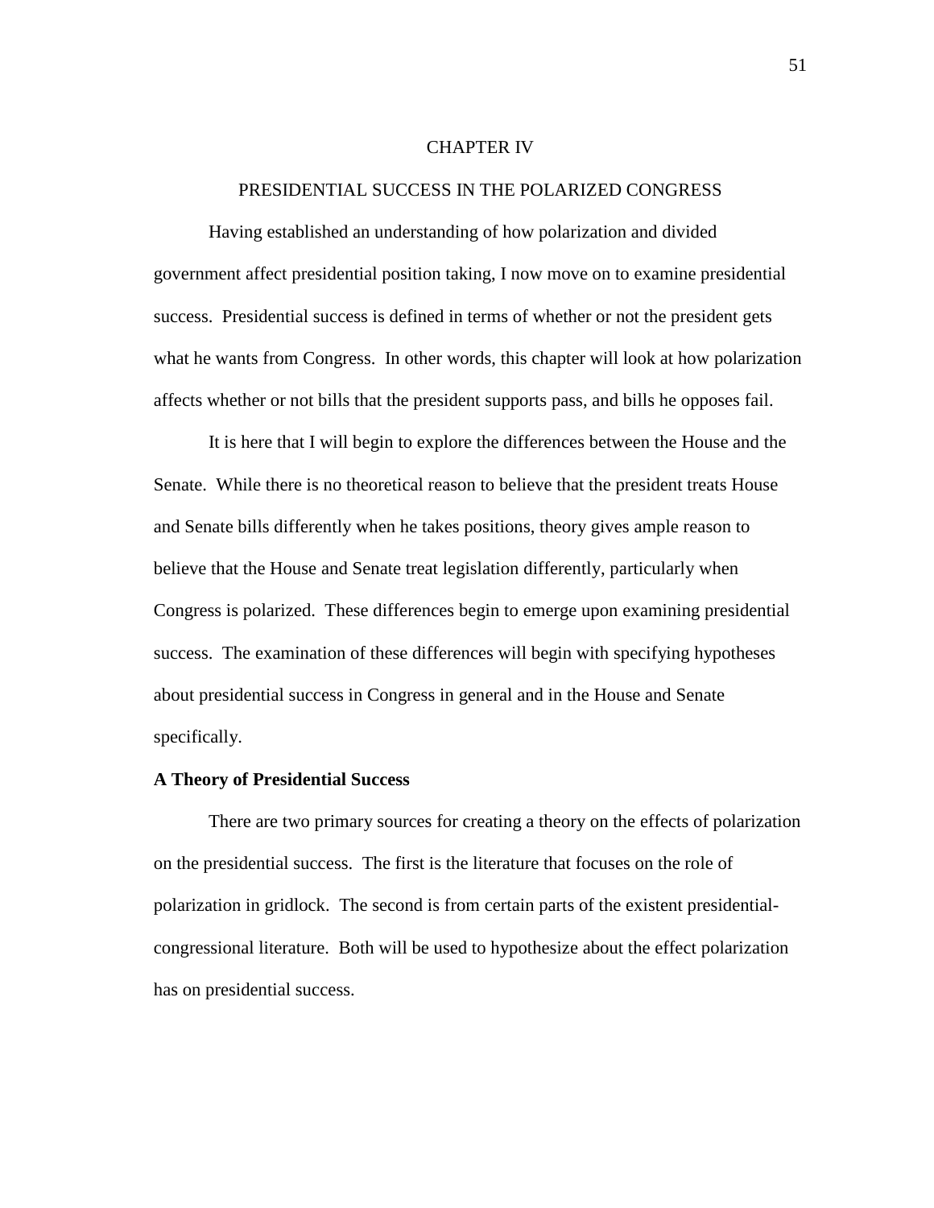# CHAPTER IV

## PRESIDENTIAL SUCCESS IN THE POLARIZED CONGRESS

Having established an understanding of how polarization and divided government affect presidential position taking, I now move on to examine presidential success. Presidential success is defined in terms of whether or not the president gets what he wants from Congress. In other words, this chapter will look at how polarization affects whether or not bills that the president supports pass, and bills he opposes fail.

It is here that I will begin to explore the differences between the House and the Senate. While there is no theoretical reason to believe that the president treats House and Senate bills differently when he takes positions, theory gives ample reason to believe that the House and Senate treat legislation differently, particularly when Congress is polarized. These differences begin to emerge upon examining presidential success. The examination of these differences will begin with specifying hypotheses about presidential success in Congress in general and in the House and Senate specifically.

### A Theory of Presidential Success

There are two primary sources for creating a theory on the effects of polarization on the presidential success. The first is the literature that focuses on the role of polarization in gridlock. The second is from certain parts of the existent presidential-congressional literature. Both will be used to hypothesize about the effect polarization has on presidential success.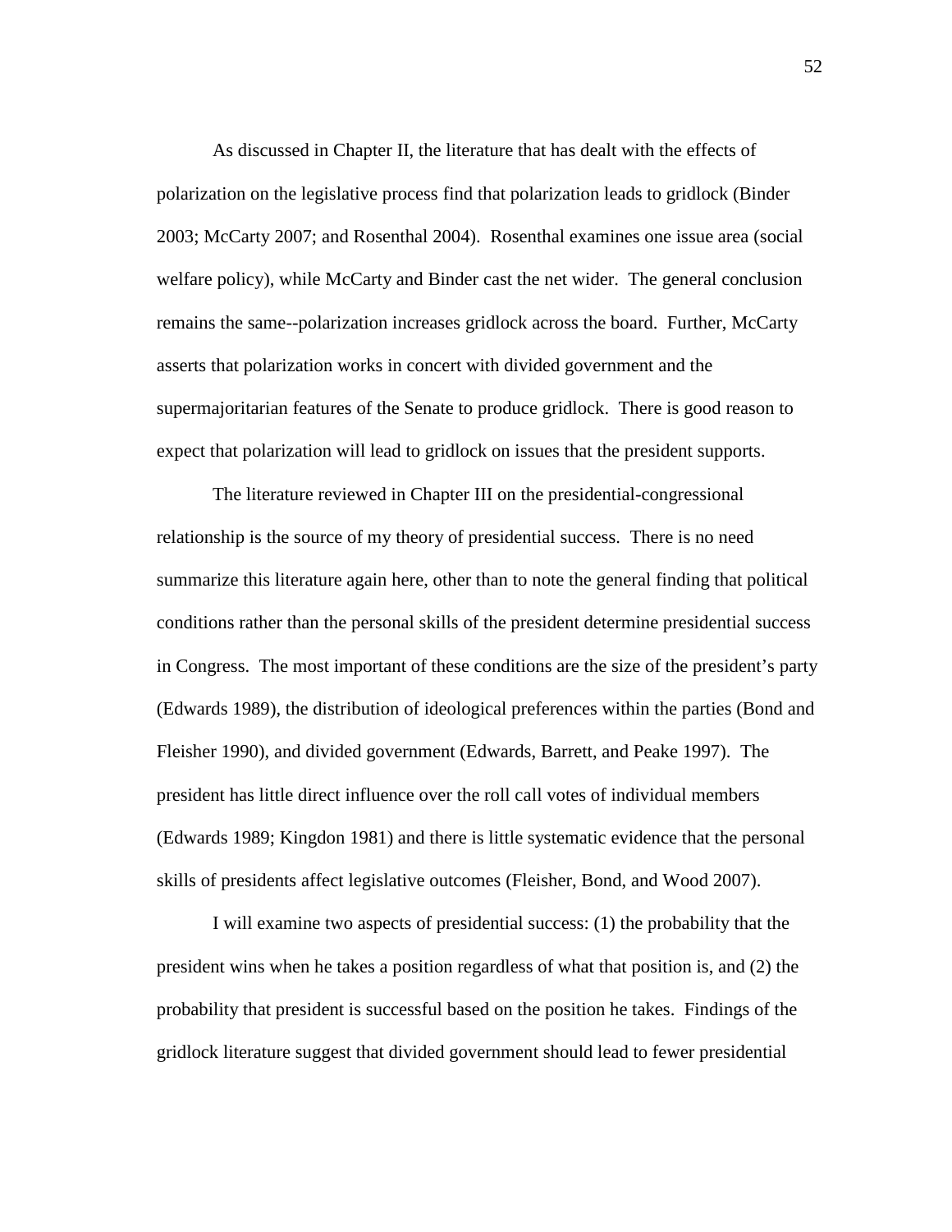As discussed in Chapter II, the literature that has dealt with the effects of polarization on the legislative process find that polarization leads to gridlock (Binder 2003; McCarty 2007; and Rosenthal 2004). Rosenthal examines one issue area (social welfare policy), while McCarty and Binder cast the net wider. The general conclusion remains the same--polarization increases gridlock across the board. Further, McCarty asserts that polarization works in concert with divided government and the supermajoritarian features of the Senate to produce gridlock. There is good reason to expect that polarization will lead to gridlock on issues that the president supports.

The literature reviewed in Chapter III on the presidential-congressional relationship is the source of my theory of presidential success. There is no need summarize this literature again here, other than to note the general finding that political conditions rather than the personal skills of the president determine presidential success in Congress. The most important of these conditions are the size of the president's party (Edwards 1989), the distribution of ideological preferences within the parties (Bond and Fleisher 1990), and divided government (Edwards, Barrett, and Peake 1997). The president has little direct influence over the roll call votes of individual members (Edwards 1989; Kingdon 1981) and there is little systematic evidence that the personal skills of presidents affect legislative outcomes (Fleisher, Bond, and Wood 2007).

I will examine two aspects of presidential success: (1) the probability that the president wins when he takes a position regardless of what that position is, and (2) the probability that president is successful based on the position he takes. Findings of the gridlock literature suggest that divided government should lead to fewer presidential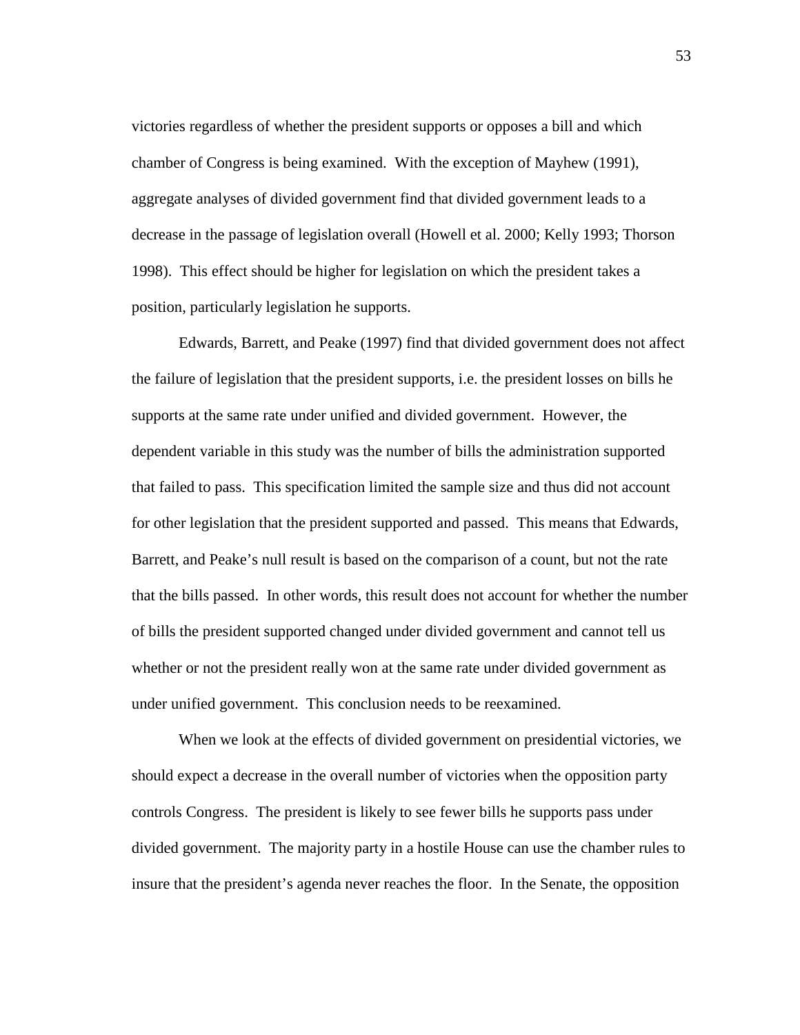victories regardless of whether the president supports or opposes a bill and which chamber of Congress is being examined. With the exception of Mayhew (1991), aggregate analyses of divided government find that divided government leads to a decrease in the passage of legislation overall (Howell et al. 2000; Kelly 1993; Thorson 1998). This effect should be higher for legislation on which the president takes a position, particularly legislation he supports.

Edwards, Barrett, and Peake (1997) find that divided government does not affect the failure of legislation that the president supports, i.e. the president losses on bills he supports at the same rate under unified and divided government. However, the dependent variable in this study was the number of bills the administration supported that failed to pass. This specification limited the sample size and thus did not account for other legislation that the president supported and passed. This means that Edwards, Barrett, and Peake's null result is based on the comparison of a count, but not the rate that the bills passed. In other words, this result does not account for whether the number of bills the president supported changed under divided government and cannot tell us whether or not the president really won at the same rate under divided government as under unified government. This conclusion needs to be reexamined.

When we look at the effects of divided government on presidential victories, we should expect a decrease in the overall number of victories when the opposition party controls Congress. The president is likely to see fewer bills he supports pass under divided government. The majority party in a hostile House can use the chamber rules to insure that the president's agenda never reaches the floor. In the Senate, the opposition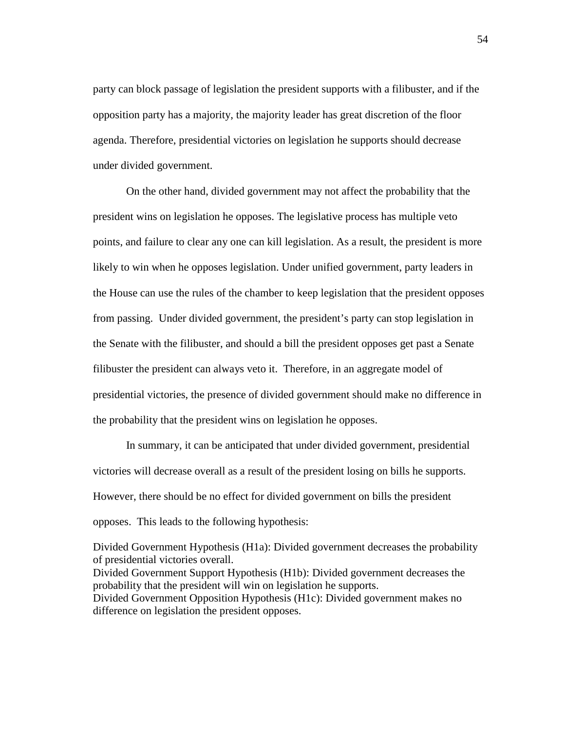party can block passage of legislation the president supports with a filibuster, and if the opposition party has a majority, the majority leader has great discretion of the floor agenda. Therefore, presidential victories on legislation he supports should decrease under divided government.

On the other hand, divided government may not affect the probability that the president wins on legislation he opposes. The legislative process has multiple veto points, and failure to clear any one can kill legislation. As a result, the president is more likely to win when he opposes legislation. Under unified government, party leaders in the House can use the rules of the chamber to keep legislation that the president opposes from passing. Under divided government, the president's party can stop legislation in the Senate with the filibuster, and should a bill the president opposes get past a Senate filibuster the president can always veto it. Therefore, in an aggregate model of presidential victories, the presence of divided government should make no difference in the probability that the president wins on legislation he opposes.

In summary, it can be anticipated that under divided government, presidential victories will decrease overall as a result of the president losing on bills he supports. However, there should be no effect for divided government on bills the president opposes. This leads to the following hypothesis:

Divided Government Hypothesis (H1a): Divided government decreases the probability of presidential victories overall.
Divided Government Support Hypothesis (H1b): Divided government decreases the probability that the president will win on legislation he supports.
Divided Government Opposition Hypothesis (H1c): Divided government makes no difference on legislation the president opposes.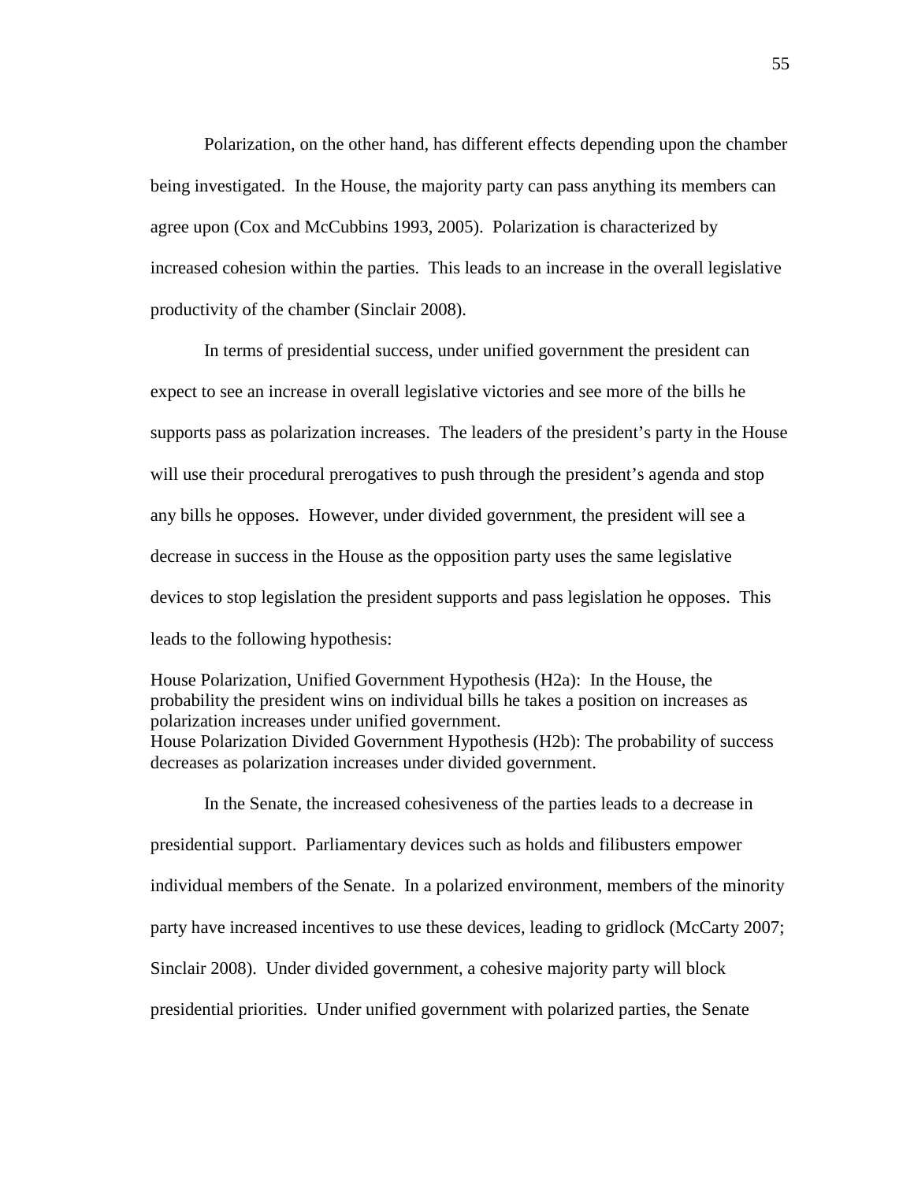Polarization, on the other hand, has different effects depending upon the chamber being investigated. In the House, the majority party can pass anything its members can agree upon (Cox and McCubbins 1993, 2005). Polarization is characterized by increased cohesion within the parties. This leads to an increase in the overall legislative productivity of the chamber (Sinclair 2008).

In terms of presidential success, under unified government the president can expect to see an increase in overall legislative victories and see more of the bills he supports pass as polarization increases. The leaders of the president's party in the House will use their procedural prerogatives to push through the president's agenda and stop any bills he opposes. However, under divided government, the president will see a decrease in success in the House as the opposition party uses the same legislative devices to stop legislation the president supports and pass legislation he opposes. This leads to the following hypothesis:

House Polarization, Unified Government Hypothesis (H2a): In the House, the probability the president wins on individual bills he takes a position on increases as polarization increases under unified government.
House Polarization Divided Government Hypothesis (H2b): The probability of success decreases as polarization increases under divided government.

In the Senate, the increased cohesiveness of the parties leads to a decrease in presidential support. Parliamentary devices such as holds and filibusters empower individual members of the Senate. In a polarized environment, members of the minority party have increased incentives to use these devices, leading to gridlock (McCarty 2007; Sinclair 2008). Under divided government, a cohesive majority party will block presidential priorities. Under unified government with polarized parties, the Senate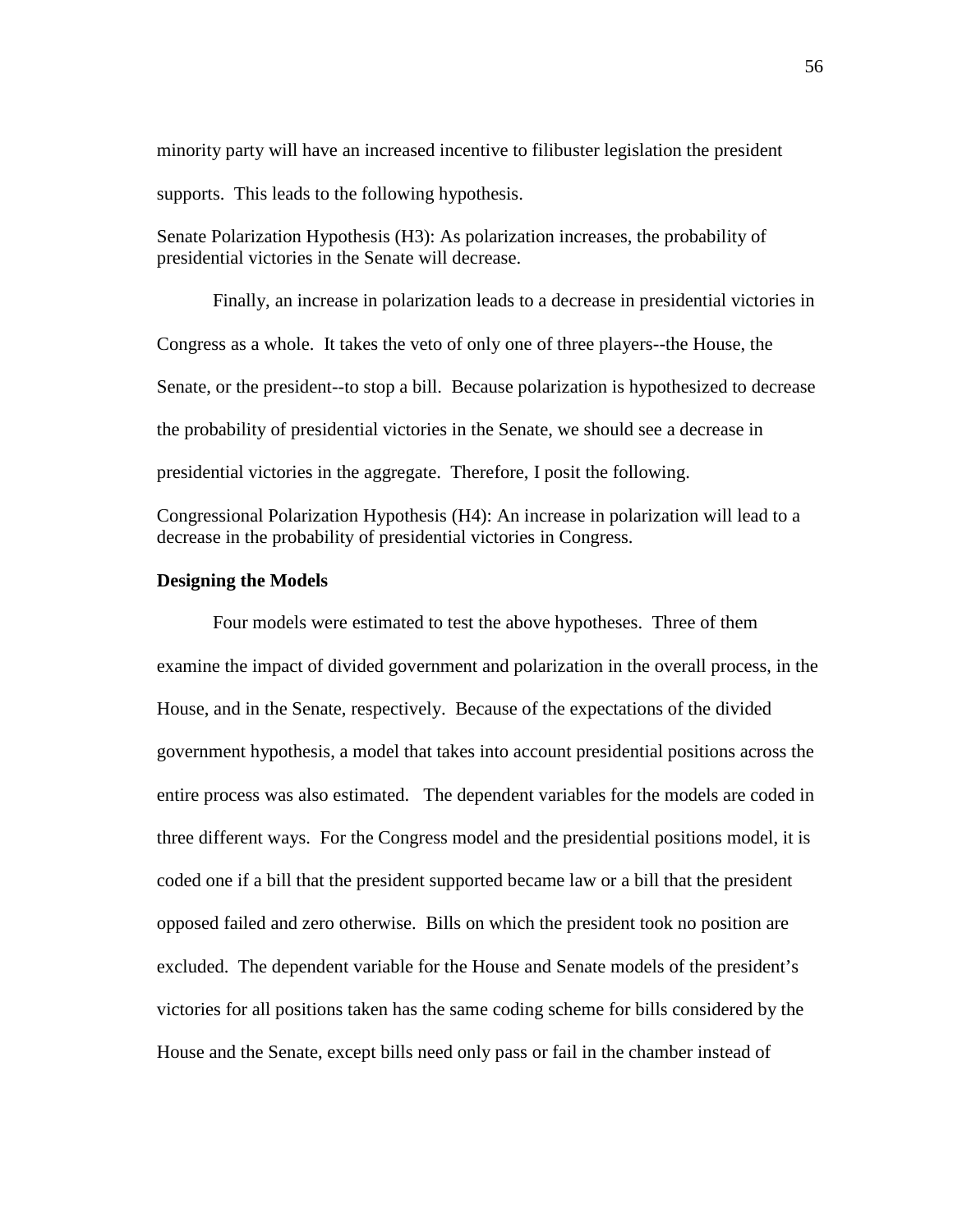minority party will have an increased incentive to filibuster legislation the president supports. This leads to the following hypothesis.

Senate Polarization Hypothesis (H3): As polarization increases, the probability of presidential victories in the Senate will decrease.

Finally, an increase in polarization leads to a decrease in presidential victories in Congress as a whole. It takes the veto of only one of three players--the House, the Senate, or the president--to stop a bill. Because polarization is hypothesized to decrease the probability of presidential victories in the Senate, we should see a decrease in presidential victories in the aggregate. Therefore, I posit the following.

Congressional Polarization Hypothesis (H4): An increase in polarization will lead to a decrease in the probability of presidential victories in Congress.

**Designing the Models**

Four models were estimated to test the above hypotheses. Three of them examine the impact of divided government and polarization in the overall process, in the House, and in the Senate, respectively. Because of the expectations of the divided government hypothesis, a model that takes into account presidential positions across the entire process was also estimated. The dependent variables for the models are coded in three different ways. For the Congress model and the presidential positions model, it is coded one if a bill that the president supported became law or a bill that the president opposed failed and zero otherwise. Bills on which the president took no position are excluded. The dependent variable for the House and Senate models of the president's victories for all positions taken has the same coding scheme for bills considered by the House and the Senate, except bills need only pass or fail in the chamber instead of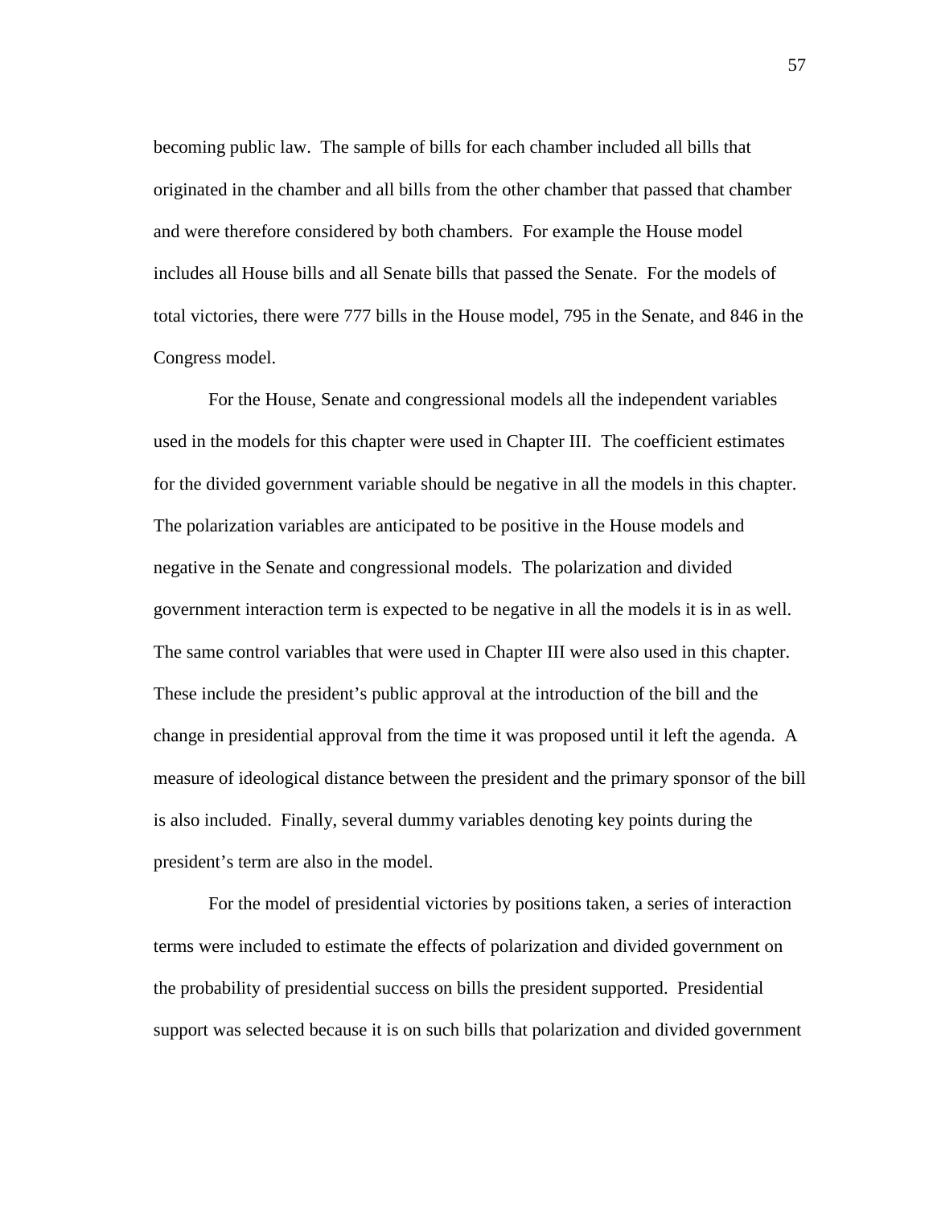becoming public law. The sample of bills for each chamber included all bills that originated in the chamber and all bills from the other chamber that passed that chamber and were therefore considered by both chambers. For example the House model includes all House bills and all Senate bills that passed the Senate. For the models of total victories, there were 777 bills in the House model, 795 in the Senate, and 846 in the Congress model.

For the House, Senate and congressional models all the independent variables used in the models for this chapter were used in Chapter III. The coefficient estimates for the divided government variable should be negative in all the models in this chapter. The polarization variables are anticipated to be positive in the House models and negative in the Senate and congressional models. The polarization and divided government interaction term is expected to be negative in all the models it is in as well. The same control variables that were used in Chapter III were also used in this chapter. These include the president's public approval at the introduction of the bill and the change in presidential approval from the time it was proposed until it left the agenda. A measure of ideological distance between the president and the primary sponsor of the bill is also included. Finally, several dummy variables denoting key points during the president's term are also in the model.

For the model of presidential victories by positions taken, a series of interaction terms were included to estimate the effects of polarization and divided government on the probability of presidential success on bills the president supported. Presidential support was selected because it is on such bills that polarization and divided government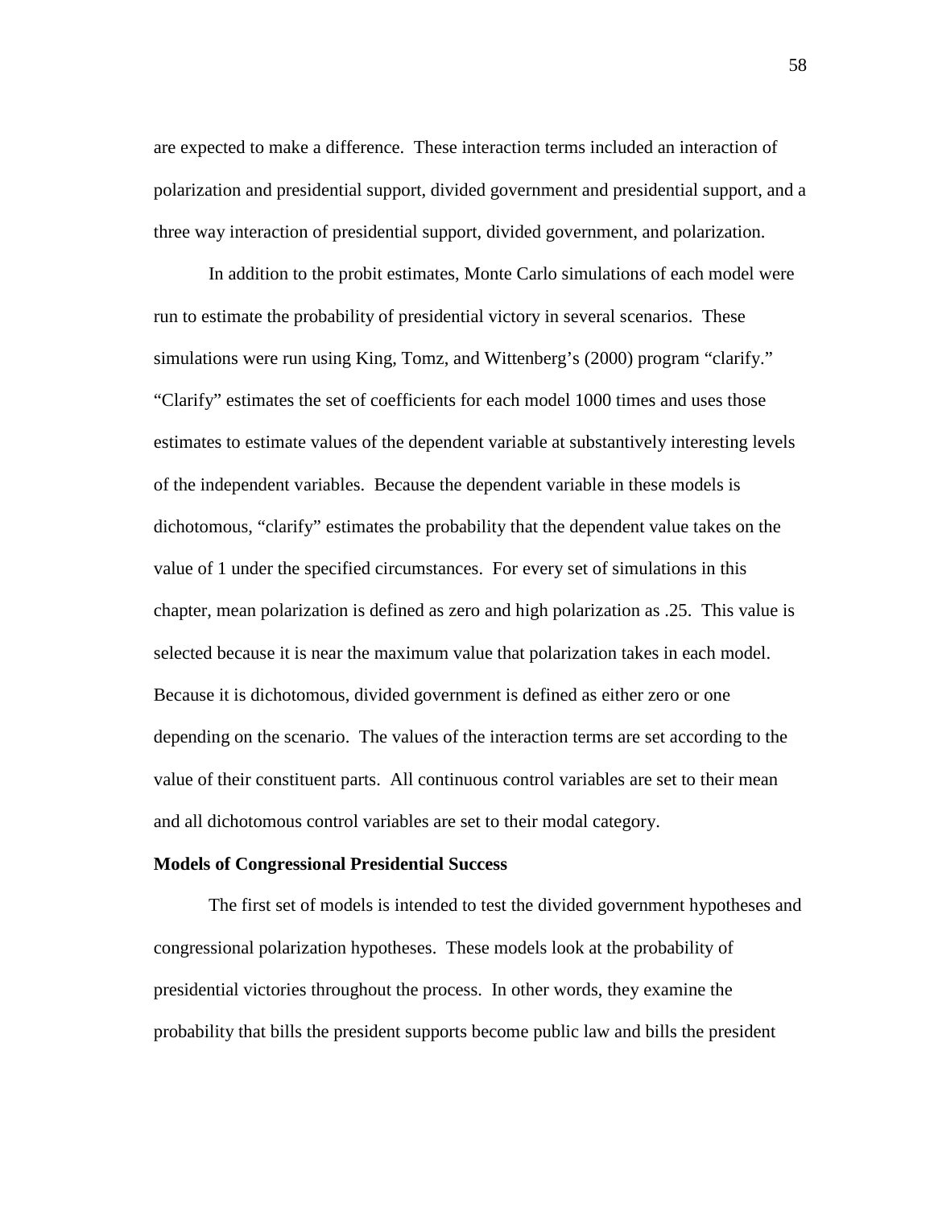are expected to make a difference. These interaction terms included an interaction of polarization and presidential support, divided government and presidential support, and a three way interaction of presidential support, divided government, and polarization.

In addition to the probit estimates, Monte Carlo simulations of each model were run to estimate the probability of presidential victory in several scenarios. These simulations were run using King, Tomz, and Wittenberg's (2000) program "clarify." "Clarify" estimates the set of coefficients for each model 1000 times and uses those estimates to estimate values of the dependent variable at substantively interesting levels of the independent variables. Because the dependent variable in these models is dichotomous, "clarify" estimates the probability that the dependent value takes on the value of 1 under the specified circumstances. For every set of simulations in this chapter, mean polarization is defined as zero and high polarization as .25. This value is selected because it is near the maximum value that polarization takes in each model. Because it is dichotomous, divided government is defined as either zero or one depending on the scenario. The values of the interaction terms are set according to the value of their constituent parts. All continuous control variables are set to their mean and all dichotomous control variables are set to their modal category.

**Models of Congressional Presidential Success**

The first set of models is intended to test the divided government hypotheses and congressional polarization hypotheses. These models look at the probability of presidential victories throughout the process. In other words, they examine the probability that bills the president supports become public law and bills the president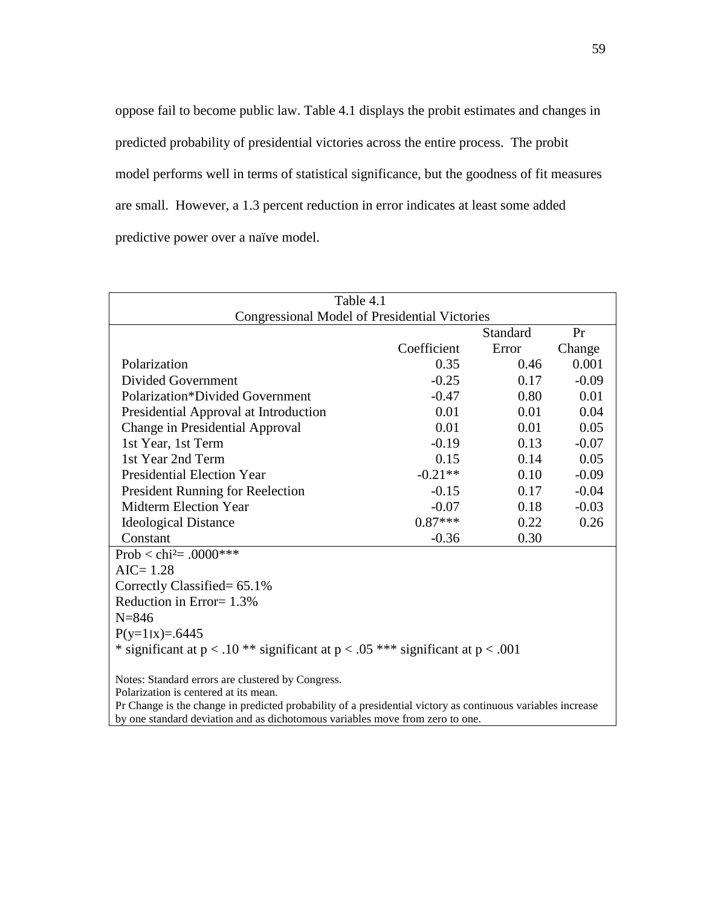oppose fail to become public law. Table 4.1 displays the probit estimates and changes in predicted probability of presidential victories across the entire process. The probit model performs well in terms of statistical significance, but the goodness of fit measures are small. However, a 1.3 percent reduction in error indicates at least some added predictive power over a naïve model.

Table 4.1
Congressional Model of Presidential Victories

| | Coefficient | Standard Error | Pr Change |
|---|---|---|---|
| Polarization | 0.35 | 0.46 | 0.001 |
| Divided Government | -0.25 | 0.17 | -0.09 |
| Polarization*Divided Government | -0.47 | 0.80 | 0.01 |
| Presidential Approval at Introduction | 0.01 | 0.01 | 0.04 |
| Change in Presidential Approval | 0.01 | 0.01 | 0.05 |
| 1st Year, 1st Term | -0.19 | 0.13 | -0.07 |
| 1st Year 2nd Term | 0.15 | 0.14 | 0.05 |
| Presidential Election Year | -0.21** | 0.10 | -0.09 |
| President Running for Reelection | -0.15 | 0.17 | -0.04 |
| Midterm Election Year | -0.07 | 0.18 | -0.03 |
| Ideological Distance | 0.87*** | 0.22 | 0.26 |
| Constant | -0.36 | 0.30 | |

Prob < $chi^2$= .0000***
AIC= 1.28
Correctly Classified= 65.1%
Reduction in Error= 1.3%
N=846
$P(y=1|x)=.6445$
* significant at $p < .10$ ** significant at $p < .05$ *** significant at $p < .001$

Notes: Standard errors are clustered by Congress.
Polarization is centered at its mean.
Pr Change is the change in predicted probability of a presidential victory as continuous variables increase by one standard deviation and as dichotomous variables move from zero to one.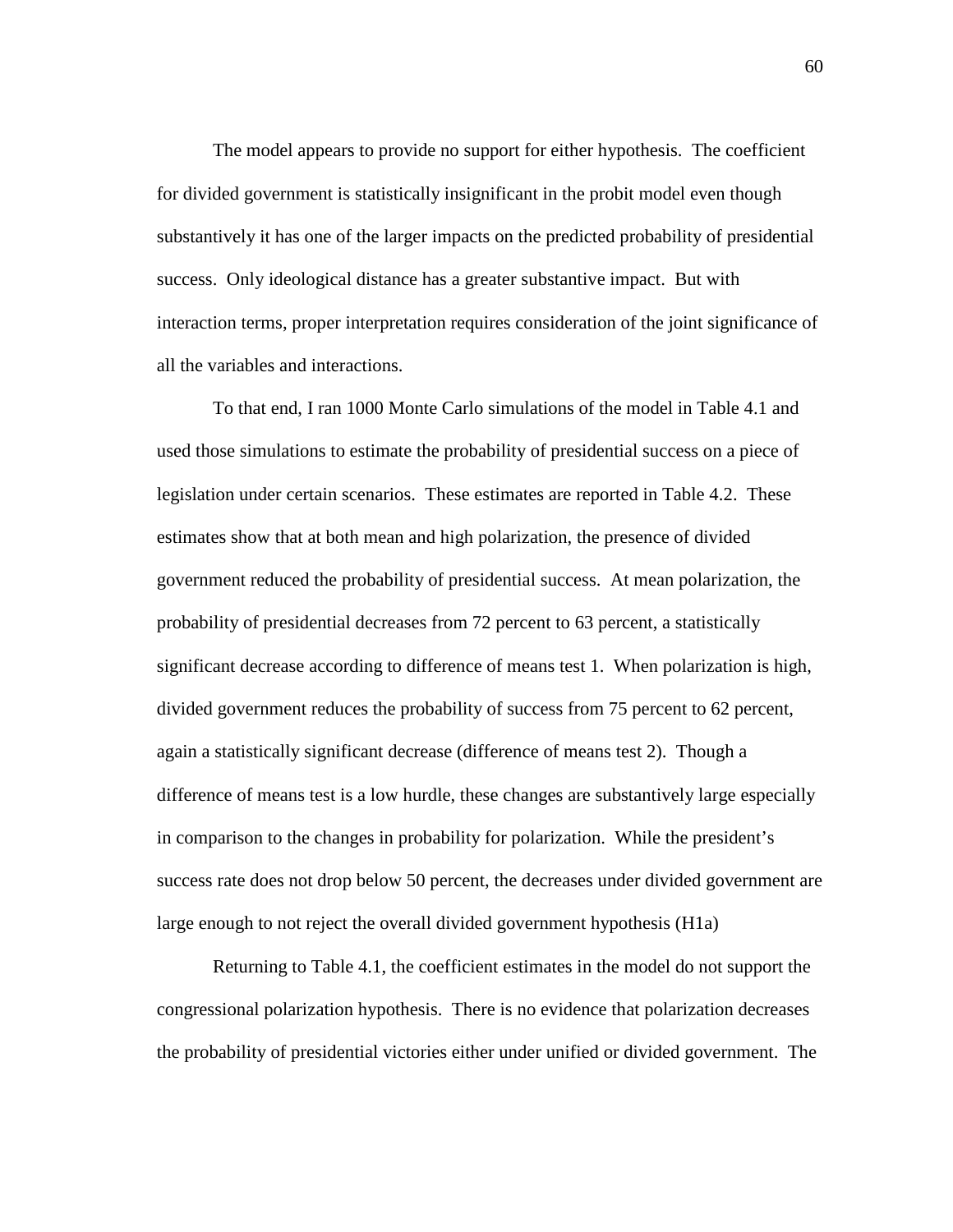The model appears to provide no support for either hypothesis. The coefficient for divided government is statistically insignificant in the probit model even though substantively it has one of the larger impacts on the predicted probability of presidential success. Only ideological distance has a greater substantive impact. But with interaction terms, proper interpretation requires consideration of the joint significance of all the variables and interactions.

To that end, I ran 1000 Monte Carlo simulations of the model in Table 4.1 and used those simulations to estimate the probability of presidential success on a piece of legislation under certain scenarios. These estimates are reported in Table 4.2. These estimates show that at both mean and high polarization, the presence of divided government reduced the probability of presidential success. At mean polarization, the probability of presidential decreases from 72 percent to 63 percent, a statistically significant decrease according to difference of means test 1. When polarization is high, divided government reduces the probability of success from 75 percent to 62 percent, again a statistically significant decrease (difference of means test 2). Though a difference of means test is a low hurdle, these changes are substantively large especially in comparison to the changes in probability for polarization. While the president's success rate does not drop below 50 percent, the decreases under divided government are large enough to not reject the overall divided government hypothesis (H1a)

Returning to Table 4.1, the coefficient estimates in the model do not support the congressional polarization hypothesis. There is no evidence that polarization decreases the probability of presidential victories either under unified or divided government. The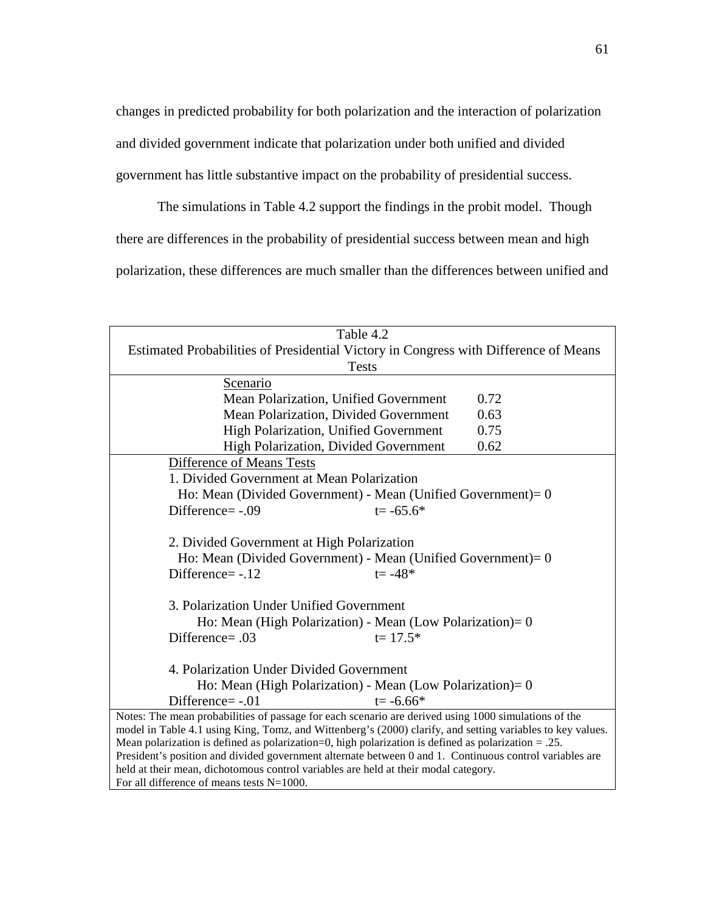changes in predicted probability for both polarization and the interaction of polarization and divided government indicate that polarization under both unified and divided government has little substantive impact on the probability of presidential success.

The simulations in Table 4.2 support the findings in the probit model. Though there are differences in the probability of presidential success between mean and high polarization, these differences are much smaller than the differences between unified and

Table 4.2
Estimated Probabilities of Presidential Victory in Congress with Difference of Means Tests

| Scenario | |
|---|---|
| Mean Polarization, Unified Government | 0.72 |
| Mean Polarization, Divided Government | 0.63 |
| High Polarization, Unified Government | 0.75 |
| High Polarization, Divided Government | 0.62 |

Difference of Means Tests

1. Divided Government at Mean Polarization
   Ho: Mean (Divided Government) - Mean (Unified Government)= 0
   Difference= -.09 t= -65.6*

2. Divided Government at High Polarization
   Ho: Mean (Divided Government) - Mean (Unified Government)= 0
   Difference= -.12 t= -48*

3. Polarization Under Unified Government
   Ho: Mean (High Polarization) - Mean (Low Polarization)= 0
   Difference= .03 t= 17.5*

4. Polarization Under Divided Government
   Ho: Mean (High Polarization) - Mean (Low Polarization)= 0
   Difference= -.01 t= -6.66*

Notes: The mean probabilities of passage for each scenario are derived using 1000 simulations of the model in Table 4.1 using King, Tomz, and Wittenberg's (2000) clarify, and setting variables to key values. Mean polarization is defined as polarization=0, high polarization is defined as polarization = .25. President's position and divided government alternate between 0 and 1. Continuous control variables are held at their mean, dichotomous control variables are held at their modal category.
For all difference of means tests N=1000.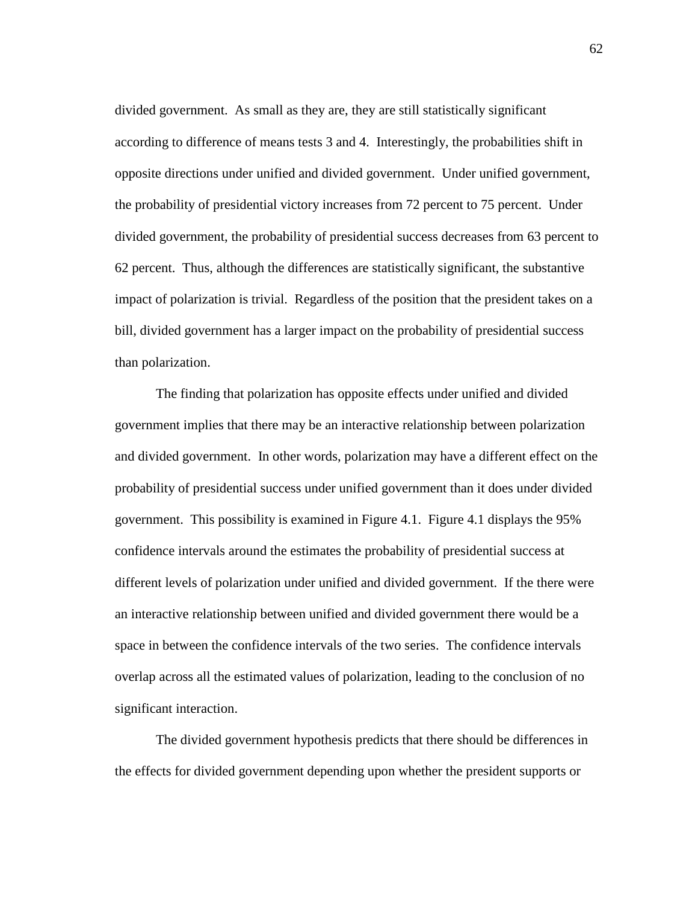divided government. As small as they are, they are still statistically significant according to difference of means tests 3 and 4. Interestingly, the probabilities shift in opposite directions under unified and divided government. Under unified government, the probability of presidential victory increases from 72 percent to 75 percent. Under divided government, the probability of presidential success decreases from 63 percent to 62 percent. Thus, although the differences are statistically significant, the substantive impact of polarization is trivial. Regardless of the position that the president takes on a bill, divided government has a larger impact on the probability of presidential success than polarization.

The finding that polarization has opposite effects under unified and divided government implies that there may be an interactive relationship between polarization and divided government. In other words, polarization may have a different effect on the probability of presidential success under unified government than it does under divided government. This possibility is examined in Figure 4.1. Figure 4.1 displays the 95% confidence intervals around the estimates the probability of presidential success at different levels of polarization under unified and divided government. If the there were an interactive relationship between unified and divided government there would be a space in between the confidence intervals of the two series. The confidence intervals overlap across all the estimated values of polarization, leading to the conclusion of no significant interaction.

The divided government hypothesis predicts that there should be differences in the effects for divided government depending upon whether the president supports or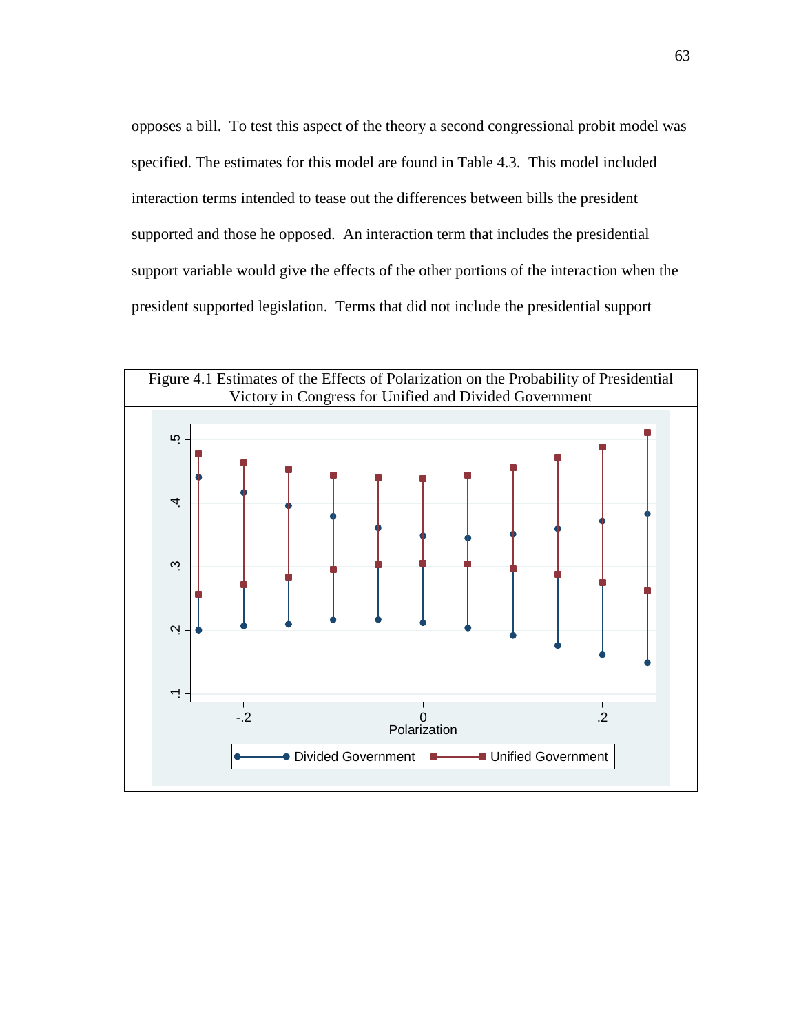opposes a bill. To test this aspect of the theory a second congressional probit model was specified. The estimates for this model are found in Table 4.3. This model included interaction terms intended to tease out the differences between bills the president supported and those he opposed. An interaction term that includes the presidential support variable would give the effects of the other portions of the interaction when the president supported legislation. Terms that did not include the presidential support

Figure 4.1 Estimates of the Effects of Polarization on the Probability of Presidential Victory in Congress for Unified and Divided Government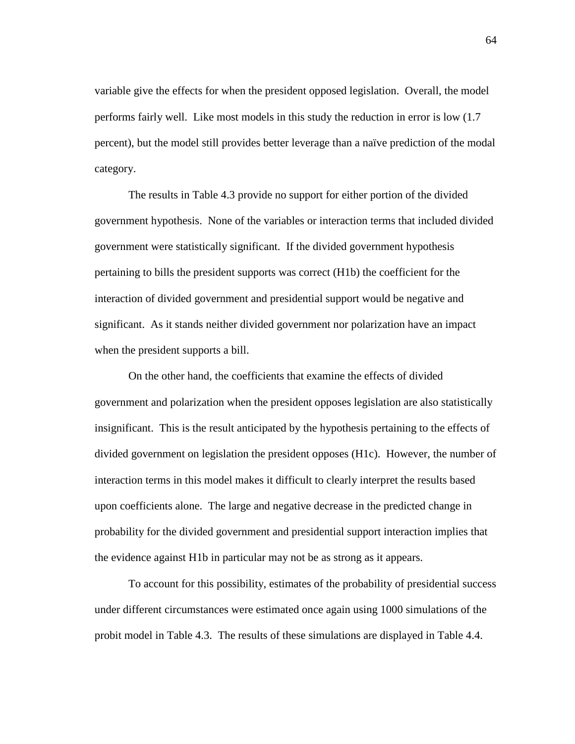variable give the effects for when the president opposed legislation. Overall, the model performs fairly well. Like most models in this study the reduction in error is low (1.7 percent), but the model still provides better leverage than a naïve prediction of the modal category.

The results in Table 4.3 provide no support for either portion of the divided government hypothesis. None of the variables or interaction terms that included divided government were statistically significant. If the divided government hypothesis pertaining to bills the president supports was correct (H1b) the coefficient for the interaction of divided government and presidential support would be negative and significant. As it stands neither divided government nor polarization have an impact when the president supports a bill.

On the other hand, the coefficients that examine the effects of divided government and polarization when the president opposes legislation are also statistically insignificant. This is the result anticipated by the hypothesis pertaining to the effects of divided government on legislation the president opposes (H1c). However, the number of interaction terms in this model makes it difficult to clearly interpret the results based upon coefficients alone. The large and negative decrease in the predicted change in probability for the divided government and presidential support interaction implies that the evidence against H1b in particular may not be as strong as it appears.

To account for this possibility, estimates of the probability of presidential success under different circumstances were estimated once again using 1000 simulations of the probit model in Table 4.3. The results of these simulations are displayed in Table 4.4.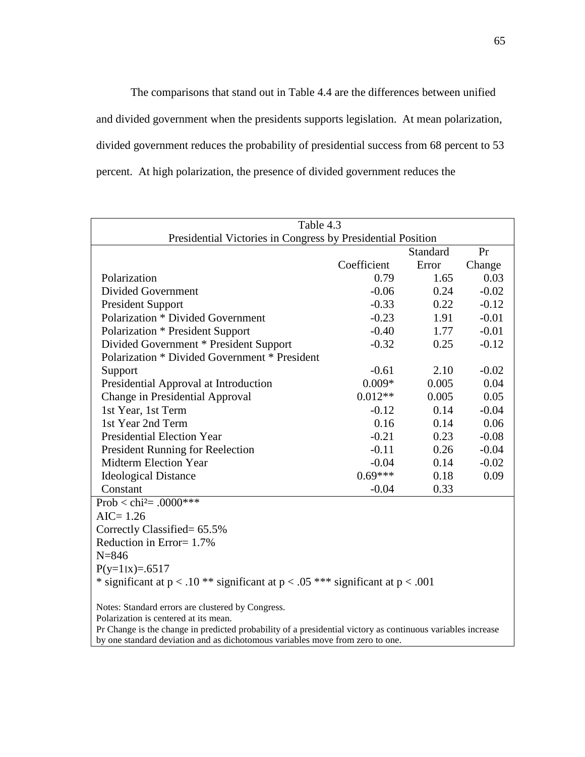The comparisons that stand out in Table 4.4 are the differences between unified and divided government when the presidents supports legislation. At mean polarization, divided government reduces the probability of presidential success from 68 percent to 53 percent. At high polarization, the presence of divided government reduces the

Table 4.3
Presidential Victories in Congress by Presidential Position

| | Coefficient | Standard Error | Pr Change |
|---|---|---|---|
| Polarization | 0.79 | 1.65 | 0.03 |
| Divided Government | -0.06 | 0.24 | -0.02 |
| President Support | -0.33 | 0.22 | -0.12 |
| Polarization * Divided Government | -0.23 | 1.91 | -0.01 |
| Polarization * President Support | -0.40 | 1.77 | -0.01 |
| Divided Government * President Support | -0.32 | 0.25 | -0.12 |
| Polarization * Divided Government * President Support | -0.61 | 2.10 | -0.02 |
| Presidential Approval at Introduction | 0.009* | 0.005 | 0.04 |
| Change in Presidential Approval | 0.012** | 0.005 | 0.05 |
| 1st Year, 1st Term | -0.12 | 0.14 | -0.04 |
| 1st Year 2nd Term | 0.16 | 0.14 | 0.06 |
| Presidential Election Year | -0.21 | 0.23 | -0.08 |
| President Running for Reelection | -0.11 | 0.26 | -0.04 |
| Midterm Election Year | -0.04 | 0.14 | -0.02 |
| Ideological Distance | 0.69*** | 0.18 | 0.09 |
| Constant | -0.04 | 0.33 | |

Prob < $chi^2$= .0000***
AIC= 1.26
Correctly Classified= 65.5%
Reduction in Error= 1.7%
N=846
P(y=1|x)=.6517
* significant at p < .10 ** significant at p < .05 *** significant at p < .001

Notes: Standard errors are clustered by Congress.
Polarization is centered at its mean.
Pr Change is the change in predicted probability of a presidential victory as continuous variables increase by one standard deviation and as dichotomous variables move from zero to one.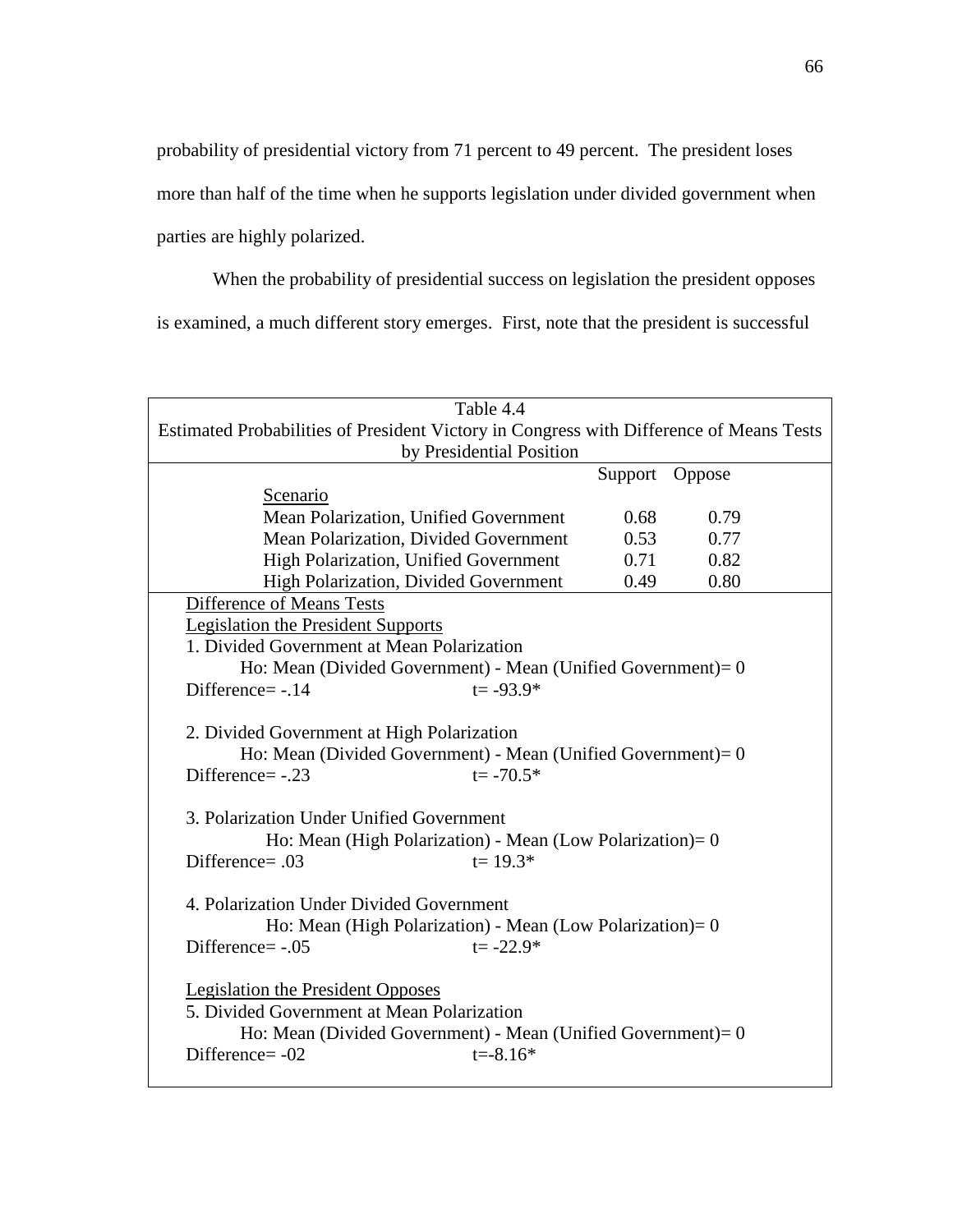probability of presidential victory from 71 percent to 49 percent. The president loses more than half of the time when he supports legislation under divided government when parties are highly polarized.

When the probability of presidential success on legislation the president opposes is examined, a much different story emerges. First, note that the president is successful

Table 4.4
Estimated Probabilities of President Victory in Congress with Difference of Means Tests by Presidential Position

| Scenario | Support | Oppose |
|---|---|---|
| Mean Polarization, Unified Government | 0.68 | 0.79 |
| Mean Polarization, Divided Government | 0.53 | 0.77 |
| High Polarization, Unified Government | 0.71 | 0.82 |
| High Polarization, Divided Government | 0.49 | 0.80 |

Difference of Means Tests

Legislation the President Supports

1. Divided Government at Mean Polarization
   Ho: Mean (Divided Government) - Mean (Unified Government)= 0
   Difference= -.14 t= -93.9*

2. Divided Government at High Polarization
   Ho: Mean (Divided Government) - Mean (Unified Government)= 0
   Difference= -.23 t= -70.5*

3. Polarization Under Unified Government
   Ho: Mean (High Polarization) - Mean (Low Polarization)= 0
   Difference= .03 t= 19.3*

4. Polarization Under Divided Government
   Ho: Mean (High Polarization) - Mean (Low Polarization)= 0
   Difference= -.05 t= -22.9*

Legislation the President Opposes

5. Divided Government at Mean Polarization
   Ho: Mean (Divided Government) - Mean (Unified Government)= 0
   Difference= -02 t=-8.16*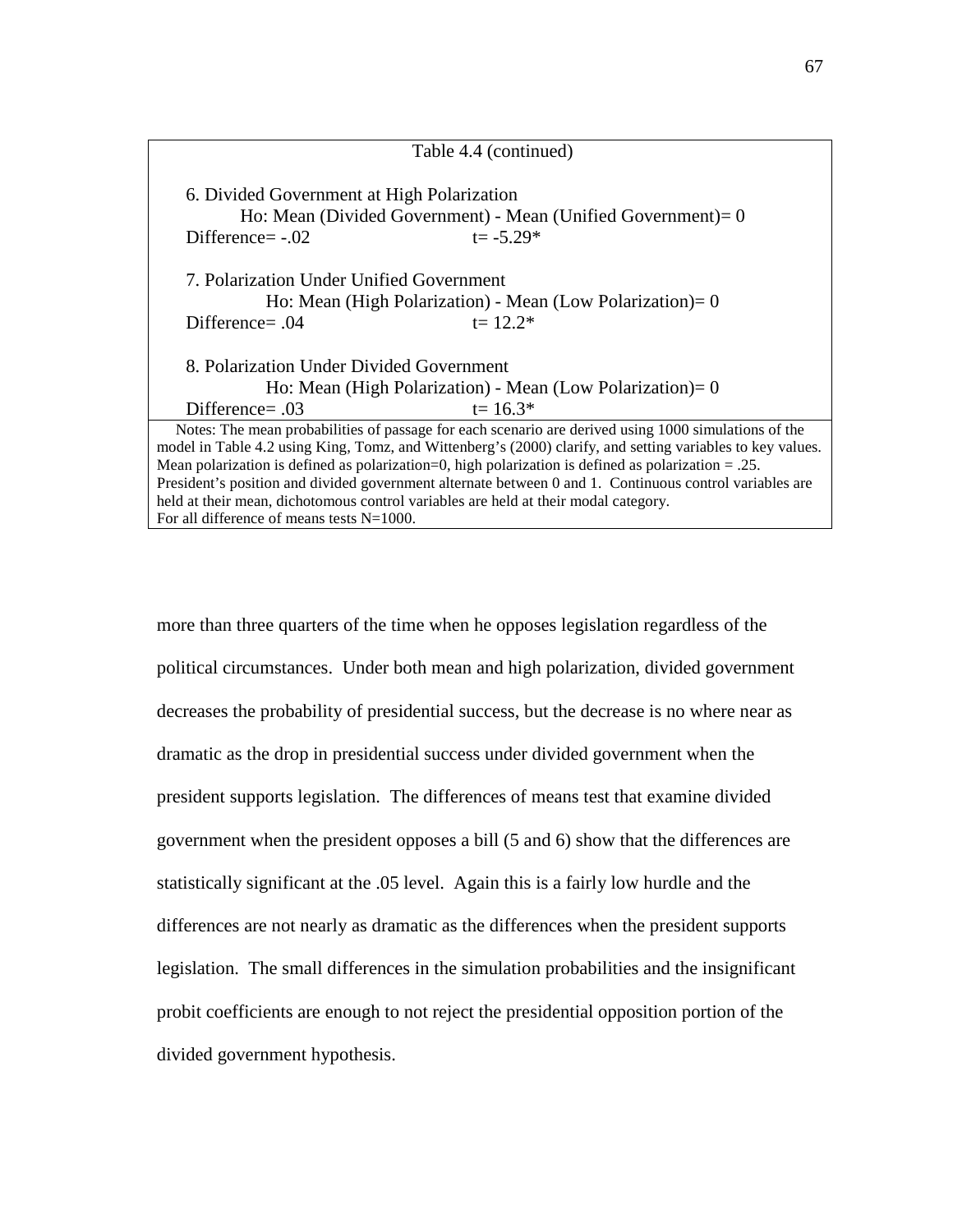Table 4.4 (continued)

6. Divided Government at High Polarization

Ho: Mean (Divided Government) - Mean (Unified Government)= 0

Difference= -.02 t= -5.29*

7. Polarization Under Unified Government

Ho: Mean (High Polarization) - Mean (Low Polarization)= 0

Difference= .04 t= 12.2*

8. Polarization Under Divided Government

Ho: Mean (High Polarization) - Mean (Low Polarization)= 0

Difference= .03 t= 16.3*

Notes: The mean probabilities of passage for each scenario are derived using 1000 simulations of the model in Table 4.2 using King, Tomz, and Wittenberg's (2000) clarify, and setting variables to key values. Mean polarization is defined as polarization=0, high polarization is defined as polarization = .25. President's position and divided government alternate between 0 and 1. Continuous control variables are held at their mean, dichotomous control variables are held at their modal category.
For all difference of means tests N=1000.

more than three quarters of the time when he opposes legislation regardless of the political circumstances. Under both mean and high polarization, divided government decreases the probability of presidential success, but the decrease is no where near as dramatic as the drop in presidential success under divided government when the president supports legislation. The differences of means test that examine divided government when the president opposes a bill (5 and 6) show that the differences are statistically significant at the .05 level. Again this is a fairly low hurdle and the differences are not nearly as dramatic as the differences when the president supports legislation. The small differences in the simulation probabilities and the insignificant probit coefficients are enough to not reject the presidential opposition portion of the divided government hypothesis.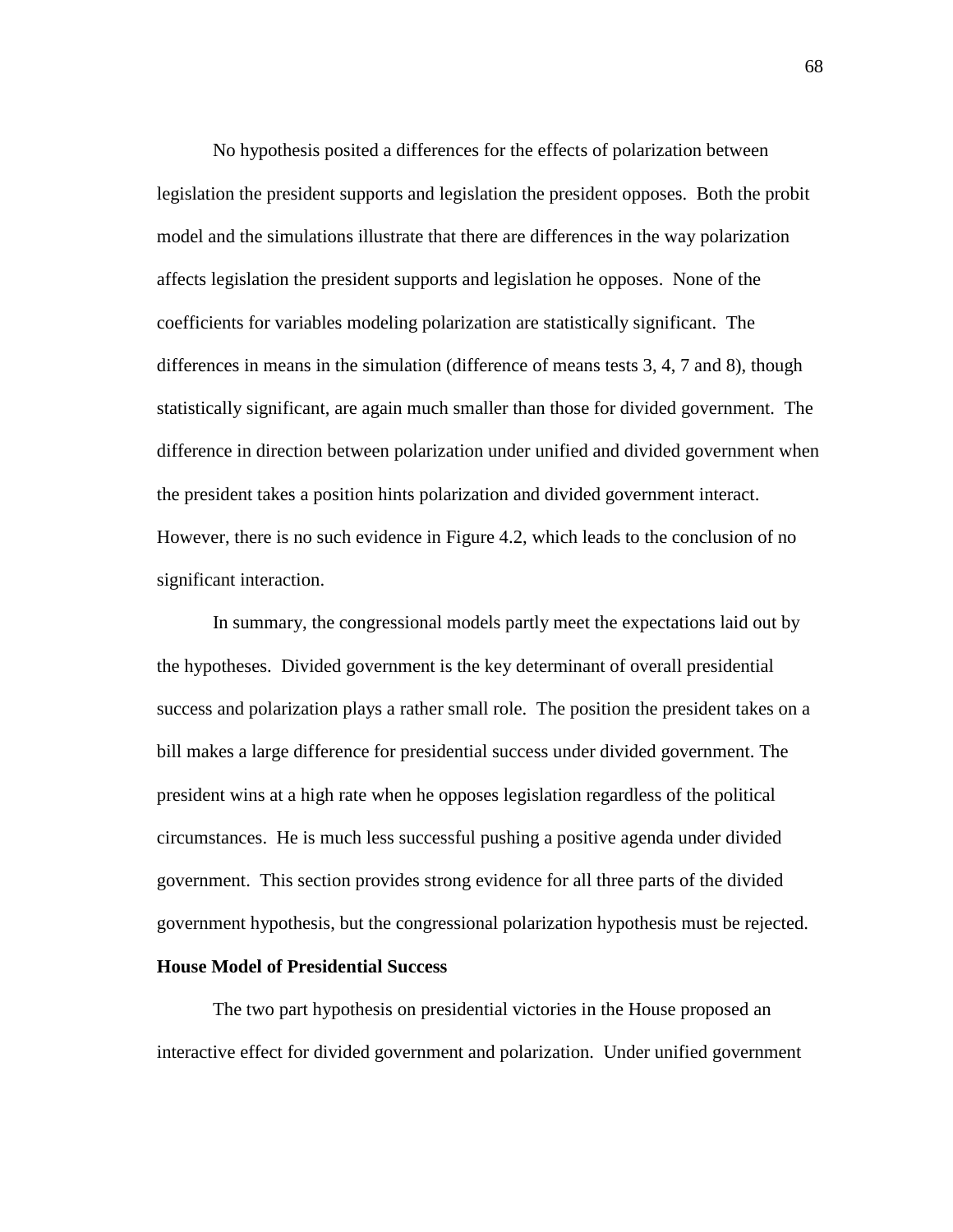No hypothesis posited a differences for the effects of polarization between legislation the president supports and legislation the president opposes. Both the probit model and the simulations illustrate that there are differences in the way polarization affects legislation the president supports and legislation he opposes. None of the coefficients for variables modeling polarization are statistically significant. The differences in means in the simulation (difference of means tests 3, 4, 7 and 8), though statistically significant, are again much smaller than those for divided government. The difference in direction between polarization under unified and divided government when the president takes a position hints polarization and divided government interact. However, there is no such evidence in Figure 4.2, which leads to the conclusion of no significant interaction.

In summary, the congressional models partly meet the expectations laid out by the hypotheses. Divided government is the key determinant of overall presidential success and polarization plays a rather small role. The position the president takes on a bill makes a large difference for presidential success under divided government. The president wins at a high rate when he opposes legislation regardless of the political circumstances. He is much less successful pushing a positive agenda under divided government. This section provides strong evidence for all three parts of the divided government hypothesis, but the congressional polarization hypothesis must be rejected.

**House Model of Presidential Success**

The two part hypothesis on presidential victories in the House proposed an interactive effect for divided government and polarization. Under unified government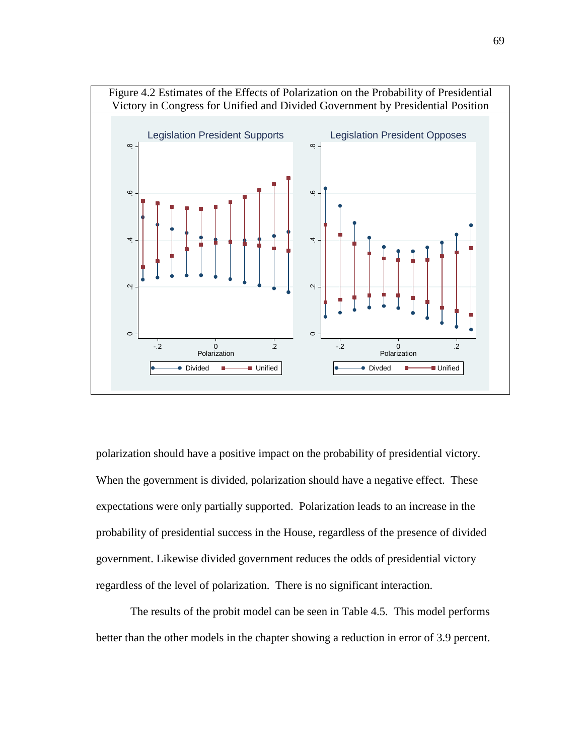Figure 4.2 Estimates of the Effects of Polarization on the Probability of Presidential Victory in Congress for Unified and Divided Government by Presidential Position

polarization should have a positive impact on the probability of presidential victory. When the government is divided, polarization should have a negative effect. These expectations were only partially supported. Polarization leads to an increase in the probability of presidential success in the House, regardless of the presence of divided government. Likewise divided government reduces the odds of presidential victory regardless of the level of polarization. There is no significant interaction.

The results of the probit model can be seen in Table 4.5. This model performs better than the other models in the chapter showing a reduction in error of 3.9 percent.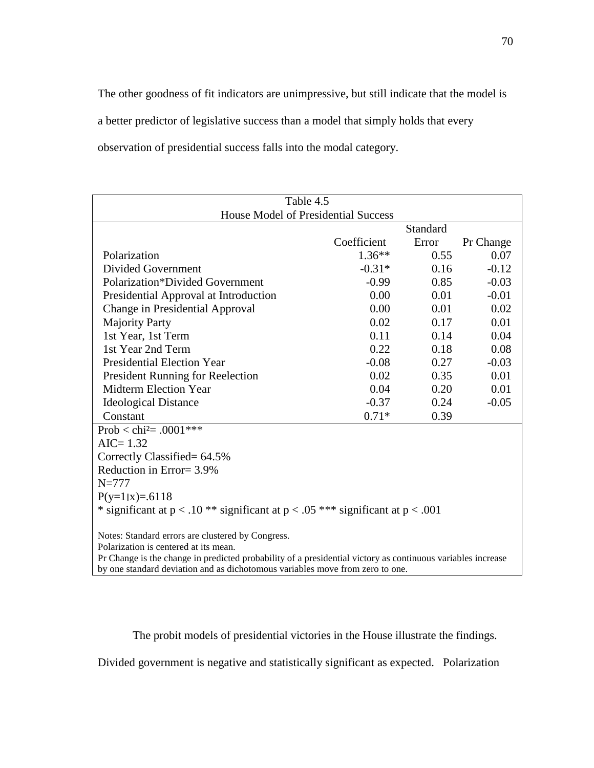The other goodness of fit indicators are unimpressive, but still indicate that the model is a better predictor of legislative success than a model that simply holds that every observation of presidential success falls into the modal category.

Table 4.5
House Model of Presidential Success

| | Coefficient | Standard Error | Pr Change |
|---|---|---|---|
| Polarization | 1.36** | 0.55 | 0.07 |
| Divided Government | -0.31* | 0.16 | -0.12 |
| Polarization*Divided Government | -0.99 | 0.85 | -0.03 |
| Presidential Approval at Introduction | 0.00 | 0.01 | -0.01 |
| Change in Presidential Approval | 0.00 | 0.01 | 0.02 |
| Majority Party | 0.02 | 0.17 | 0.01 |
| 1st Year, 1st Term | 0.11 | 0.14 | 0.04 |
| 1st Year 2nd Term | 0.22 | 0.18 | 0.08 |
| Presidential Election Year | -0.08 | 0.27 | -0.03 |
| President Running for Reelection | 0.02 | 0.35 | 0.01 |
| Midterm Election Year | 0.04 | 0.20 | 0.01 |
| Ideological Distance | -0.37 | 0.24 | -0.05 |
| Constant | 0.71* | 0.39 | |

Prob < chi²= .0001***
AIC= 1.32
Correctly Classified= 64.5%
Reduction in Error= 3.9%
N=777
$P(y=1|x)=.6118$
* significant at $p < .10$ ** significant at $p < .05$ *** significant at $p < .001$

Notes: Standard errors are clustered by Congress.
Polarization is centered at its mean.
Pr Change is the change in predicted probability of a presidential victory as continuous variables increase by one standard deviation and as dichotomous variables move from zero to one.

The probit models of presidential victories in the House illustrate the findings. Divided government is negative and statistically significant as expected. Polarization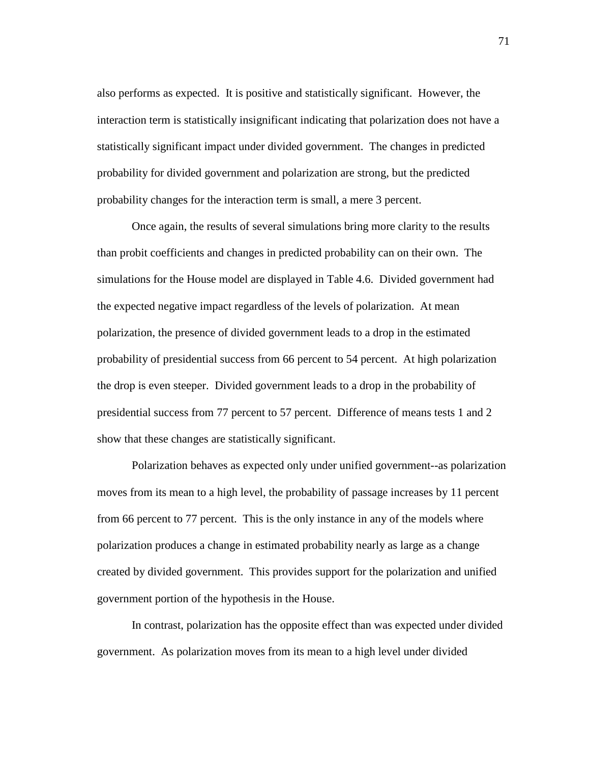also performs as expected. It is positive and statistically significant. However, the interaction term is statistically insignificant indicating that polarization does not have a statistically significant impact under divided government. The changes in predicted probability for divided government and polarization are strong, but the predicted probability changes for the interaction term is small, a mere 3 percent.

Once again, the results of several simulations bring more clarity to the results than probit coefficients and changes in predicted probability can on their own. The simulations for the House model are displayed in Table 4.6. Divided government had the expected negative impact regardless of the levels of polarization. At mean polarization, the presence of divided government leads to a drop in the estimated probability of presidential success from 66 percent to 54 percent. At high polarization the drop is even steeper. Divided government leads to a drop in the probability of presidential success from 77 percent to 57 percent. Difference of means tests 1 and 2 show that these changes are statistically significant.

Polarization behaves as expected only under unified government--as polarization moves from its mean to a high level, the probability of passage increases by 11 percent from 66 percent to 77 percent. This is the only instance in any of the models where polarization produces a change in estimated probability nearly as large as a change created by divided government. This provides support for the polarization and unified government portion of the hypothesis in the House.

In contrast, polarization has the opposite effect than was expected under divided government. As polarization moves from its mean to a high level under divided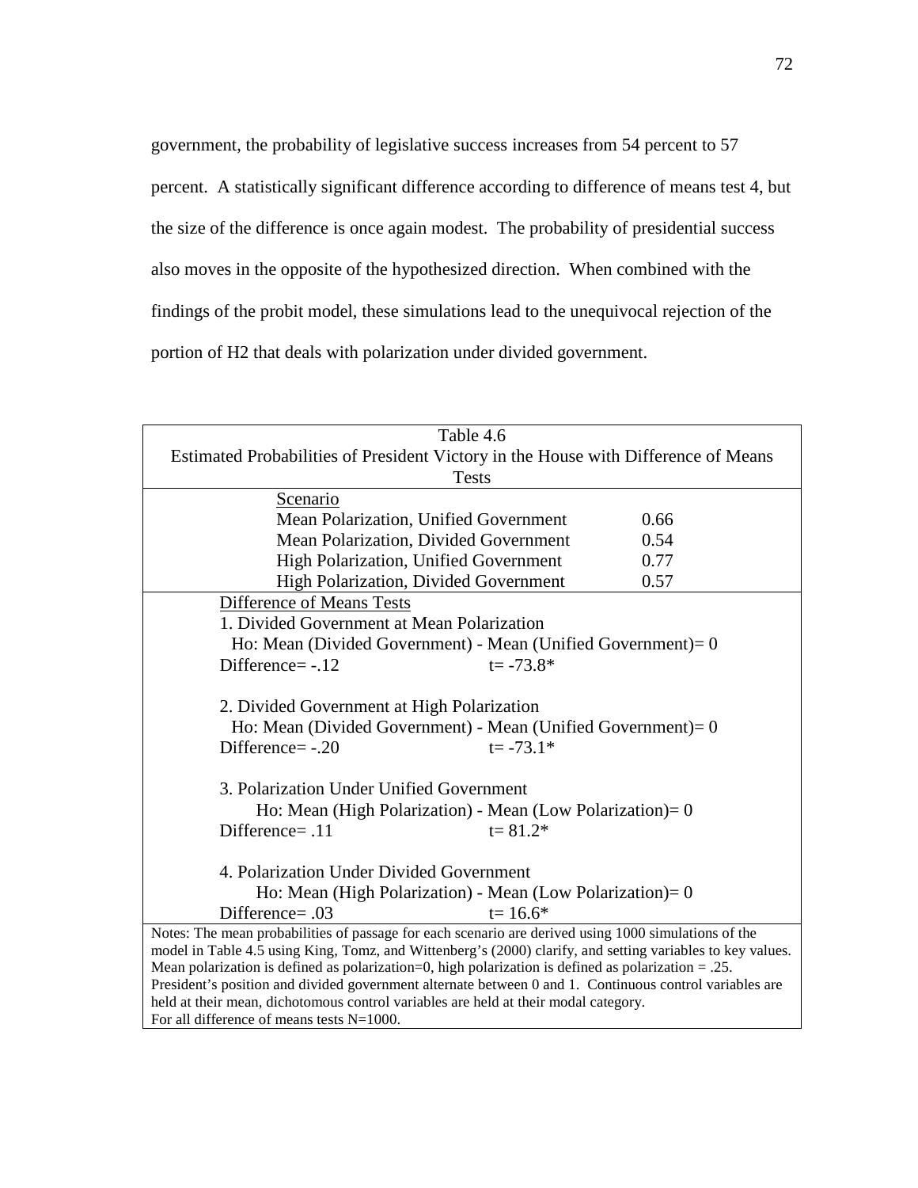government, the probability of legislative success increases from 54 percent to 57 percent. A statistically significant difference according to difference of means test 4, but the size of the difference is once again modest. The probability of presidential success also moves in the opposite of the hypothesized direction. When combined with the findings of the probit model, these simulations lead to the unequivocal rejection of the portion of H2 that deals with polarization under divided government.

Table 4.6
Estimated Probabilities of President Victory in the House with Difference of Means Tests

| Scenario | |
|---|---|
| Mean Polarization, Unified Government | 0.66 |
| Mean Polarization, Divided Government | 0.54 |
| High Polarization, Unified Government | 0.77 |
| High Polarization, Divided Government | 0.57 |

Difference of Means Tests

1. Divided Government at Mean Polarization
   Ho: Mean (Divided Government) - Mean (Unified Government)= 0
   Difference= -.12 t= -73.8*

2. Divided Government at High Polarization
   Ho: Mean (Divided Government) - Mean (Unified Government)= 0
   Difference= -.20 t= -73.1*

3. Polarization Under Unified Government
   Ho: Mean (High Polarization) - Mean (Low Polarization)= 0
   Difference= .11 t= 81.2*

4. Polarization Under Divided Government
   Ho: Mean (High Polarization) - Mean (Low Polarization)= 0
   Difference= .03 t= 16.6*

Notes: The mean probabilities of passage for each scenario are derived using 1000 simulations of the model in Table 4.5 using King, Tomz, and Wittenberg's (2000) clarify, and setting variables to key values. Mean polarization is defined as polarization=0, high polarization is defined as polarization = .25. President's position and divided government alternate between 0 and 1. Continuous control variables are held at their mean, dichotomous control variables are held at their modal category.
For all difference of means tests N=1000.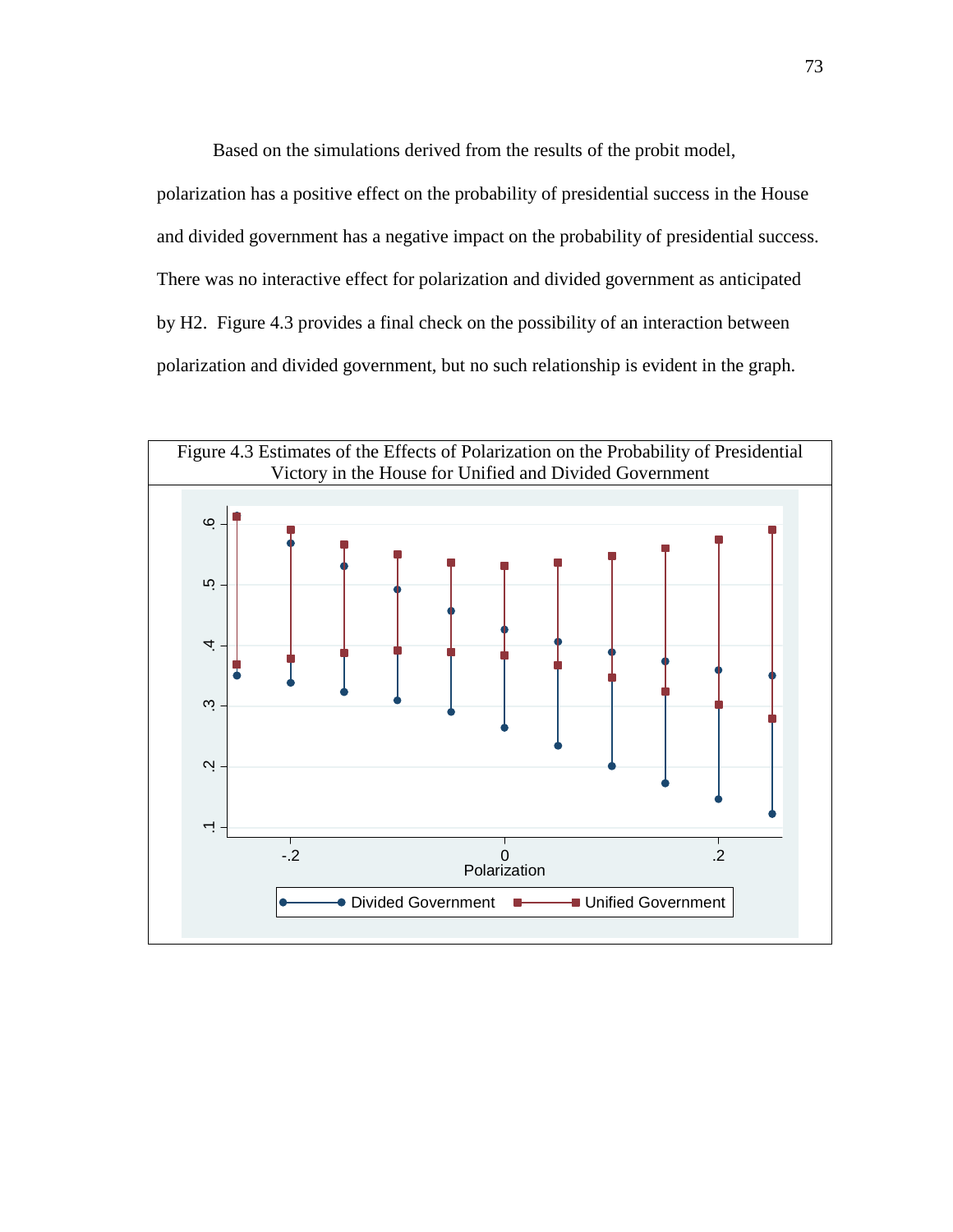Based on the simulations derived from the results of the probit model, polarization has a positive effect on the probability of presidential success in the House and divided government has a negative impact on the probability of presidential success. There was no interactive effect for polarization and divided government as anticipated by H2. Figure 4.3 provides a final check on the possibility of an interaction between polarization and divided government, but no such relationship is evident in the graph.

Figure 4.3 Estimates of the Effects of Polarization on the Probability of Presidential Victory in the House for Unified and Divided Government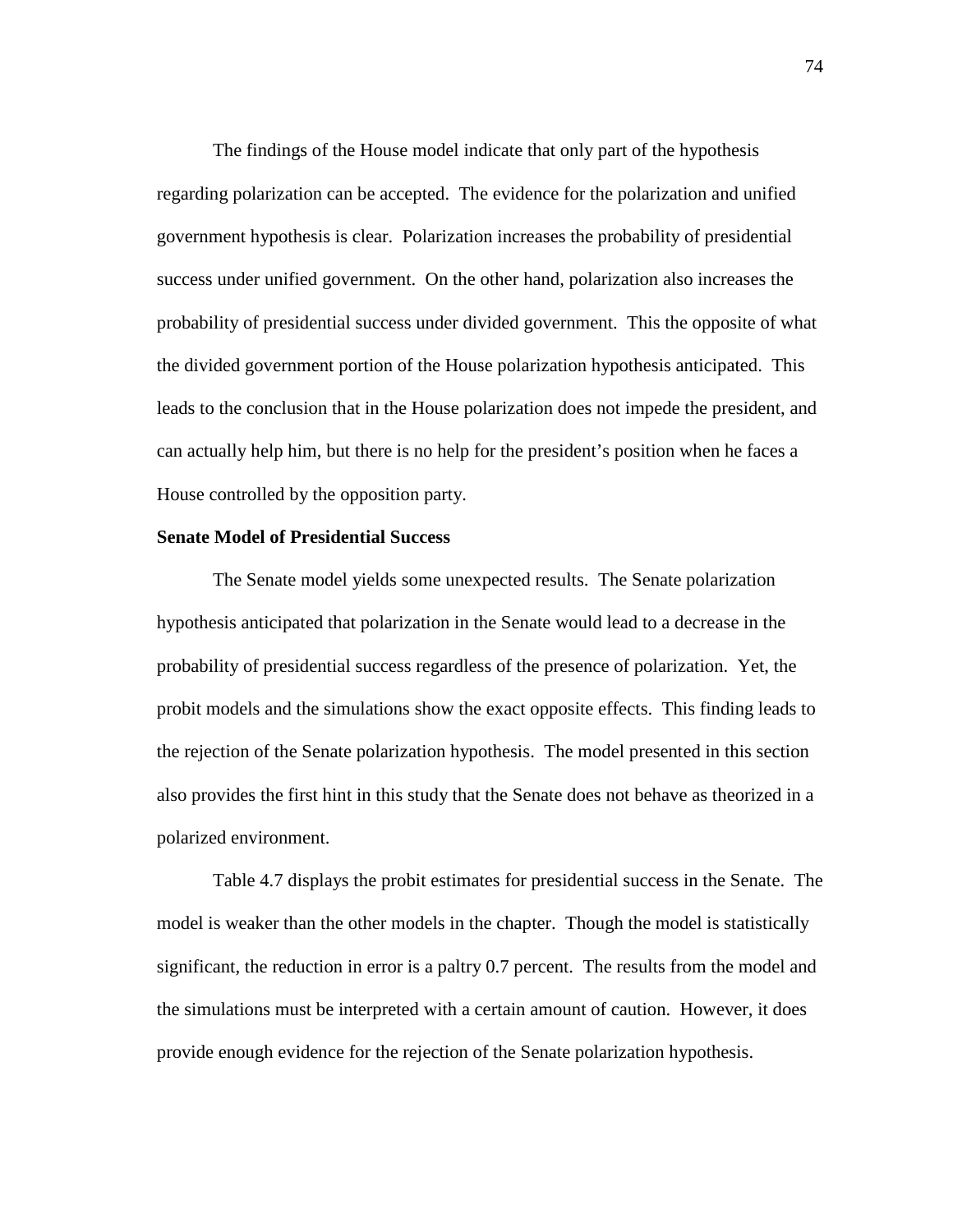The findings of the House model indicate that only part of the hypothesis regarding polarization can be accepted. The evidence for the polarization and unified government hypothesis is clear. Polarization increases the probability of presidential success under unified government. On the other hand, polarization also increases the probability of presidential success under divided government. This the opposite of what the divided government portion of the House polarization hypothesis anticipated. This leads to the conclusion that in the House polarization does not impede the president, and can actually help him, but there is no help for the president's position when he faces a House controlled by the opposition party.

**Senate Model of Presidential Success**

The Senate model yields some unexpected results. The Senate polarization hypothesis anticipated that polarization in the Senate would lead to a decrease in the probability of presidential success regardless of the presence of polarization. Yet, the probit models and the simulations show the exact opposite effects. This finding leads to the rejection of the Senate polarization hypothesis. The model presented in this section also provides the first hint in this study that the Senate does not behave as theorized in a polarized environment.

Table 4.7 displays the probit estimates for presidential success in the Senate. The model is weaker than the other models in the chapter. Though the model is statistically significant, the reduction in error is a paltry 0.7 percent. The results from the model and the simulations must be interpreted with a certain amount of caution. However, it does provide enough evidence for the rejection of the Senate polarization hypothesis.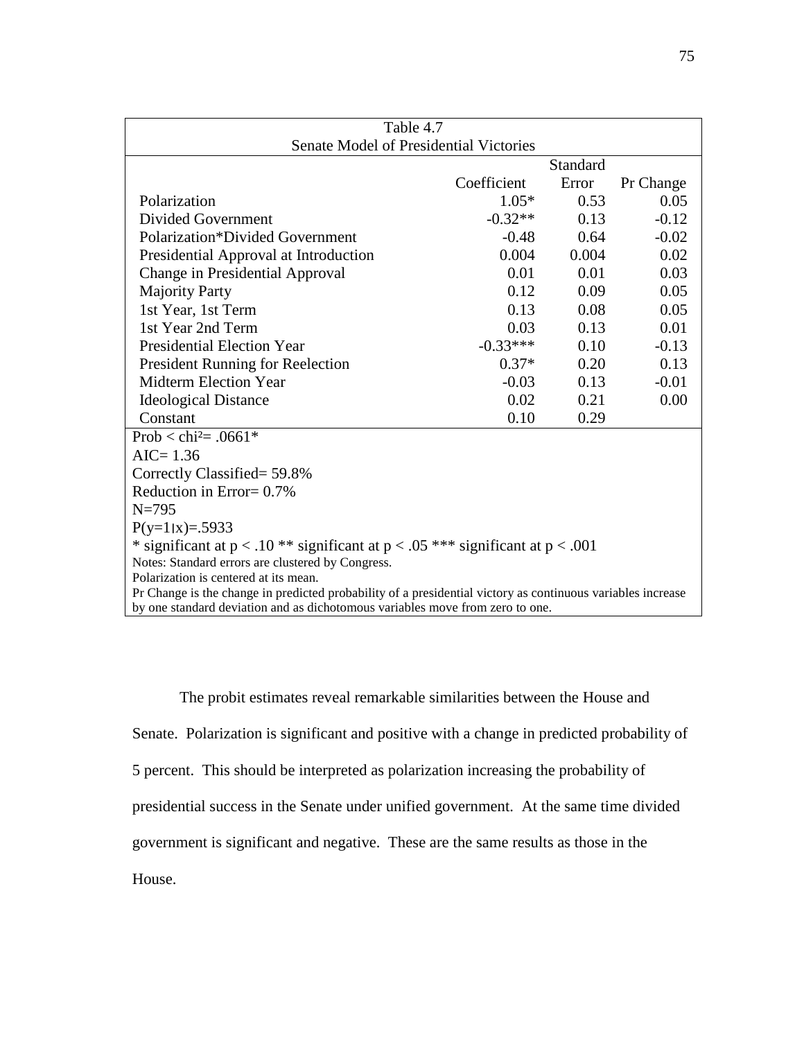Table 4.7
Senate Model of Presidential Victories

| | Coefficient | Standard Error | Pr Change |
|---|---|---|---|
| Polarization | 1.05* | 0.53 | 0.05 |
| Divided Government | -0.32** | 0.13 | -0.12 |
| Polarization*Divided Government | -0.48 | 0.64 | -0.02 |
| Presidential Approval at Introduction | 0.004 | 0.004 | 0.02 |
| Change in Presidential Approval | 0.01 | 0.01 | 0.03 |
| Majority Party | 0.12 | 0.09 | 0.05 |
| 1st Year, 1st Term | 0.13 | 0.08 | 0.05 |
| 1st Year 2nd Term | 0.03 | 0.13 | 0.01 |
| Presidential Election Year | -0.33*** | 0.10 | -0.13 |
| President Running for Reelection | 0.37* | 0.20 | 0.13 |
| Midterm Election Year | -0.03 | 0.13 | -0.01 |
| Ideological Distance | 0.02 | 0.21 | 0.00 |
| Constant | 0.10 | 0.29 | |

Prob < chi²= .0661*
AIC= 1.36
Correctly Classified= 59.8%
Reduction in Error= 0.7%
N=795
P(y=1|x)=.5933
* significant at $p < .10$ ** significant at $p < .05$ *** significant at $p < .001$
Notes: Standard errors are clustered by Congress.
Polarization is centered at its mean.
Pr Change is the change in predicted probability of a presidential victory as continuous variables increase by one standard deviation and as dichotomous variables move from zero to one.

The probit estimates reveal remarkable similarities between the House and Senate. Polarization is significant and positive with a change in predicted probability of 5 percent. This should be interpreted as polarization increasing the probability of presidential success in the Senate under unified government. At the same time divided government is significant and negative. These are the same results as those in the House.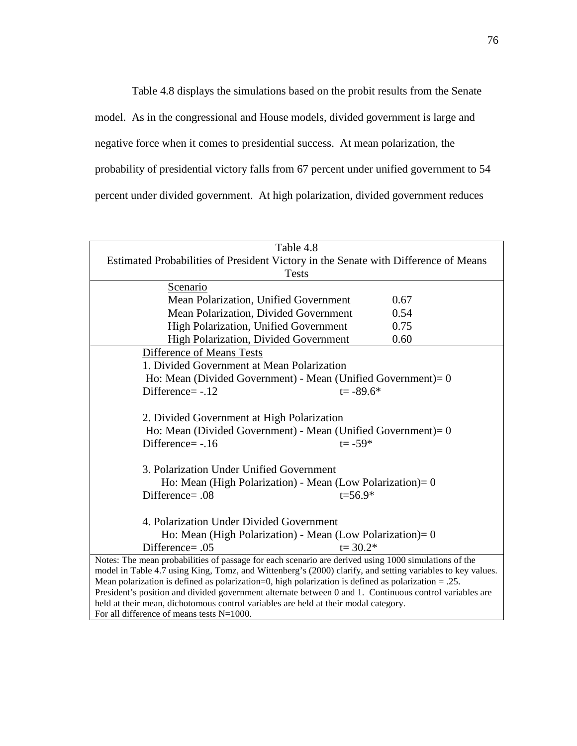Table 4.8 displays the simulations based on the probit results from the Senate model. As in the congressional and House models, divided government is large and negative force when it comes to presidential success. At mean polarization, the probability of presidential victory falls from 67 percent under unified government to 54 percent under divided government. At high polarization, divided government reduces

Table 4.8
Estimated Probabilities of President Victory in the Senate with Difference of Means Tests

| Scenario | |
|---|---|
| Mean Polarization, Unified Government | 0.67 |
| Mean Polarization, Divided Government | 0.54 |
| High Polarization, Unified Government | 0.75 |
| High Polarization, Divided Government | 0.60 |

Difference of Means Tests

1. Divided Government at Mean Polarization
   Ho: Mean (Divided Government) - Mean (Unified Government)= 0
   Difference= -.12 &nbsp;&nbsp;&nbsp;&nbsp; t= -89.6*

2. Divided Government at High Polarization
   Ho: Mean (Divided Government) - Mean (Unified Government)= 0
   Difference= -.16 &nbsp;&nbsp;&nbsp;&nbsp; t= -59*

3. Polarization Under Unified Government
   Ho: Mean (High Polarization) - Mean (Low Polarization)= 0
   Difference= .08 &nbsp;&nbsp;&nbsp;&nbsp; t=56.9*

4. Polarization Under Divided Government
   Ho: Mean (High Polarization) - Mean (Low Polarization)= 0
   Difference= .05 &nbsp;&nbsp;&nbsp;&nbsp; t= 30.2*

Notes: The mean probabilities of passage for each scenario are derived using 1000 simulations of the model in Table 4.7 using King, Tomz, and Wittenberg's (2000) clarify, and setting variables to key values. Mean polarization is defined as polarization=0, high polarization is defined as polarization = .25. President's position and divided government alternate between 0 and 1. Continuous control variables are held at their mean, dichotomous control variables are held at their modal category.
For all difference of means tests N=1000.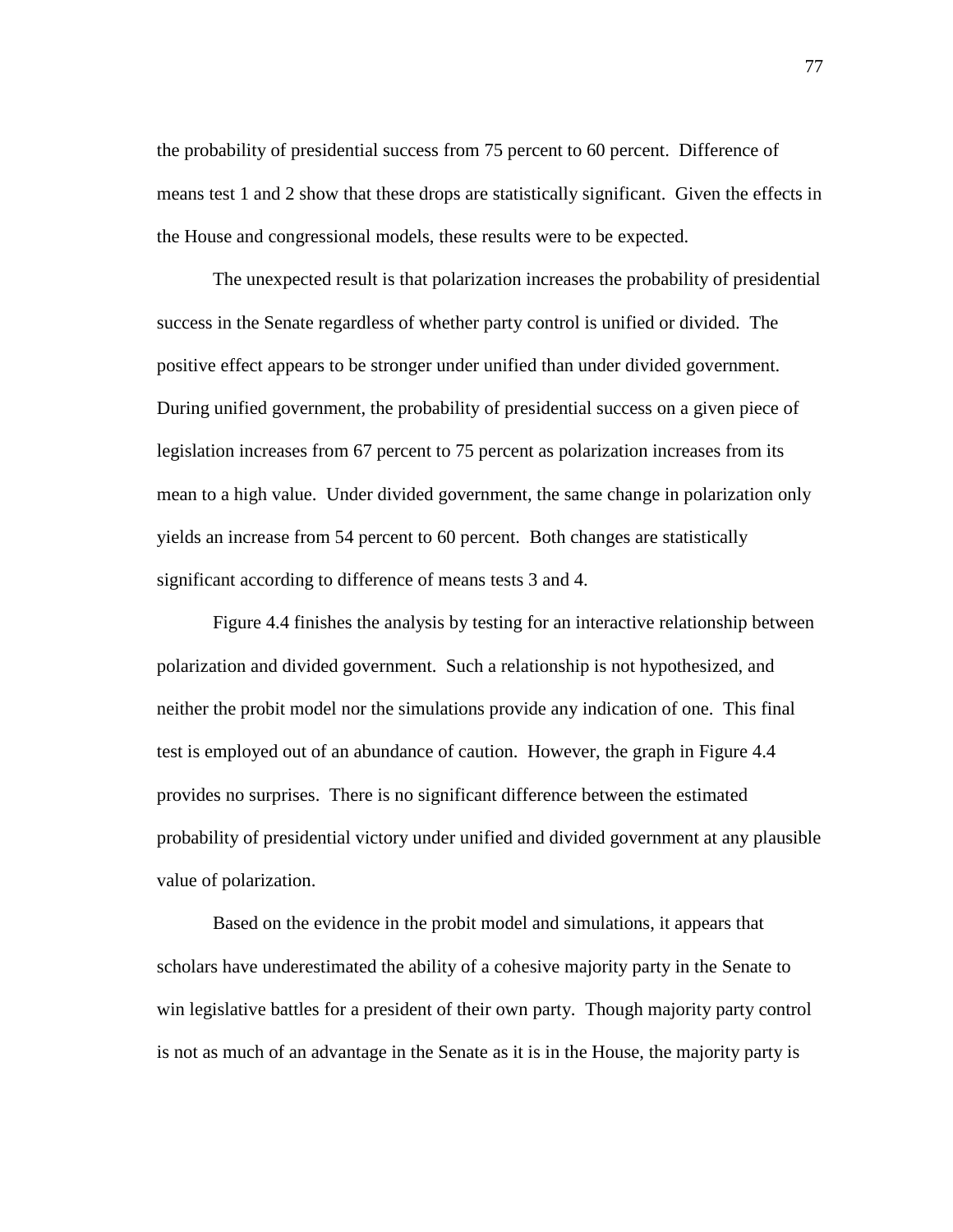the probability of presidential success from 75 percent to 60 percent. Difference of means test 1 and 2 show that these drops are statistically significant. Given the effects in the House and congressional models, these results were to be expected.

The unexpected result is that polarization increases the probability of presidential success in the Senate regardless of whether party control is unified or divided. The positive effect appears to be stronger under unified than under divided government. During unified government, the probability of presidential success on a given piece of legislation increases from 67 percent to 75 percent as polarization increases from its mean to a high value. Under divided government, the same change in polarization only yields an increase from 54 percent to 60 percent. Both changes are statistically significant according to difference of means tests 3 and 4.

Figure 4.4 finishes the analysis by testing for an interactive relationship between polarization and divided government. Such a relationship is not hypothesized, and neither the probit model nor the simulations provide any indication of one. This final test is employed out of an abundance of caution. However, the graph in Figure 4.4 provides no surprises. There is no significant difference between the estimated probability of presidential victory under unified and divided government at any plausible value of polarization.

Based on the evidence in the probit model and simulations, it appears that scholars have underestimated the ability of a cohesive majority party in the Senate to win legislative battles for a president of their own party. Though majority party control is not as much of an advantage in the Senate as it is in the House, the majority party is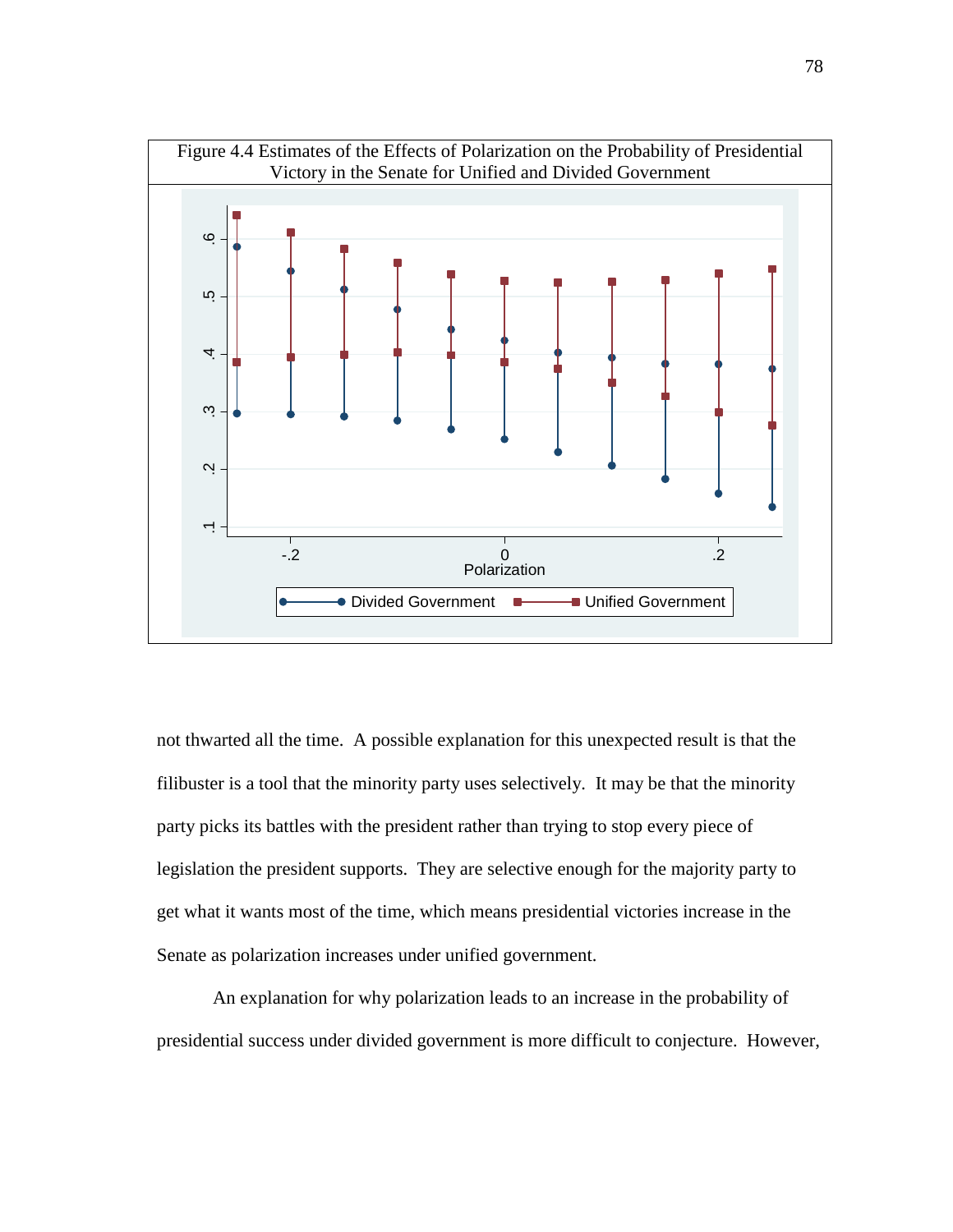Figure 4.4 Estimates of the Effects of Polarization on the Probability of Presidential Victory in the Senate for Unified and Divided Government

not thwarted all the time. A possible explanation for this unexpected result is that the filibuster is a tool that the minority party uses selectively. It may be that the minority party picks its battles with the president rather than trying to stop every piece of legislation the president supports. They are selective enough for the majority party to get what it wants most of the time, which means presidential victories increase in the Senate as polarization increases under unified government.

An explanation for why polarization leads to an increase in the probability of presidential success under divided government is more difficult to conjecture. However,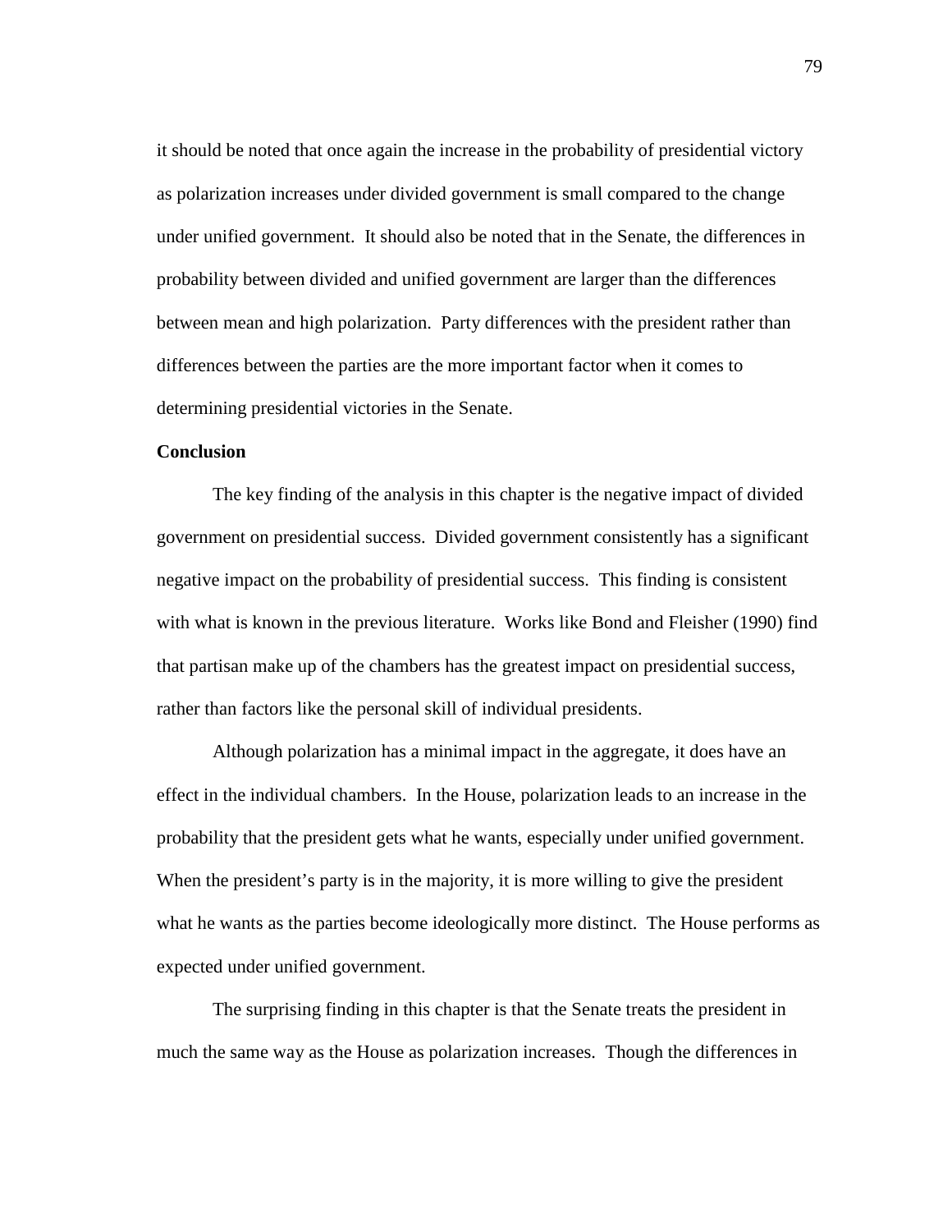it should be noted that once again the increase in the probability of presidential victory as polarization increases under divided government is small compared to the change under unified government. It should also be noted that in the Senate, the differences in probability between divided and unified government are larger than the differences between mean and high polarization. Party differences with the president rather than differences between the parties are the more important factor when it comes to determining presidential victories in the Senate.

**Conclusion**

The key finding of the analysis in this chapter is the negative impact of divided government on presidential success. Divided government consistently has a significant negative impact on the probability of presidential success. This finding is consistent with what is known in the previous literature. Works like Bond and Fleisher (1990) find that partisan make up of the chambers has the greatest impact on presidential success, rather than factors like the personal skill of individual presidents.

Although polarization has a minimal impact in the aggregate, it does have an effect in the individual chambers. In the House, polarization leads to an increase in the probability that the president gets what he wants, especially under unified government. When the president's party is in the majority, it is more willing to give the president what he wants as the parties become ideologically more distinct. The House performs as expected under unified government.

The surprising finding in this chapter is that the Senate treats the president in much the same way as the House as polarization increases. Though the differences in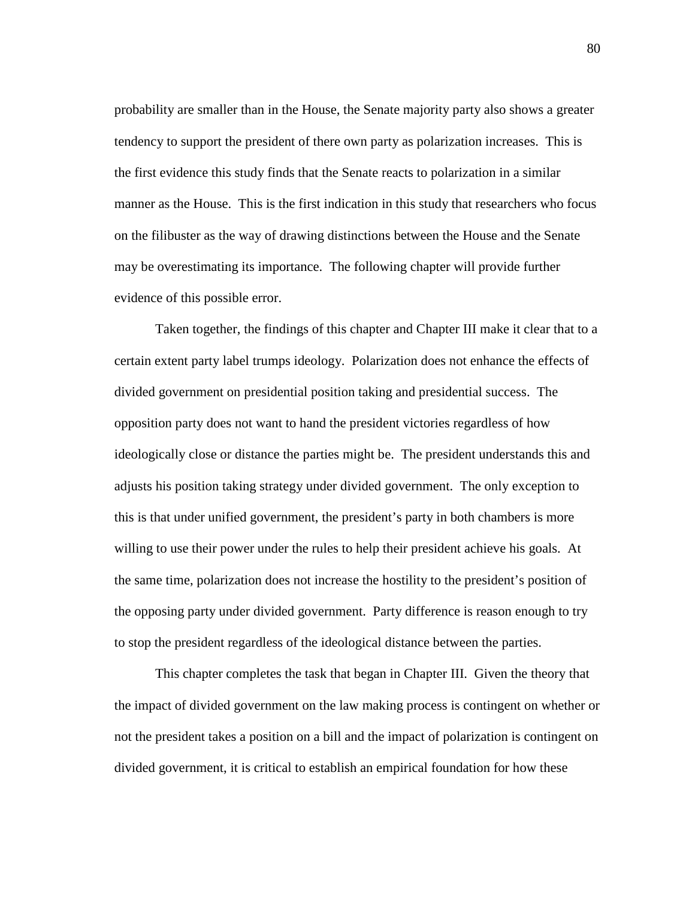probability are smaller than in the House, the Senate majority party also shows a greater tendency to support the president of there own party as polarization increases. This is the first evidence this study finds that the Senate reacts to polarization in a similar manner as the House. This is the first indication in this study that researchers who focus on the filibuster as the way of drawing distinctions between the House and the Senate may be overestimating its importance. The following chapter will provide further evidence of this possible error.

Taken together, the findings of this chapter and Chapter III make it clear that to a certain extent party label trumps ideology. Polarization does not enhance the effects of divided government on presidential position taking and presidential success. The opposition party does not want to hand the president victories regardless of how ideologically close or distance the parties might be. The president understands this and adjusts his position taking strategy under divided government. The only exception to this is that under unified government, the president's party in both chambers is more willing to use their power under the rules to help their president achieve his goals. At the same time, polarization does not increase the hostility to the president's position of the opposing party under divided government. Party difference is reason enough to try to stop the president regardless of the ideological distance between the parties.

This chapter completes the task that began in Chapter III. Given the theory that the impact of divided government on the law making process is contingent on whether or not the president takes a position on a bill and the impact of polarization is contingent on divided government, it is critical to establish an empirical foundation for how these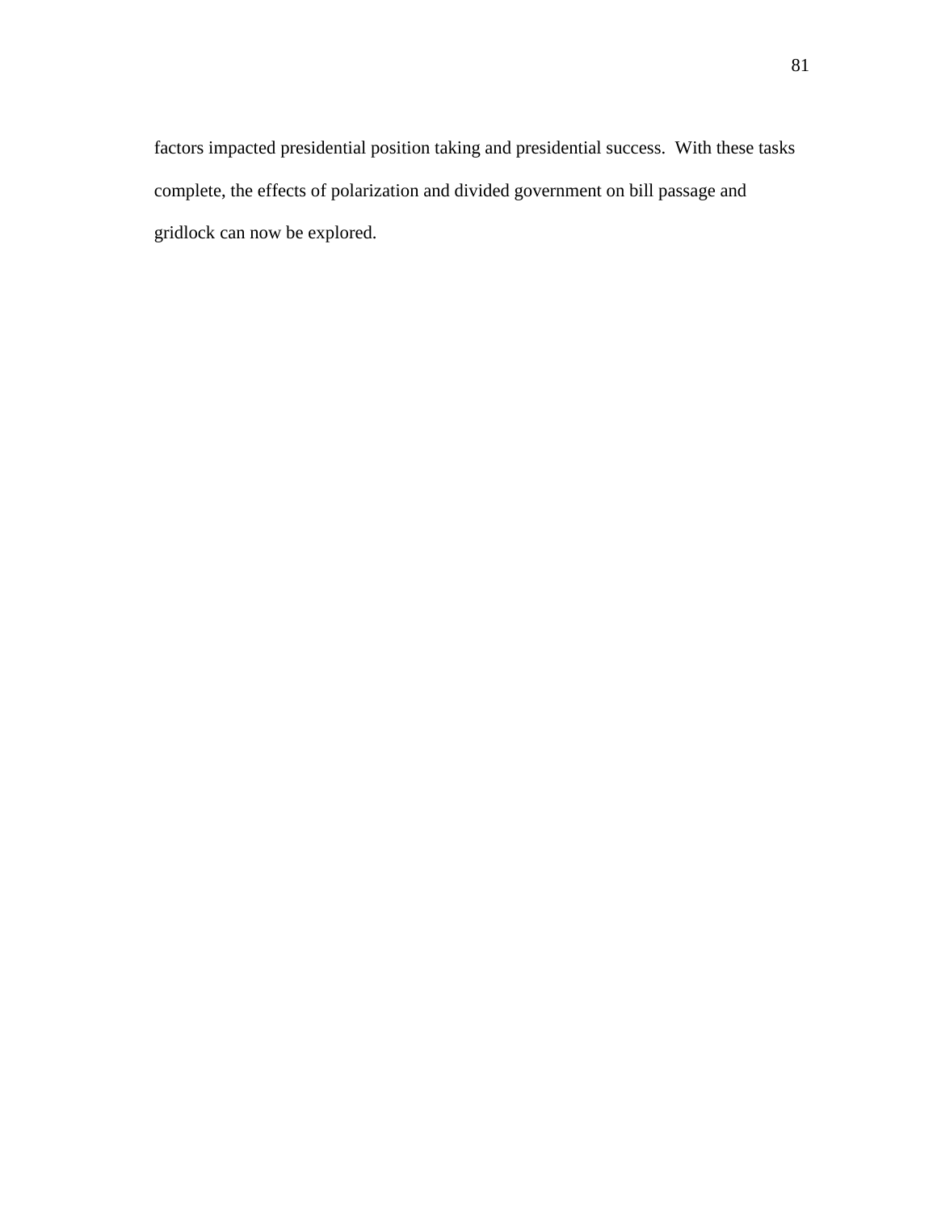factors impacted presidential position taking and presidential success. With these tasks complete, the effects of polarization and divided government on bill passage and gridlock can now be explored.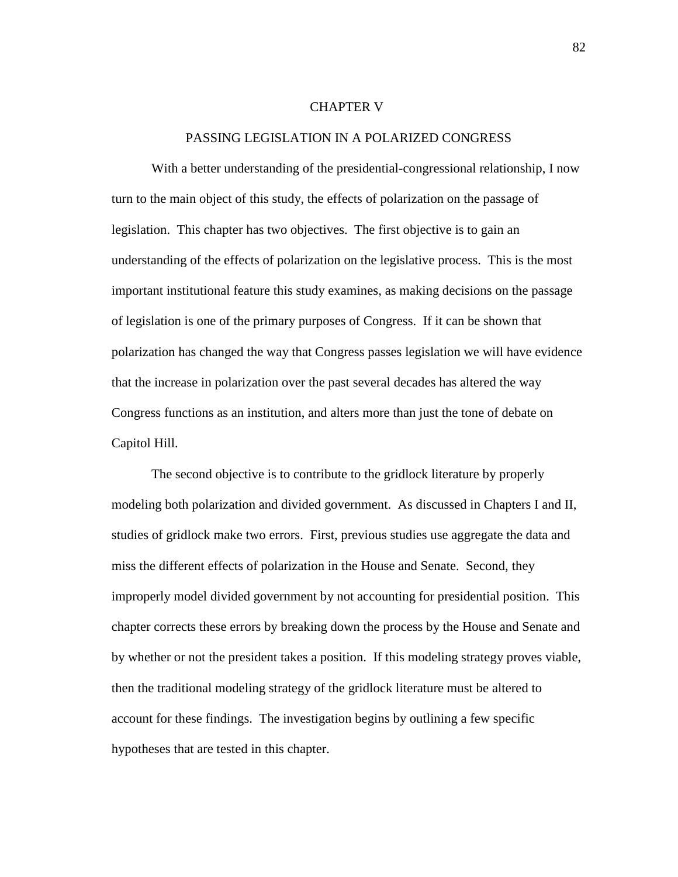# CHAPTER V

## PASSING LEGISLATION IN A POLARIZED CONGRESS

With a better understanding of the presidential-congressional relationship, I now turn to the main object of this study, the effects of polarization on the passage of legislation. This chapter has two objectives. The first objective is to gain an understanding of the effects of polarization on the legislative process. This is the most important institutional feature this study examines, as making decisions on the passage of legislation is one of the primary purposes of Congress. If it can be shown that polarization has changed the way that Congress passes legislation we will have evidence that the increase in polarization over the past several decades has altered the way Congress functions as an institution, and alters more than just the tone of debate on Capitol Hill.

The second objective is to contribute to the gridlock literature by properly modeling both polarization and divided government. As discussed in Chapters I and II, studies of gridlock make two errors. First, previous studies use aggregate the data and miss the different effects of polarization in the House and Senate. Second, they improperly model divided government by not accounting for presidential position. This chapter corrects these errors by breaking down the process by the House and Senate and by whether or not the president takes a position. If this modeling strategy proves viable, then the traditional modeling strategy of the gridlock literature must be altered to account for these findings. The investigation begins by outlining a few specific hypotheses that are tested in this chapter.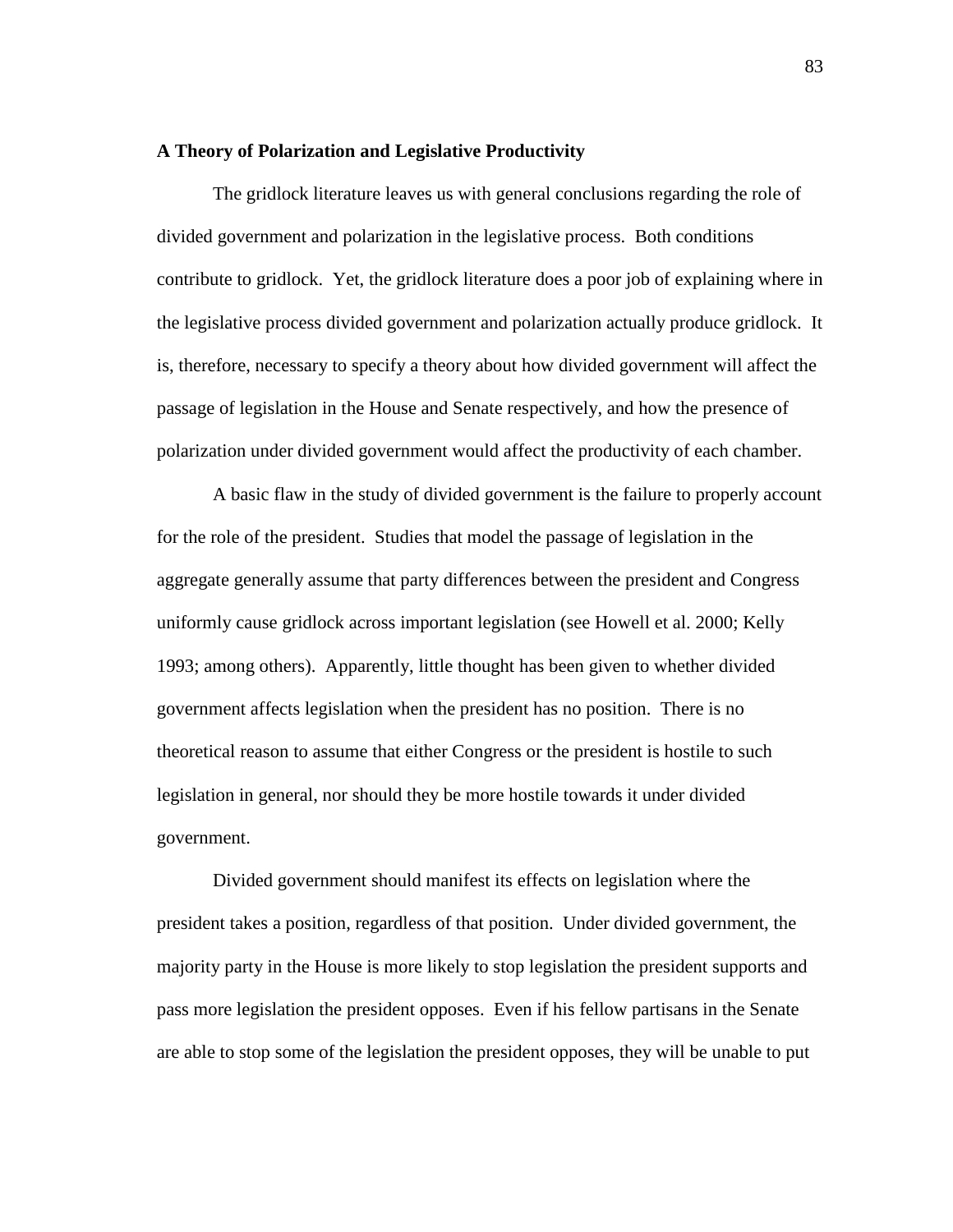**A Theory of Polarization and Legislative Productivity**

The gridlock literature leaves us with general conclusions regarding the role of divided government and polarization in the legislative process. Both conditions contribute to gridlock. Yet, the gridlock literature does a poor job of explaining where in the legislative process divided government and polarization actually produce gridlock. It is, therefore, necessary to specify a theory about how divided government will affect the passage of legislation in the House and Senate respectively, and how the presence of polarization under divided government would affect the productivity of each chamber.

A basic flaw in the study of divided government is the failure to properly account for the role of the president. Studies that model the passage of legislation in the aggregate generally assume that party differences between the president and Congress uniformly cause gridlock across important legislation (see Howell et al. 2000; Kelly 1993; among others). Apparently, little thought has been given to whether divided government affects legislation when the president has no position. There is no theoretical reason to assume that either Congress or the president is hostile to such legislation in general, nor should they be more hostile towards it under divided government.

Divided government should manifest its effects on legislation where the president takes a position, regardless of that position. Under divided government, the majority party in the House is more likely to stop legislation the president supports and pass more legislation the president opposes. Even if his fellow partisans in the Senate are able to stop some of the legislation the president opposes, they will be unable to put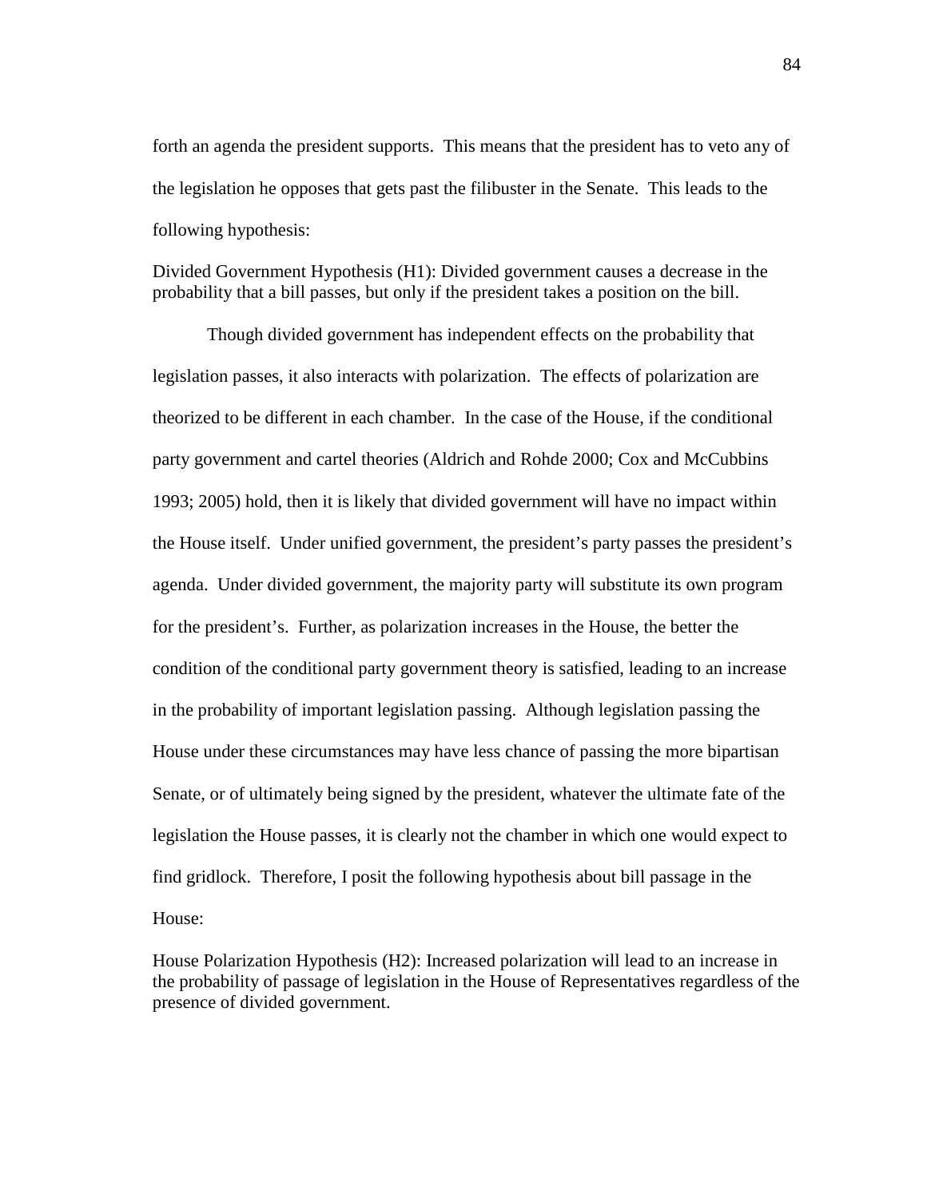forth an agenda the president supports. This means that the president has to veto any of the legislation he opposes that gets past the filibuster in the Senate. This leads to the following hypothesis:

Divided Government Hypothesis (H1): Divided government causes a decrease in the probability that a bill passes, but only if the president takes a position on the bill.

Though divided government has independent effects on the probability that legislation passes, it also interacts with polarization. The effects of polarization are theorized to be different in each chamber. In the case of the House, if the conditional party government and cartel theories (Aldrich and Rohde 2000; Cox and McCubbins 1993; 2005) hold, then it is likely that divided government will have no impact within the House itself. Under unified government, the president's party passes the president's agenda. Under divided government, the majority party will substitute its own program for the president's. Further, as polarization increases in the House, the better the condition of the conditional party government theory is satisfied, leading to an increase in the probability of important legislation passing. Although legislation passing the House under these circumstances may have less chance of passing the more bipartisan Senate, or of ultimately being signed by the president, whatever the ultimate fate of the legislation the House passes, it is clearly not the chamber in which one would expect to find gridlock. Therefore, I posit the following hypothesis about bill passage in the House:

House Polarization Hypothesis (H2): Increased polarization will lead to an increase in the probability of passage of legislation in the House of Representatives regardless of the presence of divided government.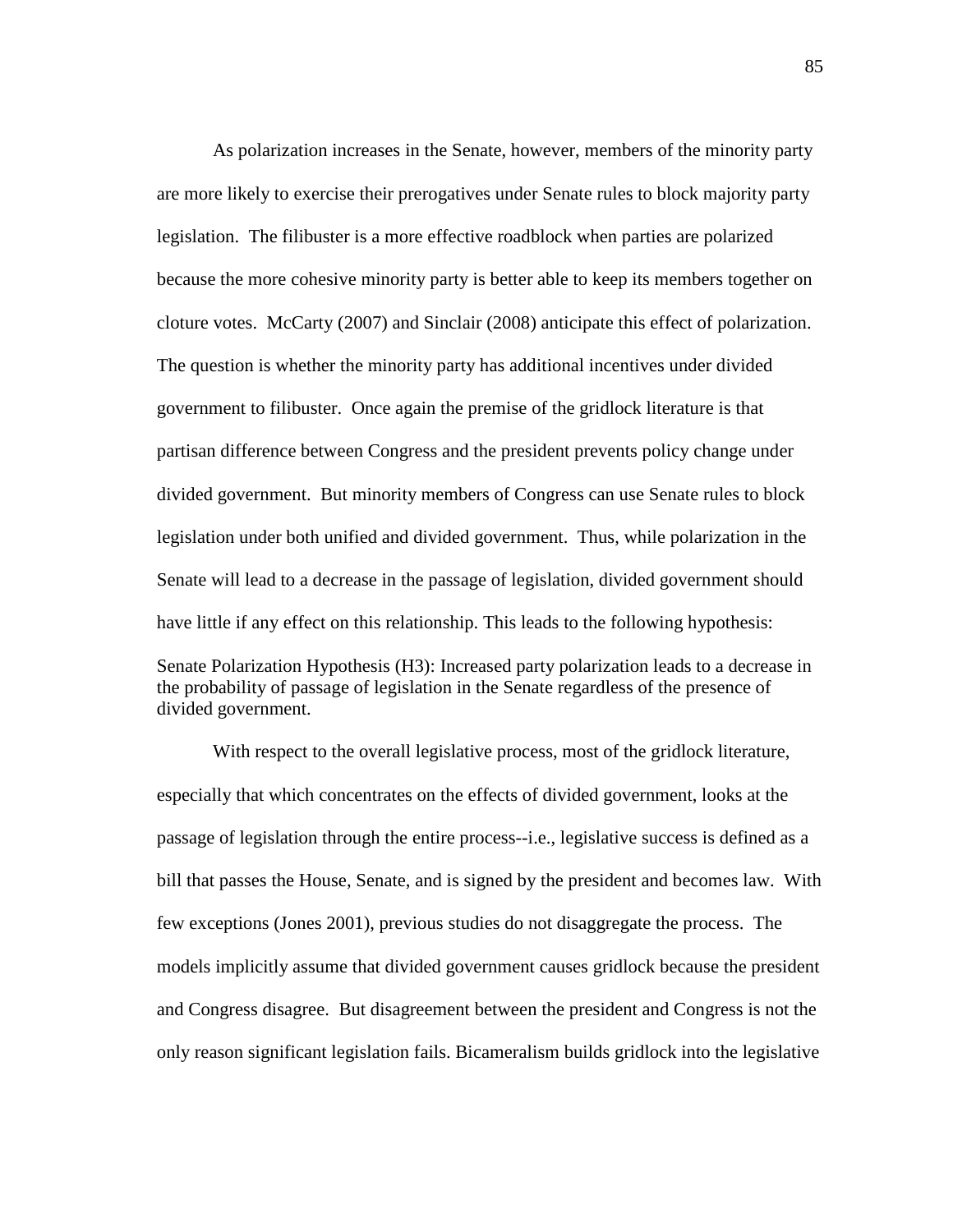As polarization increases in the Senate, however, members of the minority party are more likely to exercise their prerogatives under Senate rules to block majority party legislation. The filibuster is a more effective roadblock when parties are polarized because the more cohesive minority party is better able to keep its members together on cloture votes. McCarty (2007) and Sinclair (2008) anticipate this effect of polarization. The question is whether the minority party has additional incentives under divided government to filibuster. Once again the premise of the gridlock literature is that partisan difference between Congress and the president prevents policy change under divided government. But minority members of Congress can use Senate rules to block legislation under both unified and divided government. Thus, while polarization in the Senate will lead to a decrease in the passage of legislation, divided government should have little if any effect on this relationship. This leads to the following hypothesis:

Senate Polarization Hypothesis (H3): Increased party polarization leads to a decrease in the probability of passage of legislation in the Senate regardless of the presence of divided government.

With respect to the overall legislative process, most of the gridlock literature, especially that which concentrates on the effects of divided government, looks at the passage of legislation through the entire process--i.e., legislative success is defined as a bill that passes the House, Senate, and is signed by the president and becomes law. With few exceptions (Jones 2001), previous studies do not disaggregate the process. The models implicitly assume that divided government causes gridlock because the president and Congress disagree. But disagreement between the president and Congress is not the only reason significant legislation fails. Bicameralism builds gridlock into the legislative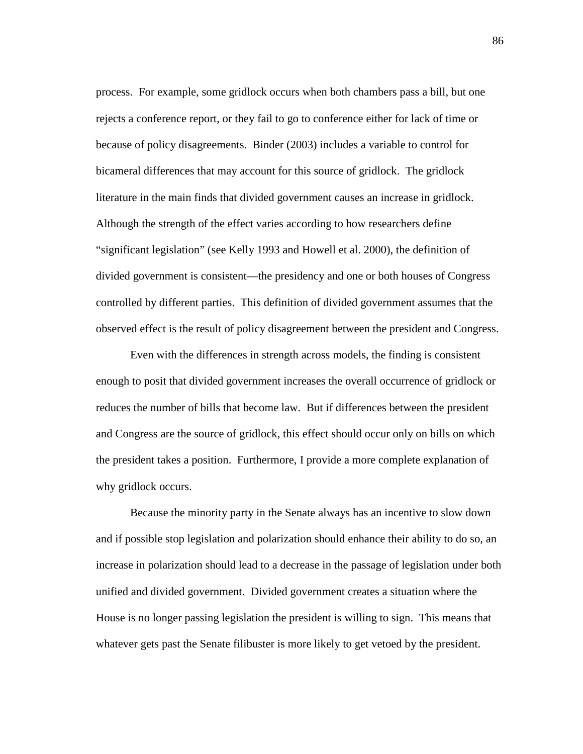process. For example, some gridlock occurs when both chambers pass a bill, but one rejects a conference report, or they fail to go to conference either for lack of time or because of policy disagreements. Binder (2003) includes a variable to control for bicameral differences that may account for this source of gridlock. The gridlock literature in the main finds that divided government causes an increase in gridlock. Although the strength of the effect varies according to how researchers define "significant legislation" (see Kelly 1993 and Howell et al. 2000), the definition of divided government is consistent—the presidency and one or both houses of Congress controlled by different parties. This definition of divided government assumes that the observed effect is the result of policy disagreement between the president and Congress.

Even with the differences in strength across models, the finding is consistent enough to posit that divided government increases the overall occurrence of gridlock or reduces the number of bills that become law. But if differences between the president and Congress are the source of gridlock, this effect should occur only on bills on which the president takes a position. Furthermore, I provide a more complete explanation of why gridlock occurs.

Because the minority party in the Senate always has an incentive to slow down and if possible stop legislation and polarization should enhance their ability to do so, an increase in polarization should lead to a decrease in the passage of legislation under both unified and divided government. Divided government creates a situation where the House is no longer passing legislation the president is willing to sign. This means that whatever gets past the Senate filibuster is more likely to get vetoed by the president.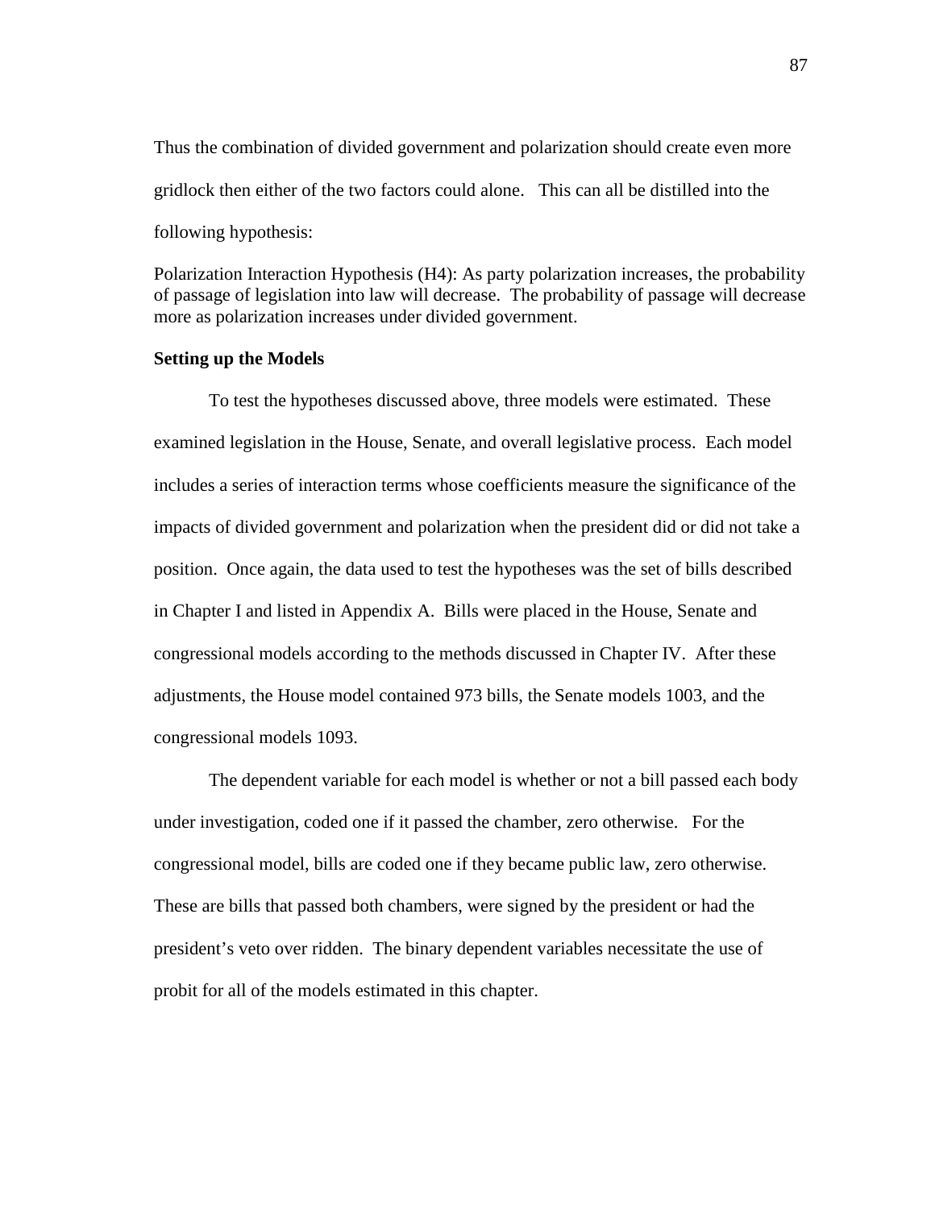Thus the combination of divided government and polarization should create even more gridlock then either of the two factors could alone. This can all be distilled into the following hypothesis:

Polarization Interaction Hypothesis (H4): As party polarization increases, the probability of passage of legislation into law will decrease. The probability of passage will decrease more as polarization increases under divided government.

**Setting up the Models**

To test the hypotheses discussed above, three models were estimated. These examined legislation in the House, Senate, and overall legislative process. Each model includes a series of interaction terms whose coefficients measure the significance of the impacts of divided government and polarization when the president did or did not take a position. Once again, the data used to test the hypotheses was the set of bills described in Chapter I and listed in Appendix A. Bills were placed in the House, Senate and congressional models according to the methods discussed in Chapter IV. After these adjustments, the House model contained 973 bills, the Senate models 1003, and the congressional models 1093.

The dependent variable for each model is whether or not a bill passed each body under investigation, coded one if it passed the chamber, zero otherwise. For the congressional model, bills are coded one if they became public law, zero otherwise. These are bills that passed both chambers, were signed by the president or had the president's veto over ridden. The binary dependent variables necessitate the use of probit for all of the models estimated in this chapter.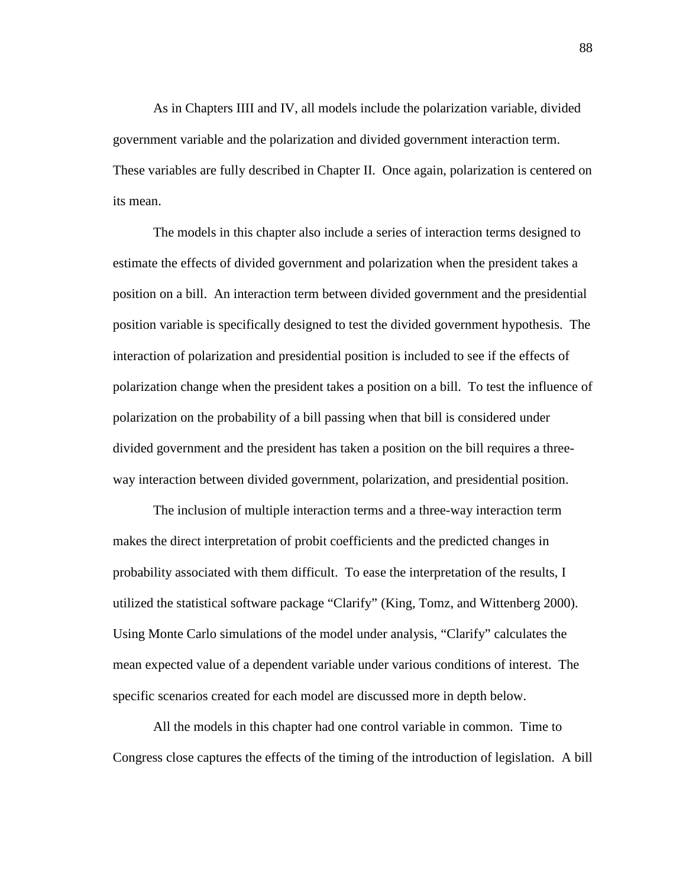As in Chapters IIII and IV, all models include the polarization variable, divided government variable and the polarization and divided government interaction term. These variables are fully described in Chapter II. Once again, polarization is centered on its mean.

The models in this chapter also include a series of interaction terms designed to estimate the effects of divided government and polarization when the president takes a position on a bill. An interaction term between divided government and the presidential position variable is specifically designed to test the divided government hypothesis. The interaction of polarization and presidential position is included to see if the effects of polarization change when the president takes a position on a bill. To test the influence of polarization on the probability of a bill passing when that bill is considered under divided government and the president has taken a position on the bill requires a three-way interaction between divided government, polarization, and presidential position.

The inclusion of multiple interaction terms and a three-way interaction term makes the direct interpretation of probit coefficients and the predicted changes in probability associated with them difficult. To ease the interpretation of the results, I utilized the statistical software package "Clarify" (King, Tomz, and Wittenberg 2000). Using Monte Carlo simulations of the model under analysis, "Clarify" calculates the mean expected value of a dependent variable under various conditions of interest. The specific scenarios created for each model are discussed more in depth below.

All the models in this chapter had one control variable in common. Time to Congress close captures the effects of the timing of the introduction of legislation. A bill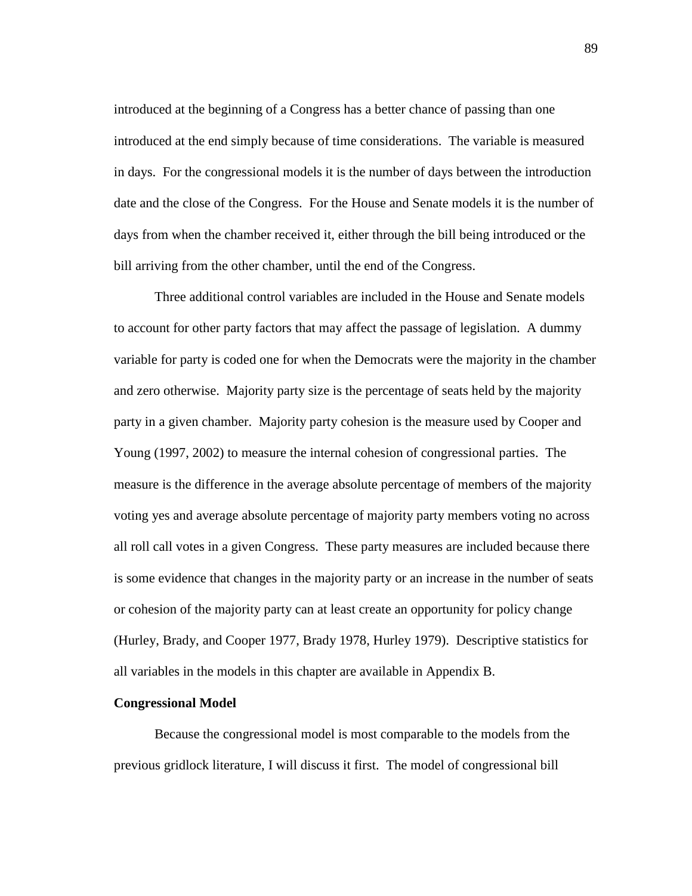introduced at the beginning of a Congress has a better chance of passing than one introduced at the end simply because of time considerations. The variable is measured in days. For the congressional models it is the number of days between the introduction date and the close of the Congress. For the House and Senate models it is the number of days from when the chamber received it, either through the bill being introduced or the bill arriving from the other chamber, until the end of the Congress.

Three additional control variables are included in the House and Senate models to account for other party factors that may affect the passage of legislation. A dummy variable for party is coded one for when the Democrats were the majority in the chamber and zero otherwise. Majority party size is the percentage of seats held by the majority party in a given chamber. Majority party cohesion is the measure used by Cooper and Young (1997, 2002) to measure the internal cohesion of congressional parties. The measure is the difference in the average absolute percentage of members of the majority voting yes and average absolute percentage of majority party members voting no across all roll call votes in a given Congress. These party measures are included because there is some evidence that changes in the majority party or an increase in the number of seats or cohesion of the majority party can at least create an opportunity for policy change (Hurley, Brady, and Cooper 1977, Brady 1978, Hurley 1979). Descriptive statistics for all variables in the models in this chapter are available in Appendix B.

**Congressional Model**

Because the congressional model is most comparable to the models from the previous gridlock literature, I will discuss it first. The model of congressional bill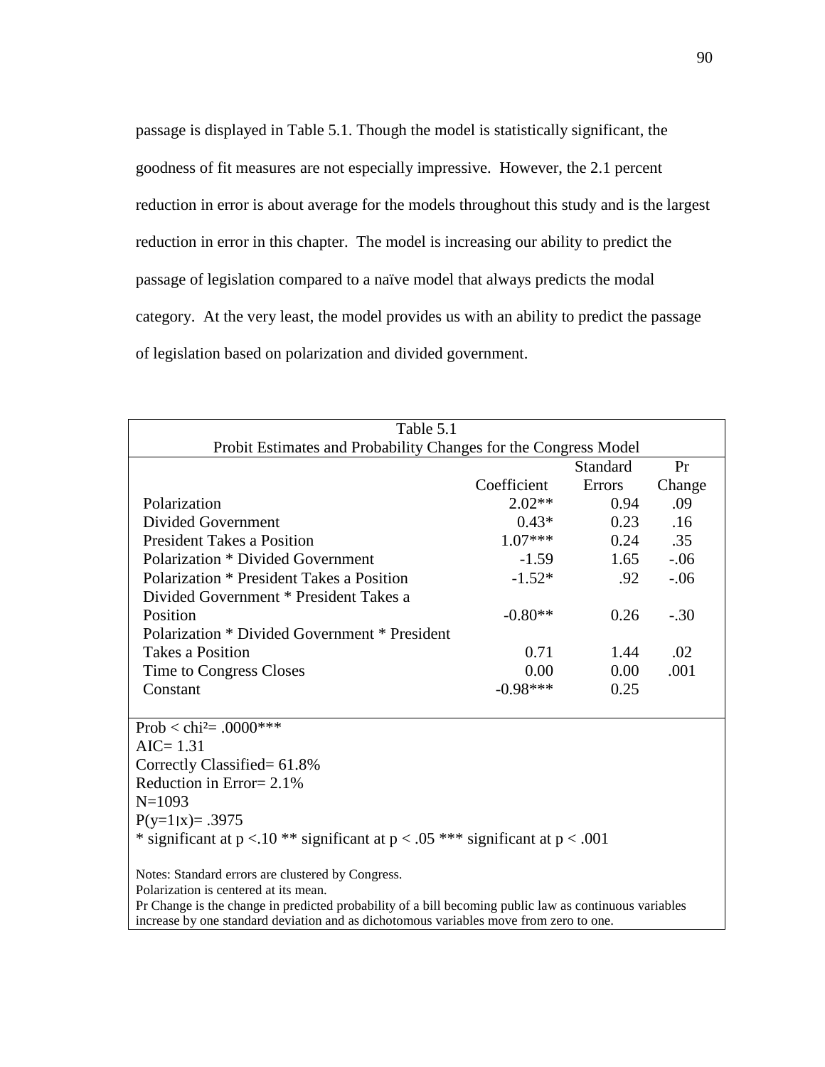passage is displayed in Table 5.1. Though the model is statistically significant, the goodness of fit measures are not especially impressive. However, the 2.1 percent reduction in error is about average for the models throughout this study and is the largest reduction in error in this chapter. The model is increasing our ability to predict the passage of legislation compared to a naïve model that always predicts the modal category. At the very least, the model provides us with an ability to predict the passage of legislation based on polarization and divided government.

Table 5.1
Probit Estimates and Probability Changes for the Congress Model

| | Coefficient | Standard Errors | Pr Change |
|---|---|---|---|
| Polarization | 2.02** | 0.94 | .09 |
| Divided Government | 0.43* | 0.23 | .16 |
| President Takes a Position | 1.07*** | 0.24 | .35 |
| Polarization * Divided Government | -1.59 | 1.65 | -.06 |
| Polarization * President Takes a Position | -1.52* | .92 | -.06 |
| Divided Government * President Takes a Position | -0.80** | 0.26 | -.30 |
| Polarization * Divided Government * President Takes a Position | 0.71 | 1.44 | .02 |
| Time to Congress Closes | 0.00 | 0.00 | .001 |
| Constant | -0.98*** | 0.25 | |

Prob < chi² = .0000***
AIC= 1.31
Correctly Classified= 61.8%
Reduction in Error= 2.1%
N=1093
P(y=1|x)= .3975
* significant at p <.10 ** significant at p < .05 *** significant at p < .001

Notes: Standard errors are clustered by Congress.
Polarization is centered at its mean.
Pr Change is the change in predicted probability of a bill becoming public law as continuous variables increase by one standard deviation and as dichotomous variables move from zero to one.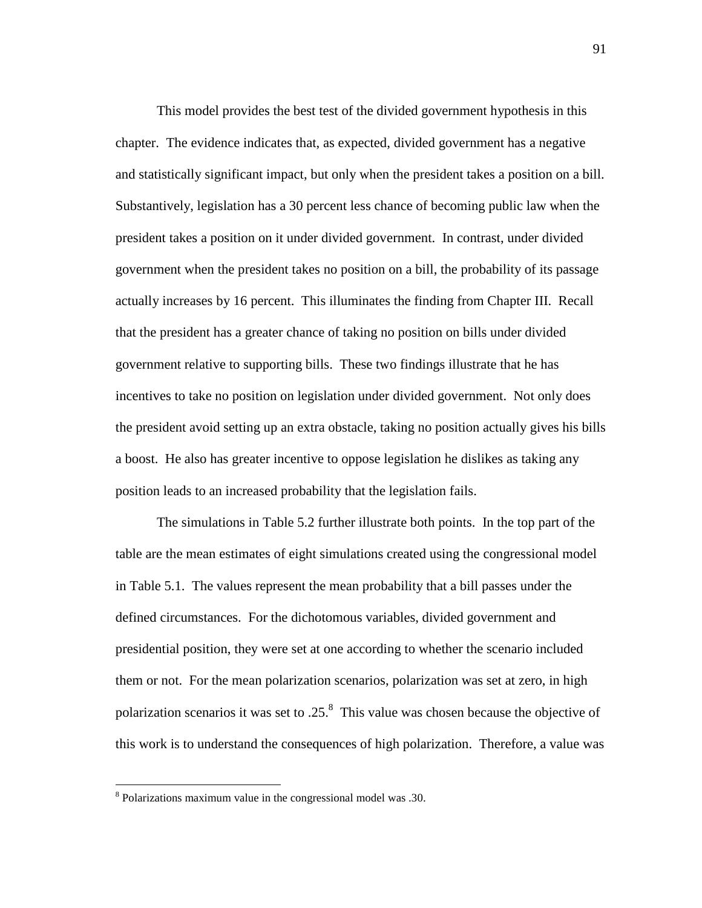This model provides the best test of the divided government hypothesis in this chapter. The evidence indicates that, as expected, divided government has a negative and statistically significant impact, but only when the president takes a position on a bill. Substantively, legislation has a 30 percent less chance of becoming public law when the president takes a position on it under divided government. In contrast, under divided government when the president takes no position on a bill, the probability of its passage actually increases by 16 percent. This illuminates the finding from Chapter III. Recall that the president has a greater chance of taking no position on bills under divided government relative to supporting bills. These two findings illustrate that he has incentives to take no position on legislation under divided government. Not only does the president avoid setting up an extra obstacle, taking no position actually gives his bills a boost. He also has greater incentive to oppose legislation he dislikes as taking any position leads to an increased probability that the legislation fails.

The simulations in Table 5.2 further illustrate both points. In the top part of the table are the mean estimates of eight simulations created using the congressional model in Table 5.1. The values represent the mean probability that a bill passes under the defined circumstances. For the dichotomous variables, divided government and presidential position, they were set at one according to whether the scenario included them or not. For the mean polarization scenarios, polarization was set at zero, in high polarization scenarios it was set to .25.[8] This value was chosen because the objective of this work is to understand the consequences of high polarization. Therefore, a value was

---

[8] Polarizations maximum value in the congressional model was .30.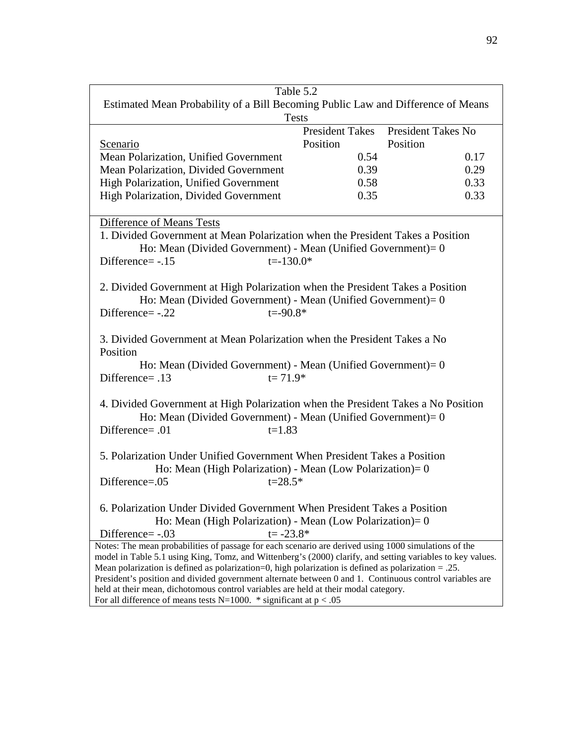Table 5.2

Estimated Mean Probability of a Bill Becoming Public Law and Difference of Means Tests

| Scenario | President Takes Position | President Takes No Position |
|---|---|---|
| Mean Polarization, Unified Government | 0.54 | 0.17 |
| Mean Polarization, Divided Government | 0.39 | 0.29 |
| High Polarization, Unified Government | 0.58 | 0.33 |
| High Polarization, Divided Government | 0.35 | 0.33 |

Difference of Means Tests

1. Divided Government at Mean Polarization when the President Takes a Position
   Ho: Mean (Divided Government) - Mean (Unified Government)= 0
   Difference= -.15 t=-130.0*

2. Divided Government at High Polarization when the President Takes a Position
   Ho: Mean (Divided Government) - Mean (Unified Government)= 0
   Difference= -.22 t=-90.8*

3. Divided Government at Mean Polarization when the President Takes a No Position
   Ho: Mean (Divided Government) - Mean (Unified Government)= 0
   Difference= .13 t= 71.9*

4. Divided Government at High Polarization when the President Takes a No Position
   Ho: Mean (Divided Government) - Mean (Unified Government)= 0
   Difference= .01 t=1.83

5. Polarization Under Unified Government When President Takes a Position
   Ho: Mean (High Polarization) - Mean (Low Polarization)= 0
   Difference=.05 t=28.5*

6. Polarization Under Divided Government When President Takes a Position
   Ho: Mean (High Polarization) - Mean (Low Polarization)= 0
   Difference= -.03 t= -23.8*

Notes: The mean probabilities of passage for each scenario are derived using 1000 simulations of the model in Table 5.1 using King, Tomz, and Wittenberg's (2000) clarify, and setting variables to key values. Mean polarization is defined as polarization=0, high polarization is defined as polarization = .25. President's position and divided government alternate between 0 and 1. Continuous control variables are held at their mean, dichotomous control variables are held at their modal category.
For all difference of means tests N=1000. * significant at $p < .05$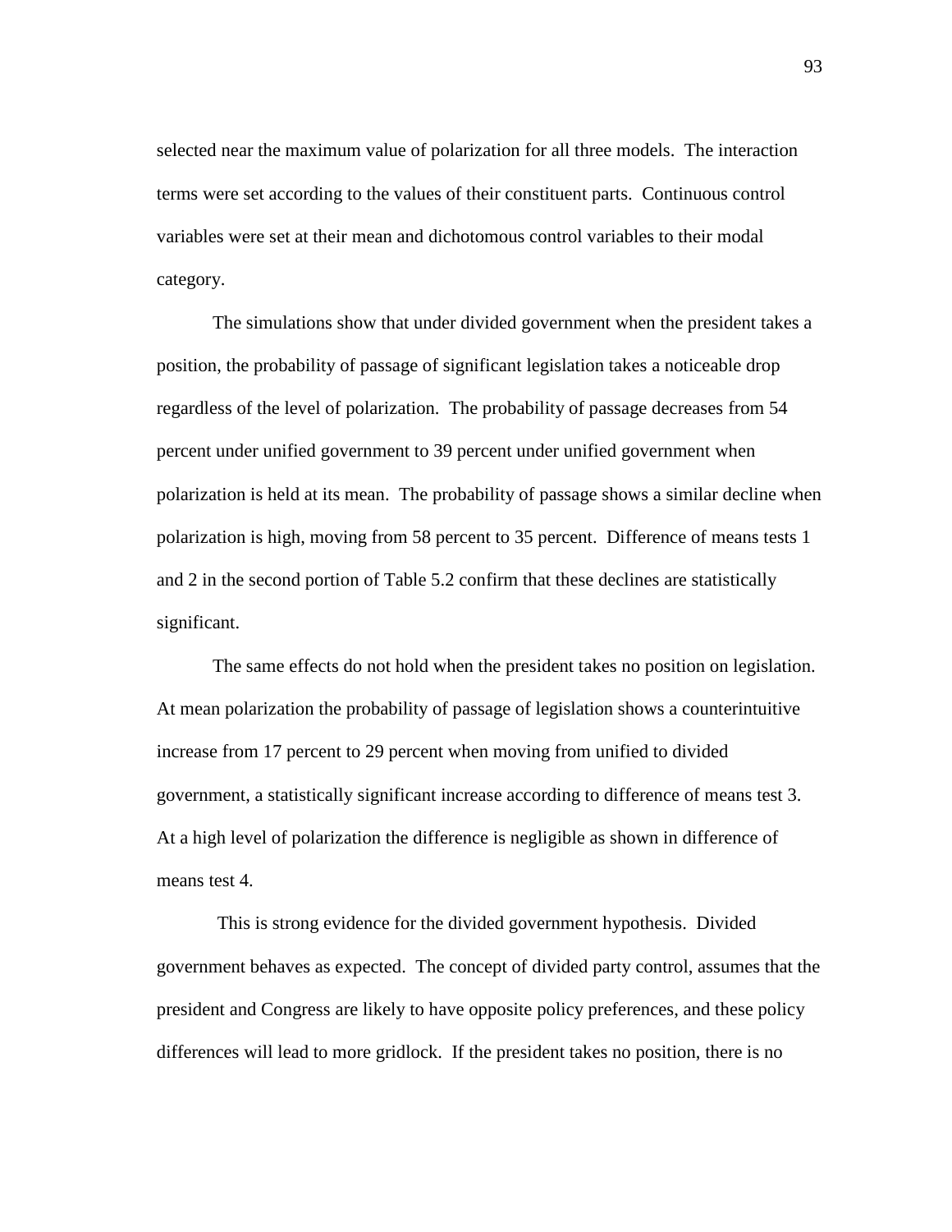selected near the maximum value of polarization for all three models. The interaction terms were set according to the values of their constituent parts. Continuous control variables were set at their mean and dichotomous control variables to their modal category.

The simulations show that under divided government when the president takes a position, the probability of passage of significant legislation takes a noticeable drop regardless of the level of polarization. The probability of passage decreases from 54 percent under unified government to 39 percent under unified government when polarization is held at its mean. The probability of passage shows a similar decline when polarization is high, moving from 58 percent to 35 percent. Difference of means tests 1 and 2 in the second portion of Table 5.2 confirm that these declines are statistically significant.

The same effects do not hold when the president takes no position on legislation. At mean polarization the probability of passage of legislation shows a counterintuitive increase from 17 percent to 29 percent when moving from unified to divided government, a statistically significant increase according to difference of means test 3. At a high level of polarization the difference is negligible as shown in difference of means test 4.

This is strong evidence for the divided government hypothesis. Divided government behaves as expected. The concept of divided party control, assumes that the president and Congress are likely to have opposite policy preferences, and these policy differences will lead to more gridlock. If the president takes no position, there is no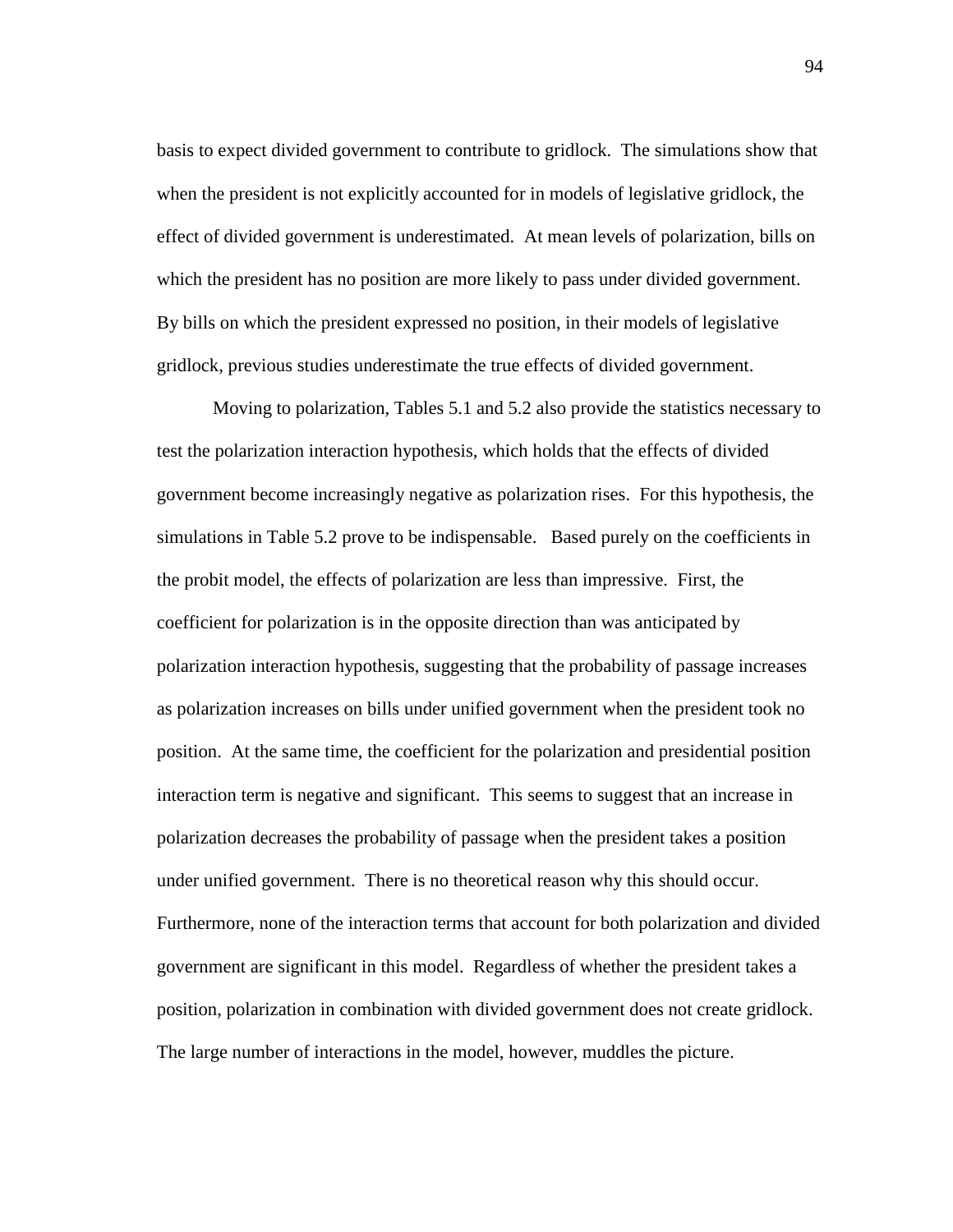basis to expect divided government to contribute to gridlock. The simulations show that when the president is not explicitly accounted for in models of legislative gridlock, the effect of divided government is underestimated. At mean levels of polarization, bills on which the president has no position are more likely to pass under divided government. By bills on which the president expressed no position, in their models of legislative gridlock, previous studies underestimate the true effects of divided government.

Moving to polarization, Tables 5.1 and 5.2 also provide the statistics necessary to test the polarization interaction hypothesis, which holds that the effects of divided government become increasingly negative as polarization rises. For this hypothesis, the simulations in Table 5.2 prove to be indispensable. Based purely on the coefficients in the probit model, the effects of polarization are less than impressive. First, the coefficient for polarization is in the opposite direction than was anticipated by polarization interaction hypothesis, suggesting that the probability of passage increases as polarization increases on bills under unified government when the president took no position. At the same time, the coefficient for the polarization and presidential position interaction term is negative and significant. This seems to suggest that an increase in polarization decreases the probability of passage when the president takes a position under unified government. There is no theoretical reason why this should occur. Furthermore, none of the interaction terms that account for both polarization and divided government are significant in this model. Regardless of whether the president takes a position, polarization in combination with divided government does not create gridlock. The large number of interactions in the model, however, muddles the picture.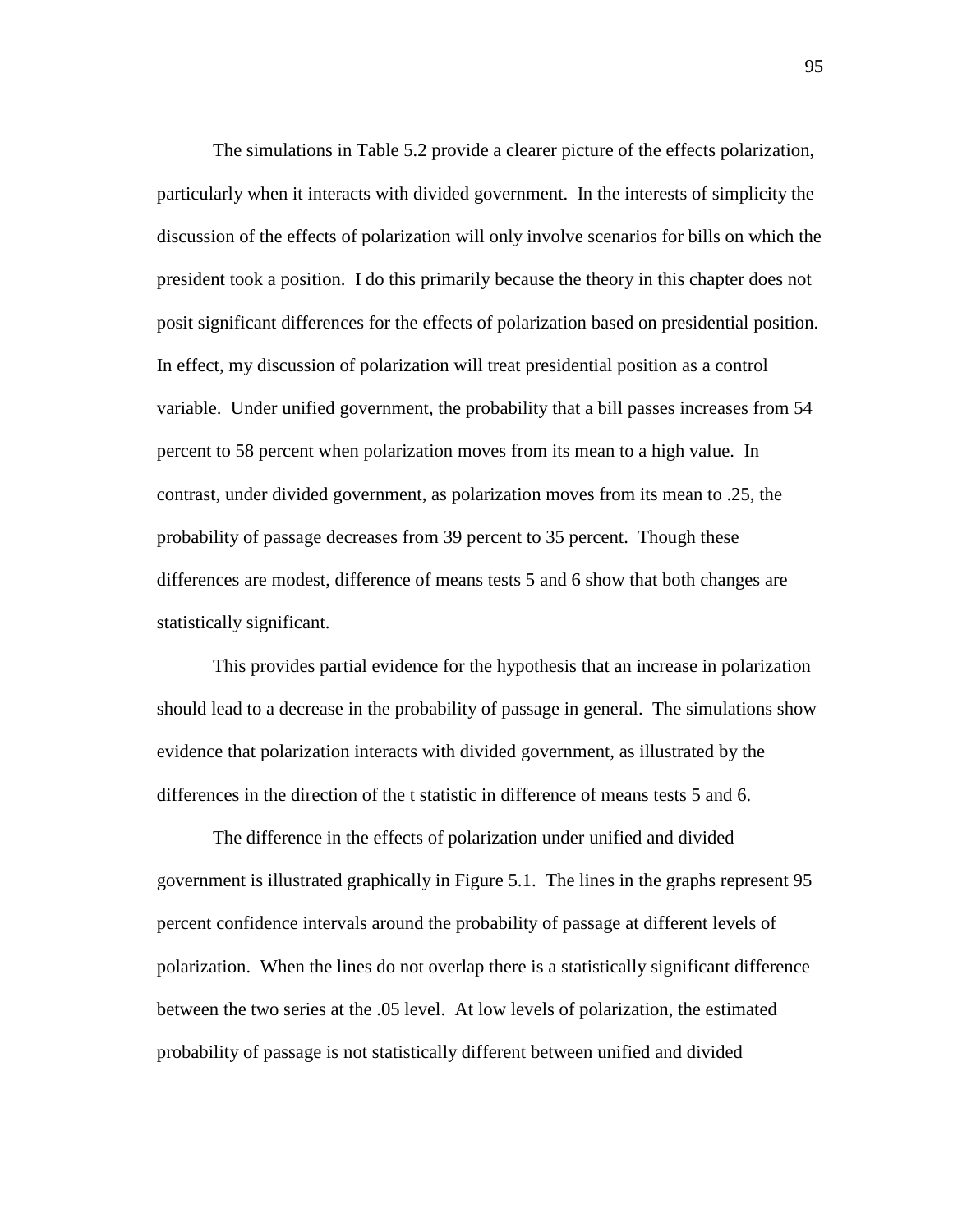The simulations in Table 5.2 provide a clearer picture of the effects polarization, particularly when it interacts with divided government. In the interests of simplicity the discussion of the effects of polarization will only involve scenarios for bills on which the president took a position. I do this primarily because the theory in this chapter does not posit significant differences for the effects of polarization based on presidential position. In effect, my discussion of polarization will treat presidential position as a control variable. Under unified government, the probability that a bill passes increases from 54 percent to 58 percent when polarization moves from its mean to a high value. In contrast, under divided government, as polarization moves from its mean to .25, the probability of passage decreases from 39 percent to 35 percent. Though these differences are modest, difference of means tests 5 and 6 show that both changes are statistically significant.

This provides partial evidence for the hypothesis that an increase in polarization should lead to a decrease in the probability of passage in general. The simulations show evidence that polarization interacts with divided government, as illustrated by the differences in the direction of the t statistic in difference of means tests 5 and 6.

The difference in the effects of polarization under unified and divided government is illustrated graphically in Figure 5.1. The lines in the graphs represent 95 percent confidence intervals around the probability of passage at different levels of polarization. When the lines do not overlap there is a statistically significant difference between the two series at the .05 level. At low levels of polarization, the estimated probability of passage is not statistically different between unified and divided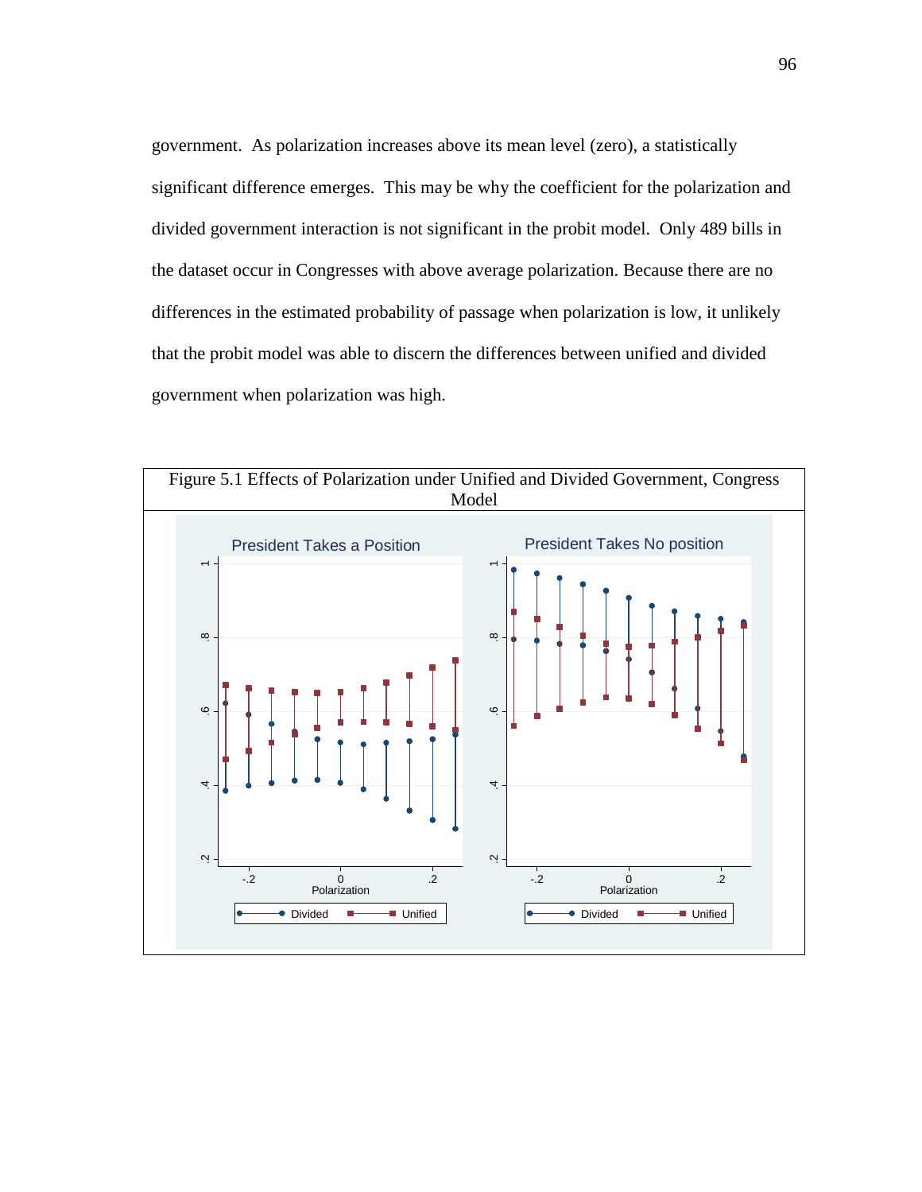government. As polarization increases above its mean level (zero), a statistically significant difference emerges. This may be why the coefficient for the polarization and divided government interaction is not significant in the probit model. Only 489 bills in the dataset occur in Congresses with above average polarization. Because there are no differences in the estimated probability of passage when polarization is low, it unlikely that the probit model was able to discern the differences between unified and divided government when polarization was high.

Figure 5.1 Effects of Polarization under Unified and Divided Government, Congress Model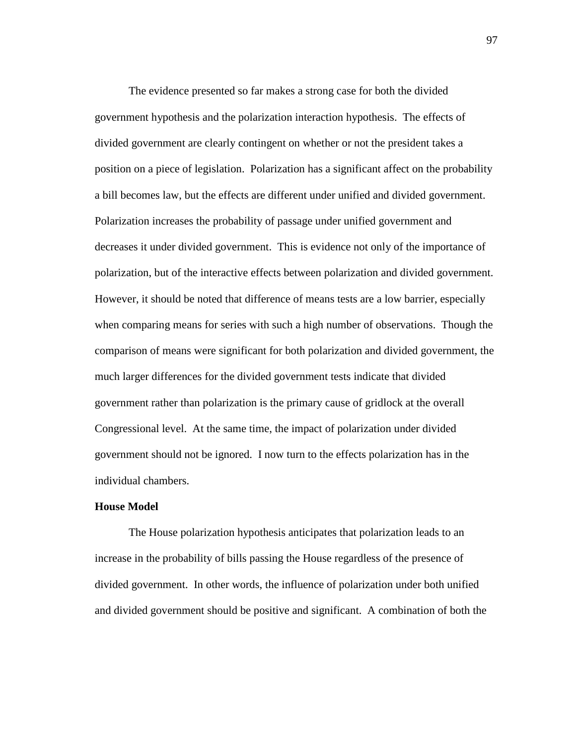The evidence presented so far makes a strong case for both the divided government hypothesis and the polarization interaction hypothesis. The effects of divided government are clearly contingent on whether or not the president takes a position on a piece of legislation. Polarization has a significant affect on the probability a bill becomes law, but the effects are different under unified and divided government. Polarization increases the probability of passage under unified government and decreases it under divided government. This is evidence not only of the importance of polarization, but of the interactive effects between polarization and divided government. However, it should be noted that difference of means tests are a low barrier, especially when comparing means for series with such a high number of observations. Though the comparison of means were significant for both polarization and divided government, the much larger differences for the divided government tests indicate that divided government rather than polarization is the primary cause of gridlock at the overall Congressional level. At the same time, the impact of polarization under divided government should not be ignored. I now turn to the effects polarization has in the individual chambers.

**House Model**

The House polarization hypothesis anticipates that polarization leads to an increase in the probability of bills passing the House regardless of the presence of divided government. In other words, the influence of polarization under both unified and divided government should be positive and significant. A combination of both the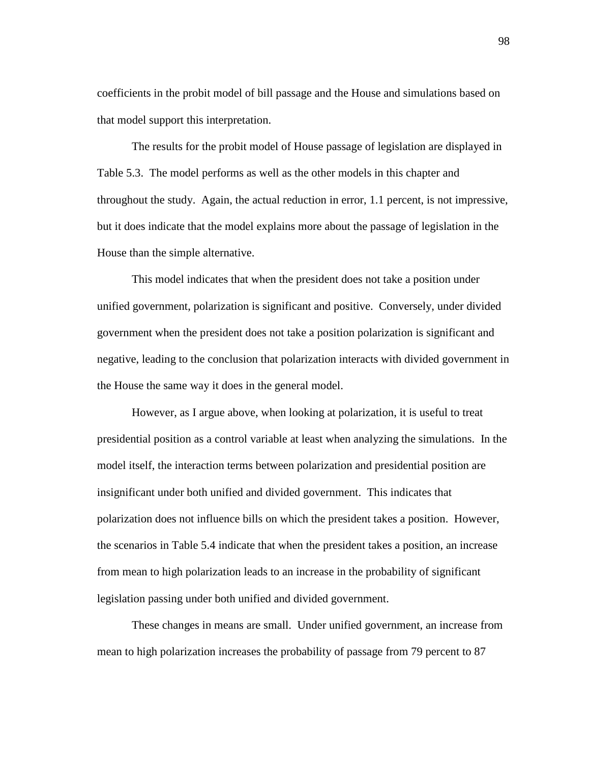coefficients in the probit model of bill passage and the House and simulations based on that model support this interpretation.

The results for the probit model of House passage of legislation are displayed in Table 5.3. The model performs as well as the other models in this chapter and throughout the study. Again, the actual reduction in error, 1.1 percent, is not impressive, but it does indicate that the model explains more about the passage of legislation in the House than the simple alternative.

This model indicates that when the president does not take a position under unified government, polarization is significant and positive. Conversely, under divided government when the president does not take a position polarization is significant and negative, leading to the conclusion that polarization interacts with divided government in the House the same way it does in the general model.

However, as I argue above, when looking at polarization, it is useful to treat presidential position as a control variable at least when analyzing the simulations. In the model itself, the interaction terms between polarization and presidential position are insignificant under both unified and divided government. This indicates that polarization does not influence bills on which the president takes a position. However, the scenarios in Table 5.4 indicate that when the president takes a position, an increase from mean to high polarization leads to an increase in the probability of significant legislation passing under both unified and divided government.

These changes in means are small. Under unified government, an increase from mean to high polarization increases the probability of passage from 79 percent to 87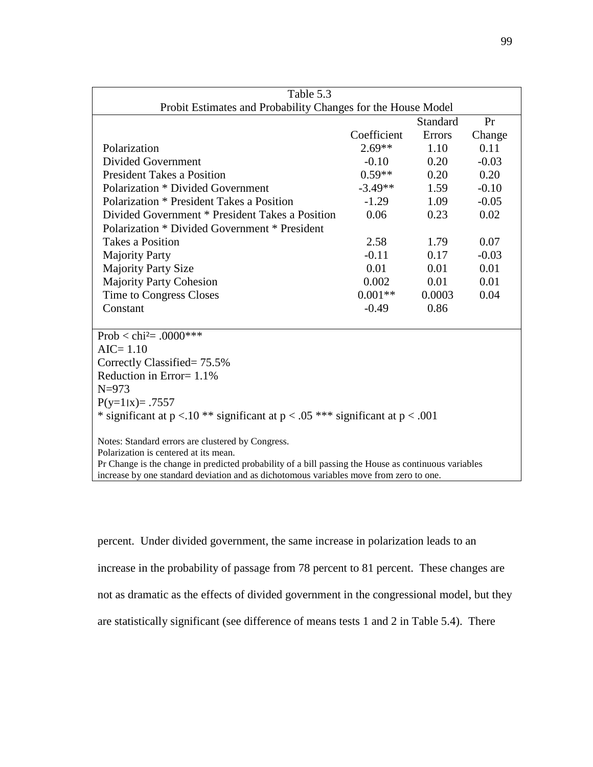Table 5.3
Probit Estimates and Probability Changes for the House Model

| | Coefficient | Standard Errors | Pr Change |
|---|---|---|---|
| Polarization | 2.69** | 1.10 | 0.11 |
| Divided Government | -0.10 | 0.20 | -0.03 |
| President Takes a Position | 0.59** | 0.20 | 0.20 |
| Polarization * Divided Government | -3.49** | 1.59 | -0.10 |
| Polarization * President Takes a Position | -1.29 | 1.09 | -0.05 |
| Divided Government * President Takes a Position | 0.06 | 0.23 | 0.02 |
| Polarization * Divided Government * President Takes a Position | 2.58 | 1.79 | 0.07 |
| Majority Party | -0.11 | 0.17 | -0.03 |
| Majority Party Size | 0.01 | 0.01 | 0.01 |
| Majority Party Cohesion | 0.002 | 0.01 | 0.01 |
| Time to Congress Closes | 0.001** | 0.0003 | 0.04 |
| Constant | -0.49 | 0.86 | |

Prob < chi²= .0000***
AIC= 1.10
Correctly Classified= 75.5%
Reduction in Error= 1.1%
N=973
P(y=1|x)= .7557
* significant at p <.10 ** significant at p < .05 *** significant at p < .001

Notes: Standard errors are clustered by Congress.
Polarization is centered at its mean.
Pr Change is the change in predicted probability of a bill passing the House as continuous variables increase by one standard deviation and as dichotomous variables move from zero to one.

percent. Under divided government, the same increase in polarization leads to an increase in the probability of passage from 78 percent to 81 percent. These changes are not as dramatic as the effects of divided government in the congressional model, but they are statistically significant (see difference of means tests 1 and 2 in Table 5.4). There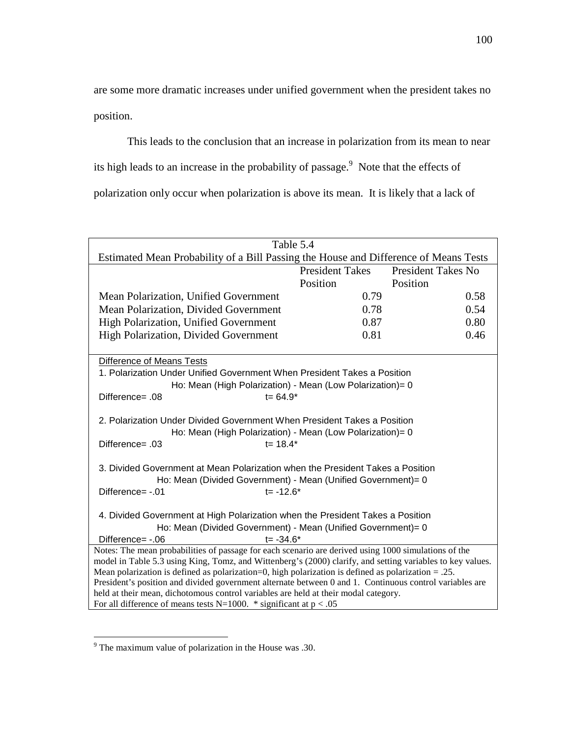are some more dramatic increases under unified government when the president takes no position.

This leads to the conclusion that an increase in polarization from its mean to near its high leads to an increase in the probability of passage.[9] Note that the effects of polarization only occur when polarization is above its mean. It is likely that a lack of

Table 5.4

Estimated Mean Probability of a Bill Passing the House and Difference of Means Tests

| | President Takes Position | President Takes No Position |
|---|---|---|
| Mean Polarization, Unified Government | 0.79 | 0.58 |
| Mean Polarization, Divided Government | 0.78 | 0.54 |
| High Polarization, Unified Government | 0.87 | 0.80 |
| High Polarization, Divided Government | 0.81 | 0.46 |

Difference of Means Tests

1. Polarization Under Unified Government When President Takes a Position
   Ho: Mean (High Polarization) - Mean (Low Polarization)= 0
   Difference= .08 t= 64.9*

2. Polarization Under Divided Government When President Takes a Position
   Ho: Mean (High Polarization) - Mean (Low Polarization)= 0
   Difference= .03 t= 18.4*

3. Divided Government at Mean Polarization when the President Takes a Position
   Ho: Mean (Divided Government) - Mean (Unified Government)= 0
   Difference= -.01 t= -12.6*

4. Divided Government at High Polarization when the President Takes a Position
   Ho: Mean (Divided Government) - Mean (Unified Government)= 0
   Difference= -.06 t= -34.6*

Notes: The mean probabilities of passage for each scenario are derived using 1000 simulations of the model in Table 5.3 using King, Tomz, and Wittenberg's (2000) clarify, and setting variables to key values. Mean polarization is defined as polarization=0, high polarization is defined as polarization = .25. President's position and divided government alternate between 0 and 1. Continuous control variables are held at their mean, dichotomous control variables are held at their modal category.
For all difference of means tests N=1000. * significant at $p < .05$

[9] The maximum value of polarization in the House was .30.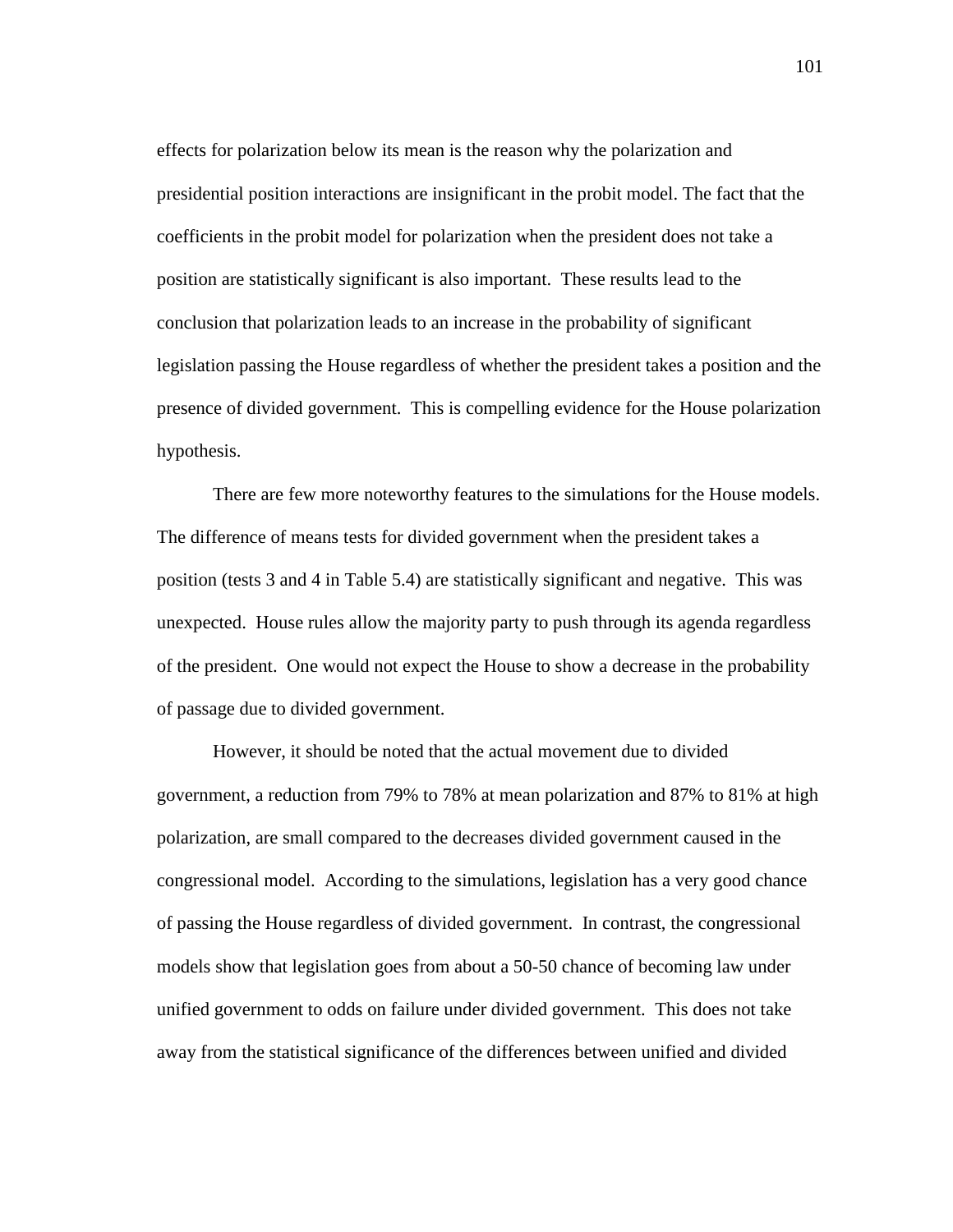effects for polarization below its mean is the reason why the polarization and presidential position interactions are insignificant in the probit model. The fact that the coefficients in the probit model for polarization when the president does not take a position are statistically significant is also important. These results lead to the conclusion that polarization leads to an increase in the probability of significant legislation passing the House regardless of whether the president takes a position and the presence of divided government. This is compelling evidence for the House polarization hypothesis.

There are few more noteworthy features to the simulations for the House models. The difference of means tests for divided government when the president takes a position (tests 3 and 4 in Table 5.4) are statistically significant and negative. This was unexpected. House rules allow the majority party to push through its agenda regardless of the president. One would not expect the House to show a decrease in the probability of passage due to divided government.

However, it should be noted that the actual movement due to divided government, a reduction from 79% to 78% at mean polarization and 87% to 81% at high polarization, are small compared to the decreases divided government caused in the congressional model. According to the simulations, legislation has a very good chance of passing the House regardless of divided government. In contrast, the congressional models show that legislation goes from about a 50-50 chance of becoming law under unified government to odds on failure under divided government. This does not take away from the statistical significance of the differences between unified and divided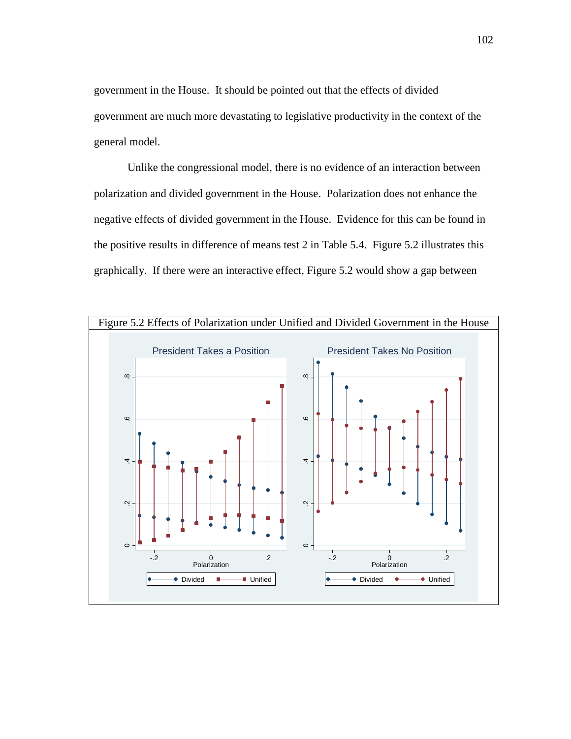government in the House. It should be pointed out that the effects of divided government are much more devastating to legislative productivity in the context of the general model.

Unlike the congressional model, there is no evidence of an interaction between polarization and divided government in the House. Polarization does not enhance the negative effects of divided government in the House. Evidence for this can be found in the positive results in difference of means test 2 in Table 5.4. Figure 5.2 illustrates this graphically. If there were an interactive effect, Figure 5.2 would show a gap between

Figure 5.2 Effects of Polarization under Unified and Divided Government in the House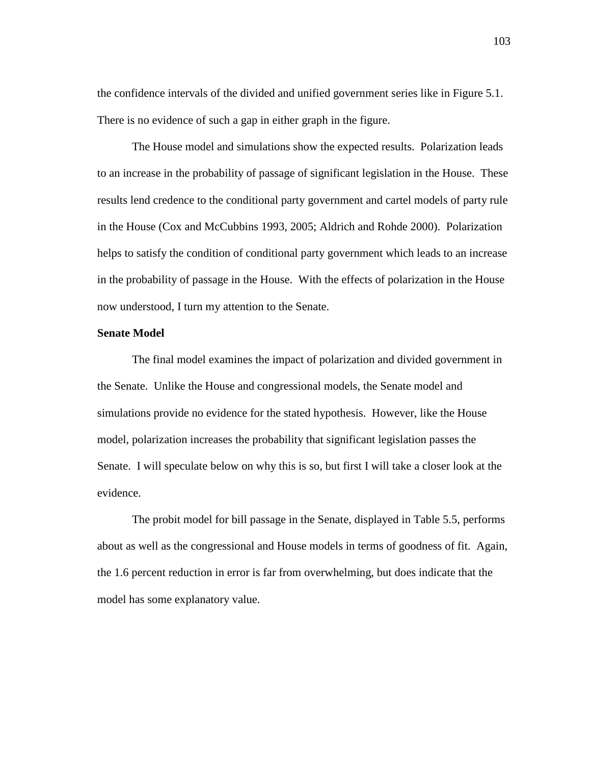the confidence intervals of the divided and unified government series like in Figure 5.1. There is no evidence of such a gap in either graph in the figure.

The House model and simulations show the expected results. Polarization leads to an increase in the probability of passage of significant legislation in the House. These results lend credence to the conditional party government and cartel models of party rule in the House (Cox and McCubbins 1993, 2005; Aldrich and Rohde 2000). Polarization helps to satisfy the condition of conditional party government which leads to an increase in the probability of passage in the House. With the effects of polarization in the House now understood, I turn my attention to the Senate.

**Senate Model**

The final model examines the impact of polarization and divided government in the Senate. Unlike the House and congressional models, the Senate model and simulations provide no evidence for the stated hypothesis. However, like the House model, polarization increases the probability that significant legislation passes the Senate. I will speculate below on why this is so, but first I will take a closer look at the evidence.

The probit model for bill passage in the Senate, displayed in Table 5.5, performs about as well as the congressional and House models in terms of goodness of fit. Again, the 1.6 percent reduction in error is far from overwhelming, but does indicate that the model has some explanatory value.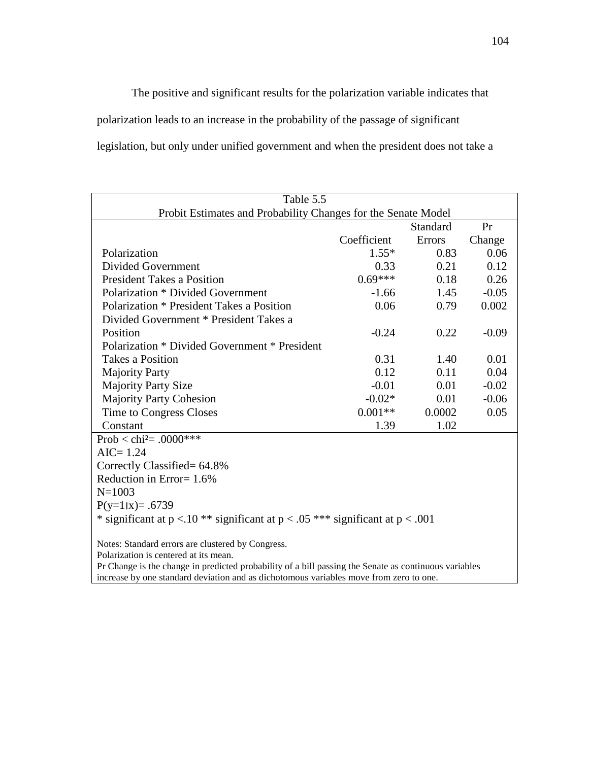The positive and significant results for the polarization variable indicates that polarization leads to an increase in the probability of the passage of significant legislation, but only under unified government and when the president does not take a

Table 5.5

Probit Estimates and Probability Changes for the Senate Model

| | Coefficient | Standard Errors | Pr Change |
|---|---|---|---|
| Polarization | 1.55* | 0.83 | 0.06 |
| Divided Government | 0.33 | 0.21 | 0.12 |
| President Takes a Position | 0.69*** | 0.18 | 0.26 |
| Polarization * Divided Government | -1.66 | 1.45 | -0.05 |
| Polarization * President Takes a Position | 0.06 | 0.79 | 0.002 |
| Divided Government * President Takes a Position | -0.24 | 0.22 | -0.09 |
| Polarization * Divided Government * President Takes a Position | 0.31 | 1.40 | 0.01 |
| Majority Party | 0.12 | 0.11 | 0.04 |
| Majority Party Size | -0.01 | 0.01 | -0.02 |
| Majority Party Cohesion | -0.02* | 0.01 | -0.06 |
| Time to Congress Closes | 0.001** | 0.0002 | 0.05 |
| Constant | 1.39 | 1.02 | |

Prob < chi² = .0000***
AIC= 1.24
Correctly Classified= 64.8%
Reduction in Error= 1.6%
N=1003
$P(y=1|x)= .6739$
* significant at $p <.10$ ** significant at $p < .05$ *** significant at $p < .001$

Notes: Standard errors are clustered by Congress.
Polarization is centered at its mean.
Pr Change is the change in predicted probability of a bill passing the Senate as continuous variables increase by one standard deviation and as dichotomous variables move from zero to one.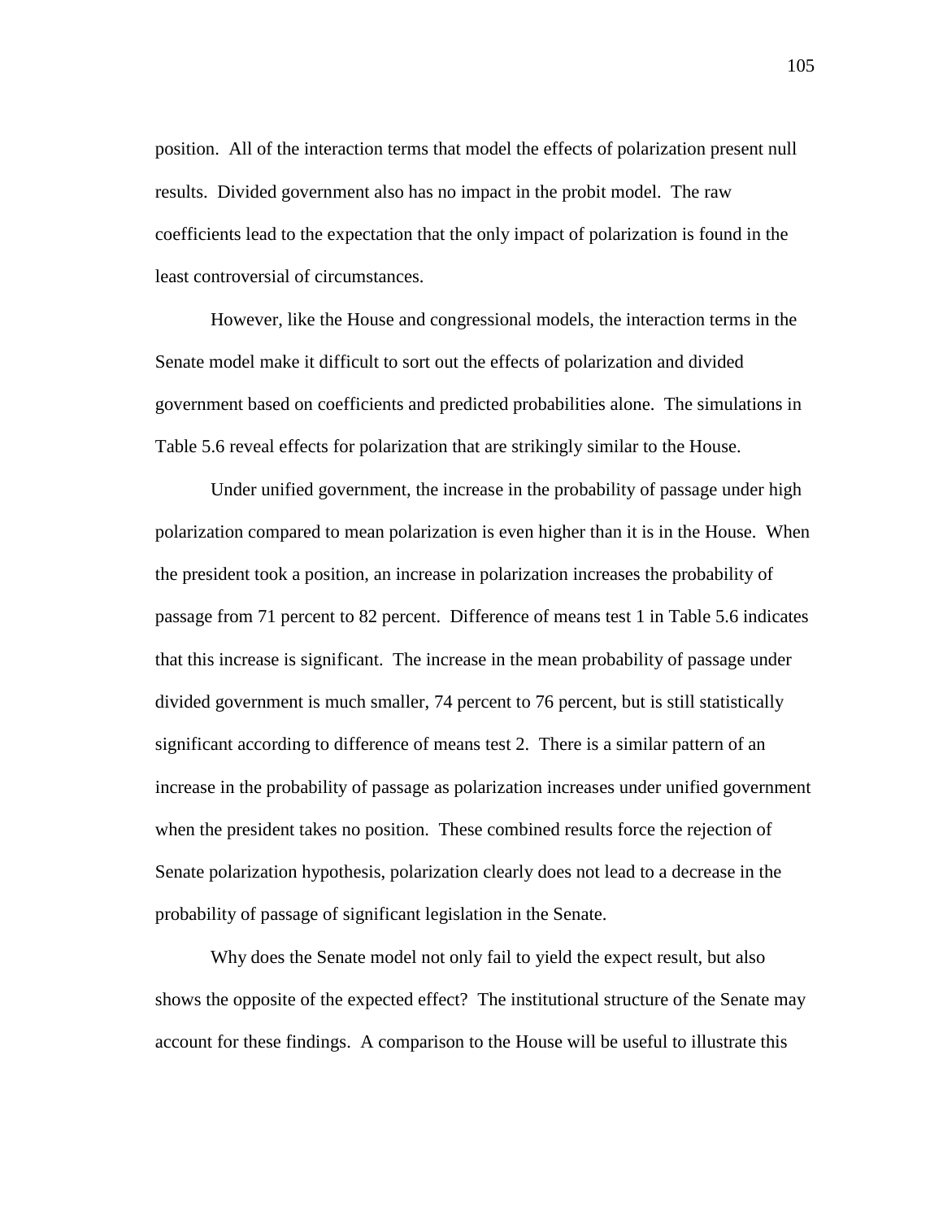position. All of the interaction terms that model the effects of polarization present null results. Divided government also has no impact in the probit model. The raw coefficients lead to the expectation that the only impact of polarization is found in the least controversial of circumstances.

However, like the House and congressional models, the interaction terms in the Senate model make it difficult to sort out the effects of polarization and divided government based on coefficients and predicted probabilities alone. The simulations in Table 5.6 reveal effects for polarization that are strikingly similar to the House.

Under unified government, the increase in the probability of passage under high polarization compared to mean polarization is even higher than it is in the House. When the president took a position, an increase in polarization increases the probability of passage from 71 percent to 82 percent. Difference of means test 1 in Table 5.6 indicates that this increase is significant. The increase in the mean probability of passage under divided government is much smaller, 74 percent to 76 percent, but is still statistically significant according to difference of means test 2. There is a similar pattern of an increase in the probability of passage as polarization increases under unified government when the president takes no position. These combined results force the rejection of Senate polarization hypothesis, polarization clearly does not lead to a decrease in the probability of passage of significant legislation in the Senate.

Why does the Senate model not only fail to yield the expect result, but also shows the opposite of the expected effect? The institutional structure of the Senate may account for these findings. A comparison to the House will be useful to illustrate this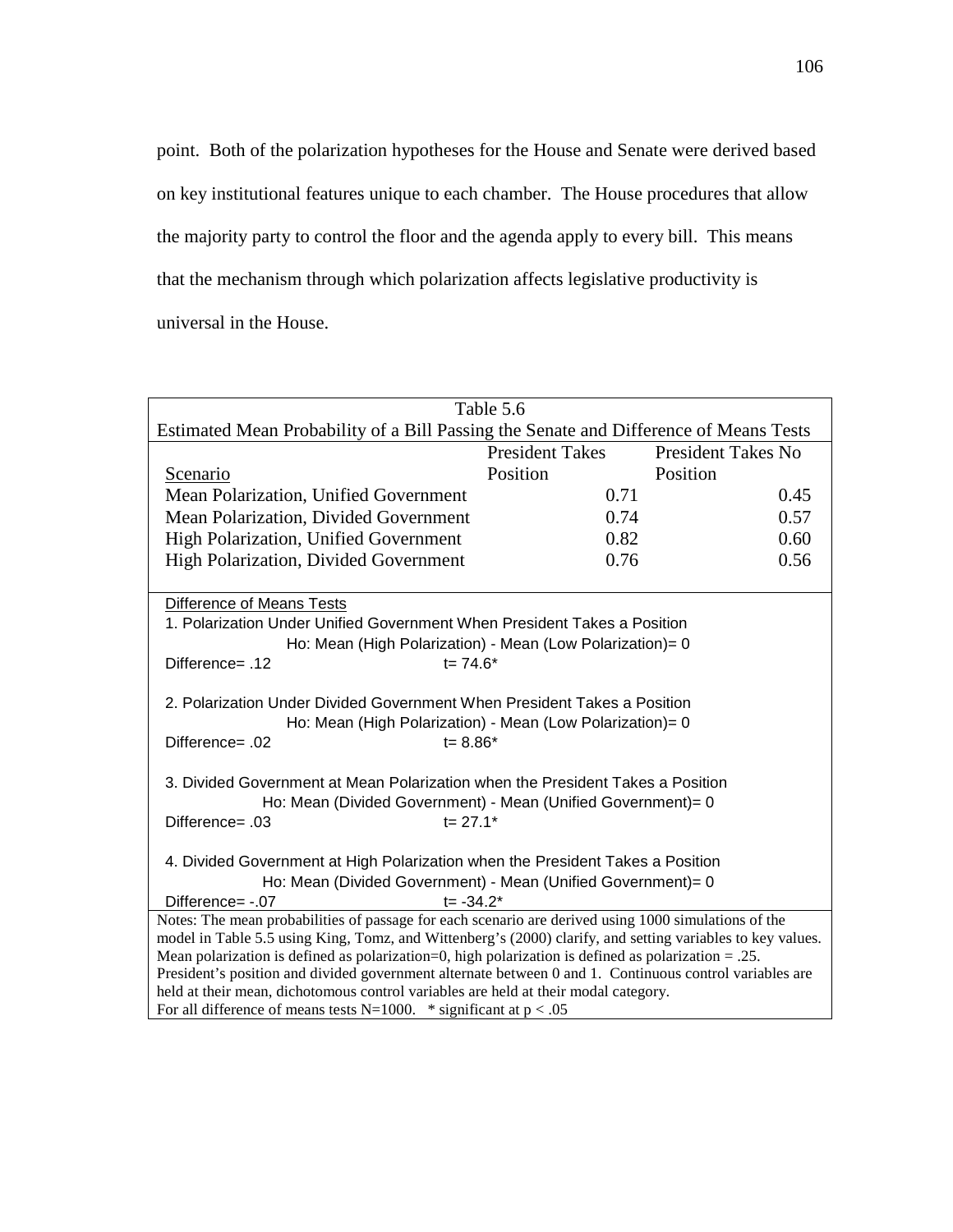point. Both of the polarization hypotheses for the House and Senate were derived based on key institutional features unique to each chamber. The House procedures that allow the majority party to control the floor and the agenda apply to every bill. This means that the mechanism through which polarization affects legislative productivity is universal in the House.

Table 5.6

Estimated Mean Probability of a Bill Passing the Senate and Difference of Means Tests

| Scenario | President Takes Position | President Takes No Position |
|---|---|---|
| Mean Polarization, Unified Government | 0.71 | 0.45 |
| Mean Polarization, Divided Government | 0.74 | 0.57 |
| High Polarization, Unified Government | 0.82 | 0.60 |
| High Polarization, Divided Government | 0.76 | 0.56 |

Difference of Means Tests

1. Polarization Under Unified Government When President Takes a Position
   Ho: Mean (High Polarization) - Mean (Low Polarization)= 0
   Difference= .12 t= 74.6*

2. Polarization Under Divided Government When President Takes a Position
   Ho: Mean (High Polarization) - Mean (Low Polarization)= 0
   Difference= .02 t= 8.86*

3. Divided Government at Mean Polarization when the President Takes a Position
   Ho: Mean (Divided Government) - Mean (Unified Government)= 0
   Difference= .03 t= 27.1*

4. Divided Government at High Polarization when the President Takes a Position
   Ho: Mean (Divided Government) - Mean (Unified Government)= 0
   Difference= -.07 t= -34.2*

Notes: The mean probabilities of passage for each scenario are derived using 1000 simulations of the model in Table 5.5 using King, Tomz, and Wittenberg's (2000) clarify, and setting variables to key values. Mean polarization is defined as polarization=0, high polarization is defined as polarization = .25. President's position and divided government alternate between 0 and 1. Continuous control variables are held at their mean, dichotomous control variables are held at their modal category.
For all difference of means tests N=1000. * significant at $p < .05$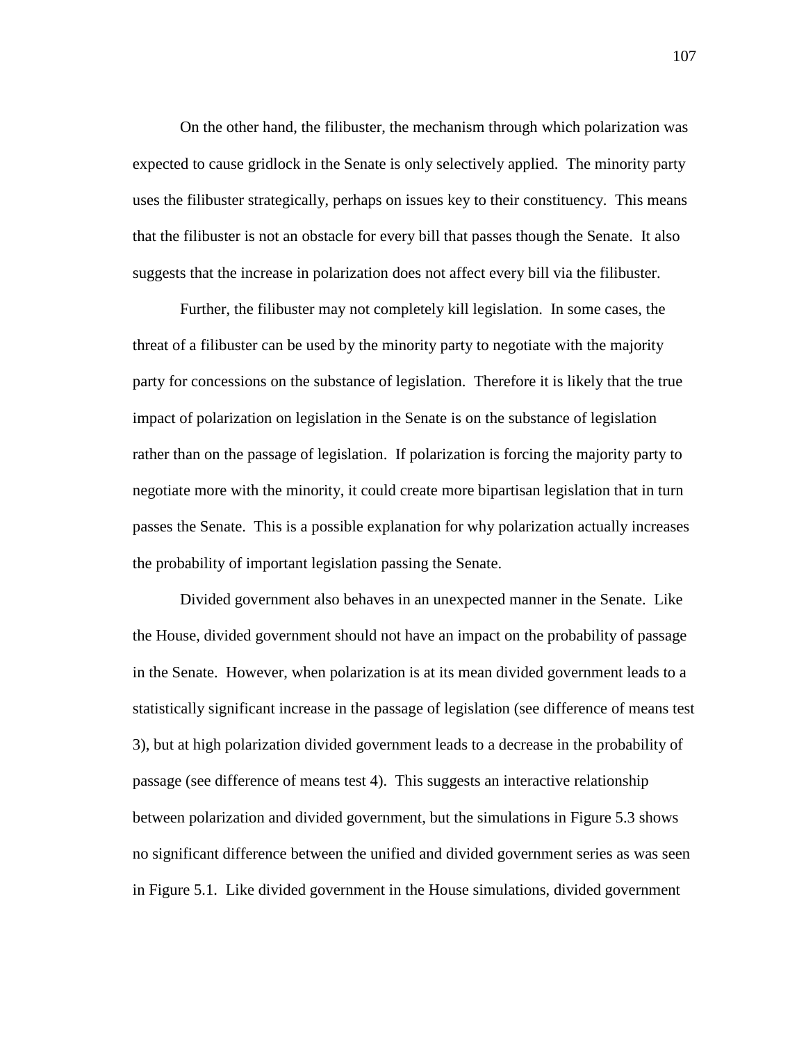On the other hand, the filibuster, the mechanism through which polarization was expected to cause gridlock in the Senate is only selectively applied. The minority party uses the filibuster strategically, perhaps on issues key to their constituency. This means that the filibuster is not an obstacle for every bill that passes though the Senate. It also suggests that the increase in polarization does not affect every bill via the filibuster.

Further, the filibuster may not completely kill legislation. In some cases, the threat of a filibuster can be used by the minority party to negotiate with the majority party for concessions on the substance of legislation. Therefore it is likely that the true impact of polarization on legislation in the Senate is on the substance of legislation rather than on the passage of legislation. If polarization is forcing the majority party to negotiate more with the minority, it could create more bipartisan legislation that in turn passes the Senate. This is a possible explanation for why polarization actually increases the probability of important legislation passing the Senate.

Divided government also behaves in an unexpected manner in the Senate. Like the House, divided government should not have an impact on the probability of passage in the Senate. However, when polarization is at its mean divided government leads to a statistically significant increase in the passage of legislation (see difference of means test 3), but at high polarization divided government leads to a decrease in the probability of passage (see difference of means test 4). This suggests an interactive relationship between polarization and divided government, but the simulations in Figure 5.3 shows no significant difference between the unified and divided government series as was seen in Figure 5.1. Like divided government in the House simulations, divided government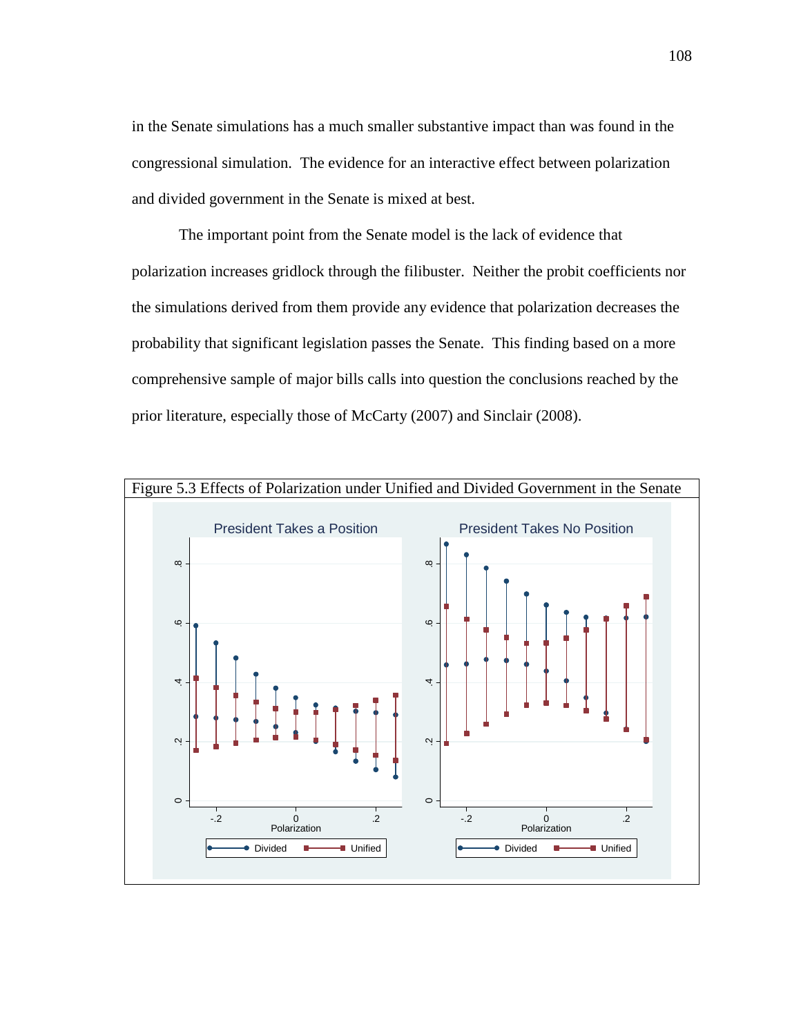in the Senate simulations has a much smaller substantive impact than was found in the congressional simulation. The evidence for an interactive effect between polarization and divided government in the Senate is mixed at best.

The important point from the Senate model is the lack of evidence that polarization increases gridlock through the filibuster. Neither the probit coefficients nor the simulations derived from them provide any evidence that polarization decreases the probability that significant legislation passes the Senate. This finding based on a more comprehensive sample of major bills calls into question the conclusions reached by the prior literature, especially those of McCarty (2007) and Sinclair (2008).

Figure 5.3 Effects of Polarization under Unified and Divided Government in the Senate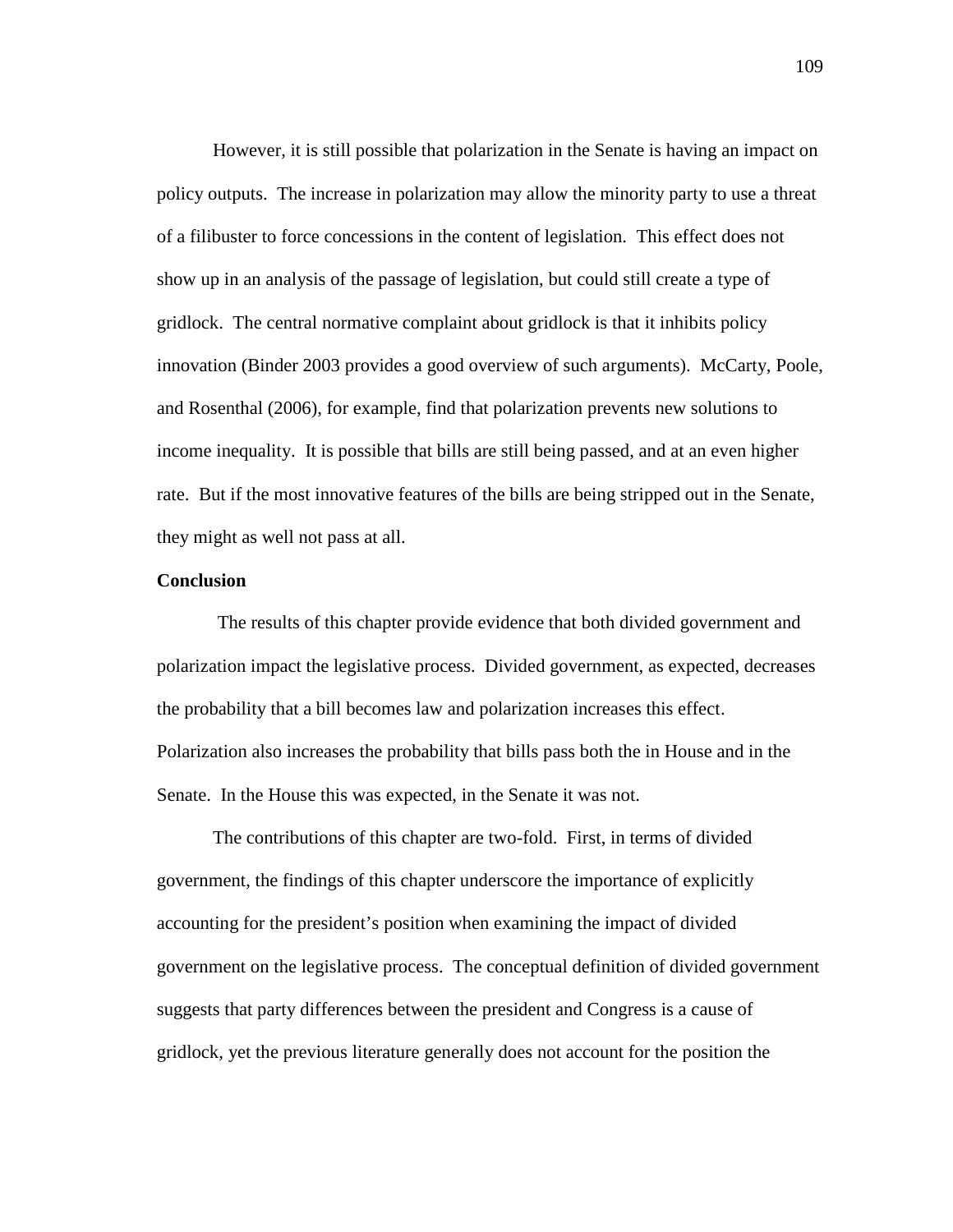However, it is still possible that polarization in the Senate is having an impact on policy outputs. The increase in polarization may allow the minority party to use a threat of a filibuster to force concessions in the content of legislation. This effect does not show up in an analysis of the passage of legislation, but could still create a type of gridlock. The central normative complaint about gridlock is that it inhibits policy innovation (Binder 2003 provides a good overview of such arguments). McCarty, Poole, and Rosenthal (2006), for example, find that polarization prevents new solutions to income inequality. It is possible that bills are still being passed, and at an even higher rate. But if the most innovative features of the bills are being stripped out in the Senate, they might as well not pass at all.

**Conclusion**

The results of this chapter provide evidence that both divided government and polarization impact the legislative process. Divided government, as expected, decreases the probability that a bill becomes law and polarization increases this effect. Polarization also increases the probability that bills pass both the in House and in the Senate. In the House this was expected, in the Senate it was not.

The contributions of this chapter are two-fold. First, in terms of divided government, the findings of this chapter underscore the importance of explicitly accounting for the president's position when examining the impact of divided government on the legislative process. The conceptual definition of divided government suggests that party differences between the president and Congress is a cause of gridlock, yet the previous literature generally does not account for the position the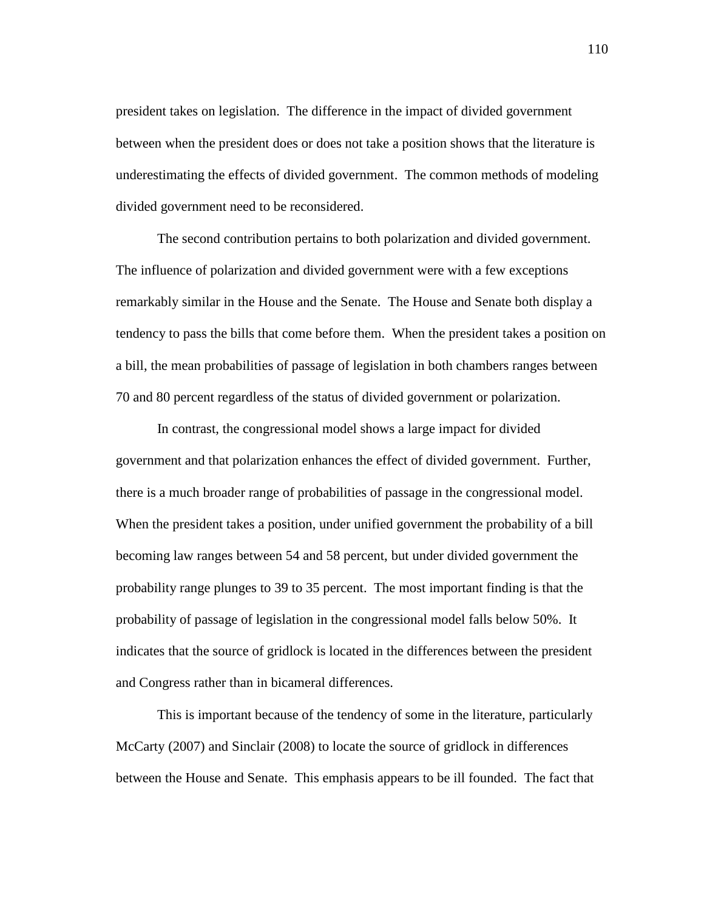president takes on legislation. The difference in the impact of divided government between when the president does or does not take a position shows that the literature is underestimating the effects of divided government. The common methods of modeling divided government need to be reconsidered.

The second contribution pertains to both polarization and divided government. The influence of polarization and divided government were with a few exceptions remarkably similar in the House and the Senate. The House and Senate both display a tendency to pass the bills that come before them. When the president takes a position on a bill, the mean probabilities of passage of legislation in both chambers ranges between 70 and 80 percent regardless of the status of divided government or polarization.

In contrast, the congressional model shows a large impact for divided government and that polarization enhances the effect of divided government. Further, there is a much broader range of probabilities of passage in the congressional model. When the president takes a position, under unified government the probability of a bill becoming law ranges between 54 and 58 percent, but under divided government the probability range plunges to 39 to 35 percent. The most important finding is that the probability of passage of legislation in the congressional model falls below 50%. It indicates that the source of gridlock is located in the differences between the president and Congress rather than in bicameral differences.

This is important because of the tendency of some in the literature, particularly McCarty (2007) and Sinclair (2008) to locate the source of gridlock in differences between the House and Senate. This emphasis appears to be ill founded. The fact that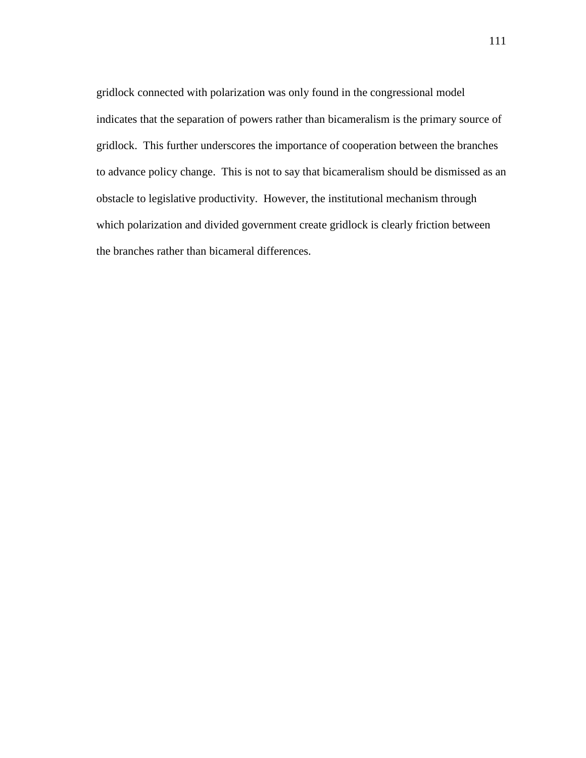gridlock connected with polarization was only found in the congressional model indicates that the separation of powers rather than bicameralism is the primary source of gridlock. This further underscores the importance of cooperation between the branches to advance policy change. This is not to say that bicameralism should be dismissed as an obstacle to legislative productivity. However, the institutional mechanism through which polarization and divided government create gridlock is clearly friction between the branches rather than bicameral differences.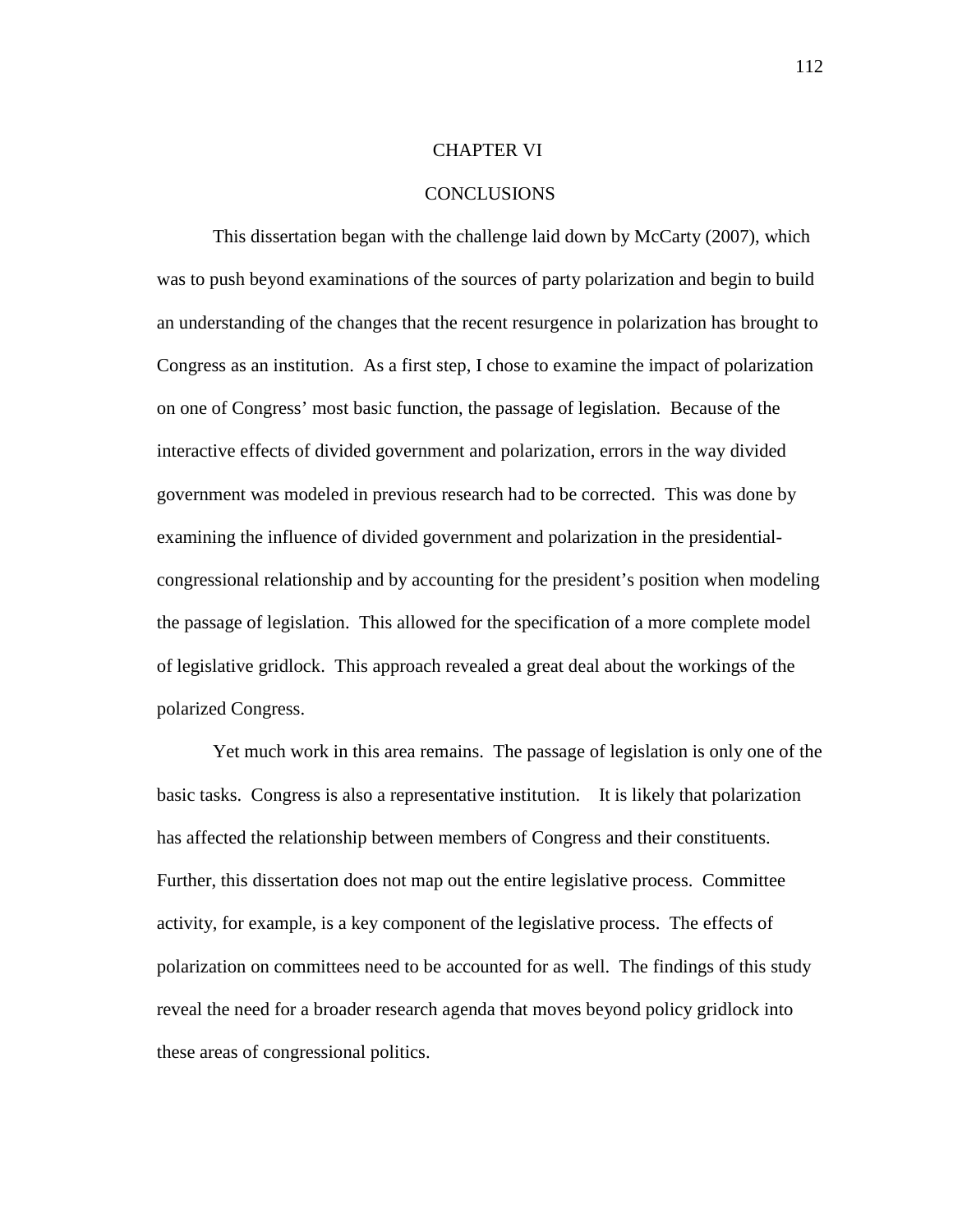# CHAPTER VI

# CONCLUSIONS

This dissertation began with the challenge laid down by McCarty (2007), which was to push beyond examinations of the sources of party polarization and begin to build an understanding of the changes that the recent resurgence in polarization has brought to Congress as an institution. As a first step, I chose to examine the impact of polarization on one of Congress' most basic function, the passage of legislation. Because of the interactive effects of divided government and polarization, errors in the way divided government was modeled in previous research had to be corrected. This was done by examining the influence of divided government and polarization in the presidential-congressional relationship and by accounting for the president's position when modeling the passage of legislation. This allowed for the specification of a more complete model of legislative gridlock. This approach revealed a great deal about the workings of the polarized Congress.

Yet much work in this area remains. The passage of legislation is only one of the basic tasks. Congress is also a representative institution. It is likely that polarization has affected the relationship between members of Congress and their constituents. Further, this dissertation does not map out the entire legislative process. Committee activity, for example, is a key component of the legislative process. The effects of polarization on committees need to be accounted for as well. The findings of this study reveal the need for a broader research agenda that moves beyond policy gridlock into these areas of congressional politics.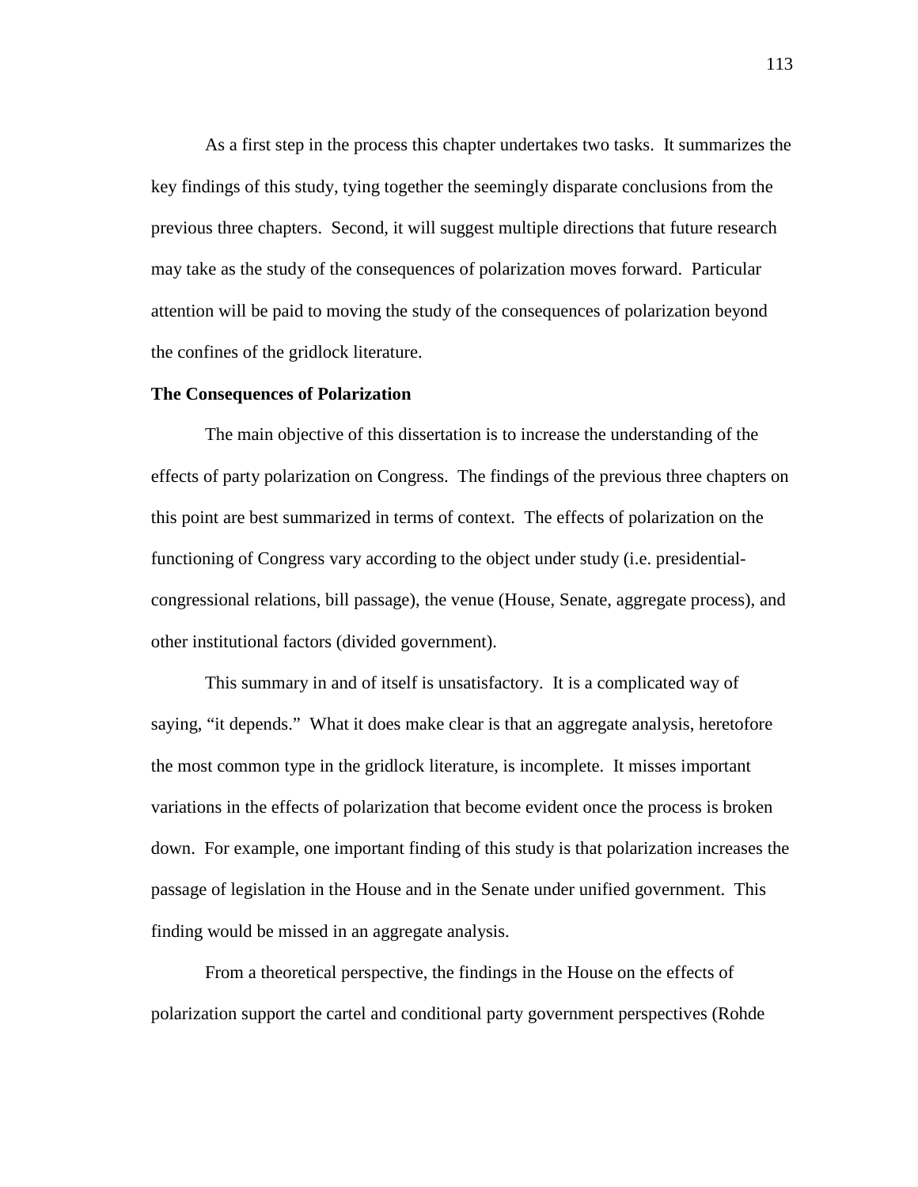As a first step in the process this chapter undertakes two tasks. It summarizes the key findings of this study, tying together the seemingly disparate conclusions from the previous three chapters. Second, it will suggest multiple directions that future research may take as the study of the consequences of polarization moves forward. Particular attention will be paid to moving the study of the consequences of polarization beyond the confines of the gridlock literature.

**The Consequences of Polarization**

The main objective of this dissertation is to increase the understanding of the effects of party polarization on Congress. The findings of the previous three chapters on this point are best summarized in terms of context. The effects of polarization on the functioning of Congress vary according to the object under study (i.e. presidential-congressional relations, bill passage), the venue (House, Senate, aggregate process), and other institutional factors (divided government).

This summary in and of itself is unsatisfactory. It is a complicated way of saying, "it depends." What it does make clear is that an aggregate analysis, heretofore the most common type in the gridlock literature, is incomplete. It misses important variations in the effects of polarization that become evident once the process is broken down. For example, one important finding of this study is that polarization increases the passage of legislation in the House and in the Senate under unified government. This finding would be missed in an aggregate analysis.

From a theoretical perspective, the findings in the House on the effects of polarization support the cartel and conditional party government perspectives (Rohde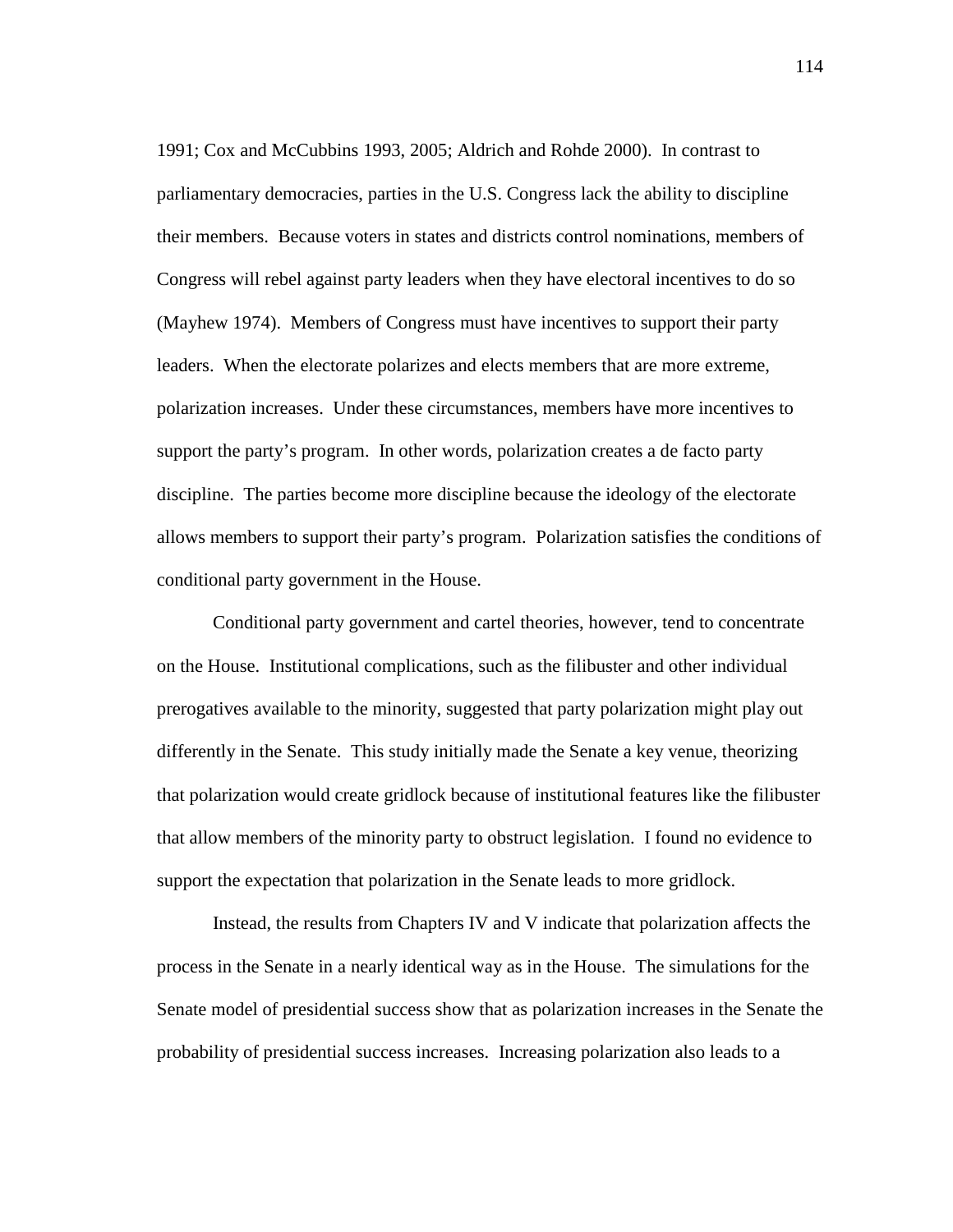1991; Cox and McCubbins 1993, 2005; Aldrich and Rohde 2000). In contrast to parliamentary democracies, parties in the U.S. Congress lack the ability to discipline their members. Because voters in states and districts control nominations, members of Congress will rebel against party leaders when they have electoral incentives to do so (Mayhew 1974). Members of Congress must have incentives to support their party leaders. When the electorate polarizes and elects members that are more extreme, polarization increases. Under these circumstances, members have more incentives to support the party's program. In other words, polarization creates a de facto party discipline. The parties become more discipline because the ideology of the electorate allows members to support their party's program. Polarization satisfies the conditions of conditional party government in the House.

Conditional party government and cartel theories, however, tend to concentrate on the House. Institutional complications, such as the filibuster and other individual prerogatives available to the minority, suggested that party polarization might play out differently in the Senate. This study initially made the Senate a key venue, theorizing that polarization would create gridlock because of institutional features like the filibuster that allow members of the minority party to obstruct legislation. I found no evidence to support the expectation that polarization in the Senate leads to more gridlock.

Instead, the results from Chapters IV and V indicate that polarization affects the process in the Senate in a nearly identical way as in the House. The simulations for the Senate model of presidential success show that as polarization increases in the Senate the probability of presidential success increases. Increasing polarization also leads to a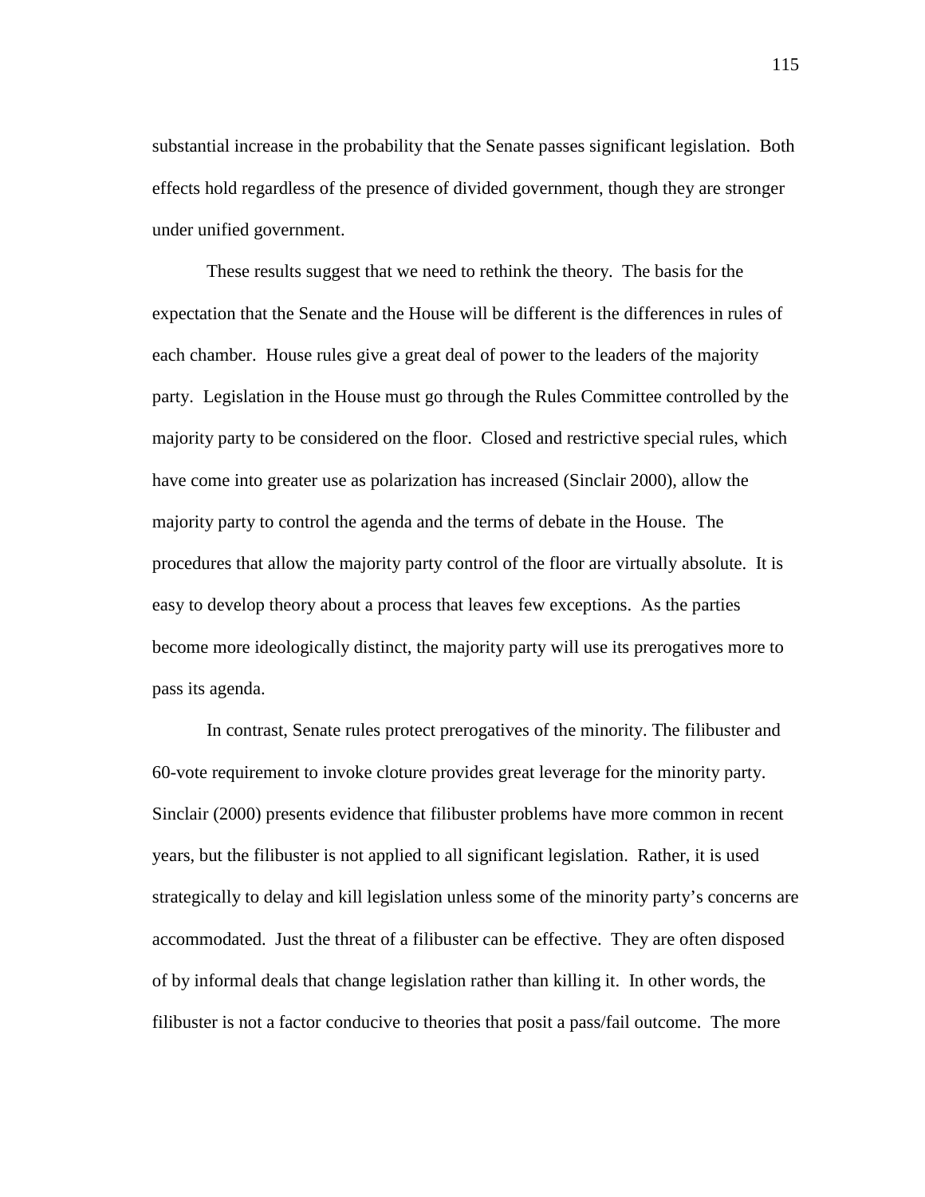substantial increase in the probability that the Senate passes significant legislation. Both effects hold regardless of the presence of divided government, though they are stronger under unified government.

These results suggest that we need to rethink the theory. The basis for the expectation that the Senate and the House will be different is the differences in rules of each chamber. House rules give a great deal of power to the leaders of the majority party. Legislation in the House must go through the Rules Committee controlled by the majority party to be considered on the floor. Closed and restrictive special rules, which have come into greater use as polarization has increased (Sinclair 2000), allow the majority party to control the agenda and the terms of debate in the House. The procedures that allow the majority party control of the floor are virtually absolute. It is easy to develop theory about a process that leaves few exceptions. As the parties become more ideologically distinct, the majority party will use its prerogatives more to pass its agenda.

In contrast, Senate rules protect prerogatives of the minority. The filibuster and 60-vote requirement to invoke cloture provides great leverage for the minority party. Sinclair (2000) presents evidence that filibuster problems have more common in recent years, but the filibuster is not applied to all significant legislation. Rather, it is used strategically to delay and kill legislation unless some of the minority party's concerns are accommodated. Just the threat of a filibuster can be effective. They are often disposed of by informal deals that change legislation rather than killing it. In other words, the filibuster is not a factor conducive to theories that posit a pass/fail outcome. The more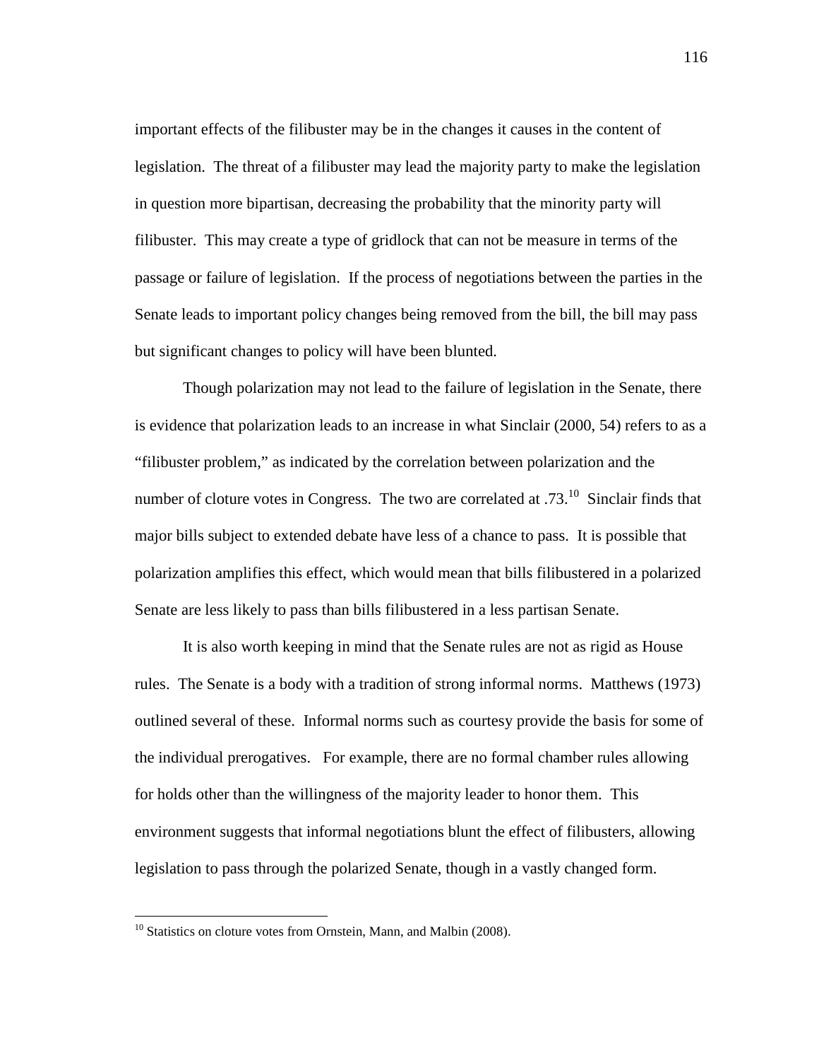important effects of the filibuster may be in the changes it causes in the content of legislation. The threat of a filibuster may lead the majority party to make the legislation in question more bipartisan, decreasing the probability that the minority party will filibuster. This may create a type of gridlock that can not be measure in terms of the passage or failure of legislation. If the process of negotiations between the parties in the Senate leads to important policy changes being removed from the bill, the bill may pass but significant changes to policy will have been blunted.

Though polarization may not lead to the failure of legislation in the Senate, there is evidence that polarization leads to an increase in what Sinclair (2000, 54) refers to as a "filibuster problem," as indicated by the correlation between polarization and the number of cloture votes in Congress. The two are correlated at .73.[10] Sinclair finds that major bills subject to extended debate have less of a chance to pass. It is possible that polarization amplifies this effect, which would mean that bills filibustered in a polarized Senate are less likely to pass than bills filibustered in a less partisan Senate.

It is also worth keeping in mind that the Senate rules are not as rigid as House rules. The Senate is a body with a tradition of strong informal norms. Matthews (1973) outlined several of these. Informal norms such as courtesy provide the basis for some of the individual prerogatives. For example, there are no formal chamber rules allowing for holds other than the willingness of the majority leader to honor them. This environment suggests that informal negotiations blunt the effect of filibusters, allowing legislation to pass through the polarized Senate, though in a vastly changed form.

---

[10] Statistics on cloture votes from Ornstein, Mann, and Malbin (2008).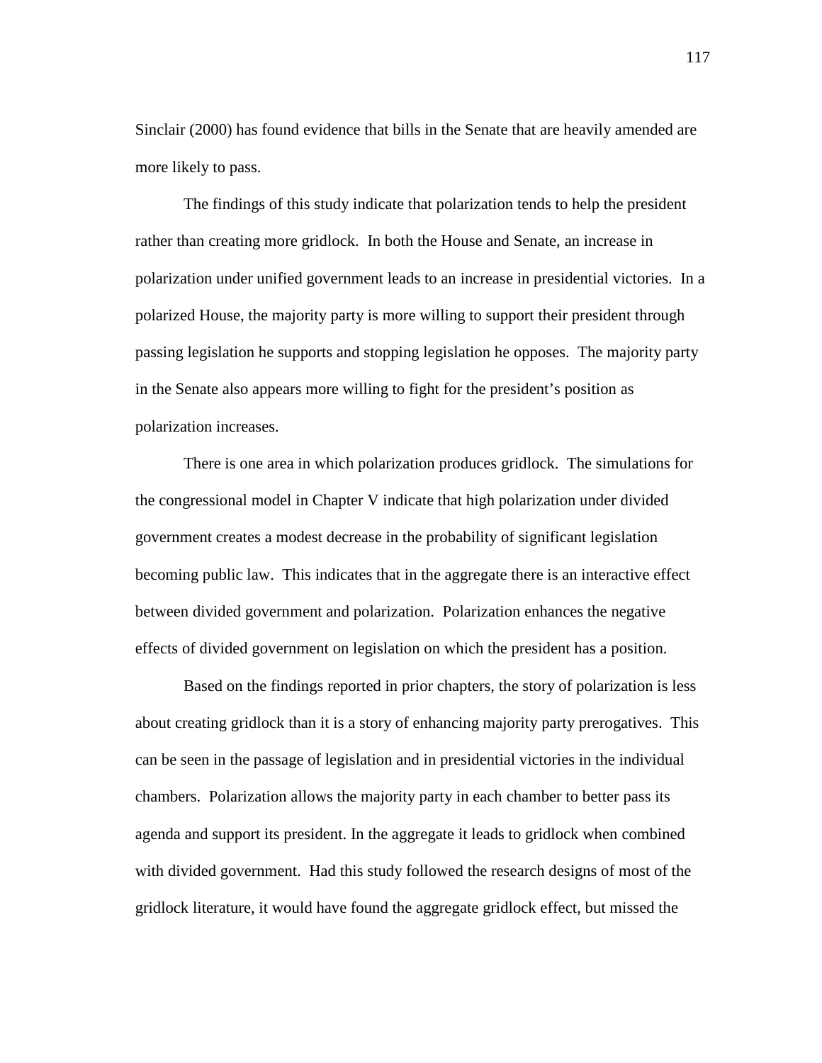Sinclair (2000) has found evidence that bills in the Senate that are heavily amended are more likely to pass.

The findings of this study indicate that polarization tends to help the president rather than creating more gridlock. In both the House and Senate, an increase in polarization under unified government leads to an increase in presidential victories. In a polarized House, the majority party is more willing to support their president through passing legislation he supports and stopping legislation he opposes. The majority party in the Senate also appears more willing to fight for the president's position as polarization increases.

There is one area in which polarization produces gridlock. The simulations for the congressional model in Chapter V indicate that high polarization under divided government creates a modest decrease in the probability of significant legislation becoming public law. This indicates that in the aggregate there is an interactive effect between divided government and polarization. Polarization enhances the negative effects of divided government on legislation on which the president has a position.

Based on the findings reported in prior chapters, the story of polarization is less about creating gridlock than it is a story of enhancing majority party prerogatives. This can be seen in the passage of legislation and in presidential victories in the individual chambers. Polarization allows the majority party in each chamber to better pass its agenda and support its president. In the aggregate it leads to gridlock when combined with divided government. Had this study followed the research designs of most of the gridlock literature, it would have found the aggregate gridlock effect, but missed the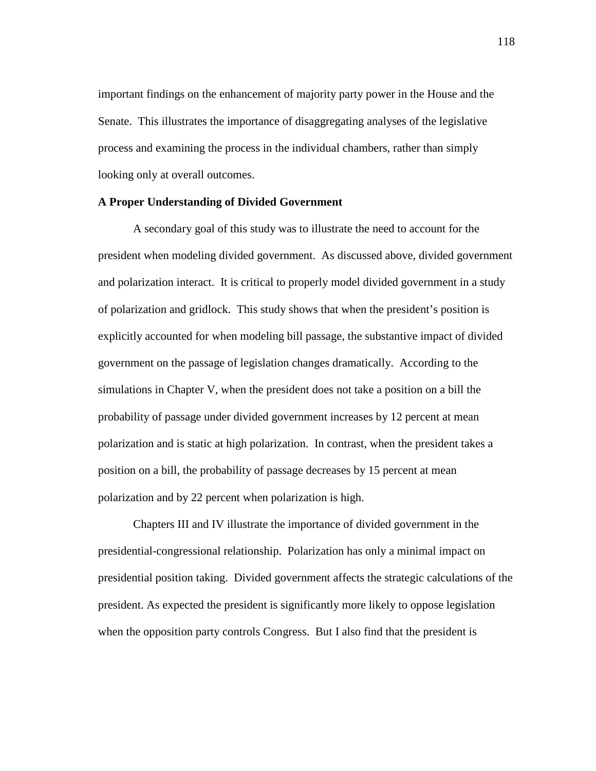important findings on the enhancement of majority party power in the House and the Senate. This illustrates the importance of disaggregating analyses of the legislative process and examining the process in the individual chambers, rather than simply looking only at overall outcomes.

**A Proper Understanding of Divided Government**

A secondary goal of this study was to illustrate the need to account for the president when modeling divided government. As discussed above, divided government and polarization interact. It is critical to properly model divided government in a study of polarization and gridlock. This study shows that when the president's position is explicitly accounted for when modeling bill passage, the substantive impact of divided government on the passage of legislation changes dramatically. According to the simulations in Chapter V, when the president does not take a position on a bill the probability of passage under divided government increases by 12 percent at mean polarization and is static at high polarization. In contrast, when the president takes a position on a bill, the probability of passage decreases by 15 percent at mean polarization and by 22 percent when polarization is high.

Chapters III and IV illustrate the importance of divided government in the presidential-congressional relationship. Polarization has only a minimal impact on presidential position taking. Divided government affects the strategic calculations of the president. As expected the president is significantly more likely to oppose legislation when the opposition party controls Congress. But I also find that the president is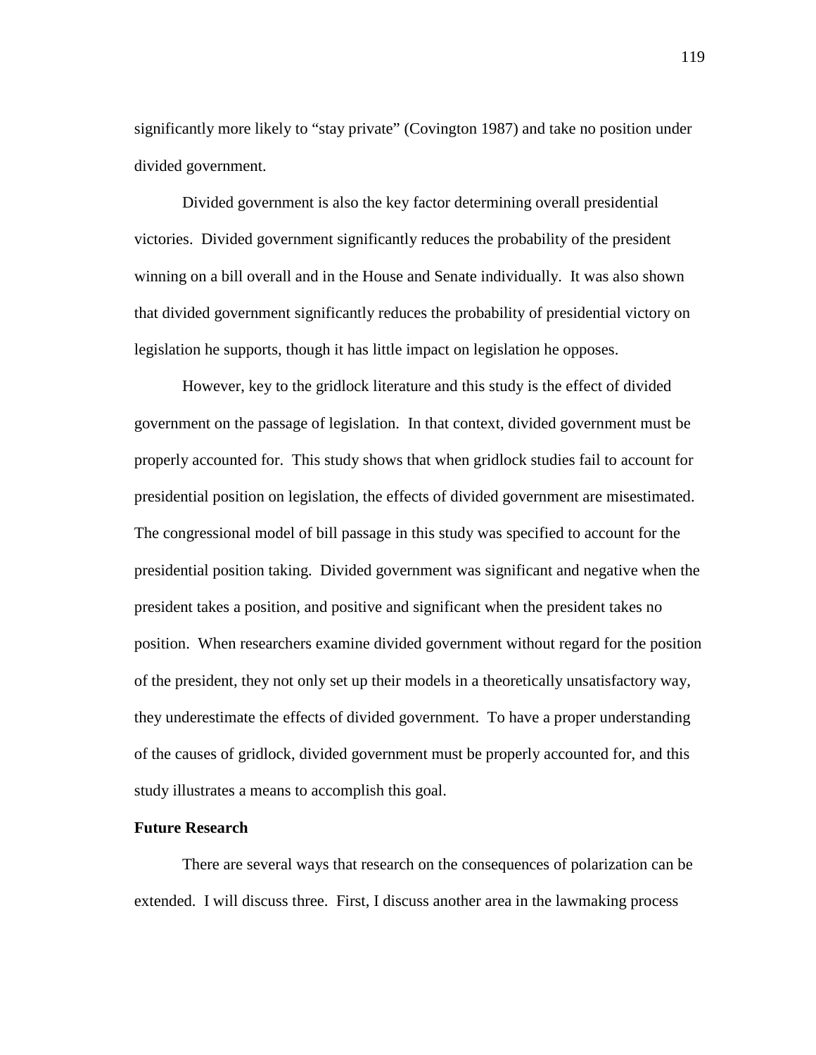significantly more likely to "stay private" (Covington 1987) and take no position under divided government.

Divided government is also the key factor determining overall presidential victories. Divided government significantly reduces the probability of the president winning on a bill overall and in the House and Senate individually. It was also shown that divided government significantly reduces the probability of presidential victory on legislation he supports, though it has little impact on legislation he opposes.

However, key to the gridlock literature and this study is the effect of divided government on the passage of legislation. In that context, divided government must be properly accounted for. This study shows that when gridlock studies fail to account for presidential position on legislation, the effects of divided government are misestimated. The congressional model of bill passage in this study was specified to account for the presidential position taking. Divided government was significant and negative when the president takes a position, and positive and significant when the president takes no position. When researchers examine divided government without regard for the position of the president, they not only set up their models in a theoretically unsatisfactory way, they underestimate the effects of divided government. To have a proper understanding of the causes of gridlock, divided government must be properly accounted for, and this study illustrates a means to accomplish this goal.

**Future Research**

There are several ways that research on the consequences of polarization can be extended. I will discuss three. First, I discuss another area in the lawmaking process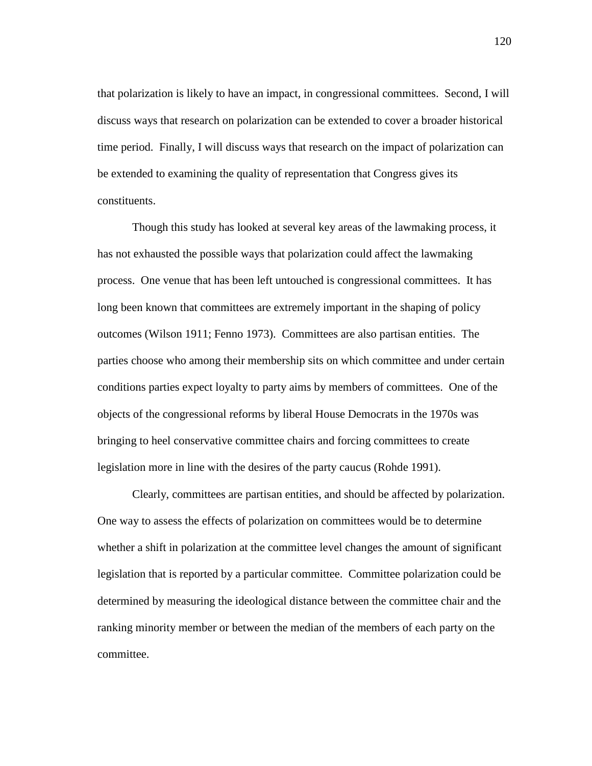that polarization is likely to have an impact, in congressional committees. Second, I will discuss ways that research on polarization can be extended to cover a broader historical time period. Finally, I will discuss ways that research on the impact of polarization can be extended to examining the quality of representation that Congress gives its constituents.

Though this study has looked at several key areas of the lawmaking process, it has not exhausted the possible ways that polarization could affect the lawmaking process. One venue that has been left untouched is congressional committees. It has long been known that committees are extremely important in the shaping of policy outcomes (Wilson 1911; Fenno 1973). Committees are also partisan entities. The parties choose who among their membership sits on which committee and under certain conditions parties expect loyalty to party aims by members of committees. One of the objects of the congressional reforms by liberal House Democrats in the 1970s was bringing to heel conservative committee chairs and forcing committees to create legislation more in line with the desires of the party caucus (Rohde 1991).

Clearly, committees are partisan entities, and should be affected by polarization. One way to assess the effects of polarization on committees would be to determine whether a shift in polarization at the committee level changes the amount of significant legislation that is reported by a particular committee. Committee polarization could be determined by measuring the ideological distance between the committee chair and the ranking minority member or between the median of the members of each party on the committee.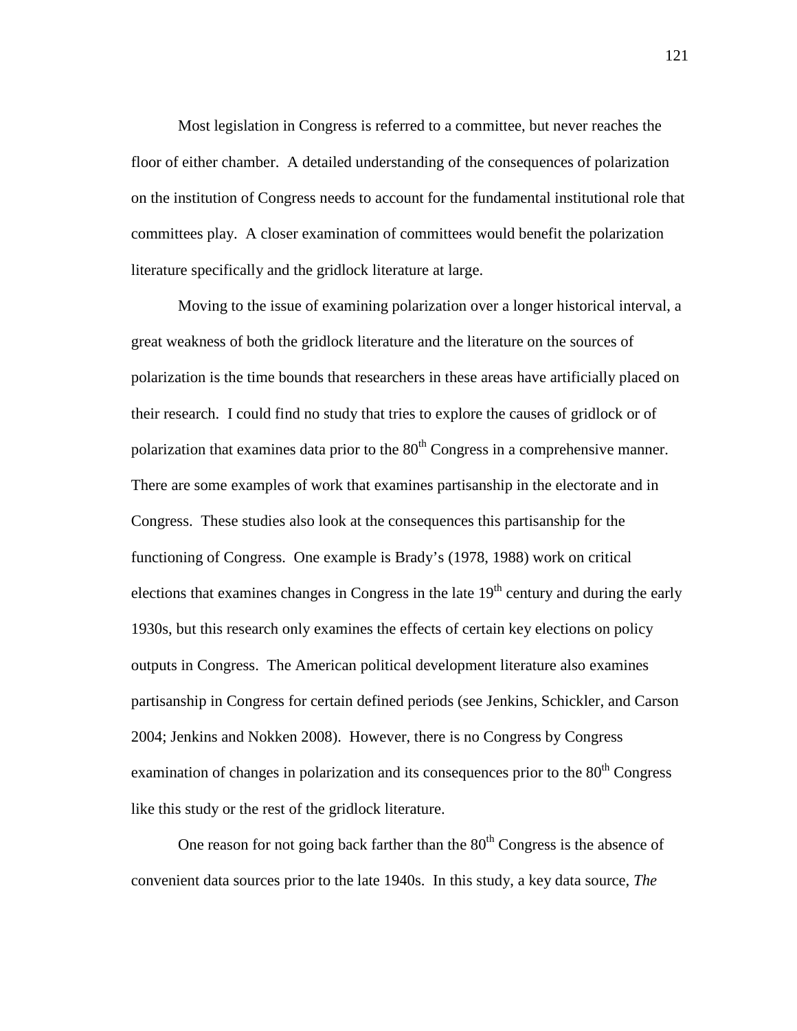Most legislation in Congress is referred to a committee, but never reaches the floor of either chamber. A detailed understanding of the consequences of polarization on the institution of Congress needs to account for the fundamental institutional role that committees play. A closer examination of committees would benefit the polarization literature specifically and the gridlock literature at large.

Moving to the issue of examining polarization over a longer historical interval, a great weakness of both the gridlock literature and the literature on the sources of polarization is the time bounds that researchers in these areas have artificially placed on their research. I could find no study that tries to explore the causes of gridlock or of polarization that examines data prior to the 80th Congress in a comprehensive manner. There are some examples of work that examines partisanship in the electorate and in Congress. These studies also look at the consequences this partisanship for the functioning of Congress. One example is Brady's (1978, 1988) work on critical elections that examines changes in Congress in the late 19th century and during the early 1930s, but this research only examines the effects of certain key elections on policy outputs in Congress. The American political development literature also examines partisanship in Congress for certain defined periods (see Jenkins, Schickler, and Carson 2004; Jenkins and Nokken 2008). However, there is no Congress by Congress examination of changes in polarization and its consequences prior to the 80th Congress like this study or the rest of the gridlock literature.

One reason for not going back farther than the 80th Congress is the absence of convenient data sources prior to the late 1940s. In this study, a key data source, *The*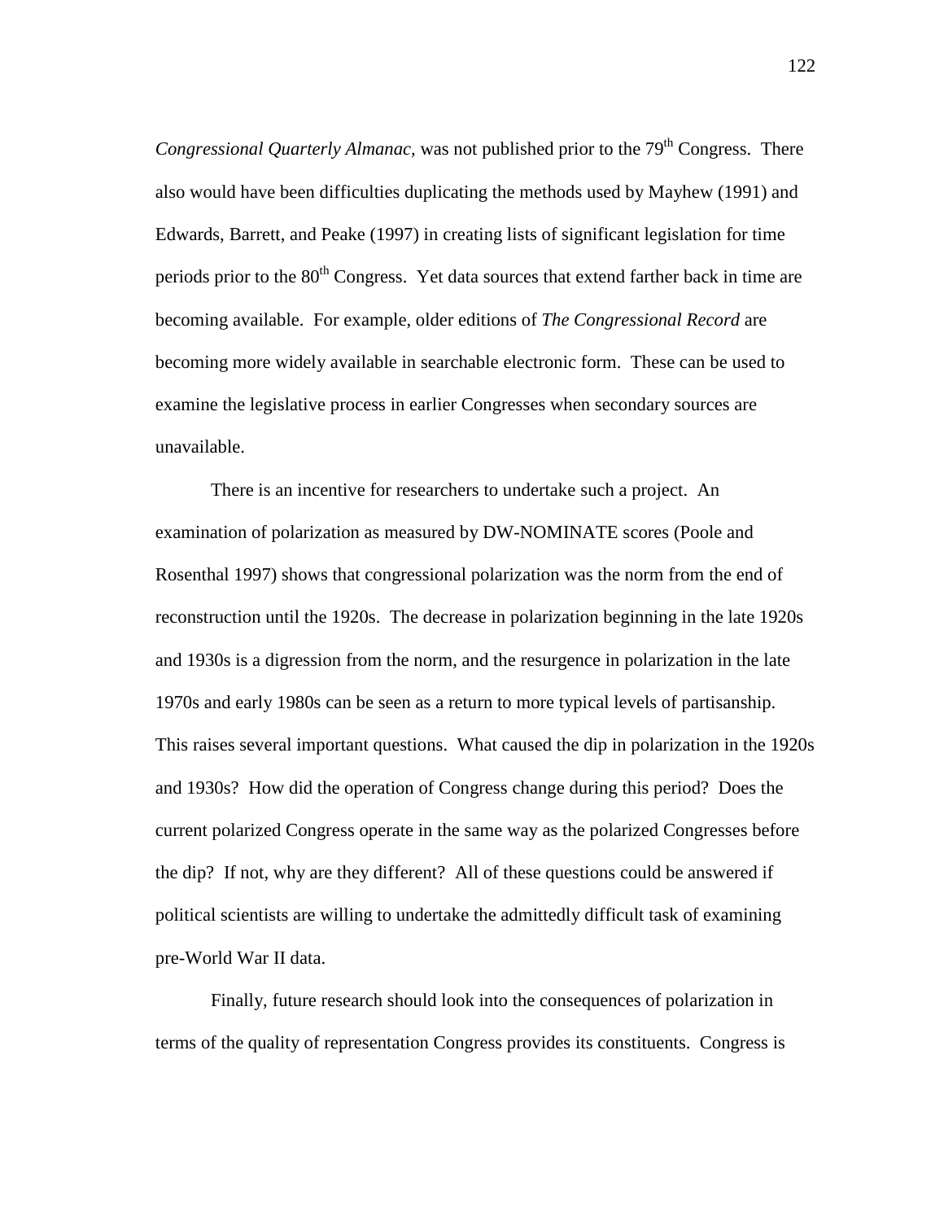*Congressional Quarterly Almanac,* was not published prior to the 79th Congress. There also would have been difficulties duplicating the methods used by Mayhew (1991) and Edwards, Barrett, and Peake (1997) in creating lists of significant legislation for time periods prior to the 80th Congress. Yet data sources that extend farther back in time are becoming available. For example, older editions of *The Congressional Record* are becoming more widely available in searchable electronic form. These can be used to examine the legislative process in earlier Congresses when secondary sources are unavailable.

There is an incentive for researchers to undertake such a project. An examination of polarization as measured by DW-NOMINATE scores (Poole and Rosenthal 1997) shows that congressional polarization was the norm from the end of reconstruction until the 1920s. The decrease in polarization beginning in the late 1920s and 1930s is a digression from the norm, and the resurgence in polarization in the late 1970s and early 1980s can be seen as a return to more typical levels of partisanship. This raises several important questions. What caused the dip in polarization in the 1920s and 1930s? How did the operation of Congress change during this period? Does the current polarized Congress operate in the same way as the polarized Congresses before the dip? If not, why are they different? All of these questions could be answered if political scientists are willing to undertake the admittedly difficult task of examining pre-World War II data.

Finally, future research should look into the consequences of polarization in terms of the quality of representation Congress provides its constituents. Congress is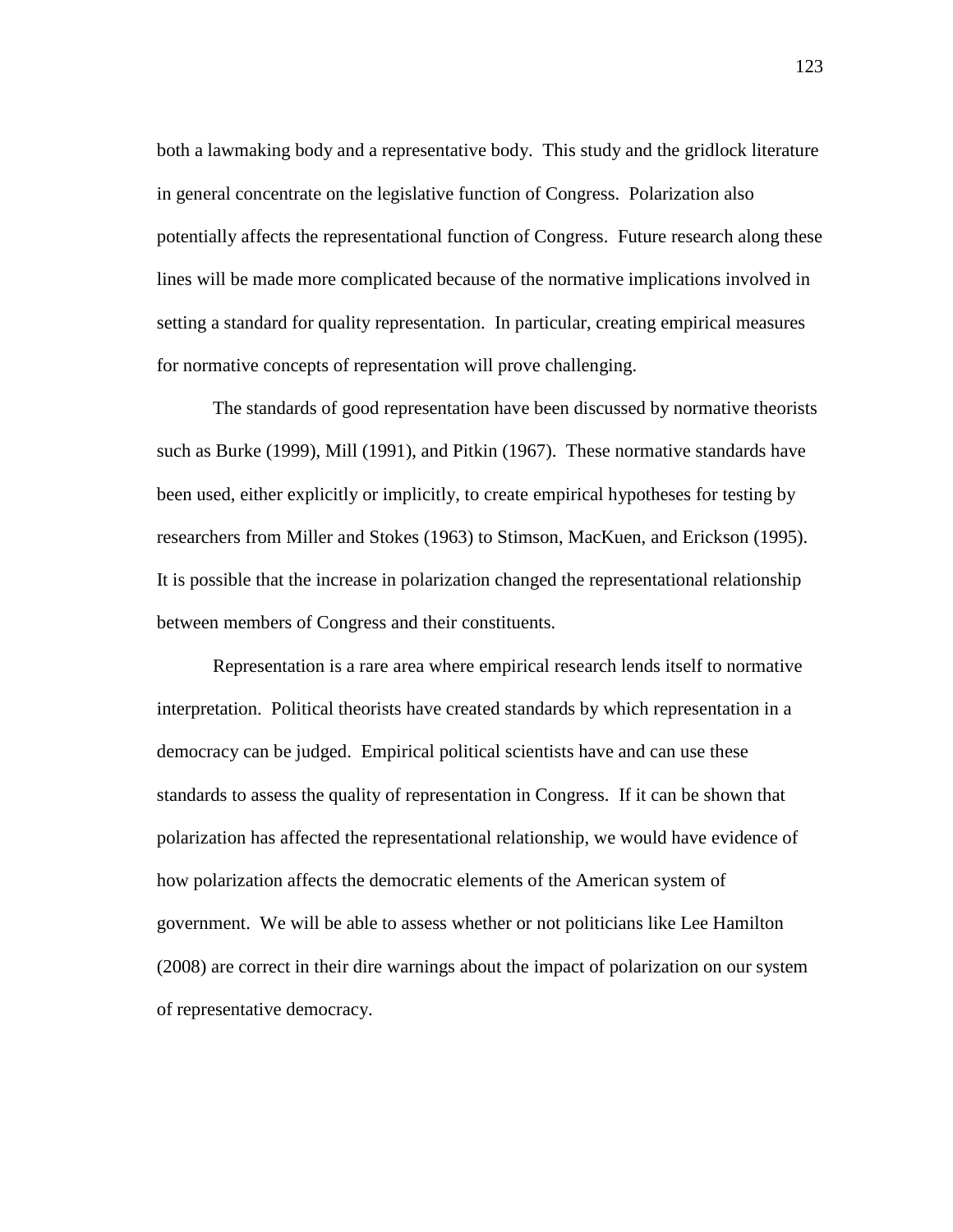both a lawmaking body and a representative body. This study and the gridlock literature in general concentrate on the legislative function of Congress. Polarization also potentially affects the representational function of Congress. Future research along these lines will be made more complicated because of the normative implications involved in setting a standard for quality representation. In particular, creating empirical measures for normative concepts of representation will prove challenging.

The standards of good representation have been discussed by normative theorists such as Burke (1999), Mill (1991), and Pitkin (1967). These normative standards have been used, either explicitly or implicitly, to create empirical hypotheses for testing by researchers from Miller and Stokes (1963) to Stimson, MacKuen, and Erickson (1995). It is possible that the increase in polarization changed the representational relationship between members of Congress and their constituents.

Representation is a rare area where empirical research lends itself to normative interpretation. Political theorists have created standards by which representation in a democracy can be judged. Empirical political scientists have and can use these standards to assess the quality of representation in Congress. If it can be shown that polarization has affected the representational relationship, we would have evidence of how polarization affects the democratic elements of the American system of government. We will be able to assess whether or not politicians like Lee Hamilton (2008) are correct in their dire warnings about the impact of polarization on our system of representative democracy.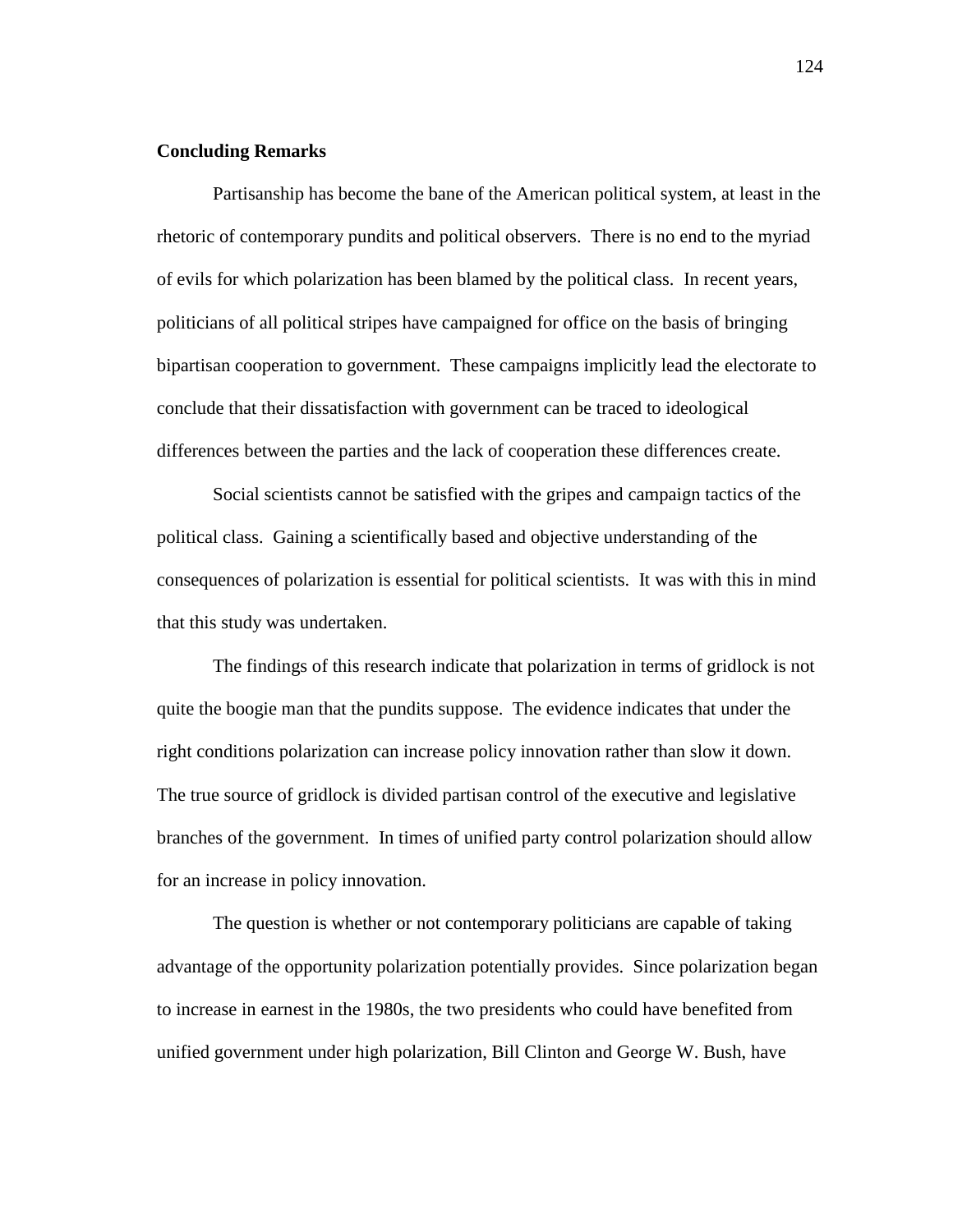**Concluding Remarks**

Partisanship has become the bane of the American political system, at least in the rhetoric of contemporary pundits and political observers. There is no end to the myriad of evils for which polarization has been blamed by the political class. In recent years, politicians of all political stripes have campaigned for office on the basis of bringing bipartisan cooperation to government. These campaigns implicitly lead the electorate to conclude that their dissatisfaction with government can be traced to ideological differences between the parties and the lack of cooperation these differences create.

Social scientists cannot be satisfied with the gripes and campaign tactics of the political class. Gaining a scientifically based and objective understanding of the consequences of polarization is essential for political scientists. It was with this in mind that this study was undertaken.

The findings of this research indicate that polarization in terms of gridlock is not quite the boogie man that the pundits suppose. The evidence indicates that under the right conditions polarization can increase policy innovation rather than slow it down. The true source of gridlock is divided partisan control of the executive and legislative branches of the government. In times of unified party control polarization should allow for an increase in policy innovation.

The question is whether or not contemporary politicians are capable of taking advantage of the opportunity polarization potentially provides. Since polarization began to increase in earnest in the 1980s, the two presidents who could have benefited from unified government under high polarization, Bill Clinton and George W. Bush, have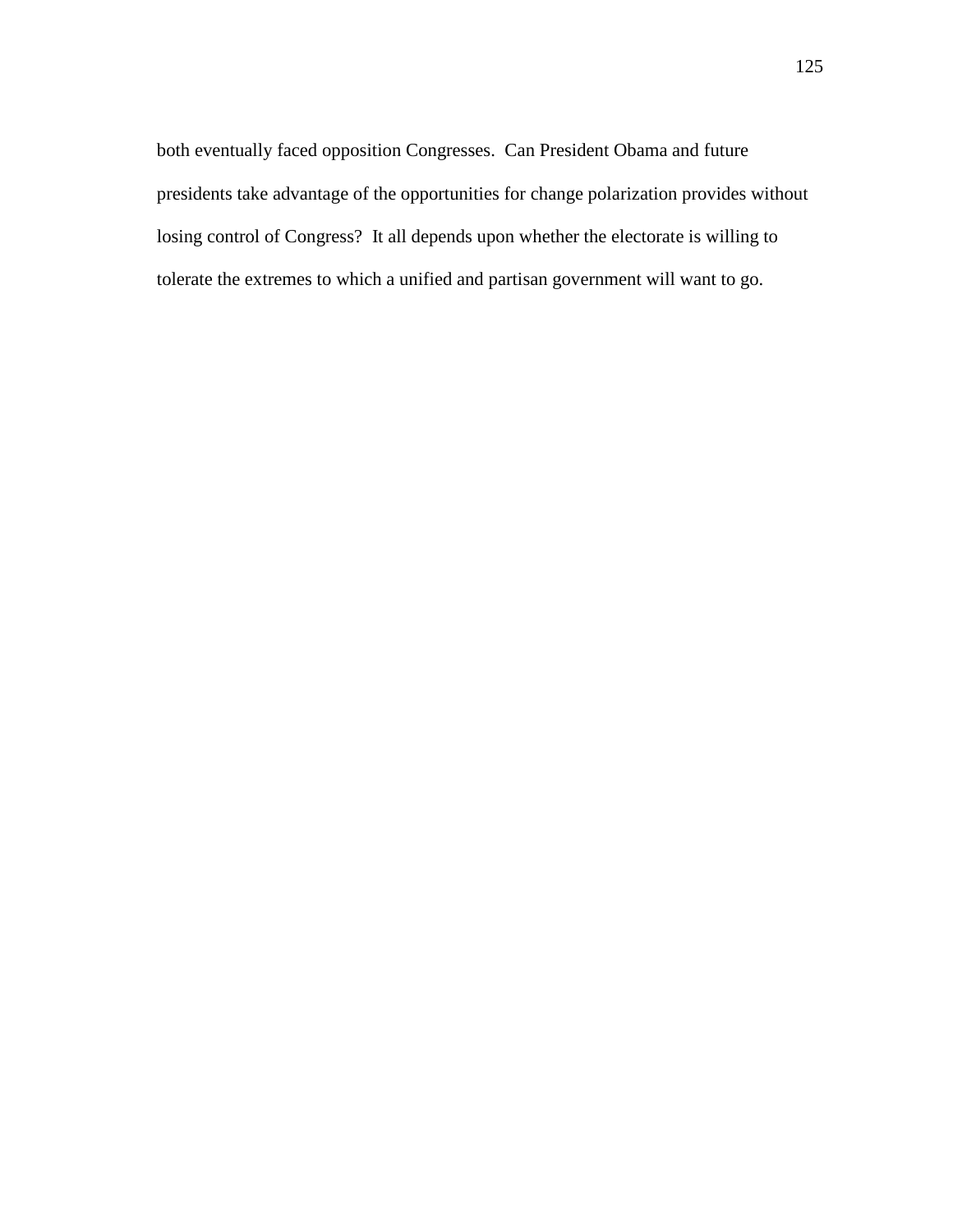both eventually faced opposition Congresses. Can President Obama and future presidents take advantage of the opportunities for change polarization provides without losing control of Congress? It all depends upon whether the electorate is willing to tolerate the extremes to which a unified and partisan government will want to go.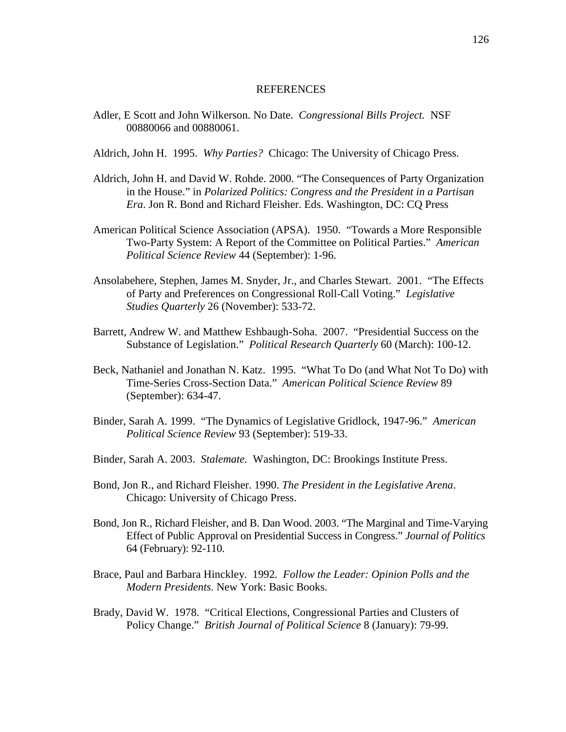# REFERENCES

Adler, E Scott and John Wilkerson. No Date. *Congressional Bills Project.* NSF 00880066 and 00880061.

Aldrich, John H. 1995. *Why Parties?* Chicago: The University of Chicago Press.

Aldrich, John H. and David W. Rohde. 2000. "The Consequences of Party Organization in the House." in *Polarized Politics: Congress and the President in a Partisan Era*. Jon R. Bond and Richard Fleisher. Eds. Washington, DC: CQ Press

American Political Science Association (APSA). 1950. "Towards a More Responsible Two-Party System: A Report of the Committee on Political Parties." *American Political Science Review* 44 (September): 1-96.

Ansolabehere, Stephen, James M. Snyder, Jr., and Charles Stewart. 2001. "The Effects of Party and Preferences on Congressional Roll-Call Voting." *Legislative Studies Quarterly* 26 (November): 533-72.

Barrett, Andrew W. and Matthew Eshbaugh-Soha. 2007. "Presidential Success on the Substance of Legislation." *Political Research Quarterly* 60 (March): 100-12.

Beck, Nathaniel and Jonathan N. Katz. 1995. "What To Do (and What Not To Do) with Time-Series Cross-Section Data." *American Political Science Review* 89 (September): 634-47.

Binder, Sarah A. 1999. "The Dynamics of Legislative Gridlock, 1947-96." *American Political Science Review* 93 (September): 519-33.

Binder, Sarah A. 2003. *Stalemate.* Washington, DC: Brookings Institute Press.

Bond, Jon R., and Richard Fleisher. 1990. *The President in the Legislative Arena*. Chicago: University of Chicago Press.

Bond, Jon R., Richard Fleisher, and B. Dan Wood. 2003. "The Marginal and Time-Varying Effect of Public Approval on Presidential Success in Congress." *Journal of Politics* 64 (February): 92-110.

Brace, Paul and Barbara Hinckley. 1992. *Follow the Leader: Opinion Polls and the Modern Presidents*. New York: Basic Books.

Brady, David W. 1978. "Critical Elections, Congressional Parties and Clusters of Policy Change." *British Journal of Political Science* 8 (January): 79-99.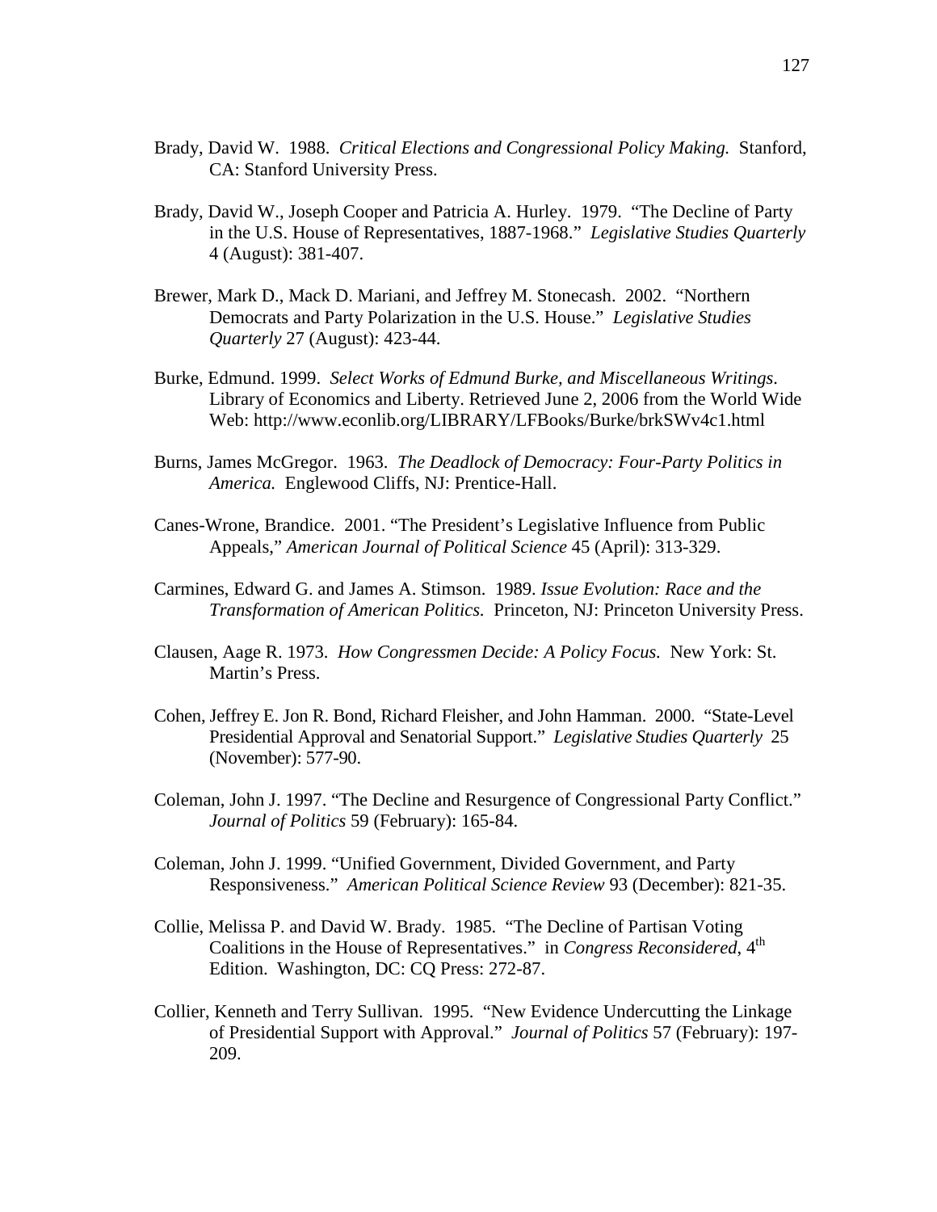Brady, David W. 1988. *Critical Elections and Congressional Policy Making.* Stanford, CA: Stanford University Press.

Brady, David W., Joseph Cooper and Patricia A. Hurley. 1979. "The Decline of Party in the U.S. House of Representatives, 1887-1968." *Legislative Studies Quarterly* 4 (August): 381-407.

Brewer, Mark D., Mack D. Mariani, and Jeffrey M. Stonecash. 2002. "Northern Democrats and Party Polarization in the U.S. House." *Legislative Studies Quarterly* 27 (August): 423-44.

Burke, Edmund. 1999. *Select Works of Edmund Burke, and Miscellaneous Writings*. Library of Economics and Liberty. Retrieved June 2, 2006 from the World Wide Web: http://www.econlib.org/LIBRARY/LFBooks/Burke/brkSWv4c1.html

Burns, James McGregor. 1963. *The Deadlock of Democracy: Four-Party Politics in America.* Englewood Cliffs, NJ: Prentice-Hall.

Canes-Wrone, Brandice. 2001. "The President's Legislative Influence from Public Appeals," *American Journal of Political Science* 45 (April): 313-329.

Carmines, Edward G. and James A. Stimson. 1989. *Issue Evolution: Race and the Transformation of American Politics.* Princeton, NJ: Princeton University Press.

Clausen, Aage R. 1973. *How Congressmen Decide: A Policy Focus.* New York: St. Martin's Press.

Cohen, Jeffrey E. Jon R. Bond, Richard Fleisher, and John Hamman. 2000. "State-Level Presidential Approval and Senatorial Support." *Legislative Studies Quarterly* 25 (November): 577-90.

Coleman, John J. 1997. "The Decline and Resurgence of Congressional Party Conflict." *Journal of Politics* 59 (February): 165-84.

Coleman, John J. 1999. "Unified Government, Divided Government, and Party Responsiveness." *American Political Science Review* 93 (December): 821-35.

Collie, Melissa P. and David W. Brady. 1985. "The Decline of Partisan Voting Coalitions in the House of Representatives." in *Congress Reconsidered*, 4th Edition. Washington, DC: CQ Press: 272-87.

Collier, Kenneth and Terry Sullivan. 1995. "New Evidence Undercutting the Linkage of Presidential Support with Approval." *Journal of Politics* 57 (February): 197-209.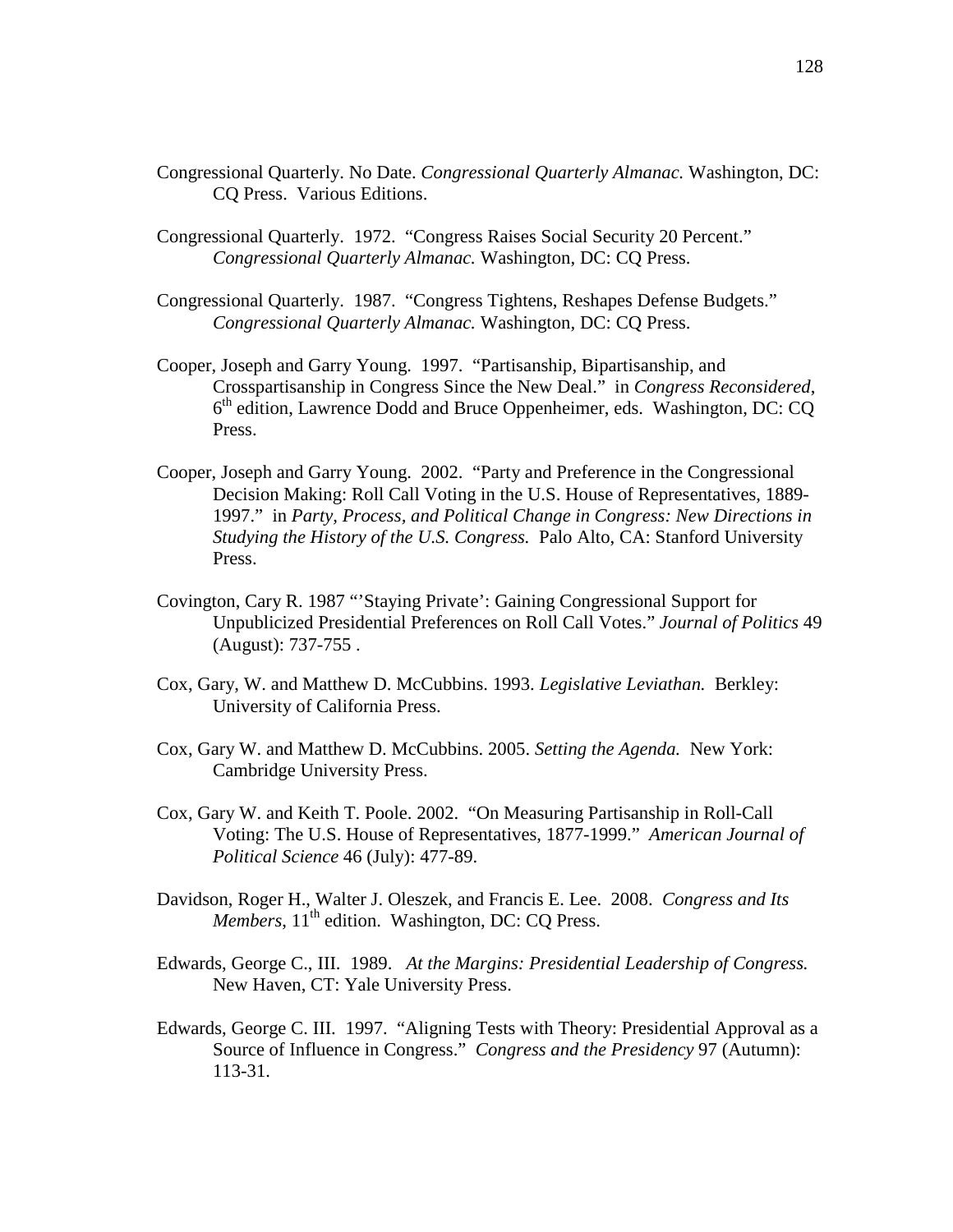Congressional Quarterly. No Date. *Congressional Quarterly Almanac.* Washington, DC: CQ Press. Various Editions.

Congressional Quarterly. 1972. "Congress Raises Social Security 20 Percent." *Congressional Quarterly Almanac.* Washington, DC: CQ Press.

Congressional Quarterly. 1987. "Congress Tightens, Reshapes Defense Budgets." *Congressional Quarterly Almanac.* Washington, DC: CQ Press.

Cooper, Joseph and Garry Young. 1997. "Partisanship, Bipartisanship, and Crosspartisanship in Congress Since the New Deal." in *Congress Reconsidered*, 6th edition, Lawrence Dodd and Bruce Oppenheimer, eds. Washington, DC: CQ Press.

Cooper, Joseph and Garry Young. 2002. "Party and Preference in the Congressional Decision Making: Roll Call Voting in the U.S. House of Representatives, 1889-1997." in *Party, Process, and Political Change in Congress: New Directions in Studying the History of the U.S. Congress.* Palo Alto, CA: Stanford University Press.

Covington, Cary R. 1987 "'Staying Private': Gaining Congressional Support for Unpublicized Presidential Preferences on Roll Call Votes." *Journal of Politics* 49 (August): 737-755 .

Cox, Gary, W. and Matthew D. McCubbins. 1993. *Legislative Leviathan.* Berkley: University of California Press.

Cox, Gary W. and Matthew D. McCubbins. 2005. *Setting the Agenda.* New York: Cambridge University Press.

Cox, Gary W. and Keith T. Poole. 2002. "On Measuring Partisanship in Roll-Call Voting: The U.S. House of Representatives, 1877-1999." *American Journal of Political Science* 46 (July): 477-89.

Davidson, Roger H., Walter J. Oleszek, and Francis E. Lee. 2008. *Congress and Its Members*, 11th edition. Washington, DC: CQ Press.

Edwards, George C., III. 1989. *At the Margins: Presidential Leadership of Congress.* New Haven, CT: Yale University Press.

Edwards, George C. III. 1997. "Aligning Tests with Theory: Presidential Approval as a Source of Influence in Congress." *Congress and the Presidency* 97 (Autumn): 113-31.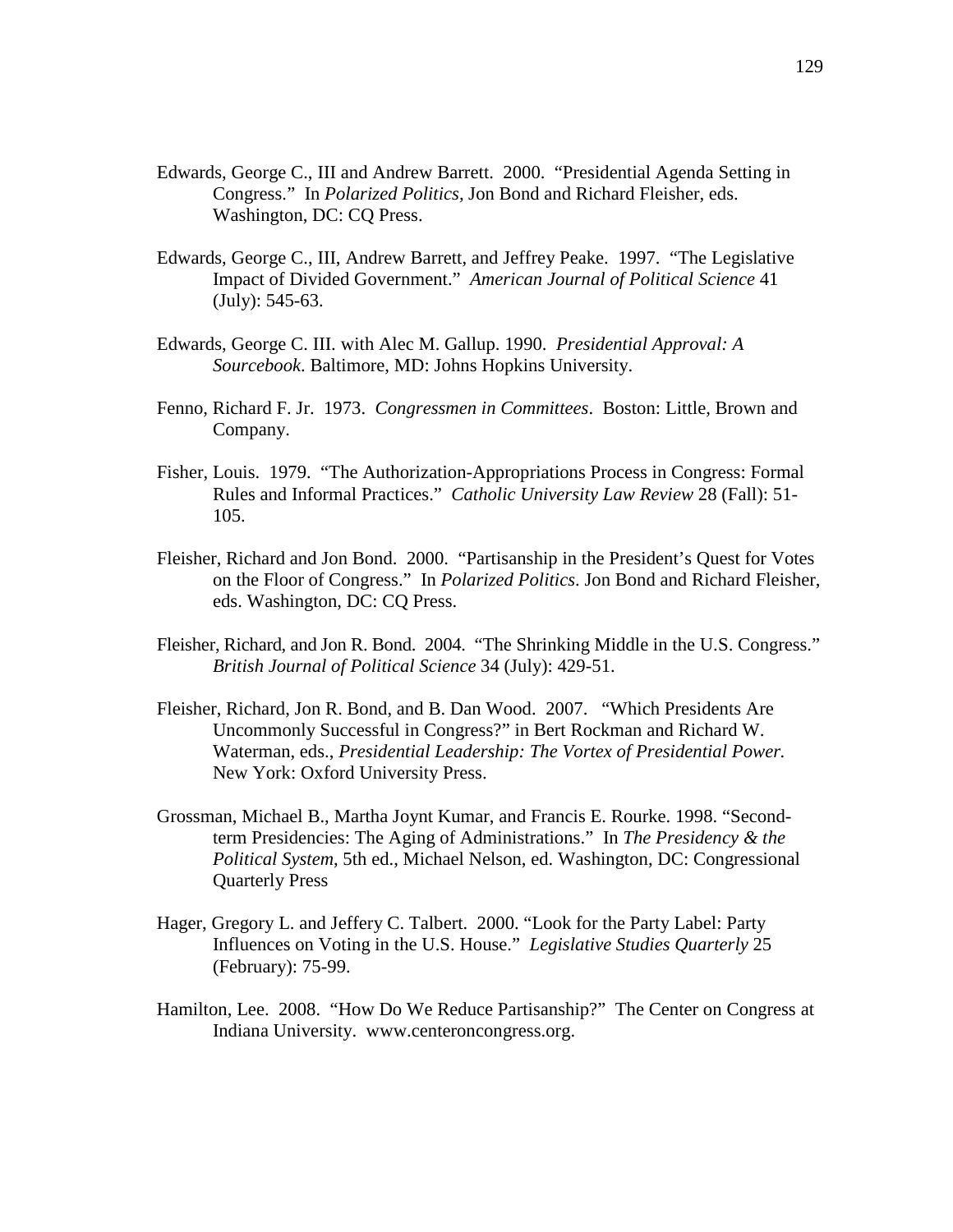Edwards, George C., III and Andrew Barrett. 2000. "Presidential Agenda Setting in Congress." In *Polarized Politics*, Jon Bond and Richard Fleisher, eds. Washington, DC: CQ Press.

Edwards, George C., III, Andrew Barrett, and Jeffrey Peake. 1997. "The Legislative Impact of Divided Government." *American Journal of Political Science* 41 (July): 545-63.

Edwards, George C. III. with Alec M. Gallup. 1990. *Presidential Approval: A Sourcebook*. Baltimore, MD: Johns Hopkins University.

Fenno, Richard F. Jr. 1973. *Congressmen in Committees*. Boston: Little, Brown and Company.

Fisher, Louis. 1979. "The Authorization-Appropriations Process in Congress: Formal Rules and Informal Practices." *Catholic University Law Review* 28 (Fall): 51-105.

Fleisher, Richard and Jon Bond. 2000. "Partisanship in the President's Quest for Votes on the Floor of Congress." In *Polarized Politics*. Jon Bond and Richard Fleisher, eds. Washington, DC: CQ Press.

Fleisher, Richard, and Jon R. Bond. 2004. "The Shrinking Middle in the U.S. Congress." *British Journal of Political Science* 34 (July): 429-51.

Fleisher, Richard, Jon R. Bond, and B. Dan Wood. 2007. "Which Presidents Are Uncommonly Successful in Congress?" in Bert Rockman and Richard W. Waterman, eds., *Presidential Leadership: The Vortex of Presidential Power.* New York: Oxford University Press.

Grossman, Michael B., Martha Joynt Kumar, and Francis E. Rourke. 1998. "Second-term Presidencies: The Aging of Administrations." In *The Presidency & the Political System*, 5th ed., Michael Nelson, ed. Washington, DC: Congressional Quarterly Press

Hager, Gregory L. and Jeffery C. Talbert. 2000. "Look for the Party Label: Party Influences on Voting in the U.S. House." *Legislative Studies Quarterly* 25 (February): 75-99.

Hamilton, Lee. 2008. "How Do We Reduce Partisanship?" The Center on Congress at Indiana University. www.centeroncongress.org.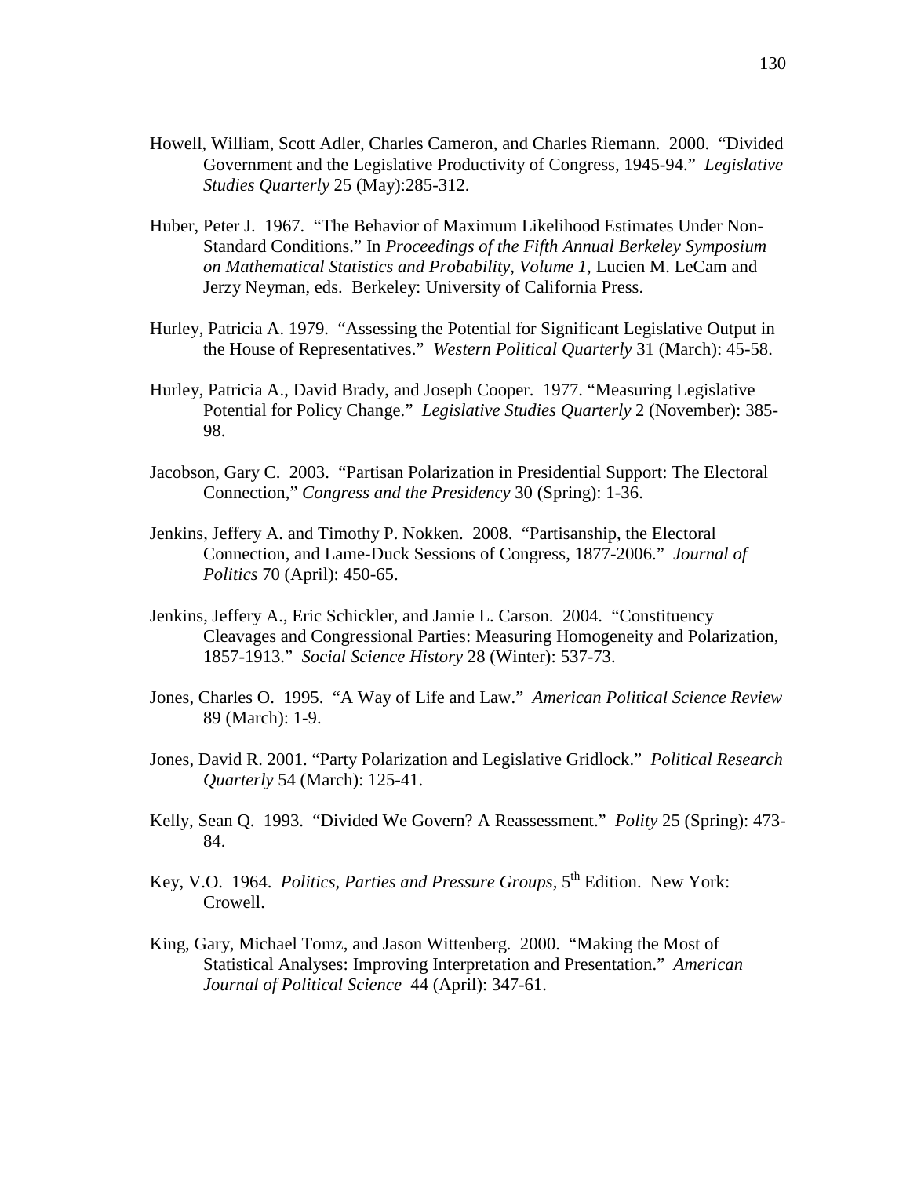Howell, William, Scott Adler, Charles Cameron, and Charles Riemann. 2000. "Divided Government and the Legislative Productivity of Congress, 1945-94." *Legislative Studies Quarterly* 25 (May):285-312.

Huber, Peter J. 1967. "The Behavior of Maximum Likelihood Estimates Under Non-Standard Conditions." In *Proceedings of the Fifth Annual Berkeley Symposium on Mathematical Statistics and Probability*, *Volume 1,* Lucien M. LeCam and Jerzy Neyman, eds. Berkeley: University of California Press.

Hurley, Patricia A. 1979. "Assessing the Potential for Significant Legislative Output in the House of Representatives." *Western Political Quarterly* 31 (March): 45-58.

Hurley, Patricia A., David Brady, and Joseph Cooper. 1977. "Measuring Legislative Potential for Policy Change." *Legislative Studies Quarterly* 2 (November): 385-98.

Jacobson, Gary C. 2003. "Partisan Polarization in Presidential Support: The Electoral Connection," *Congress and the Presidency* 30 (Spring): 1-36.

Jenkins, Jeffery A. and Timothy P. Nokken. 2008. "Partisanship, the Electoral Connection, and Lame-Duck Sessions of Congress, 1877-2006." *Journal of Politics* 70 (April): 450-65.

Jenkins, Jeffery A., Eric Schickler, and Jamie L. Carson. 2004. "Constituency Cleavages and Congressional Parties: Measuring Homogeneity and Polarization, 1857-1913." *Social Science History* 28 (Winter): 537-73.

Jones, Charles O. 1995. "A Way of Life and Law." *American Political Science Review* 89 (March): 1-9.

Jones, David R. 2001. "Party Polarization and Legislative Gridlock." *Political Research Quarterly* 54 (March): 125-41.

Kelly, Sean Q. 1993. "Divided We Govern? A Reassessment." *Polity* 25 (Spring): 473-84.

Key, V.O. 1964. *Politics, Parties and Pressure Groups,* 5th Edition. New York: Crowell.

King, Gary, Michael Tomz, and Jason Wittenberg. 2000. "Making the Most of Statistical Analyses: Improving Interpretation and Presentation." *American Journal of Political Science* 44 (April): 347-61.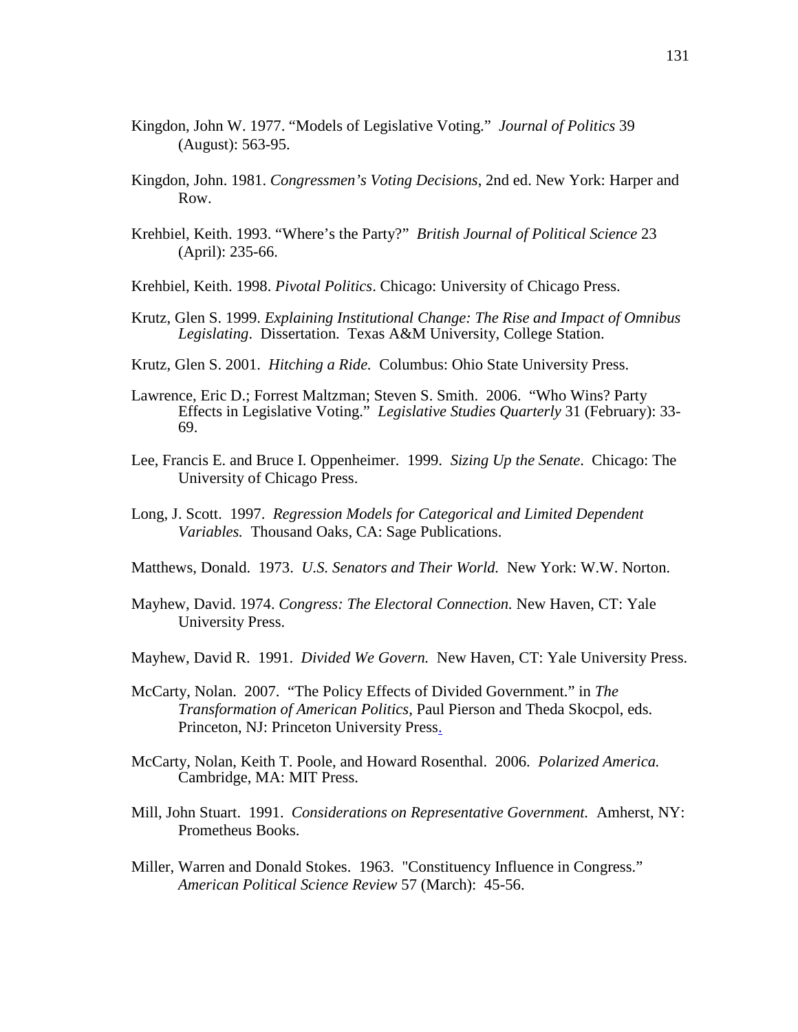Kingdon, John W. 1977. “Models of Legislative Voting.” *Journal of Politics* 39 (August): 563-95.

Kingdon, John. 1981. *Congressmen’s Voting Decisions*, 2nd ed. New York: Harper and Row.

Krehbiel, Keith. 1993. “Where’s the Party?” *British Journal of Political Science* 23 (April): 235-66.

Krehbiel, Keith. 1998. *Pivotal Politics*. Chicago: University of Chicago Press.

Krutz, Glen S. 1999. *Explaining Institutional Change: The Rise and Impact of Omnibus Legislating*. Dissertation. Texas A&M University, College Station.

Krutz, Glen S. 2001. *Hitching a Ride.* Columbus: Ohio State University Press.

Lawrence, Eric D.; Forrest Maltzman; Steven S. Smith. 2006. “Who Wins? Party Effects in Legislative Voting.” *Legislative Studies Quarterly* 31 (February): 33-69.

Lee, Francis E. and Bruce I. Oppenheimer. 1999. *Sizing Up the Senate*. Chicago: The University of Chicago Press.

Long, J. Scott. 1997. *Regression Models for Categorical and Limited Dependent Variables.* Thousand Oaks, CA: Sage Publications.

Matthews, Donald. 1973. *U.S. Senators and Their World.* New York: W.W. Norton.

Mayhew, David. 1974. *Congress: The Electoral Connection.* New Haven, CT: Yale University Press.

Mayhew, David R. 1991. *Divided We Govern.* New Haven, CT: Yale University Press.

McCarty, Nolan. 2007. “The Policy Effects of Divided Government.” in *The Transformation of American Politics,* Paul Pierson and Theda Skocpol, eds. Princeton, NJ: Princeton University Press.

McCarty, Nolan, Keith T. Poole, and Howard Rosenthal. 2006. *Polarized America.* Cambridge, MA: MIT Press.

Mill, John Stuart. 1991. *Considerations on Representative Government.* Amherst, NY: Prometheus Books.

Miller, Warren and Donald Stokes. 1963. "Constituency Influence in Congress.” *American Political Science Review* 57 (March): 45-56.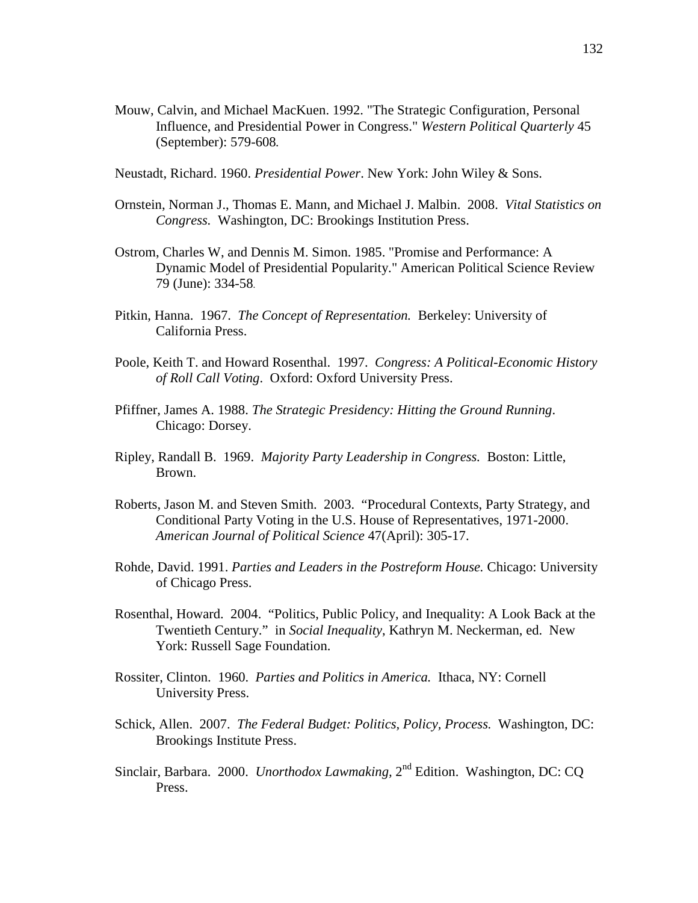Mouw, Calvin, and Michael MacKuen. 1992. "The Strategic Configuration, Personal Influence, and Presidential Power in Congress." *Western Political Quarterly* 45 (September): 579-608.

Neustadt, Richard. 1960. *Presidential Power*. New York: John Wiley & Sons.

Ornstein, Norman J., Thomas E. Mann, and Michael J. Malbin. 2008. *Vital Statistics on Congress.* Washington, DC: Brookings Institution Press.

Ostrom, Charles W, and Dennis M. Simon. 1985. "Promise and Performance: A Dynamic Model of Presidential Popularity." American Political Science Review 79 (June): 334-58.

Pitkin, Hanna. 1967. *The Concept of Representation.* Berkeley: University of California Press.

Poole, Keith T. and Howard Rosenthal. 1997. *Congress: A Political-Economic History of Roll Call Voting*. Oxford: Oxford University Press.

Pfiffner, James A. 1988. *The Strategic Presidency: Hitting the Ground Running*. Chicago: Dorsey.

Ripley, Randall B. 1969. *Majority Party Leadership in Congress.* Boston: Little, Brown.

Roberts, Jason M. and Steven Smith. 2003. "Procedural Contexts, Party Strategy, and Conditional Party Voting in the U.S. House of Representatives, 1971-2000. *American Journal of Political Science* 47(April): 305-17.

Rohde, David. 1991. *Parties and Leaders in the Postreform House.* Chicago: University of Chicago Press.

Rosenthal, Howard. 2004. "Politics, Public Policy, and Inequality: A Look Back at the Twentieth Century." in *Social Inequality*, Kathryn M. Neckerman, ed. New York: Russell Sage Foundation.

Rossiter, Clinton. 1960. *Parties and Politics in America.* Ithaca, NY: Cornell University Press.

Schick, Allen. 2007. *The Federal Budget: Politics, Policy, Process.* Washington, DC: Brookings Institute Press.

Sinclair, Barbara. 2000. *Unorthodox Lawmaking,* 2nd Edition. Washington, DC: CQ Press.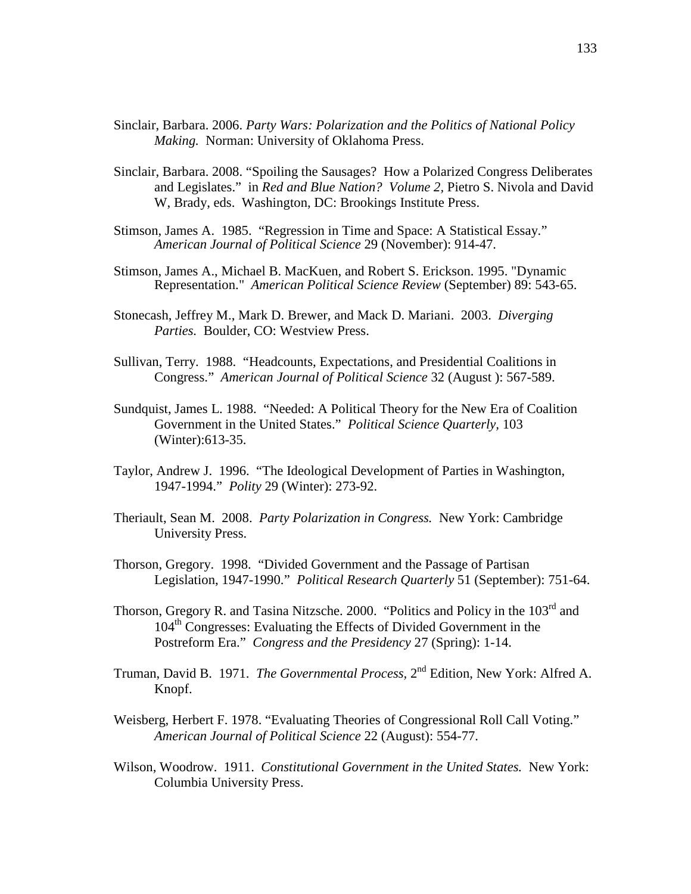Sinclair, Barbara. 2006. *Party Wars: Polarization and the Politics of National Policy Making.* Norman: University of Oklahoma Press.

Sinclair, Barbara. 2008. "Spoiling the Sausages? How a Polarized Congress Deliberates and Legislates." in *Red and Blue Nation? Volume 2*, Pietro S. Nivola and David W, Brady, eds. Washington, DC: Brookings Institute Press.

Stimson, James A. 1985. "Regression in Time and Space: A Statistical Essay." *American Journal of Political Science* 29 (November): 914-47.

Stimson, James A., Michael B. MacKuen, and Robert S. Erickson. 1995. "Dynamic Representation." *American Political Science Review* (September) 89: 543-65.

Stonecash, Jeffrey M., Mark D. Brewer, and Mack D. Mariani. 2003. *Diverging Parties.* Boulder, CO: Westview Press.

Sullivan, Terry. 1988. "Headcounts, Expectations, and Presidential Coalitions in Congress." *American Journal of Political Science* 32 (August ): 567-589.

Sundquist, James L. 1988. "Needed: A Political Theory for the New Era of Coalition Government in the United States." *Political Science Quarterly*, 103 (Winter):613-35.

Taylor, Andrew J. 1996. "The Ideological Development of Parties in Washington, 1947-1994." *Polity* 29 (Winter): 273-92.

Theriault, Sean M. 2008. *Party Polarization in Congress.* New York: Cambridge University Press.

Thorson, Gregory. 1998. "Divided Government and the Passage of Partisan Legislation, 1947-1990." *Political Research Quarterly* 51 (September): 751-64.

Thorson, Gregory R. and Tasina Nitzsche. 2000. "Politics and Policy in the 103rd and 104th Congresses: Evaluating the Effects of Divided Government in the Postreform Era." *Congress and the Presidency* 27 (Spring): 1-14.

Truman, David B. 1971. *The Governmental Process,* 2nd Edition, New York: Alfred A. Knopf.

Weisberg, Herbert F. 1978. "Evaluating Theories of Congressional Roll Call Voting." *American Journal of Political Science* 22 (August): 554-77.

Wilson, Woodrow. 1911. *Constitutional Government in the United States.* New York: Columbia University Press.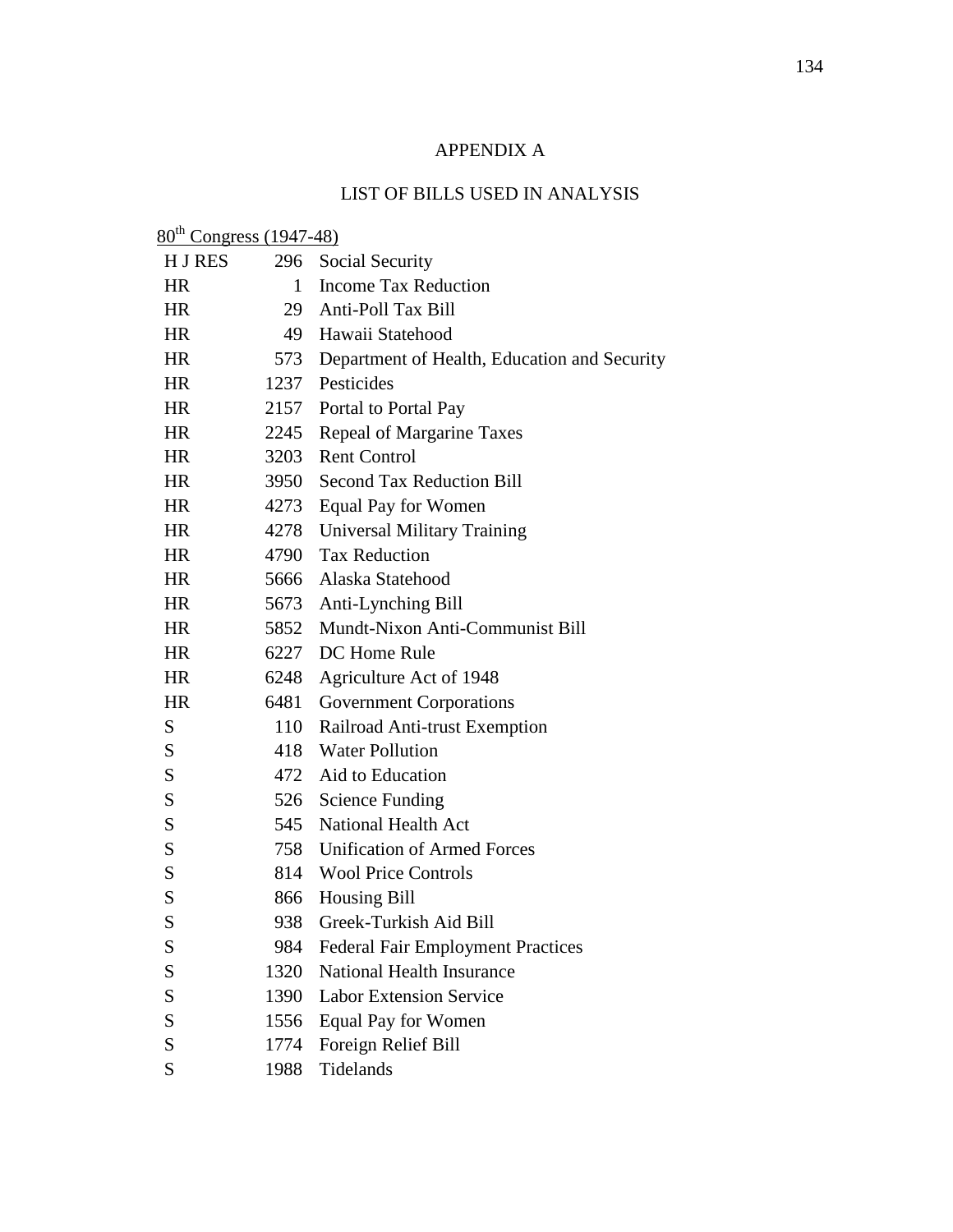# APPENDIX A

## LIST OF BILLS USED IN ANALYSIS

80th Congress (1947-48)

| | | |
|---|---|---|
| H J RES | 296 | Social Security |
| HR | 1 | Income Tax Reduction |
| HR | 29 | Anti-Poll Tax Bill |
| HR | 49 | Hawaii Statehood |
| HR | 573 | Department of Health, Education and Security |
| HR | 1237 | Pesticides |
| HR | 2157 | Portal to Portal Pay |
| HR | 2245 | Repeal of Margarine Taxes |
| HR | 3203 | Rent Control |
| HR | 3950 | Second Tax Reduction Bill |
| HR | 4273 | Equal Pay for Women |
| HR | 4278 | Universal Military Training |
| HR | 4790 | Tax Reduction |
| HR | 5666 | Alaska Statehood |
| HR | 5673 | Anti-Lynching Bill |
| HR | 5852 | Mundt-Nixon Anti-Communist Bill |
| HR | 6227 | DC Home Rule |
| HR | 6248 | Agriculture Act of 1948 |
| HR | 6481 | Government Corporations |
| S | 110 | Railroad Anti-trust Exemption |
| S | 418 | Water Pollution |
| S | 472 | Aid to Education |
| S | 526 | Science Funding |
| S | 545 | National Health Act |
| S | 758 | Unification of Armed Forces |
| S | 814 | Wool Price Controls |
| S | 866 | Housing Bill |
| S | 938 | Greek-Turkish Aid Bill |
| S | 984 | Federal Fair Employment Practices |
| S | 1320 | National Health Insurance |
| S | 1390 | Labor Extension Service |
| S | 1556 | Equal Pay for Women |
| S | 1774 | Foreign Relief Bill |
| S | 1988 | Tidelands |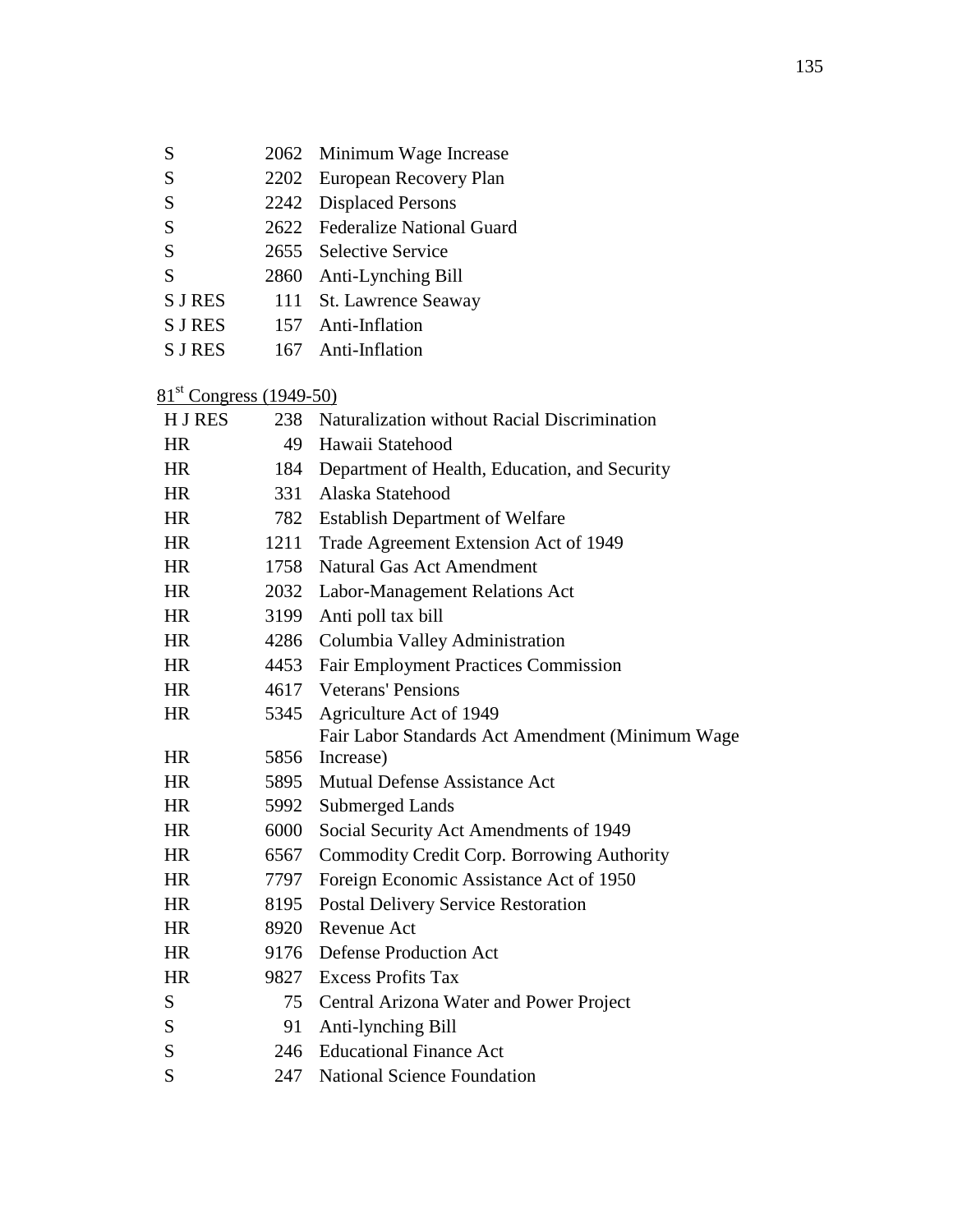| | | |
|---|---|---|
| S | 2062 | Minimum Wage Increase |
| S | 2202 | European Recovery Plan |
| S | 2242 | Displaced Persons |
| S | 2622 | Federalize National Guard |
| S | 2655 | Selective Service |
| S | 2860 | Anti-Lynching Bill |
| S J RES | 111 | St. Lawrence Seaway |
| S J RES | 157 | Anti-Inflation |
| S J RES | 167 | Anti-Inflation |

<u>81st Congress (1949-50)</u>

| | | |
|---|---|---|
| H J RES | 238 | Naturalization without Racial Discrimination |
| HR | 49 | Hawaii Statehood |
| HR | 184 | Department of Health, Education, and Security |
| HR | 331 | Alaska Statehood |
| HR | 782 | Establish Department of Welfare |
| HR | 1211 | Trade Agreement Extension Act of 1949 |
| HR | 1758 | Natural Gas Act Amendment |
| HR | 2032 | Labor-Management Relations Act |
| HR | 3199 | Anti poll tax bill |
| HR | 4286 | Columbia Valley Administration |
| HR | 4453 | Fair Employment Practices Commission |
| HR | 4617 | Veterans' Pensions |
| HR | 5345 | Agriculture Act of 1949 |
| HR | 5856 | Fair Labor Standards Act Amendment (Minimum Wage Increase) |
| HR | 5895 | Mutual Defense Assistance Act |
| HR | 5992 | Submerged Lands |
| HR | 6000 | Social Security Act Amendments of 1949 |
| HR | 6567 | Commodity Credit Corp. Borrowing Authority |
| HR | 7797 | Foreign Economic Assistance Act of 1950 |
| HR | 8195 | Postal Delivery Service Restoration |
| HR | 8920 | Revenue Act |
| HR | 9176 | Defense Production Act |
| HR | 9827 | Excess Profits Tax |
| S | 75 | Central Arizona Water and Power Project |
| S | 91 | Anti-lynching Bill |
| S | 246 | Educational Finance Act |
| S | 247 | National Science Foundation |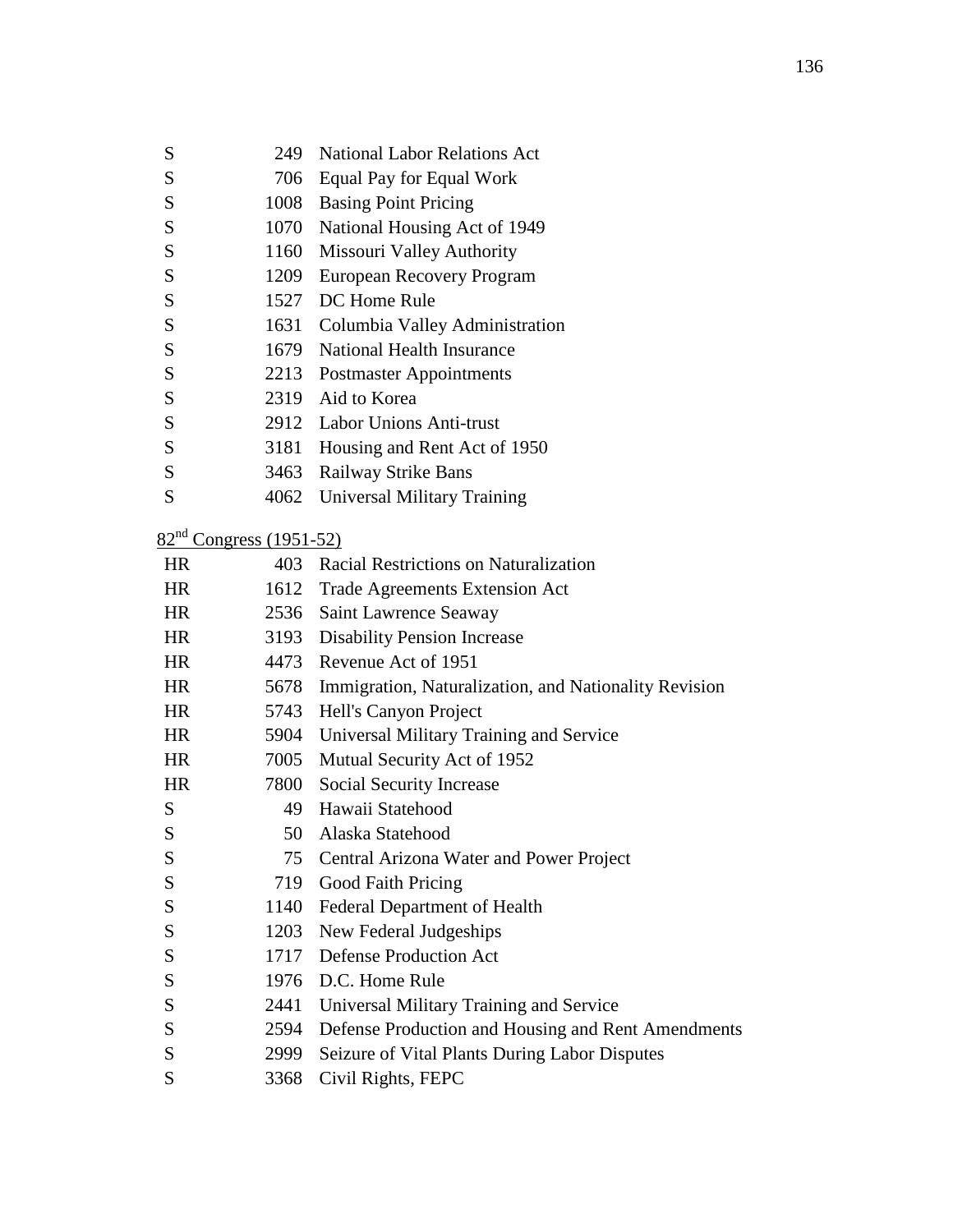| | | |
|---|---|---|
| S | 249 | National Labor Relations Act |
| S | 706 | Equal Pay for Equal Work |
| S | 1008 | Basing Point Pricing |
| S | 1070 | National Housing Act of 1949 |
| S | 1160 | Missouri Valley Authority |
| S | 1209 | European Recovery Program |
| S | 1527 | DC Home Rule |
| S | 1631 | Columbia Valley Administration |
| S | 1679 | National Health Insurance |
| S | 2213 | Postmaster Appointments |
| S | 2319 | Aid to Korea |
| S | 2912 | Labor Unions Anti-trust |
| S | 3181 | Housing and Rent Act of 1950 |
| S | 3463 | Railway Strike Bans |
| S | 4062 | Universal Military Training |

<u>82nd Congress (1951-52)</u>

| | | |
|---|---|---|
| HR | 403 | Racial Restrictions on Naturalization |
| HR | 1612 | Trade Agreements Extension Act |
| HR | 2536 | Saint Lawrence Seaway |
| HR | 3193 | Disability Pension Increase |
| HR | 4473 | Revenue Act of 1951 |
| HR | 5678 | Immigration, Naturalization, and Nationality Revision |
| HR | 5743 | Hell's Canyon Project |
| HR | 5904 | Universal Military Training and Service |
| HR | 7005 | Mutual Security Act of 1952 |
| HR | 7800 | Social Security Increase |
| S | 49 | Hawaii Statehood |
| S | 50 | Alaska Statehood |
| S | 75 | Central Arizona Water and Power Project |
| S | 719 | Good Faith Pricing |
| S | 1140 | Federal Department of Health |
| S | 1203 | New Federal Judgeships |
| S | 1717 | Defense Production Act |
| S | 1976 | D.C. Home Rule |
| S | 2441 | Universal Military Training and Service |
| S | 2594 | Defense Production and Housing and Rent Amendments |
| S | 2999 | Seizure of Vital Plants During Labor Disputes |
| S | 3368 | Civil Rights, FEPC |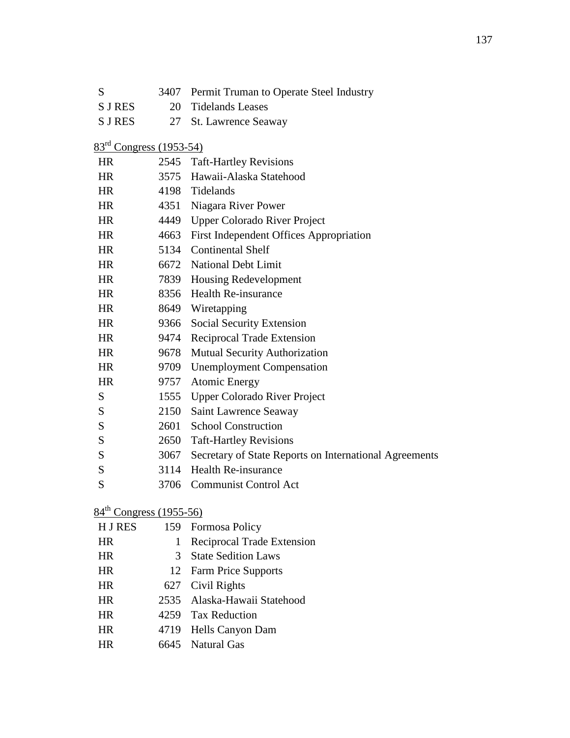| | | |
|---|---|---|
| S | 3407 | Permit Truman to Operate Steel Industry |
| S J RES | 20 | Tidelands Leases |
| S J RES | 27 | St. Lawrence Seaway |

83rd Congress (1953-54)

| | | |
|---|---|---|
| HR | 2545 | Taft-Hartley Revisions |
| HR | 3575 | Hawaii-Alaska Statehood |
| HR | 4198 | Tidelands |
| HR | 4351 | Niagara River Power |
| HR | 4449 | Upper Colorado River Project |
| HR | 4663 | First Independent Offices Appropriation |
| HR | 5134 | Continental Shelf |
| HR | 6672 | National Debt Limit |
| HR | 7839 | Housing Redevelopment |
| HR | 8356 | Health Re-insurance |
| HR | 8649 | Wiretapping |
| HR | 9366 | Social Security Extension |
| HR | 9474 | Reciprocal Trade Extension |
| HR | 9678 | Mutual Security Authorization |
| HR | 9709 | Unemployment Compensation |
| HR | 9757 | Atomic Energy |
| S | 1555 | Upper Colorado River Project |
| S | 2150 | Saint Lawrence Seaway |
| S | 2601 | School Construction |
| S | 2650 | Taft-Hartley Revisions |
| S | 3067 | Secretary of State Reports on International Agreements |
| S | 3114 | Health Re-insurance |
| S | 3706 | Communist Control Act |

84th Congress (1955-56)

| | | |
|---|---|---|
| H J RES | 159 | Formosa Policy |
| HR | 1 | Reciprocal Trade Extension |
| HR | 3 | State Sedition Laws |
| HR | 12 | Farm Price Supports |
| HR | 627 | Civil Rights |
| HR | 2535 | Alaska-Hawaii Statehood |
| HR | 4259 | Tax Reduction |
| HR | 4719 | Hells Canyon Dam |
| HR | 6645 | Natural Gas |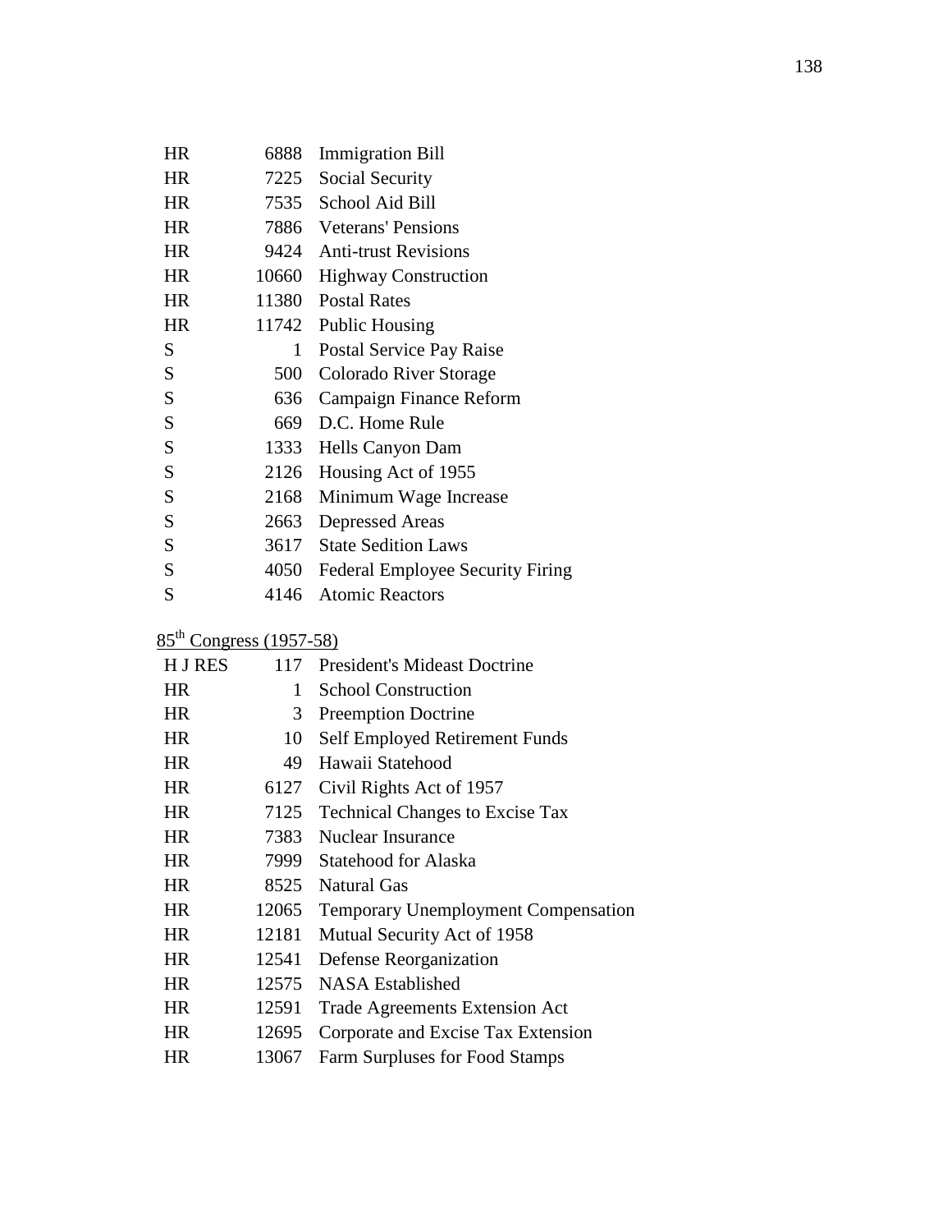| | | |
|---|---|---|
| HR | 6888 | Immigration Bill |
| HR | 7225 | Social Security |
| HR | 7535 | School Aid Bill |
| HR | 7886 | Veterans' Pensions |
| HR | 9424 | Anti-trust Revisions |
| HR | 10660 | Highway Construction |
| HR | 11380 | Postal Rates |
| HR | 11742 | Public Housing |
| S | 1 | Postal Service Pay Raise |
| S | 500 | Colorado River Storage |
| S | 636 | Campaign Finance Reform |
| S | 669 | D.C. Home Rule |
| S | 1333 | Hells Canyon Dam |
| S | 2126 | Housing Act of 1955 |
| S | 2168 | Minimum Wage Increase |
| S | 2663 | Depressed Areas |
| S | 3617 | State Sedition Laws |
| S | 4050 | Federal Employee Security Firing |
| S | 4146 | Atomic Reactors |

85th Congress (1957-58)

| | | |
|---|---|---|
| H J RES | 117 | President's Mideast Doctrine |
| HR | 1 | School Construction |
| HR | 3 | Preemption Doctrine |
| HR | 10 | Self Employed Retirement Funds |
| HR | 49 | Hawaii Statehood |
| HR | 6127 | Civil Rights Act of 1957 |
| HR | 7125 | Technical Changes to Excise Tax |
| HR | 7383 | Nuclear Insurance |
| HR | 7999 | Statehood for Alaska |
| HR | 8525 | Natural Gas |
| HR | 12065 | Temporary Unemployment Compensation |
| HR | 12181 | Mutual Security Act of 1958 |
| HR | 12541 | Defense Reorganization |
| HR | 12575 | NASA Established |
| HR | 12591 | Trade Agreements Extension Act |
| HR | 12695 | Corporate and Excise Tax Extension |
| HR | 13067 | Farm Surpluses for Food Stamps |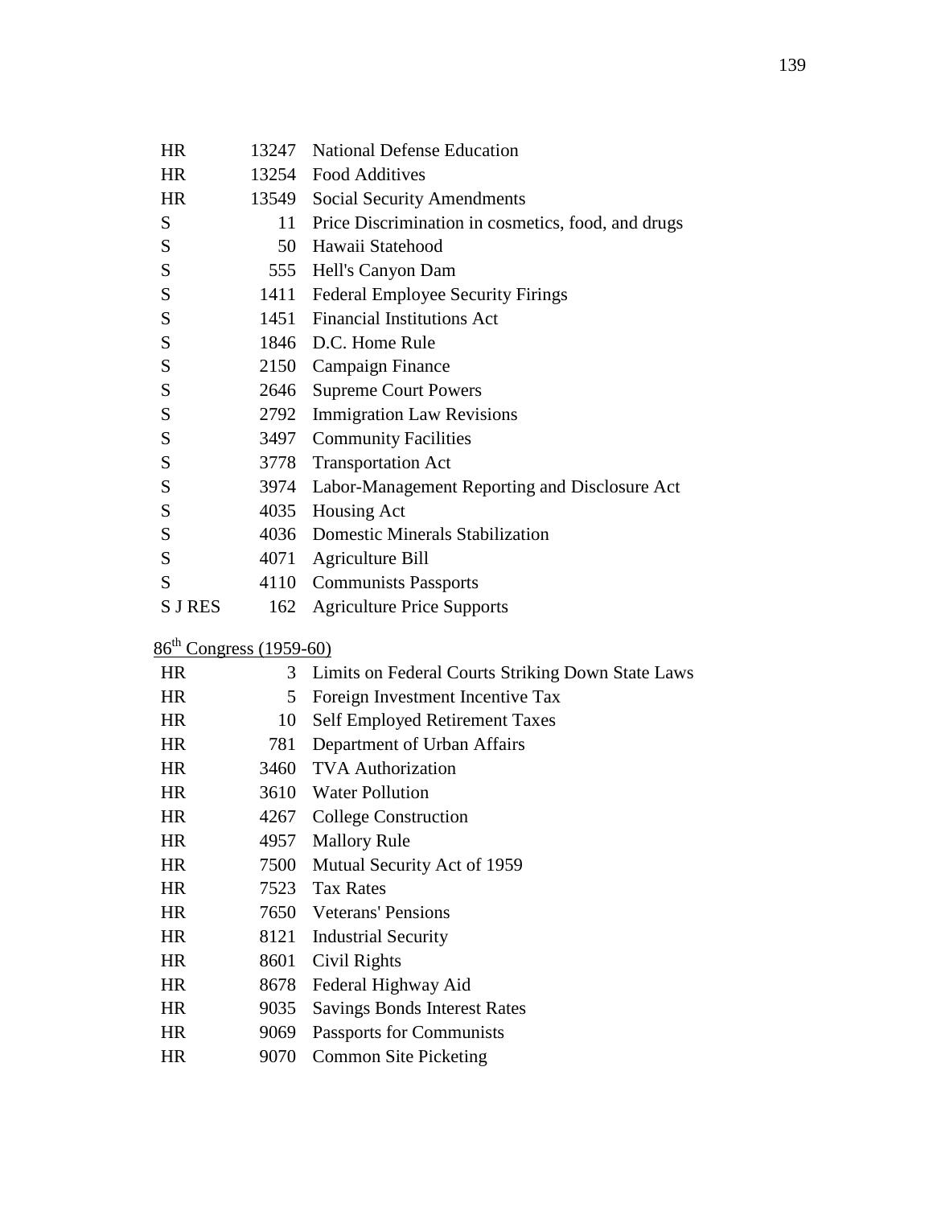| | | |
|---|---|---|
| HR | 13247 | National Defense Education |
| HR | 13254 | Food Additives |
| HR | 13549 | Social Security Amendments |
| S | 11 | Price Discrimination in cosmetics, food, and drugs |
| S | 50 | Hawaii Statehood |
| S | 555 | Hell's Canyon Dam |
| S | 1411 | Federal Employee Security Firings |
| S | 1451 | Financial Institutions Act |
| S | 1846 | D.C. Home Rule |
| S | 2150 | Campaign Finance |
| S | 2646 | Supreme Court Powers |
| S | 2792 | Immigration Law Revisions |
| S | 3497 | Community Facilities |
| S | 3778 | Transportation Act |
| S | 3974 | Labor-Management Reporting and Disclosure Act |
| S | 4035 | Housing Act |
| S | 4036 | Domestic Minerals Stabilization |
| S | 4071 | Agriculture Bill |
| S | 4110 | Communists Passports |
| S J RES | 162 | Agriculture Price Supports |

86th Congress (1959-60)

| | | |
|---|---|---|
| HR | 3 | Limits on Federal Courts Striking Down State Laws |
| HR | 5 | Foreign Investment Incentive Tax |
| HR | 10 | Self Employed Retirement Taxes |
| HR | 781 | Department of Urban Affairs |
| HR | 3460 | TVA Authorization |
| HR | 3610 | Water Pollution |
| HR | 4267 | College Construction |
| HR | 4957 | Mallory Rule |
| HR | 7500 | Mutual Security Act of 1959 |
| HR | 7523 | Tax Rates |
| HR | 7650 | Veterans' Pensions |
| HR | 8121 | Industrial Security |
| HR | 8601 | Civil Rights |
| HR | 8678 | Federal Highway Aid |
| HR | 9035 | Savings Bonds Interest Rates |
| HR | 9069 | Passports for Communists |
| HR | 9070 | Common Site Picketing |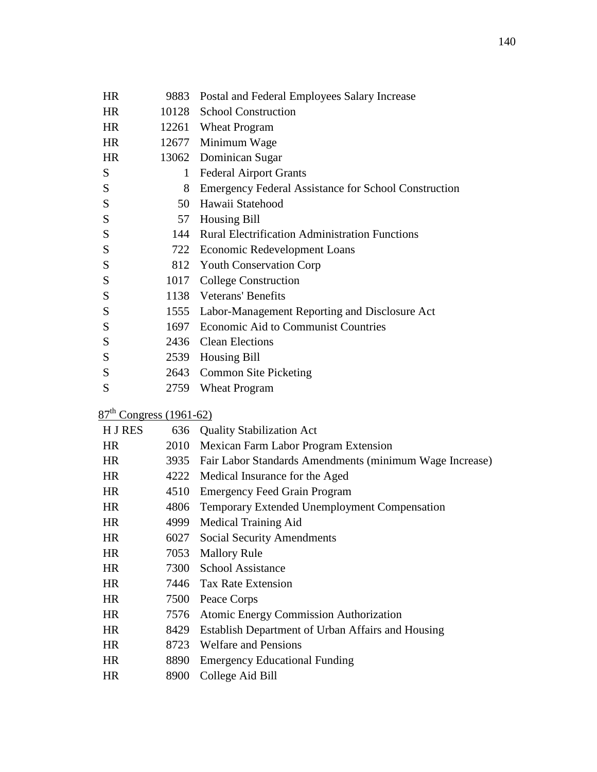| | | |
|---|---|---|
| HR | 9883 | Postal and Federal Employees Salary Increase |
| HR | 10128 | School Construction |
| HR | 12261 | Wheat Program |
| HR | 12677 | Minimum Wage |
| HR | 13062 | Dominican Sugar |
| S | 1 | Federal Airport Grants |
| S | 8 | Emergency Federal Assistance for School Construction |
| S | 50 | Hawaii Statehood |
| S | 57 | Housing Bill |
| S | 144 | Rural Electrification Administration Functions |
| S | 722 | Economic Redevelopment Loans |
| S | 812 | Youth Conservation Corp |
| S | 1017 | College Construction |
| S | 1138 | Veterans' Benefits |
| S | 1555 | Labor-Management Reporting and Disclosure Act |
| S | 1697 | Economic Aid to Communist Countries |
| S | 2436 | Clean Elections |
| S | 2539 | Housing Bill |
| S | 2643 | Common Site Picketing |
| S | 2759 | Wheat Program |

87th Congress (1961-62)

| | | |
|---|---|---|
| H J RES | 636 | Quality Stabilization Act |
| HR | 2010 | Mexican Farm Labor Program Extension |
| HR | 3935 | Fair Labor Standards Amendments (minimum Wage Increase) |
| HR | 4222 | Medical Insurance for the Aged |
| HR | 4510 | Emergency Feed Grain Program |
| HR | 4806 | Temporary Extended Unemployment Compensation |
| HR | 4999 | Medical Training Aid |
| HR | 6027 | Social Security Amendments |
| HR | 7053 | Mallory Rule |
| HR | 7300 | School Assistance |
| HR | 7446 | Tax Rate Extension |
| HR | 7500 | Peace Corps |
| HR | 7576 | Atomic Energy Commission Authorization |
| HR | 8429 | Establish Department of Urban Affairs and Housing |
| HR | 8723 | Welfare and Pensions |
| HR | 8890 | Emergency Educational Funding |
| HR | 8900 | College Aid Bill |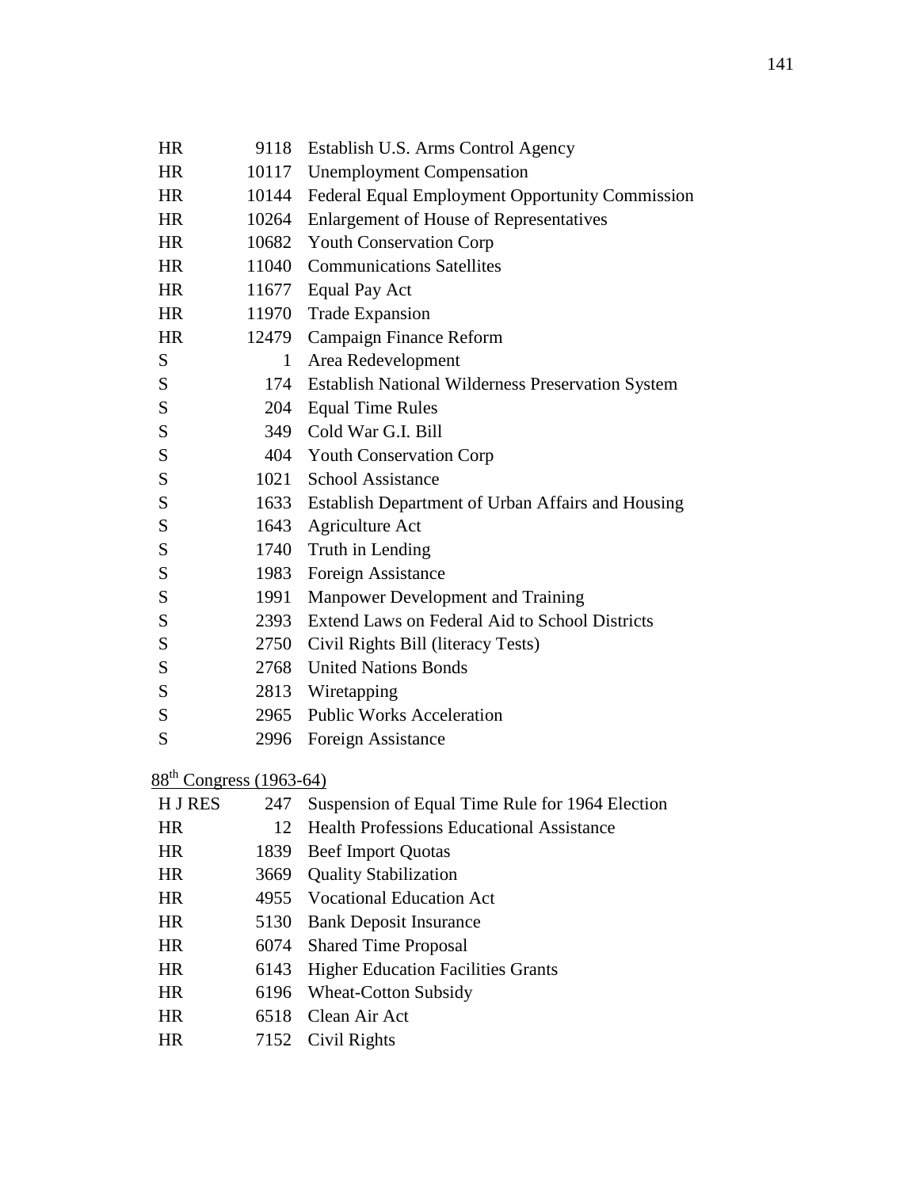| | | |
|---|---|---|
| HR | 9118 | Establish U.S. Arms Control Agency |
| HR | 10117 | Unemployment Compensation |
| HR | 10144 | Federal Equal Employment Opportunity Commission |
| HR | 10264 | Enlargement of House of Representatives |
| HR | 10682 | Youth Conservation Corp |
| HR | 11040 | Communications Satellites |
| HR | 11677 | Equal Pay Act |
| HR | 11970 | Trade Expansion |
| HR | 12479 | Campaign Finance Reform |
| S | 1 | Area Redevelopment |
| S | 174 | Establish National Wilderness Preservation System |
| S | 204 | Equal Time Rules |
| S | 349 | Cold War G.I. Bill |
| S | 404 | Youth Conservation Corp |
| S | 1021 | School Assistance |
| S | 1633 | Establish Department of Urban Affairs and Housing |
| S | 1643 | Agriculture Act |
| S | 1740 | Truth in Lending |
| S | 1983 | Foreign Assistance |
| S | 1991 | Manpower Development and Training |
| S | 2393 | Extend Laws on Federal Aid to School Districts |
| S | 2750 | Civil Rights Bill (literacy Tests) |
| S | 2768 | United Nations Bonds |
| S | 2813 | Wiretapping |
| S | 2965 | Public Works Acceleration |
| S | 2996 | Foreign Assistance |

88th Congress (1963-64)

| | | |
|---|---|---|
| H J RES | 247 | Suspension of Equal Time Rule for 1964 Election |
| HR | 12 | Health Professions Educational Assistance |
| HR | 1839 | Beef Import Quotas |
| HR | 3669 | Quality Stabilization |
| HR | 4955 | Vocational Education Act |
| HR | 5130 | Bank Deposit Insurance |
| HR | 6074 | Shared Time Proposal |
| HR | 6143 | Higher Education Facilities Grants |
| HR | 6196 | Wheat-Cotton Subsidy |
| HR | 6518 | Clean Air Act |
| HR | 7152 | Civil Rights |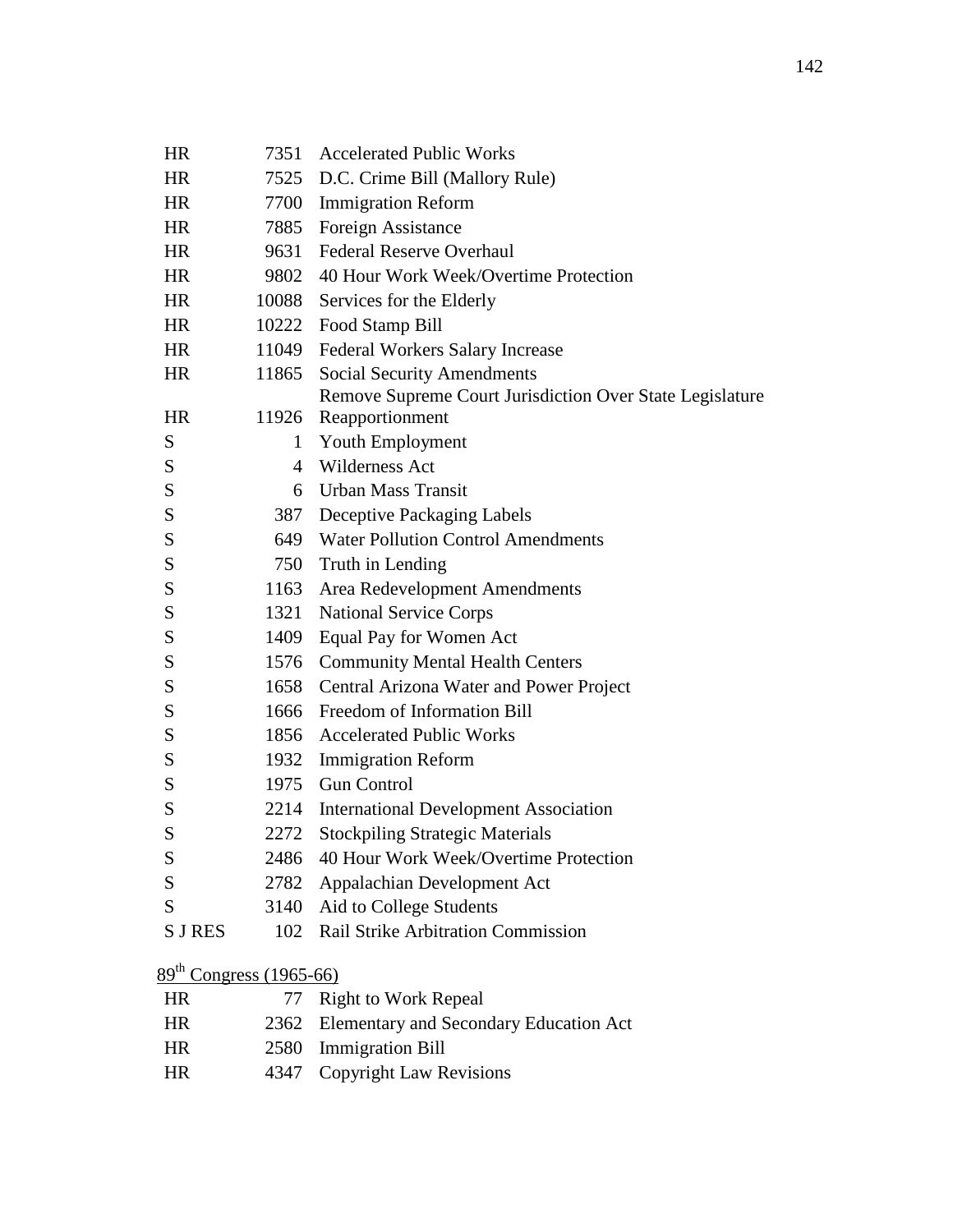| | | |
|---|---|---|
| HR | 7351 | Accelerated Public Works |
| HR | 7525 | D.C. Crime Bill (Mallory Rule) |
| HR | 7700 | Immigration Reform |
| HR | 7885 | Foreign Assistance |
| HR | 9631 | Federal Reserve Overhaul |
| HR | 9802 | 40 Hour Work Week/Overtime Protection |
| HR | 10088 | Services for the Elderly |
| HR | 10222 | Food Stamp Bill |
| HR | 11049 | Federal Workers Salary Increase |
| HR | 11865 | Social Security Amendments |
| HR | 11926 | Remove Supreme Court Jurisdiction Over State Legislature Reapportionment |
| S | 1 | Youth Employment |
| S | 4 | Wilderness Act |
| S | 6 | Urban Mass Transit |
| S | 387 | Deceptive Packaging Labels |
| S | 649 | Water Pollution Control Amendments |
| S | 750 | Truth in Lending |
| S | 1163 | Area Redevelopment Amendments |
| S | 1321 | National Service Corps |
| S | 1409 | Equal Pay for Women Act |
| S | 1576 | Community Mental Health Centers |
| S | 1658 | Central Arizona Water and Power Project |
| S | 1666 | Freedom of Information Bill |
| S | 1856 | Accelerated Public Works |
| S | 1932 | Immigration Reform |
| S | 1975 | Gun Control |
| S | 2214 | International Development Association |
| S | 2272 | Stockpiling Strategic Materials |
| S | 2486 | 40 Hour Work Week/Overtime Protection |
| S | 2782 | Appalachian Development Act |
| S | 3140 | Aid to College Students |
| S J RES | 102 | Rail Strike Arbitration Commission |

89th Congress (1965-66)

| | | |
|---|---|---|
| HR | 77 | Right to Work Repeal |
| HR | 2362 | Elementary and Secondary Education Act |
| HR | 2580 | Immigration Bill |
| HR | 4347 | Copyright Law Revisions |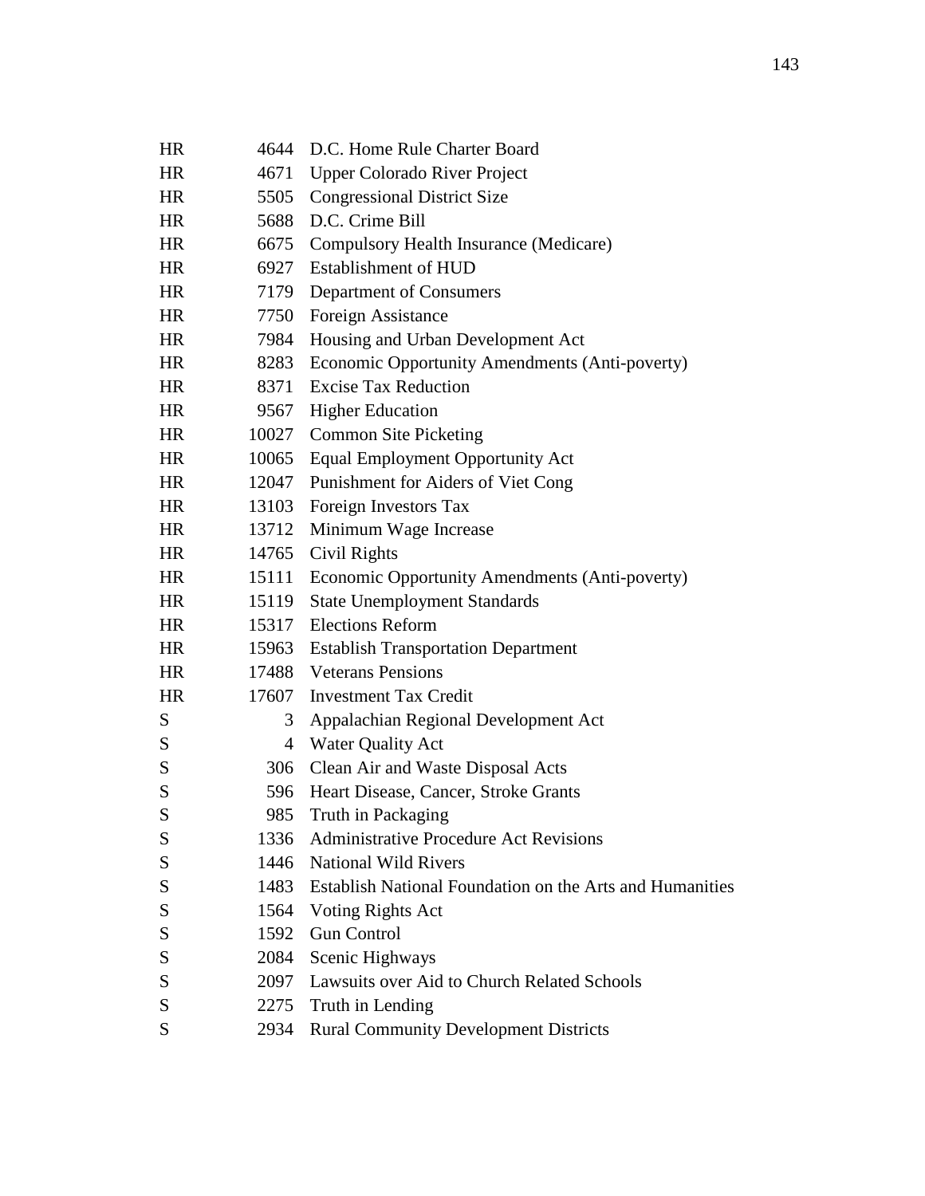| | | |
|---|---|---|
| HR | 4644 | D.C. Home Rule Charter Board |
| HR | 4671 | Upper Colorado River Project |
| HR | 5505 | Congressional District Size |
| HR | 5688 | D.C. Crime Bill |
| HR | 6675 | Compulsory Health Insurance (Medicare) |
| HR | 6927 | Establishment of HUD |
| HR | 7179 | Department of Consumers |
| HR | 7750 | Foreign Assistance |
| HR | 7984 | Housing and Urban Development Act |
| HR | 8283 | Economic Opportunity Amendments (Anti-poverty) |
| HR | 8371 | Excise Tax Reduction |
| HR | 9567 | Higher Education |
| HR | 10027 | Common Site Picketing |
| HR | 10065 | Equal Employment Opportunity Act |
| HR | 12047 | Punishment for Aiders of Viet Cong |
| HR | 13103 | Foreign Investors Tax |
| HR | 13712 | Minimum Wage Increase |
| HR | 14765 | Civil Rights |
| HR | 15111 | Economic Opportunity Amendments (Anti-poverty) |
| HR | 15119 | State Unemployment Standards |
| HR | 15317 | Elections Reform |
| HR | 15963 | Establish Transportation Department |
| HR | 17488 | Veterans Pensions |
| HR | 17607 | Investment Tax Credit |
| S | 3 | Appalachian Regional Development Act |
| S | 4 | Water Quality Act |
| S | 306 | Clean Air and Waste Disposal Acts |
| S | 596 | Heart Disease, Cancer, Stroke Grants |
| S | 985 | Truth in Packaging |
| S | 1336 | Administrative Procedure Act Revisions |
| S | 1446 | National Wild Rivers |
| S | 1483 | Establish National Foundation on the Arts and Humanities |
| S | 1564 | Voting Rights Act |
| S | 1592 | Gun Control |
| S | 2084 | Scenic Highways |
| S | 2097 | Lawsuits over Aid to Church Related Schools |
| S | 2275 | Truth in Lending |
| S | 2934 | Rural Community Development Districts |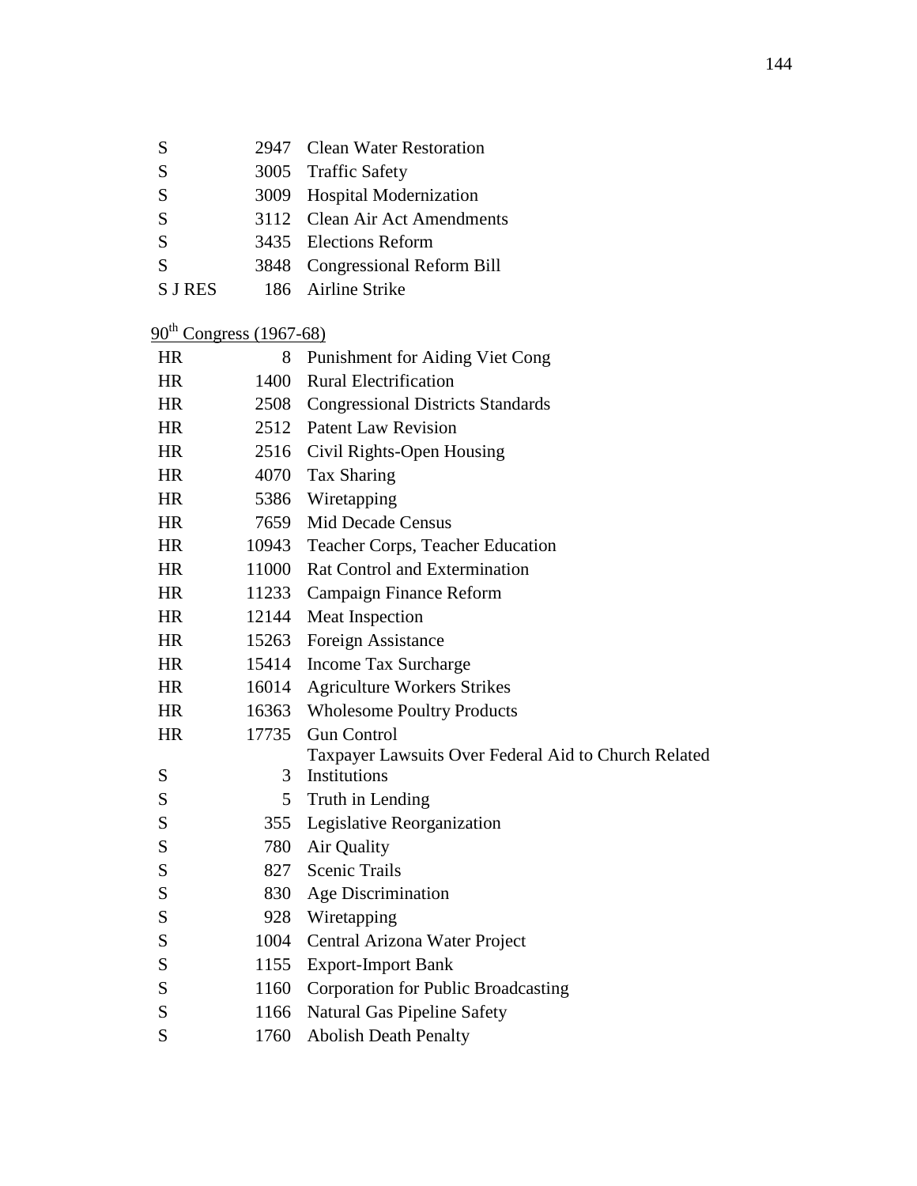| | | |
|---|---|---|
| S | 2947 | Clean Water Restoration |
| S | 3005 | Traffic Safety |
| S | 3009 | Hospital Modernization |
| S | 3112 | Clean Air Act Amendments |
| S | 3435 | Elections Reform |
| S | 3848 | Congressional Reform Bill |
| S J RES | 186 | Airline Strike |

<u>90th Congress (1967-68)</u>

| | | |
|---|---|---|
| HR | 8 | Punishment for Aiding Viet Cong |
| HR | 1400 | Rural Electrification |
| HR | 2508 | Congressional Districts Standards |
| HR | 2512 | Patent Law Revision |
| HR | 2516 | Civil Rights-Open Housing |
| HR | 4070 | Tax Sharing |
| HR | 5386 | Wiretapping |
| HR | 7659 | Mid Decade Census |
| HR | 10943 | Teacher Corps, Teacher Education |
| HR | 11000 | Rat Control and Extermination |
| HR | 11233 | Campaign Finance Reform |
| HR | 12144 | Meat Inspection |
| HR | 15263 | Foreign Assistance |
| HR | 15414 | Income Tax Surcharge |
| HR | 16014 | Agriculture Workers Strikes |
| HR | 16363 | Wholesome Poultry Products |
| HR | 17735 | Gun Control |
| S | 3 | Taxpayer Lawsuits Over Federal Aid to Church Related Institutions |
| S | 5 | Truth in Lending |
| S | 355 | Legislative Reorganization |
| S | 780 | Air Quality |
| S | 827 | Scenic Trails |
| S | 830 | Age Discrimination |
| S | 928 | Wiretapping |
| S | 1004 | Central Arizona Water Project |
| S | 1155 | Export-Import Bank |
| S | 1160 | Corporation for Public Broadcasting |
| S | 1166 | Natural Gas Pipeline Safety |
| S | 1760 | Abolish Death Penalty |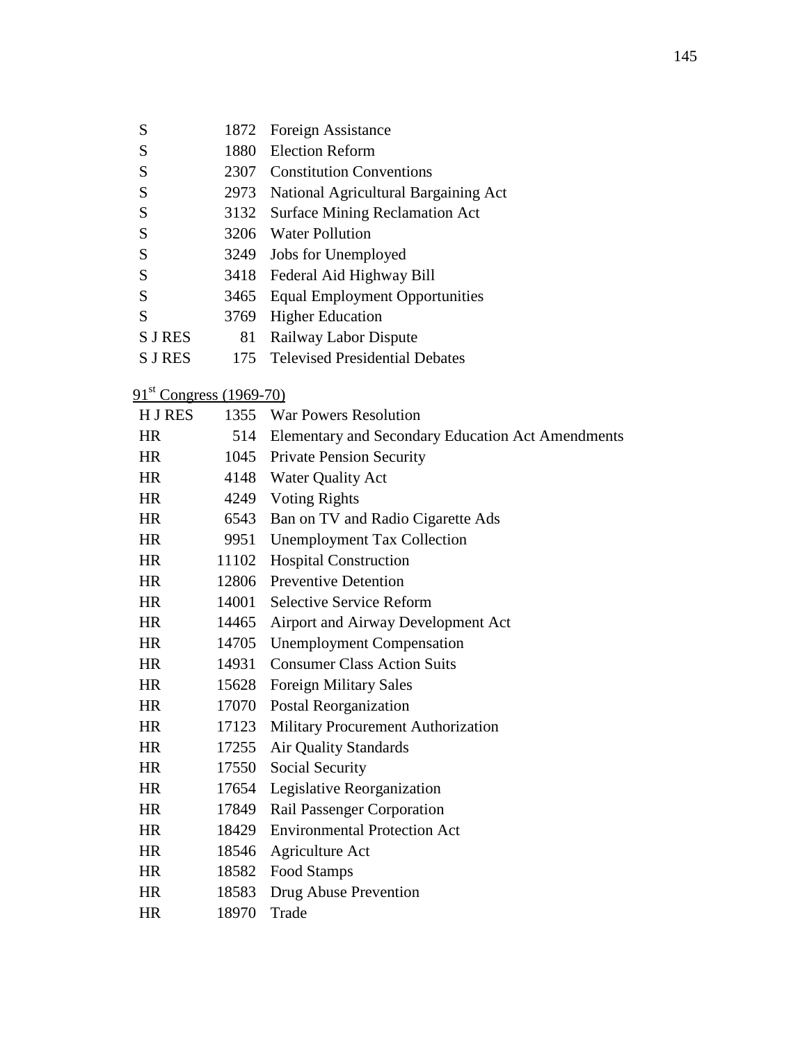| | | |
|---|---|---|
| S | 1872 | Foreign Assistance |
| S | 1880 | Election Reform |
| S | 2307 | Constitution Conventions |
| S | 2973 | National Agricultural Bargaining Act |
| S | 3132 | Surface Mining Reclamation Act |
| S | 3206 | Water Pollution |
| S | 3249 | Jobs for Unemployed |
| S | 3418 | Federal Aid Highway Bill |
| S | 3465 | Equal Employment Opportunities |
| S | 3769 | Higher Education |
| S J RES | 81 | Railway Labor Dispute |
| S J RES | 175 | Televised Presidential Debates |

91st Congress (1969-70)

| | | |
|---|---|---|
| H J RES | 1355 | War Powers Resolution |
| HR | 514 | Elementary and Secondary Education Act Amendments |
| HR | 1045 | Private Pension Security |
| HR | 4148 | Water Quality Act |
| HR | 4249 | Voting Rights |
| HR | 6543 | Ban on TV and Radio Cigarette Ads |
| HR | 9951 | Unemployment Tax Collection |
| HR | 11102 | Hospital Construction |
| HR | 12806 | Preventive Detention |
| HR | 14001 | Selective Service Reform |
| HR | 14465 | Airport and Airway Development Act |
| HR | 14705 | Unemployment Compensation |
| HR | 14931 | Consumer Class Action Suits |
| HR | 15628 | Foreign Military Sales |
| HR | 17070 | Postal Reorganization |
| HR | 17123 | Military Procurement Authorization |
| HR | 17255 | Air Quality Standards |
| HR | 17550 | Social Security |
| HR | 17654 | Legislative Reorganization |
| HR | 17849 | Rail Passenger Corporation |
| HR | 18429 | Environmental Protection Act |
| HR | 18546 | Agriculture Act |
| HR | 18582 | Food Stamps |
| HR | 18583 | Drug Abuse Prevention |
| HR | 18970 | Trade |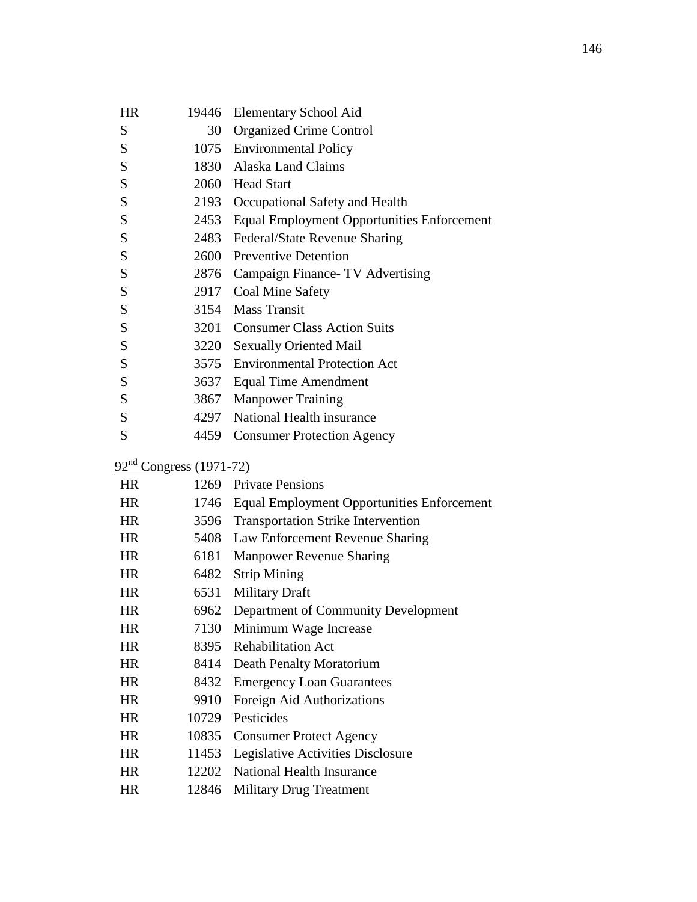| | | |
|---|---|---|
| HR | 19446 | Elementary School Aid |
| S | 30 | Organized Crime Control |
| S | 1075 | Environmental Policy |
| S | 1830 | Alaska Land Claims |
| S | 2060 | Head Start |
| S | 2193 | Occupational Safety and Health |
| S | 2453 | Equal Employment Opportunities Enforcement |
| S | 2483 | Federal/State Revenue Sharing |
| S | 2600 | Preventive Detention |
| S | 2876 | Campaign Finance- TV Advertising |
| S | 2917 | Coal Mine Safety |
| S | 3154 | Mass Transit |
| S | 3201 | Consumer Class Action Suits |
| S | 3220 | Sexually Oriented Mail |
| S | 3575 | Environmental Protection Act |
| S | 3637 | Equal Time Amendment |
| S | 3867 | Manpower Training |
| S | 4297 | National Health insurance |
| S | 4459 | Consumer Protection Agency |

92nd Congress (1971-72)

| | | |
|---|---|---|
| HR | 1269 | Private Pensions |
| HR | 1746 | Equal Employment Opportunities Enforcement |
| HR | 3596 | Transportation Strike Intervention |
| HR | 5408 | Law Enforcement Revenue Sharing |
| HR | 6181 | Manpower Revenue Sharing |
| HR | 6482 | Strip Mining |
| HR | 6531 | Military Draft |
| HR | 6962 | Department of Community Development |
| HR | 7130 | Minimum Wage Increase |
| HR | 8395 | Rehabilitation Act |
| HR | 8414 | Death Penalty Moratorium |
| HR | 8432 | Emergency Loan Guarantees |
| HR | 9910 | Foreign Aid Authorizations |
| HR | 10729 | Pesticides |
| HR | 10835 | Consumer Protect Agency |
| HR | 11453 | Legislative Activities Disclosure |
| HR | 12202 | National Health Insurance |
| HR | 12846 | Military Drug Treatment |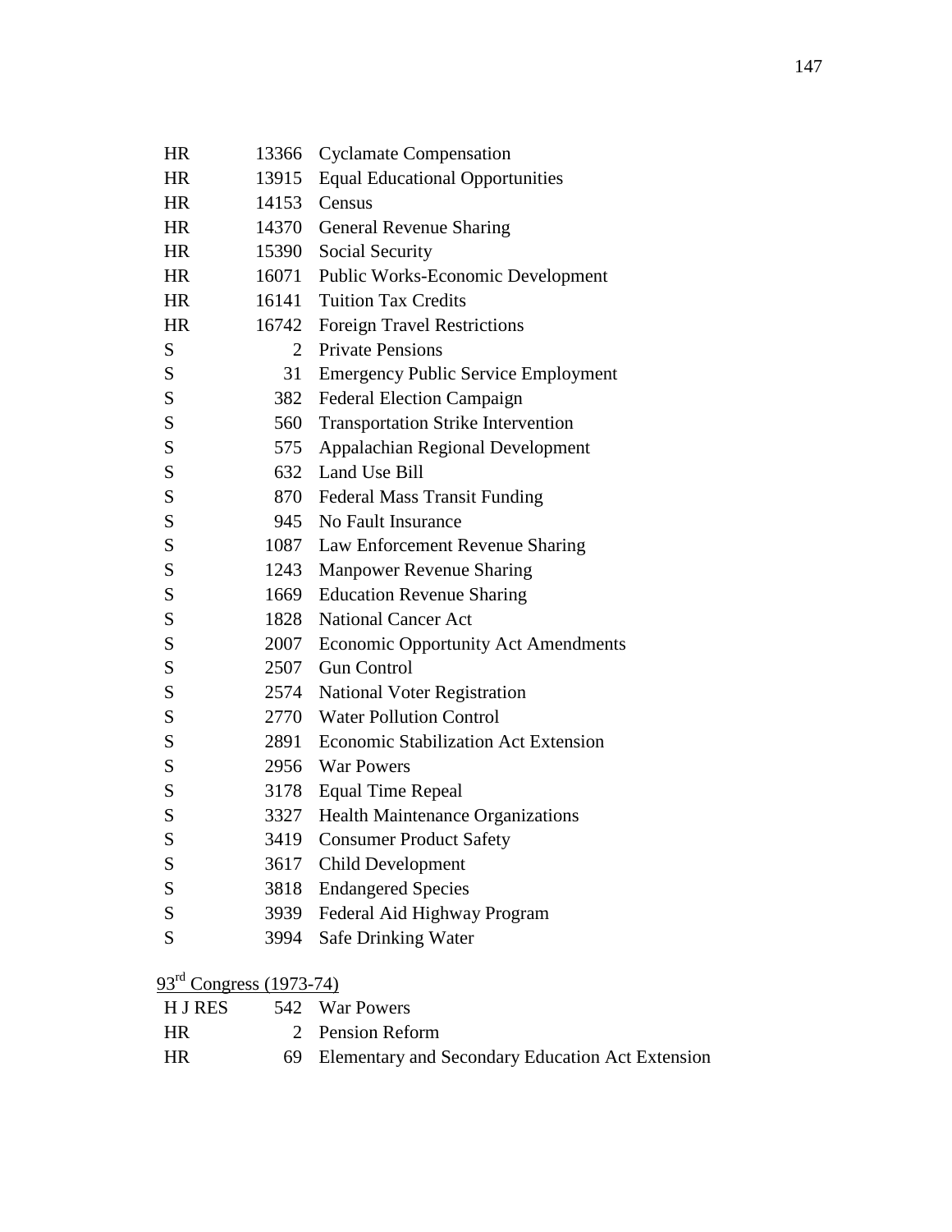| | | |
|---|---|---|
| HR | 13366 | Cyclamate Compensation |
| HR | 13915 | Equal Educational Opportunities |
| HR | 14153 | Census |
| HR | 14370 | General Revenue Sharing |
| HR | 15390 | Social Security |
| HR | 16071 | Public Works-Economic Development |
| HR | 16141 | Tuition Tax Credits |
| HR | 16742 | Foreign Travel Restrictions |
| S | 2 | Private Pensions |
| S | 31 | Emergency Public Service Employment |
| S | 382 | Federal Election Campaign |
| S | 560 | Transportation Strike Intervention |
| S | 575 | Appalachian Regional Development |
| S | 632 | Land Use Bill |
| S | 870 | Federal Mass Transit Funding |
| S | 945 | No Fault Insurance |
| S | 1087 | Law Enforcement Revenue Sharing |
| S | 1243 | Manpower Revenue Sharing |
| S | 1669 | Education Revenue Sharing |
| S | 1828 | National Cancer Act |
| S | 2007 | Economic Opportunity Act Amendments |
| S | 2507 | Gun Control |
| S | 2574 | National Voter Registration |
| S | 2770 | Water Pollution Control |
| S | 2891 | Economic Stabilization Act Extension |
| S | 2956 | War Powers |
| S | 3178 | Equal Time Repeal |
| S | 3327 | Health Maintenance Organizations |
| S | 3419 | Consumer Product Safety |
| S | 3617 | Child Development |
| S | 3818 | Endangered Species |
| S | 3939 | Federal Aid Highway Program |
| S | 3994 | Safe Drinking Water |

93rd Congress (1973-74)

| | | |
|---|---|---|
| H J RES | 542 | War Powers |
| HR | 2 | Pension Reform |
| HR | 69 | Elementary and Secondary Education Act Extension |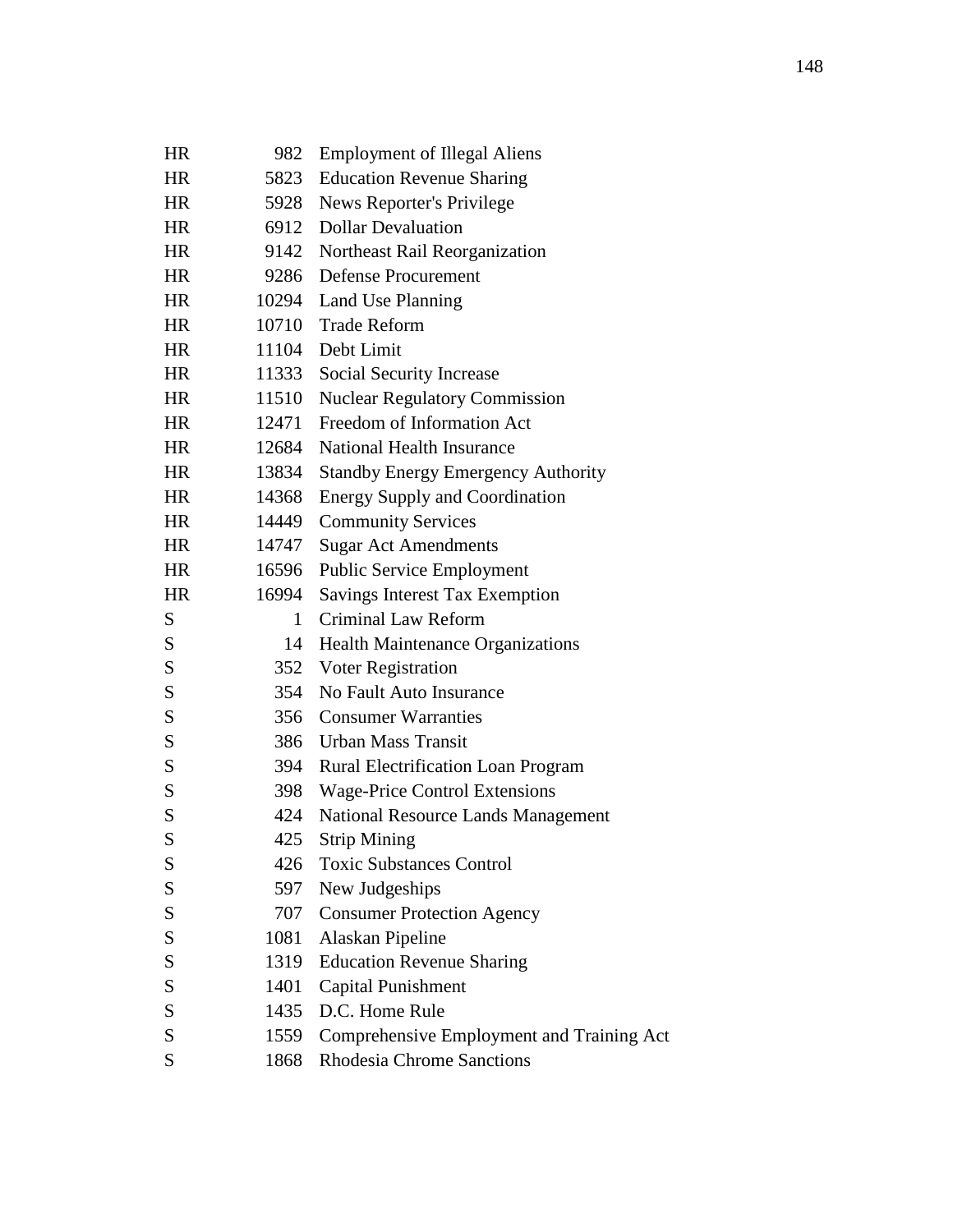| | | |
|---|---|---|
| HR | 982 | Employment of Illegal Aliens |
| HR | 5823 | Education Revenue Sharing |
| HR | 5928 | News Reporter's Privilege |
| HR | 6912 | Dollar Devaluation |
| HR | 9142 | Northeast Rail Reorganization |
| HR | 9286 | Defense Procurement |
| HR | 10294 | Land Use Planning |
| HR | 10710 | Trade Reform |
| HR | 11104 | Debt Limit |
| HR | 11333 | Social Security Increase |
| HR | 11510 | Nuclear Regulatory Commission |
| HR | 12471 | Freedom of Information Act |
| HR | 12684 | National Health Insurance |
| HR | 13834 | Standby Energy Emergency Authority |
| HR | 14368 | Energy Supply and Coordination |
| HR | 14449 | Community Services |
| HR | 14747 | Sugar Act Amendments |
| HR | 16596 | Public Service Employment |
| HR | 16994 | Savings Interest Tax Exemption |
| S | 1 | Criminal Law Reform |
| S | 14 | Health Maintenance Organizations |
| S | 352 | Voter Registration |
| S | 354 | No Fault Auto Insurance |
| S | 356 | Consumer Warranties |
| S | 386 | Urban Mass Transit |
| S | 394 | Rural Electrification Loan Program |
| S | 398 | Wage-Price Control Extensions |
| S | 424 | National Resource Lands Management |
| S | 425 | Strip Mining |
| S | 426 | Toxic Substances Control |
| S | 597 | New Judgeships |
| S | 707 | Consumer Protection Agency |
| S | 1081 | Alaskan Pipeline |
| S | 1319 | Education Revenue Sharing |
| S | 1401 | Capital Punishment |
| S | 1435 | D.C. Home Rule |
| S | 1559 | Comprehensive Employment and Training Act |
| S | 1868 | Rhodesia Chrome Sanctions |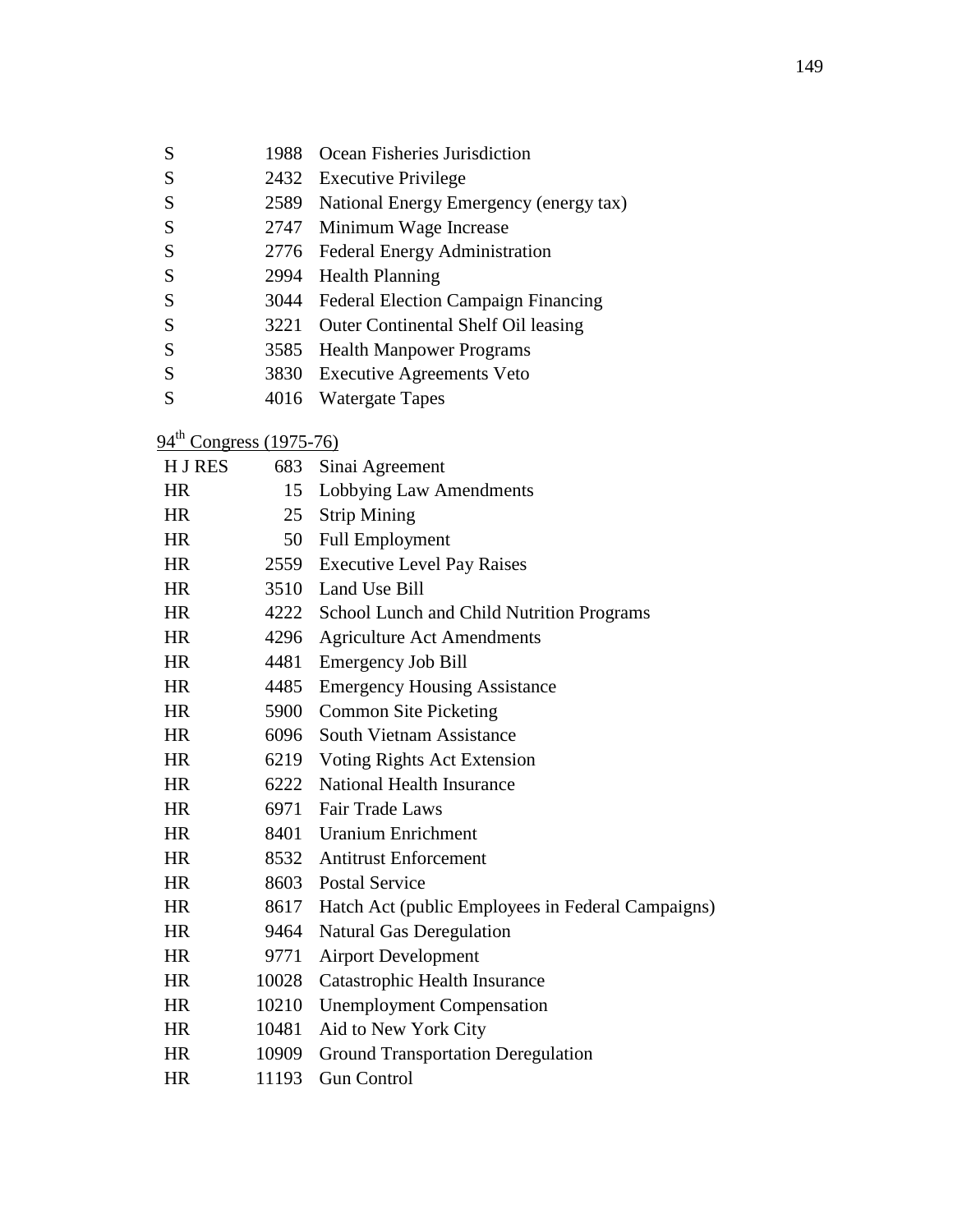| | | |
|---|---|---|
| S | 1988 | Ocean Fisheries Jurisdiction |
| S | 2432 | Executive Privilege |
| S | 2589 | National Energy Emergency (energy tax) |
| S | 2747 | Minimum Wage Increase |
| S | 2776 | Federal Energy Administration |
| S | 2994 | Health Planning |
| S | 3044 | Federal Election Campaign Financing |
| S | 3221 | Outer Continental Shelf Oil leasing |
| S | 3585 | Health Manpower Programs |
| S | 3830 | Executive Agreements Veto |
| S | 4016 | Watergate Tapes |

94th Congress (1975-76)

| | | |
|---|---|---|
| H J RES | 683 | Sinai Agreement |
| HR | 15 | Lobbying Law Amendments |
| HR | 25 | Strip Mining |
| HR | 50 | Full Employment |
| HR | 2559 | Executive Level Pay Raises |
| HR | 3510 | Land Use Bill |
| HR | 4222 | School Lunch and Child Nutrition Programs |
| HR | 4296 | Agriculture Act Amendments |
| HR | 4481 | Emergency Job Bill |
| HR | 4485 | Emergency Housing Assistance |
| HR | 5900 | Common Site Picketing |
| HR | 6096 | South Vietnam Assistance |
| HR | 6219 | Voting Rights Act Extension |
| HR | 6222 | National Health Insurance |
| HR | 6971 | Fair Trade Laws |
| HR | 8401 | Uranium Enrichment |
| HR | 8532 | Antitrust Enforcement |
| HR | 8603 | Postal Service |
| HR | 8617 | Hatch Act (public Employees in Federal Campaigns) |
| HR | 9464 | Natural Gas Deregulation |
| HR | 9771 | Airport Development |
| HR | 10028 | Catastrophic Health Insurance |
| HR | 10210 | Unemployment Compensation |
| HR | 10481 | Aid to New York City |
| HR | 10909 | Ground Transportation Deregulation |
| HR | 11193 | Gun Control |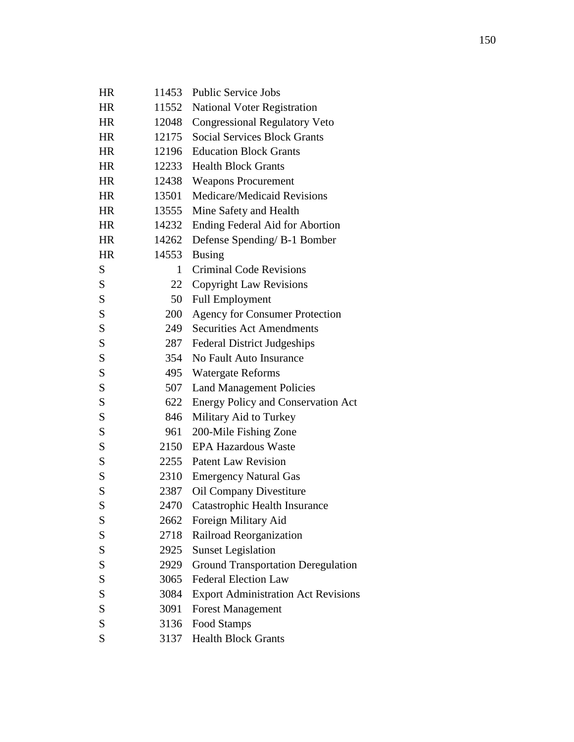| | | |
|---|---|---|
| HR | 11453 | Public Service Jobs |
| HR | 11552 | National Voter Registration |
| HR | 12048 | Congressional Regulatory Veto |
| HR | 12175 | Social Services Block Grants |
| HR | 12196 | Education Block Grants |
| HR | 12233 | Health Block Grants |
| HR | 12438 | Weapons Procurement |
| HR | 13501 | Medicare/Medicaid Revisions |
| HR | 13555 | Mine Safety and Health |
| HR | 14232 | Ending Federal Aid for Abortion |
| HR | 14262 | Defense Spending/ B-1 Bomber |
| HR | 14553 | Busing |
| S | 1 | Criminal Code Revisions |
| S | 22 | Copyright Law Revisions |
| S | 50 | Full Employment |
| S | 200 | Agency for Consumer Protection |
| S | 249 | Securities Act Amendments |
| S | 287 | Federal District Judgeships |
| S | 354 | No Fault Auto Insurance |
| S | 495 | Watergate Reforms |
| S | 507 | Land Management Policies |
| S | 622 | Energy Policy and Conservation Act |
| S | 846 | Military Aid to Turkey |
| S | 961 | 200-Mile Fishing Zone |
| S | 2150 | EPA Hazardous Waste |
| S | 2255 | Patent Law Revision |
| S | 2310 | Emergency Natural Gas |
| S | 2387 | Oil Company Divestiture |
| S | 2470 | Catastrophic Health Insurance |
| S | 2662 | Foreign Military Aid |
| S | 2718 | Railroad Reorganization |
| S | 2925 | Sunset Legislation |
| S | 2929 | Ground Transportation Deregulation |
| S | 3065 | Federal Election Law |
| S | 3084 | Export Administration Act Revisions |
| S | 3091 | Forest Management |
| S | 3136 | Food Stamps |
| S | 3137 | Health Block Grants |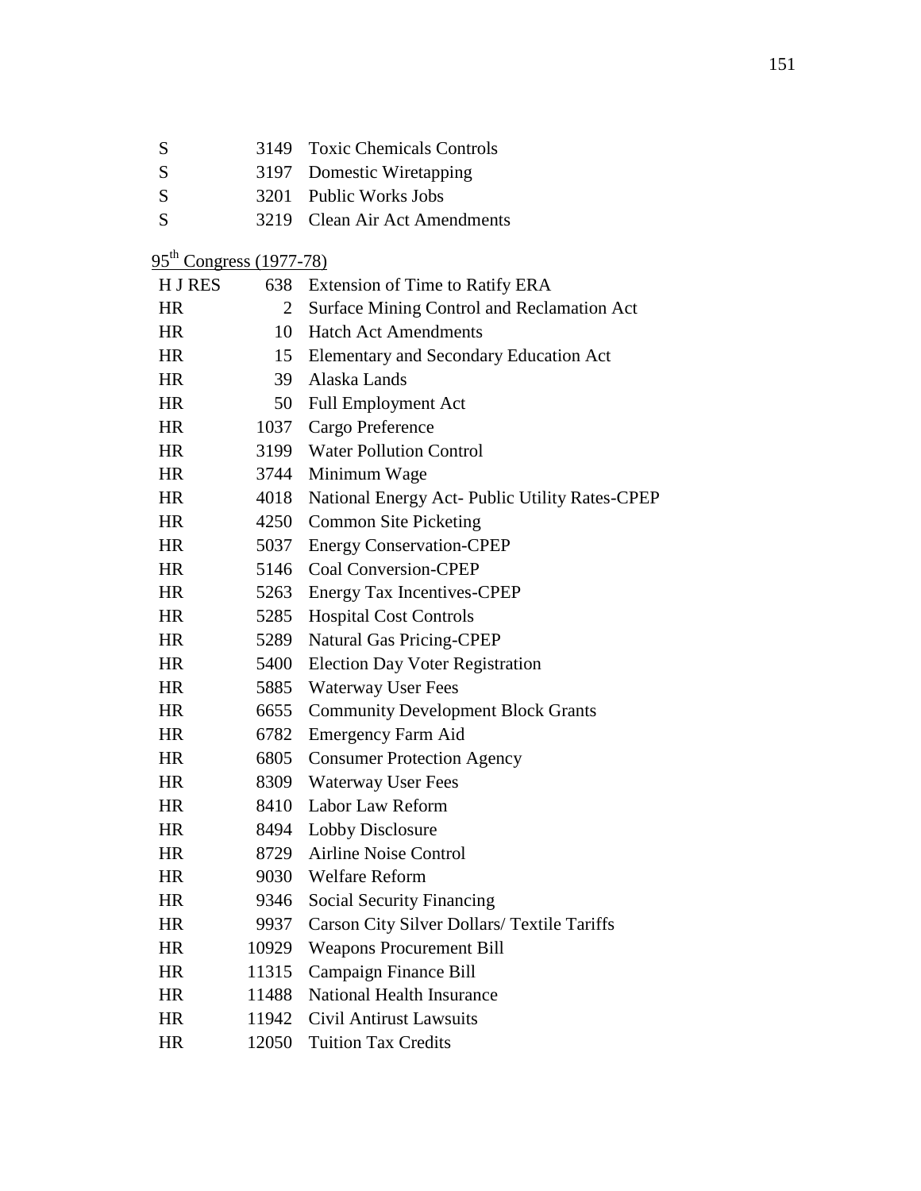| | | |
|---|---|---|
| S | 3149 | Toxic Chemicals Controls |
| S | 3197 | Domestic Wiretapping |
| S | 3201 | Public Works Jobs |
| S | 3219 | Clean Air Act Amendments |

95th Congress (1977-78)

| | | |
|---|---|---|
| H J RES | 638 | Extension of Time to Ratify ERA |
| HR | 2 | Surface Mining Control and Reclamation Act |
| HR | 10 | Hatch Act Amendments |
| HR | 15 | Elementary and Secondary Education Act |
| HR | 39 | Alaska Lands |
| HR | 50 | Full Employment Act |
| HR | 1037 | Cargo Preference |
| HR | 3199 | Water Pollution Control |
| HR | 3744 | Minimum Wage |
| HR | 4018 | National Energy Act- Public Utility Rates-CPEP |
| HR | 4250 | Common Site Picketing |
| HR | 5037 | Energy Conservation-CPEP |
| HR | 5146 | Coal Conversion-CPEP |
| HR | 5263 | Energy Tax Incentives-CPEP |
| HR | 5285 | Hospital Cost Controls |
| HR | 5289 | Natural Gas Pricing-CPEP |
| HR | 5400 | Election Day Voter Registration |
| HR | 5885 | Waterway User Fees |
| HR | 6655 | Community Development Block Grants |
| HR | 6782 | Emergency Farm Aid |
| HR | 6805 | Consumer Protection Agency |
| HR | 8309 | Waterway User Fees |
| HR | 8410 | Labor Law Reform |
| HR | 8494 | Lobby Disclosure |
| HR | 8729 | Airline Noise Control |
| HR | 9030 | Welfare Reform |
| HR | 9346 | Social Security Financing |
| HR | 9937 | Carson City Silver Dollars/ Textile Tariffs |
| HR | 10929 | Weapons Procurement Bill |
| HR | 11315 | Campaign Finance Bill |
| HR | 11488 | National Health Insurance |
| HR | 11942 | Civil Antirust Lawsuits |
| HR | 12050 | Tuition Tax Credits |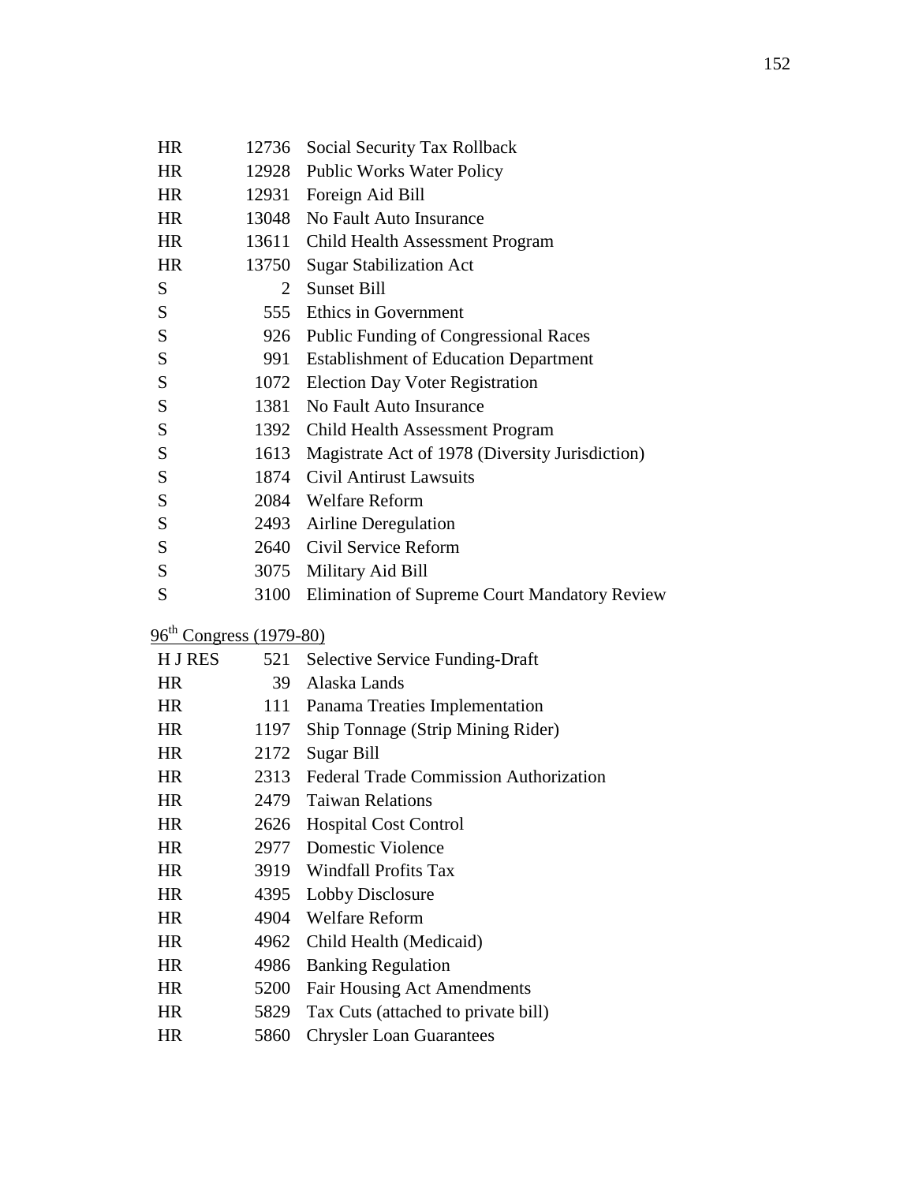| | | |
|---|---|---|
| HR | 12736 | Social Security Tax Rollback |
| HR | 12928 | Public Works Water Policy |
| HR | 12931 | Foreign Aid Bill |
| HR | 13048 | No Fault Auto Insurance |
| HR | 13611 | Child Health Assessment Program |
| HR | 13750 | Sugar Stabilization Act |
| S | 2 | Sunset Bill |
| S | 555 | Ethics in Government |
| S | 926 | Public Funding of Congressional Races |
| S | 991 | Establishment of Education Department |
| S | 1072 | Election Day Voter Registration |
| S | 1381 | No Fault Auto Insurance |
| S | 1392 | Child Health Assessment Program |
| S | 1613 | Magistrate Act of 1978 (Diversity Jurisdiction) |
| S | 1874 | Civil Antirust Lawsuits |
| S | 2084 | Welfare Reform |
| S | 2493 | Airline Deregulation |
| S | 2640 | Civil Service Reform |
| S | 3075 | Military Aid Bill |
| S | 3100 | Elimination of Supreme Court Mandatory Review |

96th Congress (1979-80)

| | | |
|---|---|---|
| H J RES | 521 | Selective Service Funding-Draft |
| HR | 39 | Alaska Lands |
| HR | 111 | Panama Treaties Implementation |
| HR | 1197 | Ship Tonnage (Strip Mining Rider) |
| HR | 2172 | Sugar Bill |
| HR | 2313 | Federal Trade Commission Authorization |
| HR | 2479 | Taiwan Relations |
| HR | 2626 | Hospital Cost Control |
| HR | 2977 | Domestic Violence |
| HR | 3919 | Windfall Profits Tax |
| HR | 4395 | Lobby Disclosure |
| HR | 4904 | Welfare Reform |
| HR | 4962 | Child Health (Medicaid) |
| HR | 4986 | Banking Regulation |
| HR | 5200 | Fair Housing Act Amendments |
| HR | 5829 | Tax Cuts (attached to private bill) |
| HR | 5860 | Chrysler Loan Guarantees |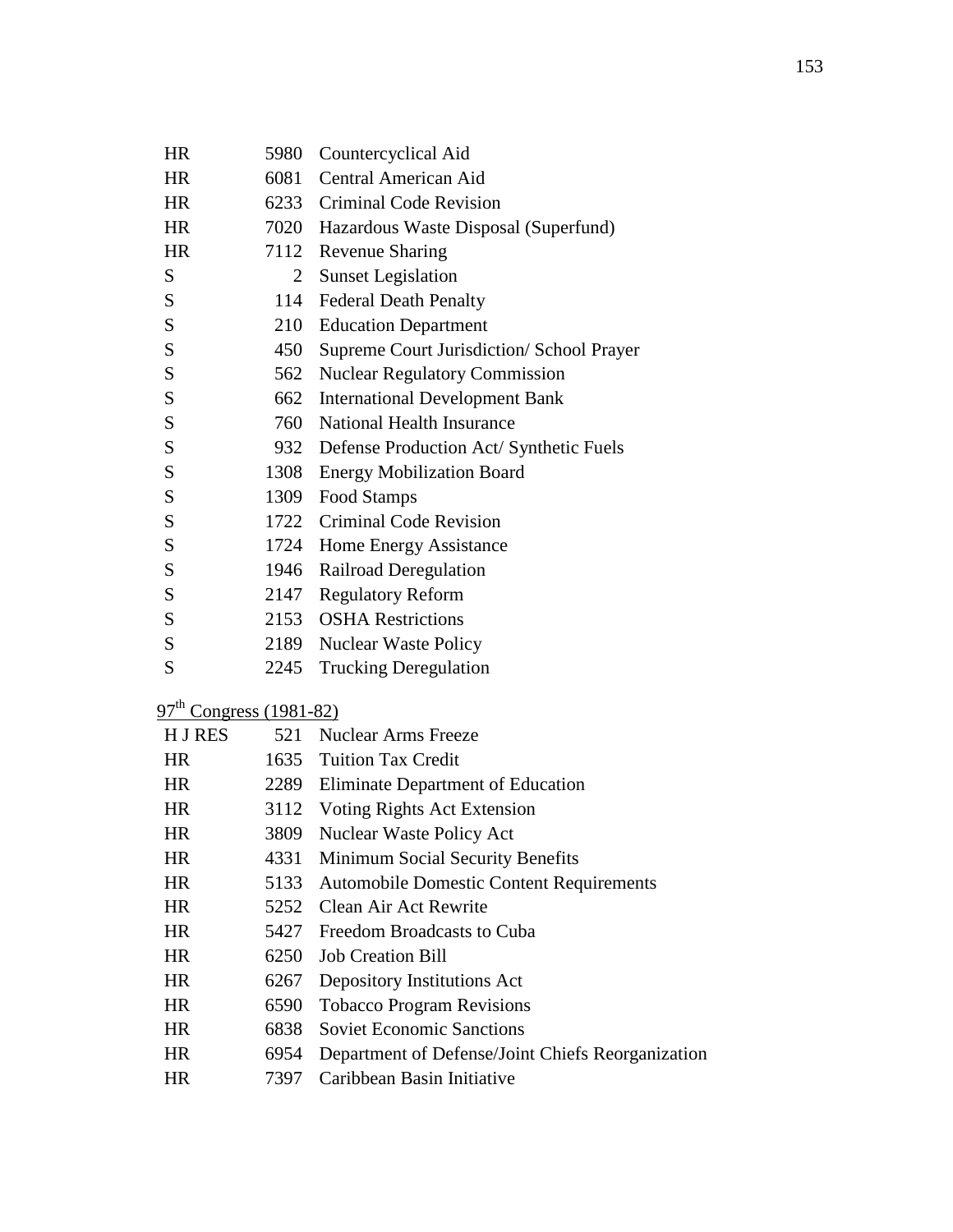| | | |
|---|---|---|
| HR | 5980 | Countercyclical Aid |
| HR | 6081 | Central American Aid |
| HR | 6233 | Criminal Code Revision |
| HR | 7020 | Hazardous Waste Disposal (Superfund) |
| HR | 7112 | Revenue Sharing |
| S | 2 | Sunset Legislation |
| S | 114 | Federal Death Penalty |
| S | 210 | Education Department |
| S | 450 | Supreme Court Jurisdiction/ School Prayer |
| S | 562 | Nuclear Regulatory Commission |
| S | 662 | International Development Bank |
| S | 760 | National Health Insurance |
| S | 932 | Defense Production Act/ Synthetic Fuels |
| S | 1308 | Energy Mobilization Board |
| S | 1309 | Food Stamps |
| S | 1722 | Criminal Code Revision |
| S | 1724 | Home Energy Assistance |
| S | 1946 | Railroad Deregulation |
| S | 2147 | Regulatory Reform |
| S | 2153 | OSHA Restrictions |
| S | 2189 | Nuclear Waste Policy |
| S | 2245 | Trucking Deregulation |

97th Congress (1981-82)

| | | |
|---|---|---|
| H J RES | 521 | Nuclear Arms Freeze |
| HR | 1635 | Tuition Tax Credit |
| HR | 2289 | Eliminate Department of Education |
| HR | 3112 | Voting Rights Act Extension |
| HR | 3809 | Nuclear Waste Policy Act |
| HR | 4331 | Minimum Social Security Benefits |
| HR | 5133 | Automobile Domestic Content Requirements |
| HR | 5252 | Clean Air Act Rewrite |
| HR | 5427 | Freedom Broadcasts to Cuba |
| HR | 6250 | Job Creation Bill |
| HR | 6267 | Depository Institutions Act |
| HR | 6590 | Tobacco Program Revisions |
| HR | 6838 | Soviet Economic Sanctions |
| HR | 6954 | Department of Defense/Joint Chiefs Reorganization |
| HR | 7397 | Caribbean Basin Initiative |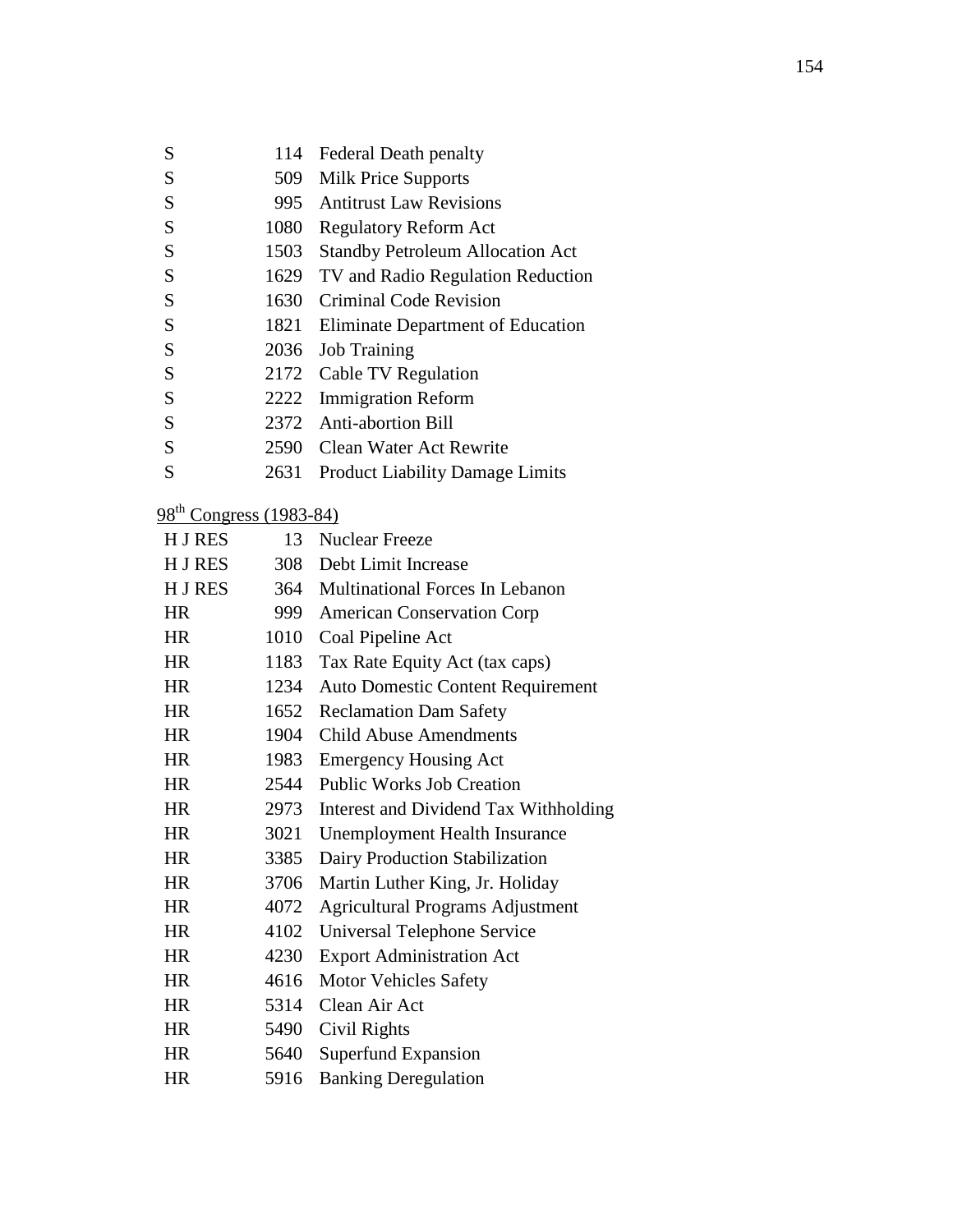| | | |
|---|---|---|
| S | 114 | Federal Death penalty |
| S | 509 | Milk Price Supports |
| S | 995 | Antitrust Law Revisions |
| S | 1080 | Regulatory Reform Act |
| S | 1503 | Standby Petroleum Allocation Act |
| S | 1629 | TV and Radio Regulation Reduction |
| S | 1630 | Criminal Code Revision |
| S | 1821 | Eliminate Department of Education |
| S | 2036 | Job Training |
| S | 2172 | Cable TV Regulation |
| S | 2222 | Immigration Reform |
| S | 2372 | Anti-abortion Bill |
| S | 2590 | Clean Water Act Rewrite |
| S | 2631 | Product Liability Damage Limits |

98th Congress (1983-84)

| | | |
|---|---|---|
| H J RES | 13 | Nuclear Freeze |
| H J RES | 308 | Debt Limit Increase |
| H J RES | 364 | Multinational Forces In Lebanon |
| HR | 999 | American Conservation Corp |
| HR | 1010 | Coal Pipeline Act |
| HR | 1183 | Tax Rate Equity Act (tax caps) |
| HR | 1234 | Auto Domestic Content Requirement |
| HR | 1652 | Reclamation Dam Safety |
| HR | 1904 | Child Abuse Amendments |
| HR | 1983 | Emergency Housing Act |
| HR | 2544 | Public Works Job Creation |
| HR | 2973 | Interest and Dividend Tax Withholding |
| HR | 3021 | Unemployment Health Insurance |
| HR | 3385 | Dairy Production Stabilization |
| HR | 3706 | Martin Luther King, Jr. Holiday |
| HR | 4072 | Agricultural Programs Adjustment |
| HR | 4102 | Universal Telephone Service |
| HR | 4230 | Export Administration Act |
| HR | 4616 | Motor Vehicles Safety |
| HR | 5314 | Clean Air Act |
| HR | 5490 | Civil Rights |
| HR | 5640 | Superfund Expansion |
| HR | 5916 | Banking Deregulation |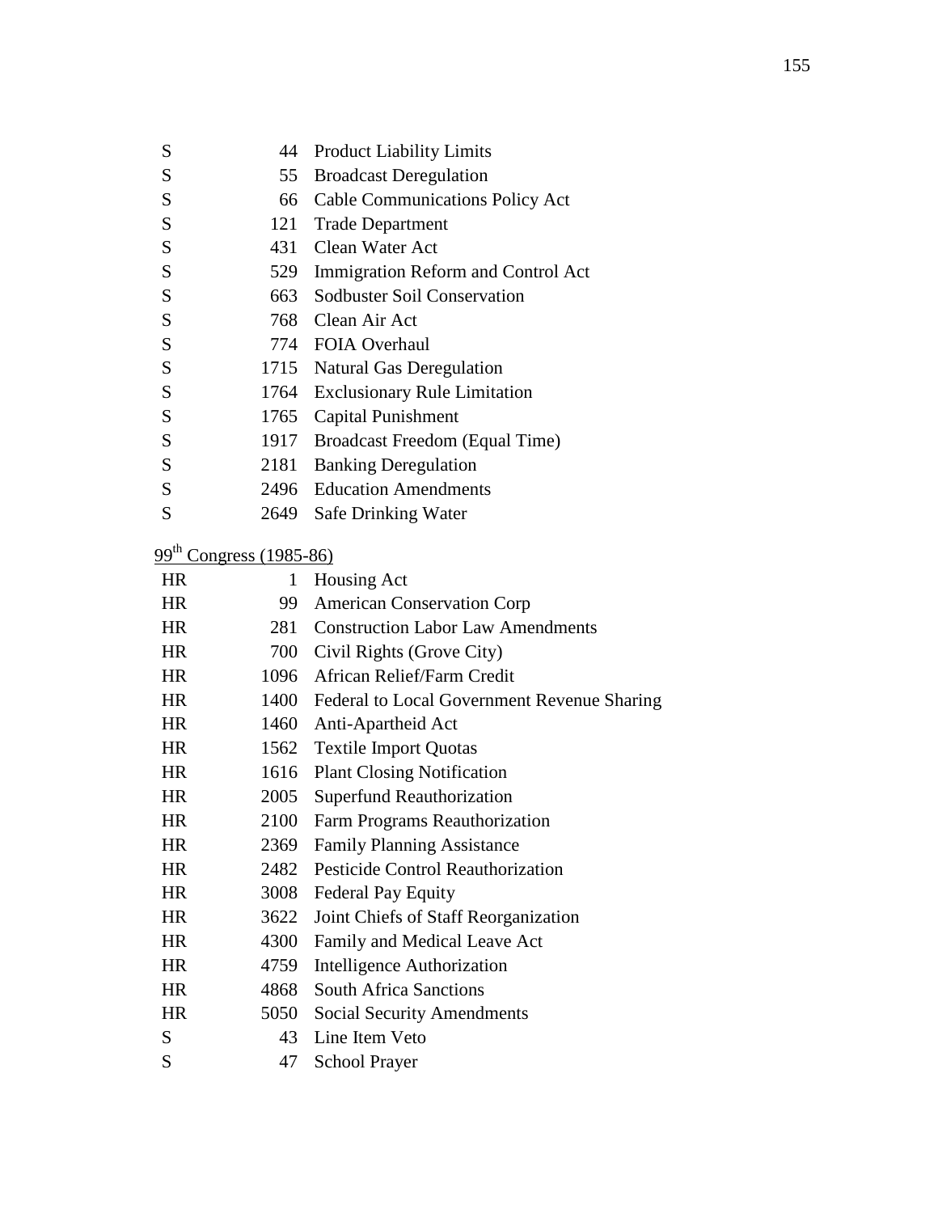| | | |
|---|---|---|
| S | 44 | Product Liability Limits |
| S | 55 | Broadcast Deregulation |
| S | 66 | Cable Communications Policy Act |
| S | 121 | Trade Department |
| S | 431 | Clean Water Act |
| S | 529 | Immigration Reform and Control Act |
| S | 663 | Sodbuster Soil Conservation |
| S | 768 | Clean Air Act |
| S | 774 | FOIA Overhaul |
| S | 1715 | Natural Gas Deregulation |
| S | 1764 | Exclusionary Rule Limitation |
| S | 1765 | Capital Punishment |
| S | 1917 | Broadcast Freedom (Equal Time) |
| S | 2181 | Banking Deregulation |
| S | 2496 | Education Amendments |
| S | 2649 | Safe Drinking Water |

99th Congress (1985-86)

| | | |
|---|---|---|
| HR | 1 | Housing Act |
| HR | 99 | American Conservation Corp |
| HR | 281 | Construction Labor Law Amendments |
| HR | 700 | Civil Rights (Grove City) |
| HR | 1096 | African Relief/Farm Credit |
| HR | 1400 | Federal to Local Government Revenue Sharing |
| HR | 1460 | Anti-Apartheid Act |
| HR | 1562 | Textile Import Quotas |
| HR | 1616 | Plant Closing Notification |
| HR | 2005 | Superfund Reauthorization |
| HR | 2100 | Farm Programs Reauthorization |
| HR | 2369 | Family Planning Assistance |
| HR | 2482 | Pesticide Control Reauthorization |
| HR | 3008 | Federal Pay Equity |
| HR | 3622 | Joint Chiefs of Staff Reorganization |
| HR | 4300 | Family and Medical Leave Act |
| HR | 4759 | Intelligence Authorization |
| HR | 4868 | South Africa Sanctions |
| HR | 5050 | Social Security Amendments |
| S | 43 | Line Item Veto |
| S | 47 | School Prayer |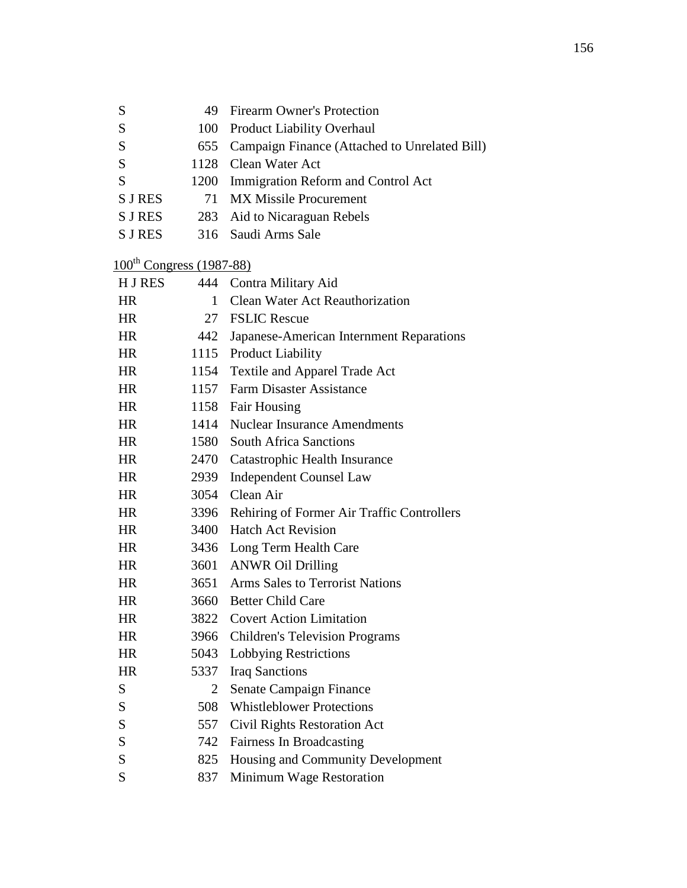| | | |
|---|---|---|
| S | 49 | Firearm Owner's Protection |
| S | 100 | Product Liability Overhaul |
| S | 655 | Campaign Finance (Attached to Unrelated Bill) |
| S | 1128 | Clean Water Act |
| S | 1200 | Immigration Reform and Control Act |
| S J RES | 71 | MX Missile Procurement |
| S J RES | 283 | Aid to Nicaraguan Rebels |
| S J RES | 316 | Saudi Arms Sale |

100th Congress (1987-88)

| | | |
|---|---|---|
| H J RES | 444 | Contra Military Aid |
| HR | 1 | Clean Water Act Reauthorization |
| HR | 27 | FSLIC Rescue |
| HR | 442 | Japanese-American Internment Reparations |
| HR | 1115 | Product Liability |
| HR | 1154 | Textile and Apparel Trade Act |
| HR | 1157 | Farm Disaster Assistance |
| HR | 1158 | Fair Housing |
| HR | 1414 | Nuclear Insurance Amendments |
| HR | 1580 | South Africa Sanctions |
| HR | 2470 | Catastrophic Health Insurance |
| HR | 2939 | Independent Counsel Law |
| HR | 3054 | Clean Air |
| HR | 3396 | Rehiring of Former Air Traffic Controllers |
| HR | 3400 | Hatch Act Revision |
| HR | 3436 | Long Term Health Care |
| HR | 3601 | ANWR Oil Drilling |
| HR | 3651 | Arms Sales to Terrorist Nations |
| HR | 3660 | Better Child Care |
| HR | 3822 | Covert Action Limitation |
| HR | 3966 | Children's Television Programs |
| HR | 5043 | Lobbying Restrictions |
| HR | 5337 | Iraq Sanctions |
| S | 2 | Senate Campaign Finance |
| S | 508 | Whistleblower Protections |
| S | 557 | Civil Rights Restoration Act |
| S | 742 | Fairness In Broadcasting |
| S | 825 | Housing and Community Development |
| S | 837 | Minimum Wage Restoration |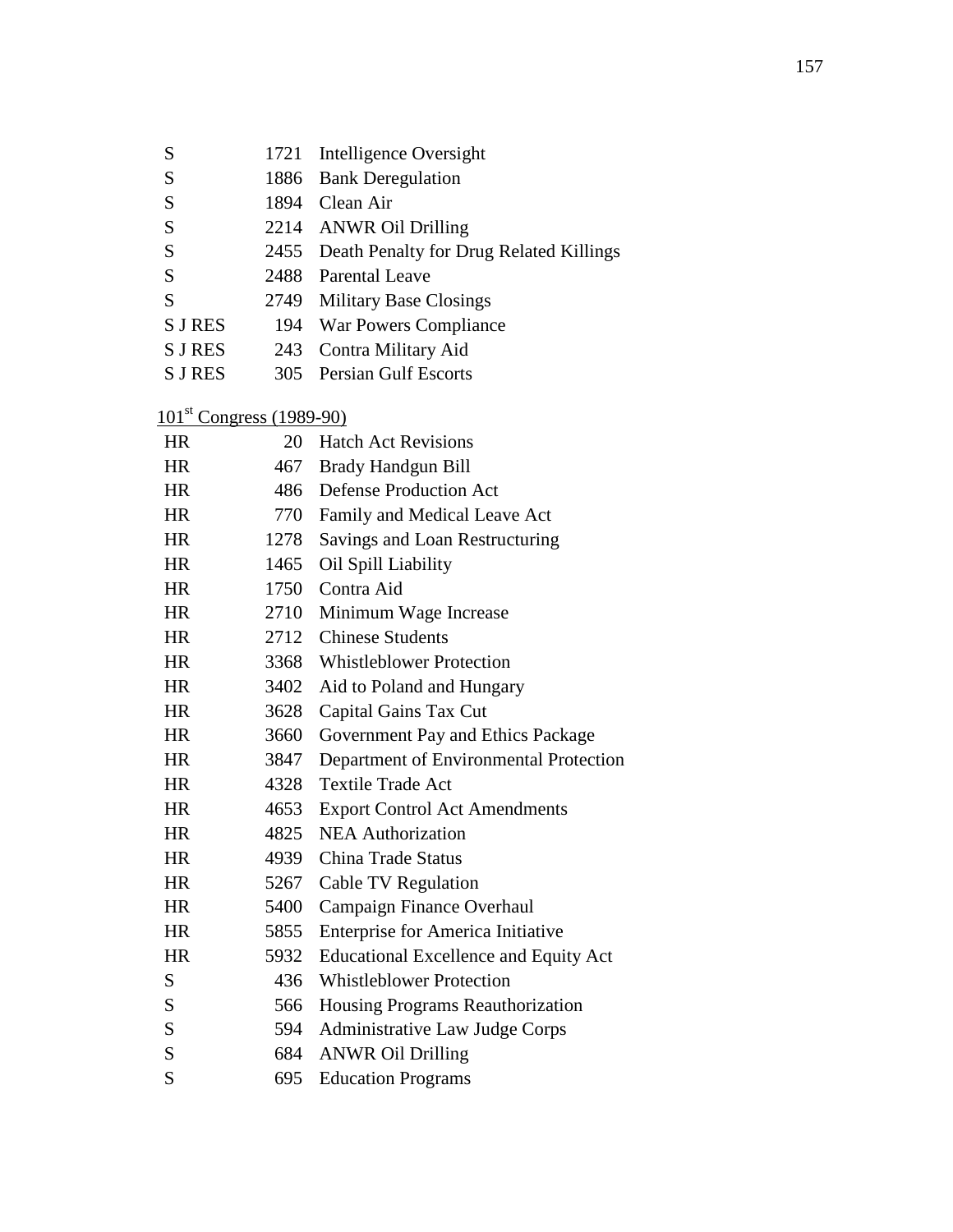| | | |
|---|---|---|
| S | 1721 | Intelligence Oversight |
| S | 1886 | Bank Deregulation |
| S | 1894 | Clean Air |
| S | 2214 | ANWR Oil Drilling |
| S | 2455 | Death Penalty for Drug Related Killings |
| S | 2488 | Parental Leave |
| S | 2749 | Military Base Closings |
| S J RES | 194 | War Powers Compliance |
| S J RES | 243 | Contra Military Aid |
| S J RES | 305 | Persian Gulf Escorts |

101st Congress (1989-90)

| | | |
|---|---|---|
| HR | 20 | Hatch Act Revisions |
| HR | 467 | Brady Handgun Bill |
| HR | 486 | Defense Production Act |
| HR | 770 | Family and Medical Leave Act |
| HR | 1278 | Savings and Loan Restructuring |
| HR | 1465 | Oil Spill Liability |
| HR | 1750 | Contra Aid |
| HR | 2710 | Minimum Wage Increase |
| HR | 2712 | Chinese Students |
| HR | 3368 | Whistleblower Protection |
| HR | 3402 | Aid to Poland and Hungary |
| HR | 3628 | Capital Gains Tax Cut |
| HR | 3660 | Government Pay and Ethics Package |
| HR | 3847 | Department of Environmental Protection |
| HR | 4328 | Textile Trade Act |
| HR | 4653 | Export Control Act Amendments |
| HR | 4825 | NEA Authorization |
| HR | 4939 | China Trade Status |
| HR | 5267 | Cable TV Regulation |
| HR | 5400 | Campaign Finance Overhaul |
| HR | 5855 | Enterprise for America Initiative |
| HR | 5932 | Educational Excellence and Equity Act |
| S | 436 | Whistleblower Protection |
| S | 566 | Housing Programs Reauthorization |
| S | 594 | Administrative Law Judge Corps |
| S | 684 | ANWR Oil Drilling |
| S | 695 | Education Programs |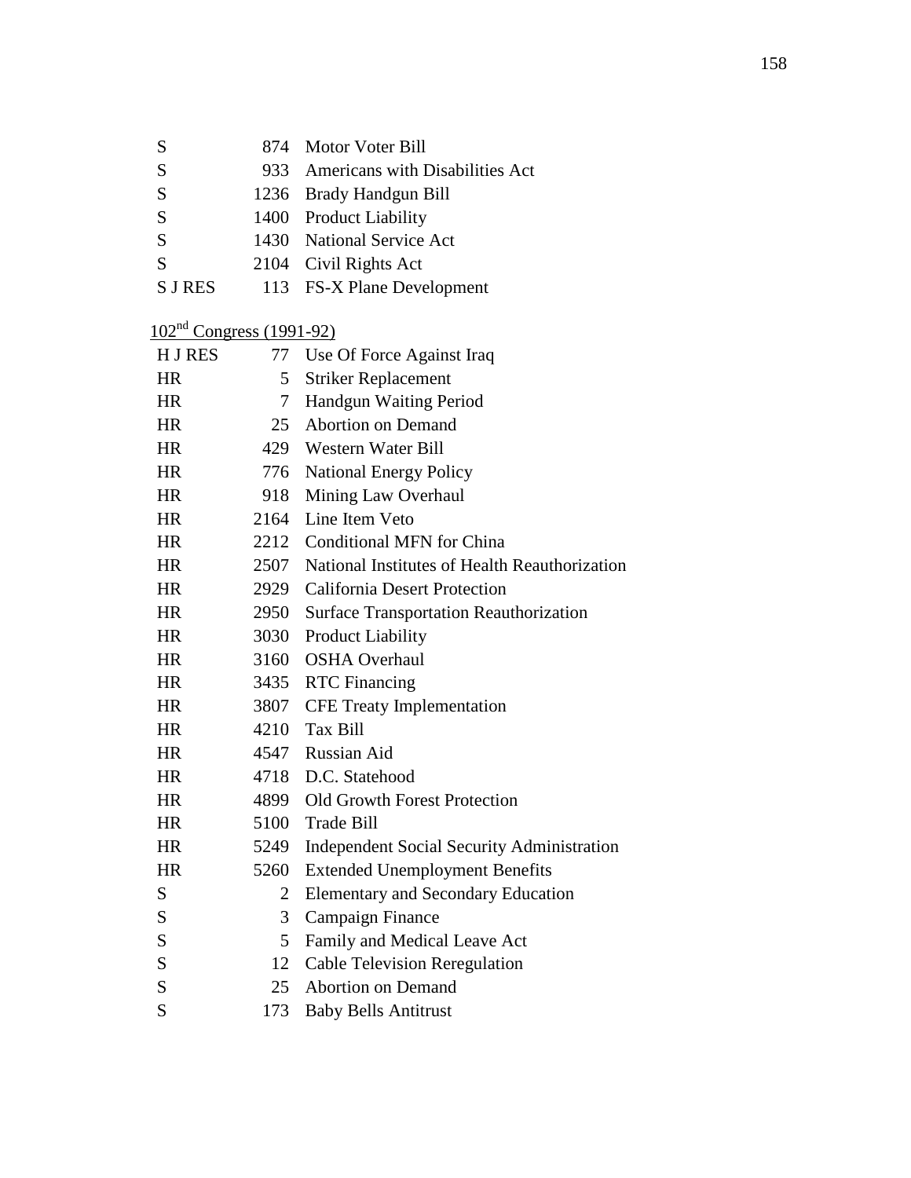| | | |
|---|---|---|
| S | 874 | Motor Voter Bill |
| S | 933 | Americans with Disabilities Act |
| S | 1236 | Brady Handgun Bill |
| S | 1400 | Product Liability |
| S | 1430 | National Service Act |
| S | 2104 | Civil Rights Act |
| S J RES | 113 | FS-X Plane Development |

<u>102nd Congress (1991-92)</u>

| | | |
|---|---|---|
| H J RES | 77 | Use Of Force Against Iraq |
| HR | 5 | Striker Replacement |
| HR | 7 | Handgun Waiting Period |
| HR | 25 | Abortion on Demand |
| HR | 429 | Western Water Bill |
| HR | 776 | National Energy Policy |
| HR | 918 | Mining Law Overhaul |
| HR | 2164 | Line Item Veto |
| HR | 2212 | Conditional MFN for China |
| HR | 2507 | National Institutes of Health Reauthorization |
| HR | 2929 | California Desert Protection |
| HR | 2950 | Surface Transportation Reauthorization |
| HR | 3030 | Product Liability |
| HR | 3160 | OSHA Overhaul |
| HR | 3435 | RTC Financing |
| HR | 3807 | CFE Treaty Implementation |
| HR | 4210 | Tax Bill |
| HR | 4547 | Russian Aid |
| HR | 4718 | D.C. Statehood |
| HR | 4899 | Old Growth Forest Protection |
| HR | 5100 | Trade Bill |
| HR | 5249 | Independent Social Security Administration |
| HR | 5260 | Extended Unemployment Benefits |
| S | 2 | Elementary and Secondary Education |
| S | 3 | Campaign Finance |
| S | 5 | Family and Medical Leave Act |
| S | 12 | Cable Television Reregulation |
| S | 25 | Abortion on Demand |
| S | 173 | Baby Bells Antitrust |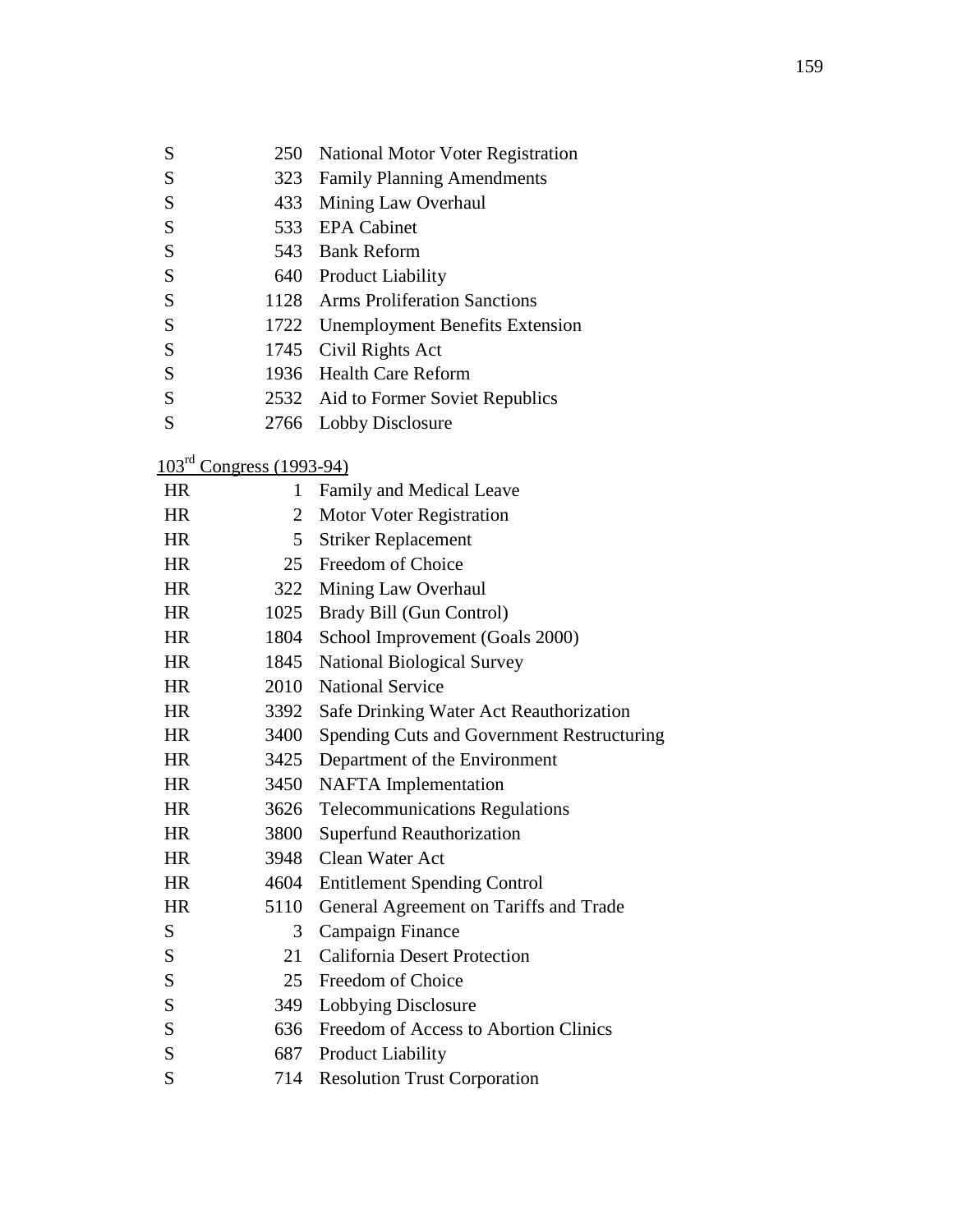| | | |
|---|---|---|
| S | 250 | National Motor Voter Registration |
| S | 323 | Family Planning Amendments |
| S | 433 | Mining Law Overhaul |
| S | 533 | EPA Cabinet |
| S | 543 | Bank Reform |
| S | 640 | Product Liability |
| S | 1128 | Arms Proliferation Sanctions |
| S | 1722 | Unemployment Benefits Extension |
| S | 1745 | Civil Rights Act |
| S | 1936 | Health Care Reform |
| S | 2532 | Aid to Former Soviet Republics |
| S | 2766 | Lobby Disclosure |

<u>103rd Congress (1993-94)</u>

| | | |
|---|---|---|
| HR | 1 | Family and Medical Leave |
| HR | 2 | Motor Voter Registration |
| HR | 5 | Striker Replacement |
| HR | 25 | Freedom of Choice |
| HR | 322 | Mining Law Overhaul |
| HR | 1025 | Brady Bill (Gun Control) |
| HR | 1804 | School Improvement (Goals 2000) |
| HR | 1845 | National Biological Survey |
| HR | 2010 | National Service |
| HR | 3392 | Safe Drinking Water Act Reauthorization |
| HR | 3400 | Spending Cuts and Government Restructuring |
| HR | 3425 | Department of the Environment |
| HR | 3450 | NAFTA Implementation |
| HR | 3626 | Telecommunications Regulations |
| HR | 3800 | Superfund Reauthorization |
| HR | 3948 | Clean Water Act |
| HR | 4604 | Entitlement Spending Control |
| HR | 5110 | General Agreement on Tariffs and Trade |
| S | 3 | Campaign Finance |
| S | 21 | California Desert Protection |
| S | 25 | Freedom of Choice |
| S | 349 | Lobbying Disclosure |
| S | 636 | Freedom of Access to Abortion Clinics |
| S | 687 | Product Liability |
| S | 714 | Resolution Trust Corporation |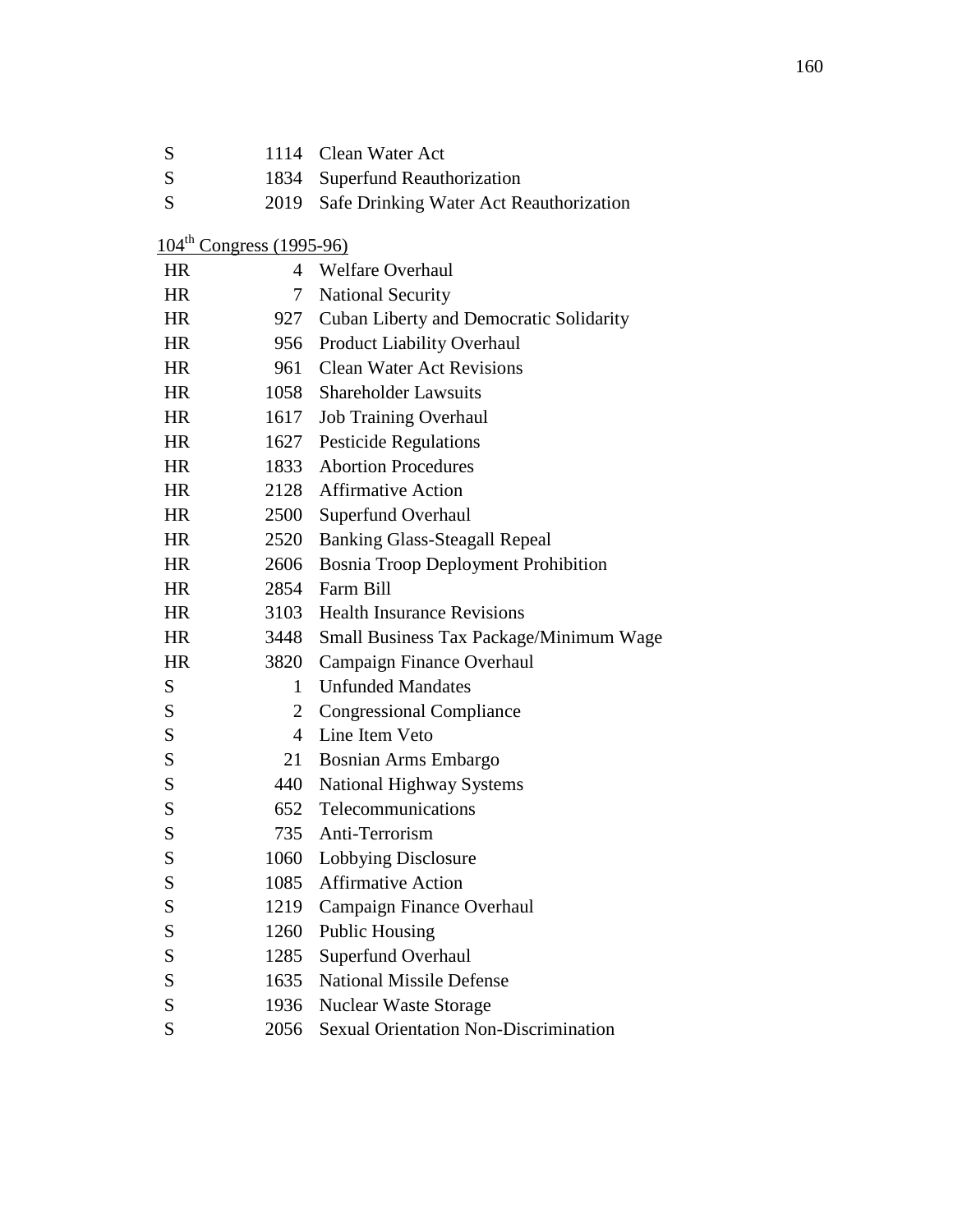| | | |
|---|---|---|
| S | 1114 | Clean Water Act |
| S | 1834 | Superfund Reauthorization |
| S | 2019 | Safe Drinking Water Act Reauthorization |

104th Congress (1995-96)

| | | |
|---|---|---|
| HR | 4 | Welfare Overhaul |
| HR | 7 | National Security |
| HR | 927 | Cuban Liberty and Democratic Solidarity |
| HR | 956 | Product Liability Overhaul |
| HR | 961 | Clean Water Act Revisions |
| HR | 1058 | Shareholder Lawsuits |
| HR | 1617 | Job Training Overhaul |
| HR | 1627 | Pesticide Regulations |
| HR | 1833 | Abortion Procedures |
| HR | 2128 | Affirmative Action |
| HR | 2500 | Superfund Overhaul |
| HR | 2520 | Banking Glass-Steagall Repeal |
| HR | 2606 | Bosnia Troop Deployment Prohibition |
| HR | 2854 | Farm Bill |
| HR | 3103 | Health Insurance Revisions |
| HR | 3448 | Small Business Tax Package/Minimum Wage |
| HR | 3820 | Campaign Finance Overhaul |
| S | 1 | Unfunded Mandates |
| S | 2 | Congressional Compliance |
| S | 4 | Line Item Veto |
| S | 21 | Bosnian Arms Embargo |
| S | 440 | National Highway Systems |
| S | 652 | Telecommunications |
| S | 735 | Anti-Terrorism |
| S | 1060 | Lobbying Disclosure |
| S | 1085 | Affirmative Action |
| S | 1219 | Campaign Finance Overhaul |
| S | 1260 | Public Housing |
| S | 1285 | Superfund Overhaul |
| S | 1635 | National Missile Defense |
| S | 1936 | Nuclear Waste Storage |
| S | 2056 | Sexual Orientation Non-Discrimination |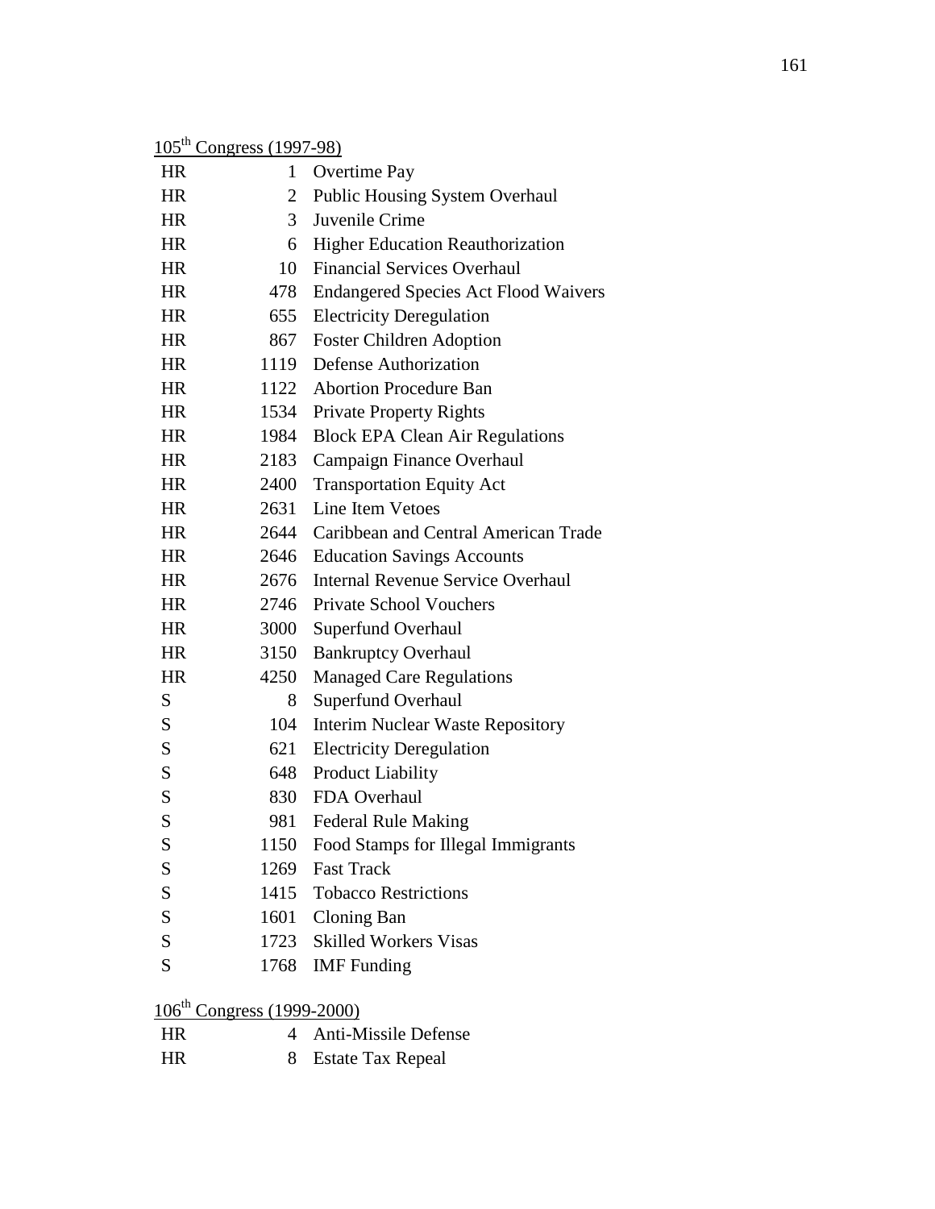<u>105th Congress (1997-98)</u>

| | | |
|---|---|---|
| HR | 1 | Overtime Pay |
| HR | 2 | Public Housing System Overhaul |
| HR | 3 | Juvenile Crime |
| HR | 6 | Higher Education Reauthorization |
| HR | 10 | Financial Services Overhaul |
| HR | 478 | Endangered Species Act Flood Waivers |
| HR | 655 | Electricity Deregulation |
| HR | 867 | Foster Children Adoption |
| HR | 1119 | Defense Authorization |
| HR | 1122 | Abortion Procedure Ban |
| HR | 1534 | Private Property Rights |
| HR | 1984 | Block EPA Clean Air Regulations |
| HR | 2183 | Campaign Finance Overhaul |
| HR | 2400 | Transportation Equity Act |
| HR | 2631 | Line Item Vetoes |
| HR | 2644 | Caribbean and Central American Trade |
| HR | 2646 | Education Savings Accounts |
| HR | 2676 | Internal Revenue Service Overhaul |
| HR | 2746 | Private School Vouchers |
| HR | 3000 | Superfund Overhaul |
| HR | 3150 | Bankruptcy Overhaul |
| HR | 4250 | Managed Care Regulations |
| S | 8 | Superfund Overhaul |
| S | 104 | Interim Nuclear Waste Repository |
| S | 621 | Electricity Deregulation |
| S | 648 | Product Liability |
| S | 830 | FDA Overhaul |
| S | 981 | Federal Rule Making |
| S | 1150 | Food Stamps for Illegal Immigrants |
| S | 1269 | Fast Track |
| S | 1415 | Tobacco Restrictions |
| S | 1601 | Cloning Ban |
| S | 1723 | Skilled Workers Visas |
| S | 1768 | IMF Funding |

<u>106th Congress (1999-2000)</u>

| | | |
|---|---|---|
| HR | 4 | Anti-Missile Defense |
| HR | 8 | Estate Tax Repeal |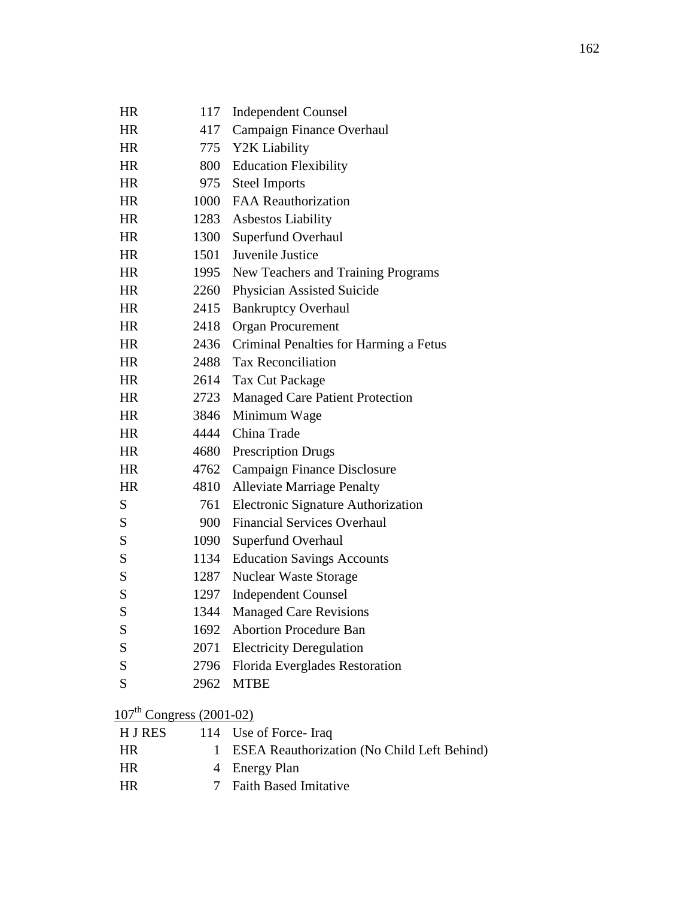| | | |
|---|---|---|
| HR | 117 | Independent Counsel |
| HR | 417 | Campaign Finance Overhaul |
| HR | 775 | Y2K Liability |
| HR | 800 | Education Flexibility |
| HR | 975 | Steel Imports |
| HR | 1000 | FAA Reauthorization |
| HR | 1283 | Asbestos Liability |
| HR | 1300 | Superfund Overhaul |
| HR | 1501 | Juvenile Justice |
| HR | 1995 | New Teachers and Training Programs |
| HR | 2260 | Physician Assisted Suicide |
| HR | 2415 | Bankruptcy Overhaul |
| HR | 2418 | Organ Procurement |
| HR | 2436 | Criminal Penalties for Harming a Fetus |
| HR | 2488 | Tax Reconciliation |
| HR | 2614 | Tax Cut Package |
| HR | 2723 | Managed Care Patient Protection |
| HR | 3846 | Minimum Wage |
| HR | 4444 | China Trade |
| HR | 4680 | Prescription Drugs |
| HR | 4762 | Campaign Finance Disclosure |
| HR | 4810 | Alleviate Marriage Penalty |
| S | 761 | Electronic Signature Authorization |
| S | 900 | Financial Services Overhaul |
| S | 1090 | Superfund Overhaul |
| S | 1134 | Education Savings Accounts |
| S | 1287 | Nuclear Waste Storage |
| S | 1297 | Independent Counsel |
| S | 1344 | Managed Care Revisions |
| S | 1692 | Abortion Procedure Ban |
| S | 2071 | Electricity Deregulation |
| S | 2796 | Florida Everglades Restoration |
| S | 2962 | MTBE |

107th Congress (2001-02)

| | | |
|---|---|---|
| H J RES | 114 | Use of Force- Iraq |
| HR | 1 | ESEA Reauthorization (No Child Left Behind) |
| HR | 4 | Energy Plan |
| HR | 7 | Faith Based Imitative |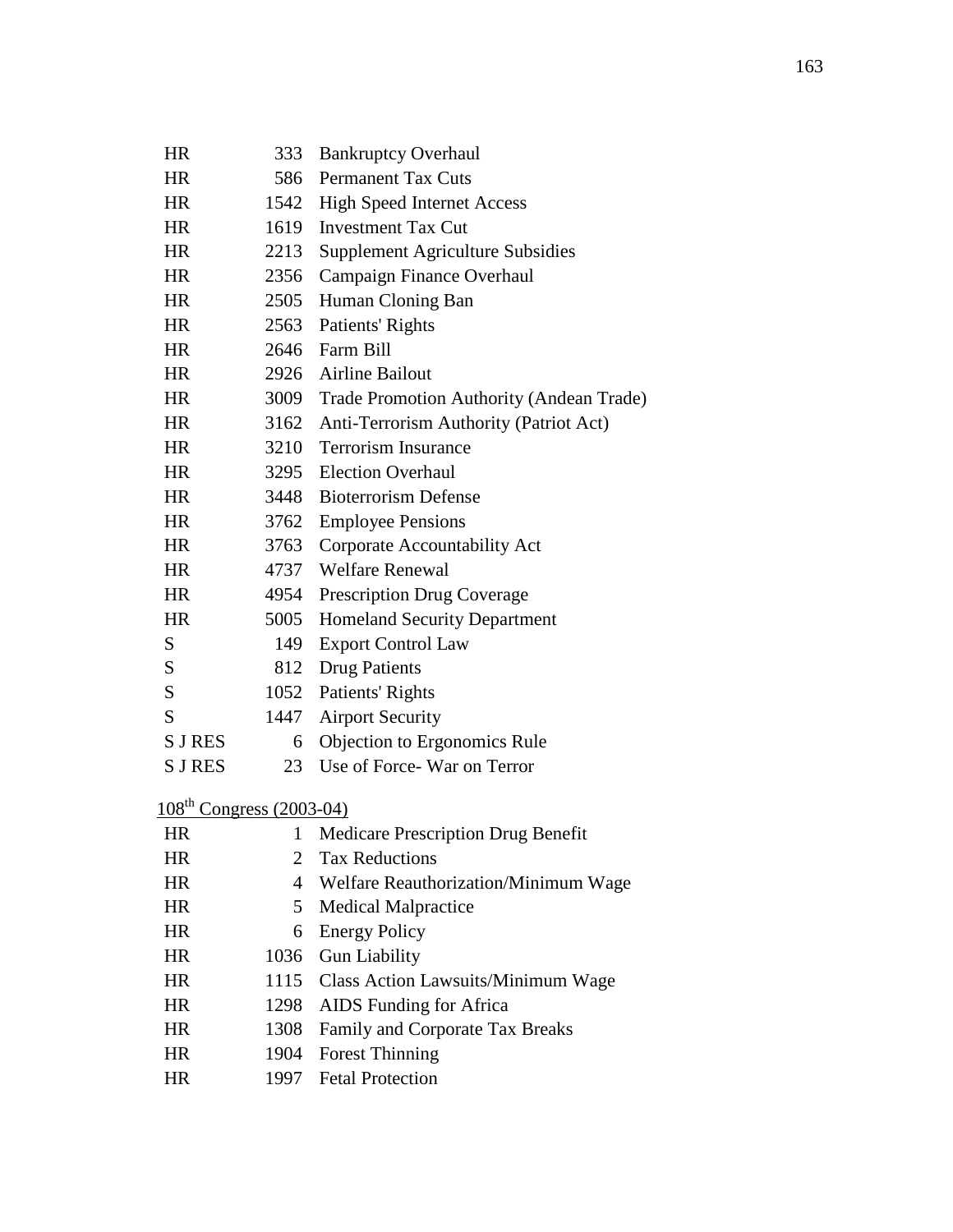| | | |
|---|---|---|
| HR | 333 | Bankruptcy Overhaul |
| HR | 586 | Permanent Tax Cuts |
| HR | 1542 | High Speed Internet Access |
| HR | 1619 | Investment Tax Cut |
| HR | 2213 | Supplement Agriculture Subsidies |
| HR | 2356 | Campaign Finance Overhaul |
| HR | 2505 | Human Cloning Ban |
| HR | 2563 | Patients' Rights |
| HR | 2646 | Farm Bill |
| HR | 2926 | Airline Bailout |
| HR | 3009 | Trade Promotion Authority (Andean Trade) |
| HR | 3162 | Anti-Terrorism Authority (Patriot Act) |
| HR | 3210 | Terrorism Insurance |
| HR | 3295 | Election Overhaul |
| HR | 3448 | Bioterrorism Defense |
| HR | 3762 | Employee Pensions |
| HR | 3763 | Corporate Accountability Act |
| HR | 4737 | Welfare Renewal |
| HR | 4954 | Prescription Drug Coverage |
| HR | 5005 | Homeland Security Department |
| S | 149 | Export Control Law |
| S | 812 | Drug Patients |
| S | 1052 | Patients' Rights |
| S | 1447 | Airport Security |
| S J RES | 6 | Objection to Ergonomics Rule |
| S J RES | 23 | Use of Force- War on Terror |

108th Congress (2003-04)

| | | |
|---|---|---|
| HR | 1 | Medicare Prescription Drug Benefit |
| HR | 2 | Tax Reductions |
| HR | 4 | Welfare Reauthorization/Minimum Wage |
| HR | 5 | Medical Malpractice |
| HR | 6 | Energy Policy |
| HR | 1036 | Gun Liability |
| HR | 1115 | Class Action Lawsuits/Minimum Wage |
| HR | 1298 | AIDS Funding for Africa |
| HR | 1308 | Family and Corporate Tax Breaks |
| HR | 1904 | Forest Thinning |
| HR | 1997 | Fetal Protection |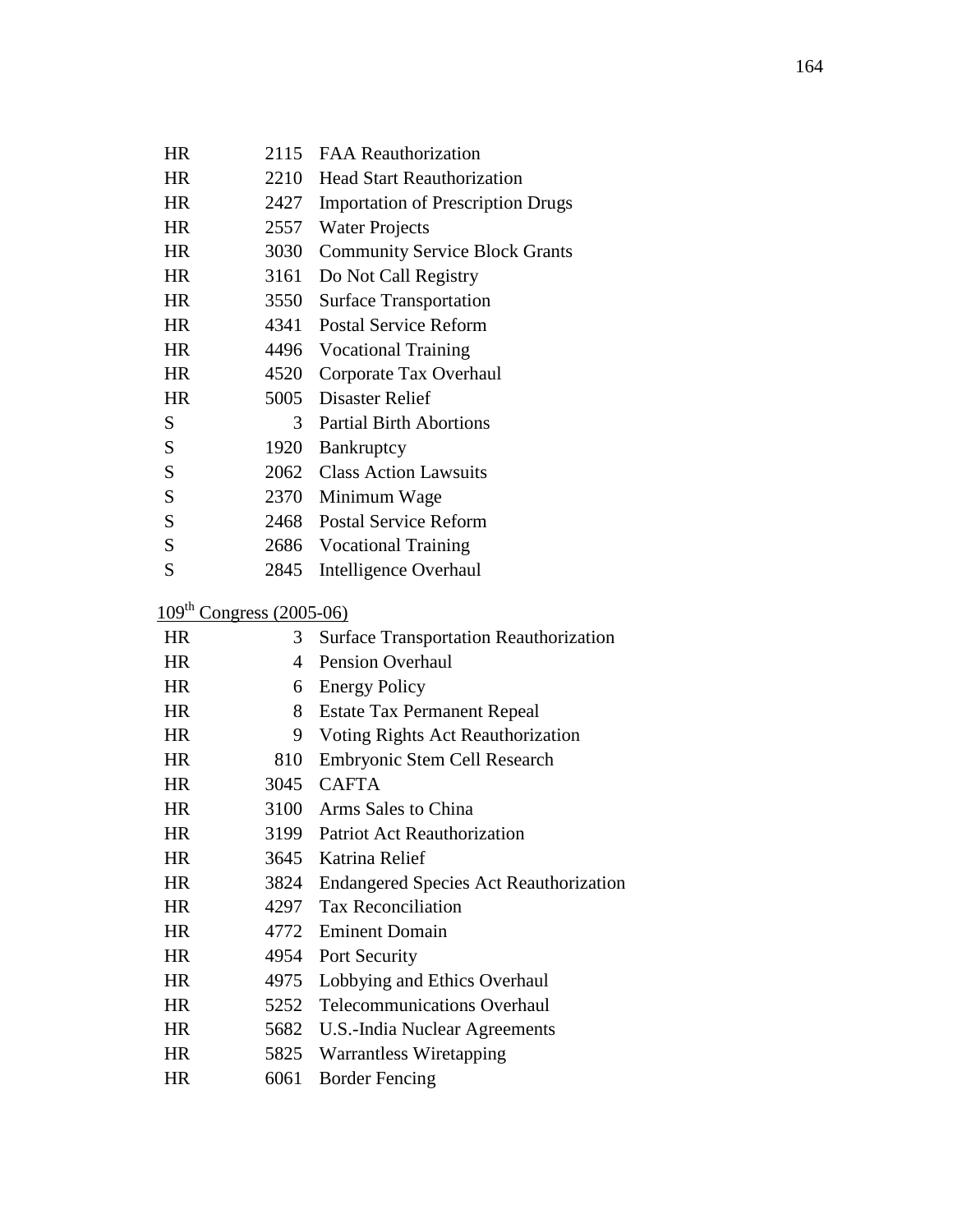| | | |
|---|---|---|
| HR | 2115 | FAA Reauthorization |
| HR | 2210 | Head Start Reauthorization |
| HR | 2427 | Importation of Prescription Drugs |
| HR | 2557 | Water Projects |
| HR | 3030 | Community Service Block Grants |
| HR | 3161 | Do Not Call Registry |
| HR | 3550 | Surface Transportation |
| HR | 4341 | Postal Service Reform |
| HR | 4496 | Vocational Training |
| HR | 4520 | Corporate Tax Overhaul |
| HR | 5005 | Disaster Relief |
| S | 3 | Partial Birth Abortions |
| S | 1920 | Bankruptcy |
| S | 2062 | Class Action Lawsuits |
| S | 2370 | Minimum Wage |
| S | 2468 | Postal Service Reform |
| S | 2686 | Vocational Training |
| S | 2845 | Intelligence Overhaul |

109th Congress (2005-06)

| | | |
|---|---|---|
| HR | 3 | Surface Transportation Reauthorization |
| HR | 4 | Pension Overhaul |
| HR | 6 | Energy Policy |
| HR | 8 | Estate Tax Permanent Repeal |
| HR | 9 | Voting Rights Act Reauthorization |
| HR | 810 | Embryonic Stem Cell Research |
| HR | 3045 | CAFTA |
| HR | 3100 | Arms Sales to China |
| HR | 3199 | Patriot Act Reauthorization |
| HR | 3645 | Katrina Relief |
| HR | 3824 | Endangered Species Act Reauthorization |
| HR | 4297 | Tax Reconciliation |
| HR | 4772 | Eminent Domain |
| HR | 4954 | Port Security |
| HR | 4975 | Lobbying and Ethics Overhaul |
| HR | 5252 | Telecommunications Overhaul |
| HR | 5682 | U.S.-India Nuclear Agreements |
| HR | 5825 | Warrantless Wiretapping |
| HR | 6061 | Border Fencing |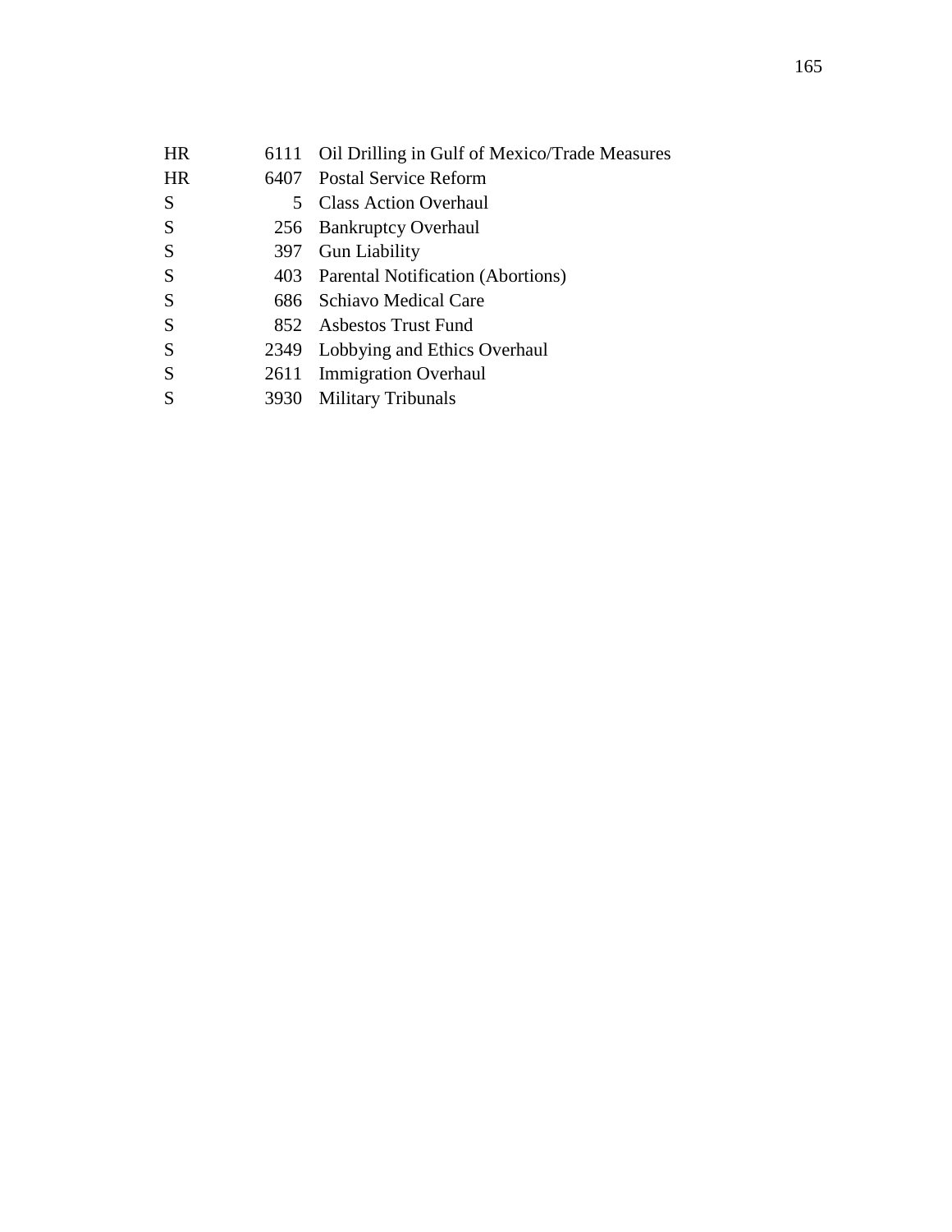| | | |
|---|---|---|
| HR | 6111 | Oil Drilling in Gulf of Mexico/Trade Measures |
| HR | 6407 | Postal Service Reform |
| S | 5 | Class Action Overhaul |
| S | 256 | Bankruptcy Overhaul |
| S | 397 | Gun Liability |
| S | 403 | Parental Notification (Abortions) |
| S | 686 | Schiavo Medical Care |
| S | 852 | Asbestos Trust Fund |
| S | 2349 | Lobbying and Ethics Overhaul |
| S | 2611 | Immigration Overhaul |
| S | 3930 | Military Tribunals |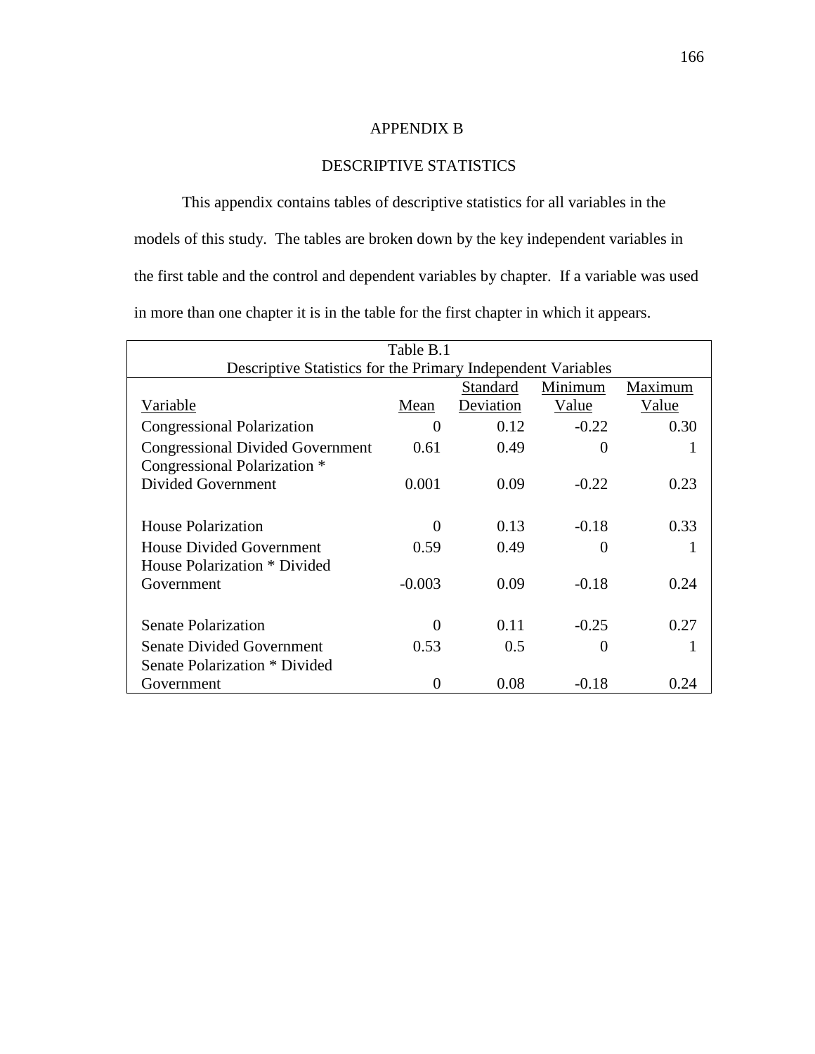# APPENDIX B

## DESCRIPTIVE STATISTICS

This appendix contains tables of descriptive statistics for all variables in the models of this study. The tables are broken down by the key independent variables in the first table and the control and dependent variables by chapter. If a variable was used in more than one chapter it is in the table for the first chapter in which it appears.

Table B.1
Descriptive Statistics for the Primary Independent Variables

| Variable | Mean | Standard Deviation | Minimum Value | Maximum Value |
|---|---|---|---|---|
| Congressional Polarization | 0 | 0.12 | -0.22 | 0.30 |
| Congressional Divided Government | 0.61 | 0.49 | 0 | 1 |
| Congressional Polarization * Divided Government | 0.001 | 0.09 | -0.22 | 0.23 |
| House Polarization | 0 | 0.13 | -0.18 | 0.33 |
| House Divided Government | 0.59 | 0.49 | 0 | 1 |
| House Polarization * Divided Government | -0.003 | 0.09 | -0.18 | 0.24 |
| Senate Polarization | 0 | 0.11 | -0.25 | 0.27 |
| Senate Divided Government | 0.53 | 0.5 | 0 | 1 |
| Senate Polarization * Divided Government | 0 | 0.08 | -0.18 | 0.24 |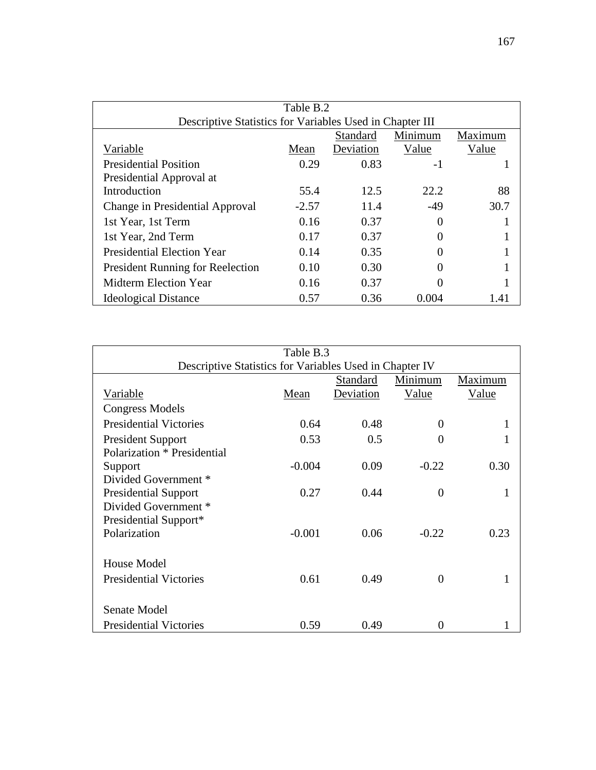Table B.2
Descriptive Statistics for Variables Used in Chapter III

| Variable | Mean | Standard Deviation | Minimum Value | Maximum Value |
|---|---|---|---|---|
| Presidential Position | 0.29 | 0.83 | -1 | 1 |
| Presidential Approval at Introduction | 55.4 | 12.5 | 22.2 | 88 |
| Change in Presidential Approval | -2.57 | 11.4 | -49 | 30.7 |
| 1st Year, 1st Term | 0.16 | 0.37 | 0 | 1 |
| 1st Year, 2nd Term | 0.17 | 0.37 | 0 | 1 |
| Presidential Election Year | 0.14 | 0.35 | 0 | 1 |
| President Running for Reelection | 0.10 | 0.30 | 0 | 1 |
| Midterm Election Year | 0.16 | 0.37 | 0 | 1 |
| Ideological Distance | 0.57 | 0.36 | 0.004 | 1.41 |

Table B.3
Descriptive Statistics for Variables Used in Chapter IV

| Variable | Mean | Standard Deviation | Minimum Value | Maximum Value |
|---|---|---|---|---|
| Congress Models | | | | |
| Presidential Victories | 0.64 | 0.48 | 0 | 1 |
| President Support | 0.53 | 0.5 | 0 | 1 |
| Polarization * Presidential Support | -0.004 | 0.09 | -0.22 | 0.30 |
| Divided Government * Presidential Support | 0.27 | 0.44 | 0 | 1 |
| Divided Government * Presidential Support* Polarization | -0.001 | 0.06 | -0.22 | 0.23 |
| | | | | |
| House Model | | | | |
| Presidential Victories | 0.61 | 0.49 | 0 | 1 |
| | | | | |
| Senate Model | | | | |
| Presidential Victories | 0.59 | 0.49 | 0 | 1 |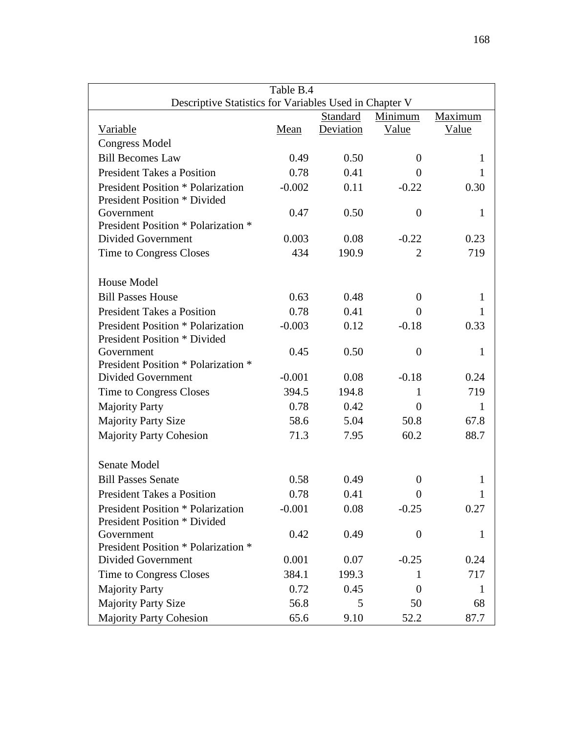Table B.4

Descriptive Statistics for Variables Used in Chapter V

| Variable | Mean | Standard Deviation | Minimum Value | Maximum Value |
|---|---|---|---|---|
| Congress Model | | | | |
| Bill Becomes Law | 0.49 | 0.50 | 0 | 1 |
| President Takes a Position | 0.78 | 0.41 | 0 | 1 |
| President Position * Polarization | -0.002 | 0.11 | -0.22 | 0.30 |
| President Position * Divided Government | 0.47 | 0.50 | 0 | 1 |
| President Position * Polarization * Divided Government | 0.003 | 0.08 | -0.22 | 0.23 |
| Time to Congress Closes | 434 | 190.9 | 2 | 719 |
| | | | | |
| House Model | | | | |
| Bill Passes House | 0.63 | 0.48 | 0 | 1 |
| President Takes a Position | 0.78 | 0.41 | 0 | 1 |
| President Position * Polarization | -0.003 | 0.12 | -0.18 | 0.33 |
| President Position * Divided Government | 0.45 | 0.50 | 0 | 1 |
| President Position * Polarization * Divided Government | -0.001 | 0.08 | -0.18 | 0.24 |
| Time to Congress Closes | 394.5 | 194.8 | 1 | 719 |
| Majority Party | 0.78 | 0.42 | 0 | 1 |
| Majority Party Size | 58.6 | 5.04 | 50.8 | 67.8 |
| Majority Party Cohesion | 71.3 | 7.95 | 60.2 | 88.7 |
| | | | | |
| Senate Model | | | | |
| Bill Passes Senate | 0.58 | 0.49 | 0 | 1 |
| President Takes a Position | 0.78 | 0.41 | 0 | 1 |
| President Position * Polarization | -0.001 | 0.08 | -0.25 | 0.27 |
| President Position * Divided Government | 0.42 | 0.49 | 0 | 1 |
| President Position * Polarization * Divided Government | 0.001 | 0.07 | -0.25 | 0.24 |
| Time to Congress Closes | 384.1 | 199.3 | 1 | 717 |
| Majority Party | 0.72 | 0.45 | 0 | 1 |
| Majority Party Size | 56.8 | 5 | 50 | 68 |
| Majority Party Cohesion | 65.6 | 9.10 | 52.2 | 87.7 |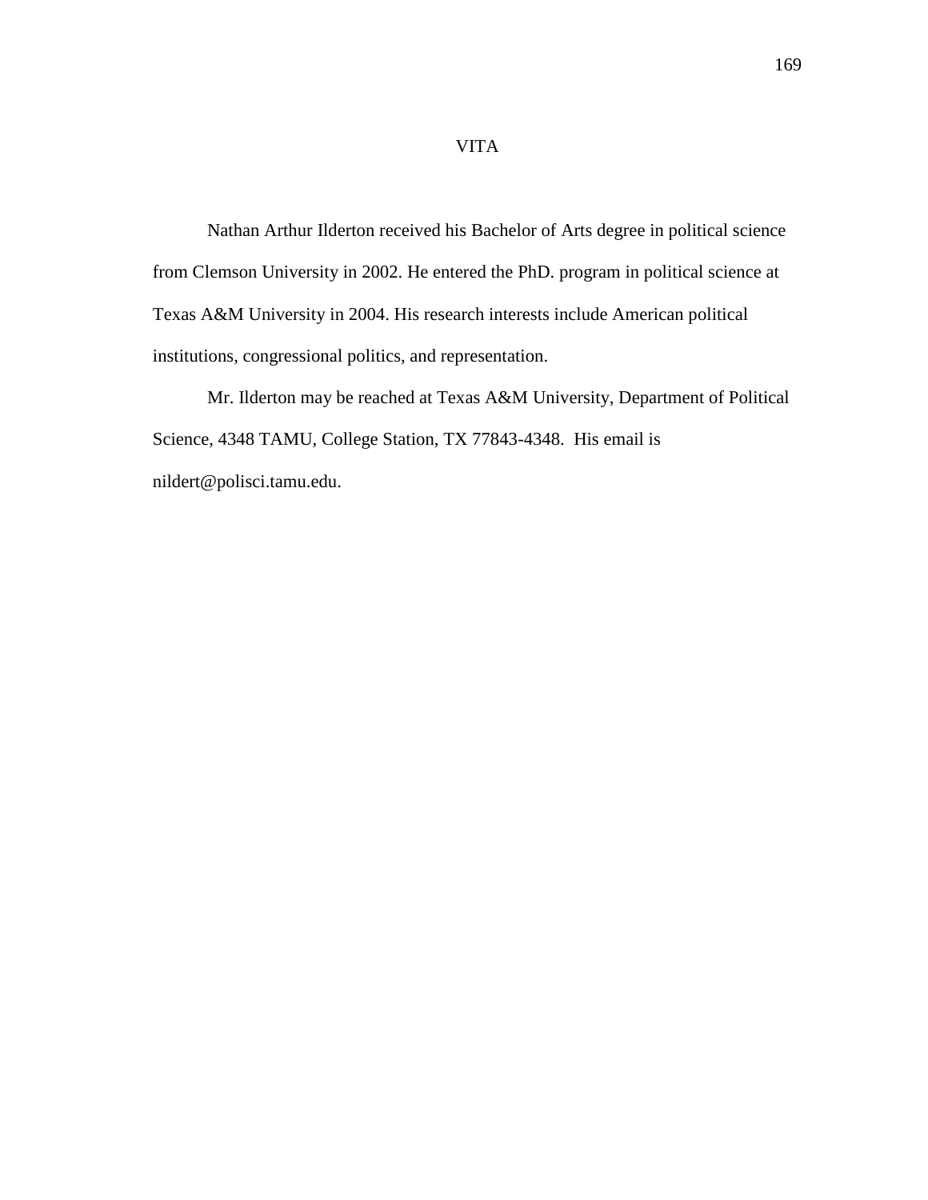# VITA

Nathan Arthur Ilderton received his Bachelor of Arts degree in political science from Clemson University in 2002. He entered the PhD. program in political science at Texas A&M University in 2004. His research interests include American political institutions, congressional politics, and representation.

Mr. Ilderton may be reached at Texas A&M University, Department of Political Science, 4348 TAMU, College Station, TX 77843-4348. His email is nildert@polisci.tamu.edu.